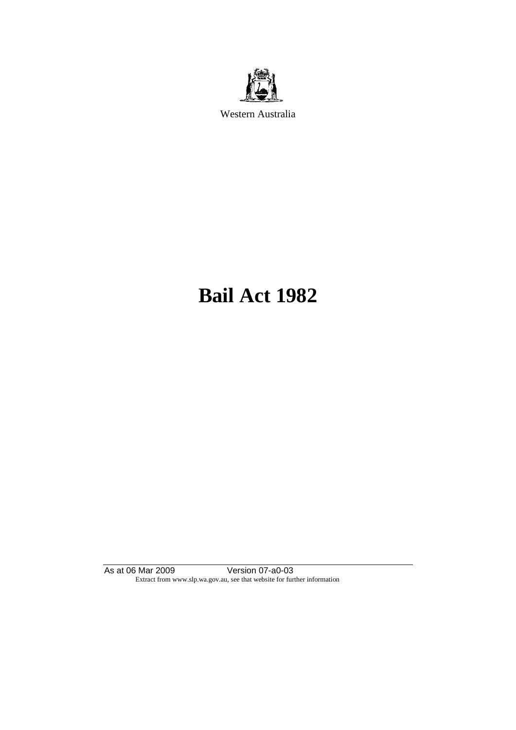Western Australia

# Bail Act 1982

As at 06 Mar 2009 Version 07-a0-03
Extract from www.slp.wa.gov.au, see that website for further information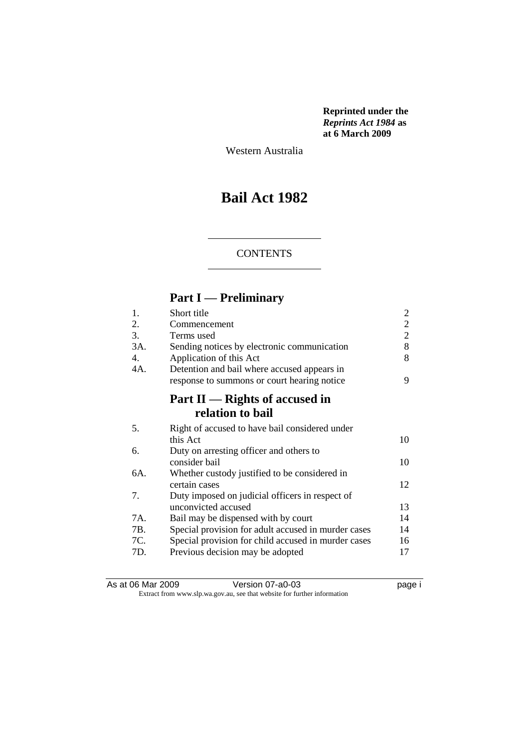**Reprinted under the *Reprints Act 1984* as at 6 March 2009**

Western Australia

# Bail Act 1982

CONTENTS

## Part I — Preliminary

| | | |
|---|---|---|
| 1. | Short title | 2 |
| 2. | Commencement | 2 |
| 3. | Terms used | 2 |
| 3A. | Sending notices by electronic communication | 8 |
| 4. | Application of this Act | 8 |
| 4A. | Detention and bail where accused appears in response to summons or court hearing notice | 9 |

## Part II — Rights of accused in relation to bail

| | | |
|---|---|---|
| 5. | Right of accused to have bail considered under this Act | 10 |
| 6. | Duty on arresting officer and others to consider bail | 10 |
| 6A. | Whether custody justified to be considered in certain cases | 12 |
| 7. | Duty imposed on judicial officers in respect of unconvicted accused | 13 |
| 7A. | Bail may be dispensed with by court | 14 |
| 7B. | Special provision for adult accused in murder cases | 14 |
| 7C. | Special provision for child accused in murder cases | 16 |
| 7D. | Previous decision may be adopted | 17 |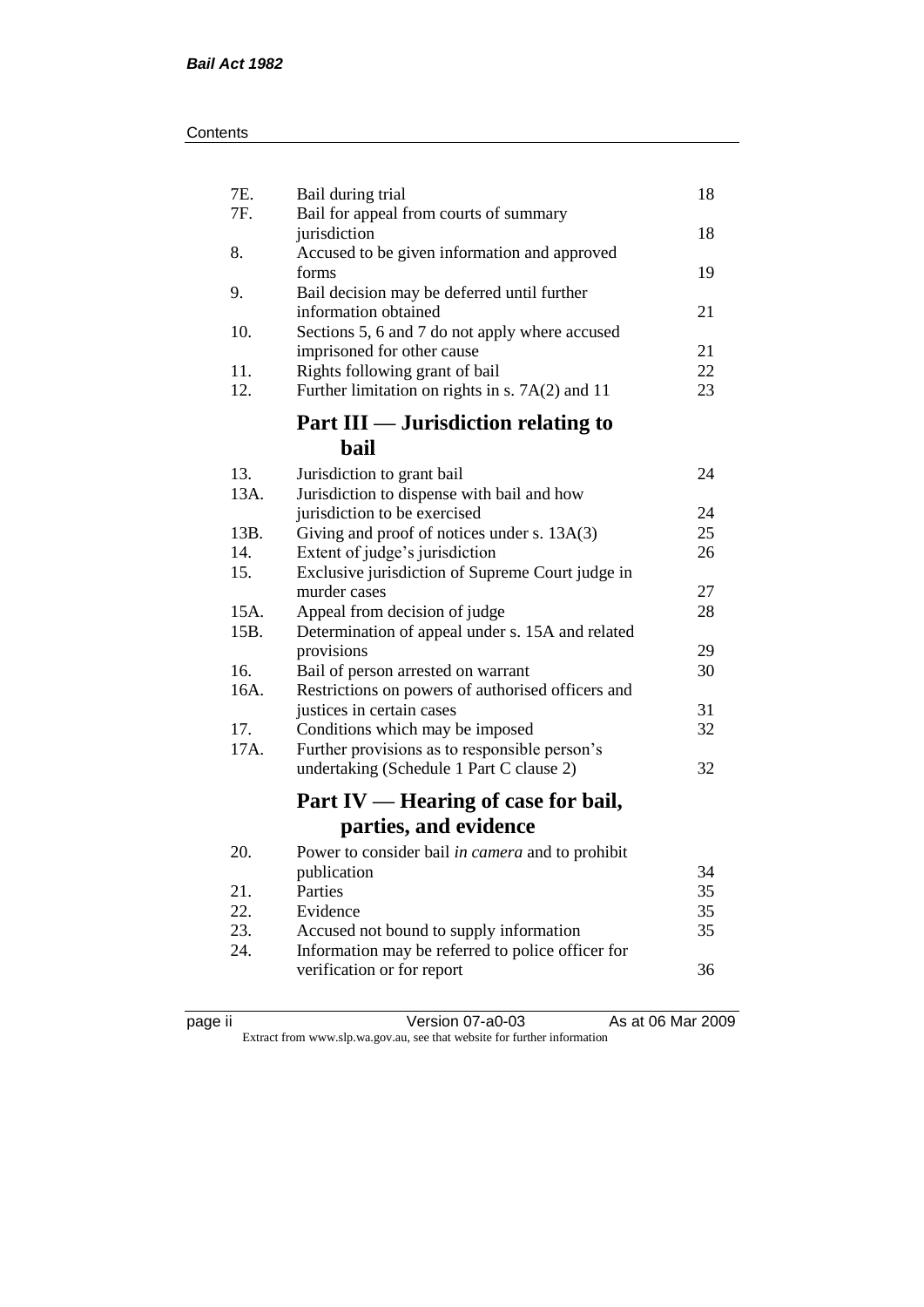| | | |
|---|---|---|
| 7E. | Bail during trial | 18 |
| 7F. | Bail for appeal from courts of summary jurisdiction | 18 |
| 8. | Accused to be given information and approved forms | 19 |
| 9. | Bail decision may be deferred until further information obtained | 21 |
| 10. | Sections 5, 6 and 7 do not apply where accused imprisoned for other cause | 21 |
| 11. | Rights following grant of bail | 22 |
| 12. | Further limitation on rights in s. 7A(2) and 11 | 23 |

## Part III — Jurisdiction relating to bail

| | | |
|---|---|---|
| 13. | Jurisdiction to grant bail | 24 |
| 13A. | Jurisdiction to dispense with bail and how jurisdiction to be exercised | 24 |
| 13B. | Giving and proof of notices under s. 13A(3) | 25 |
| 14. | Extent of judge's jurisdiction | 26 |
| 15. | Exclusive jurisdiction of Supreme Court judge in murder cases | 27 |
| 15A. | Appeal from decision of judge | 28 |
| 15B. | Determination of appeal under s. 15A and related provisions | 29 |
| 16. | Bail of person arrested on warrant | 30 |
| 16A. | Restrictions on powers of authorised officers and justices in certain cases | 31 |
| 17. | Conditions which may be imposed | 32 |
| 17A. | Further provisions as to responsible person's undertaking (Schedule 1 Part C clause 2) | 32 |

## Part IV — Hearing of case for bail, parties, and evidence

| | | |
|---|---|---|
| 20. | Power to consider bail *in camera* and to prohibit publication | 34 |
| 21. | Parties | 35 |
| 22. | Evidence | 35 |
| 23. | Accused not bound to supply information | 35 |
| 24. | Information may be referred to police officer for verification or for report | 36 |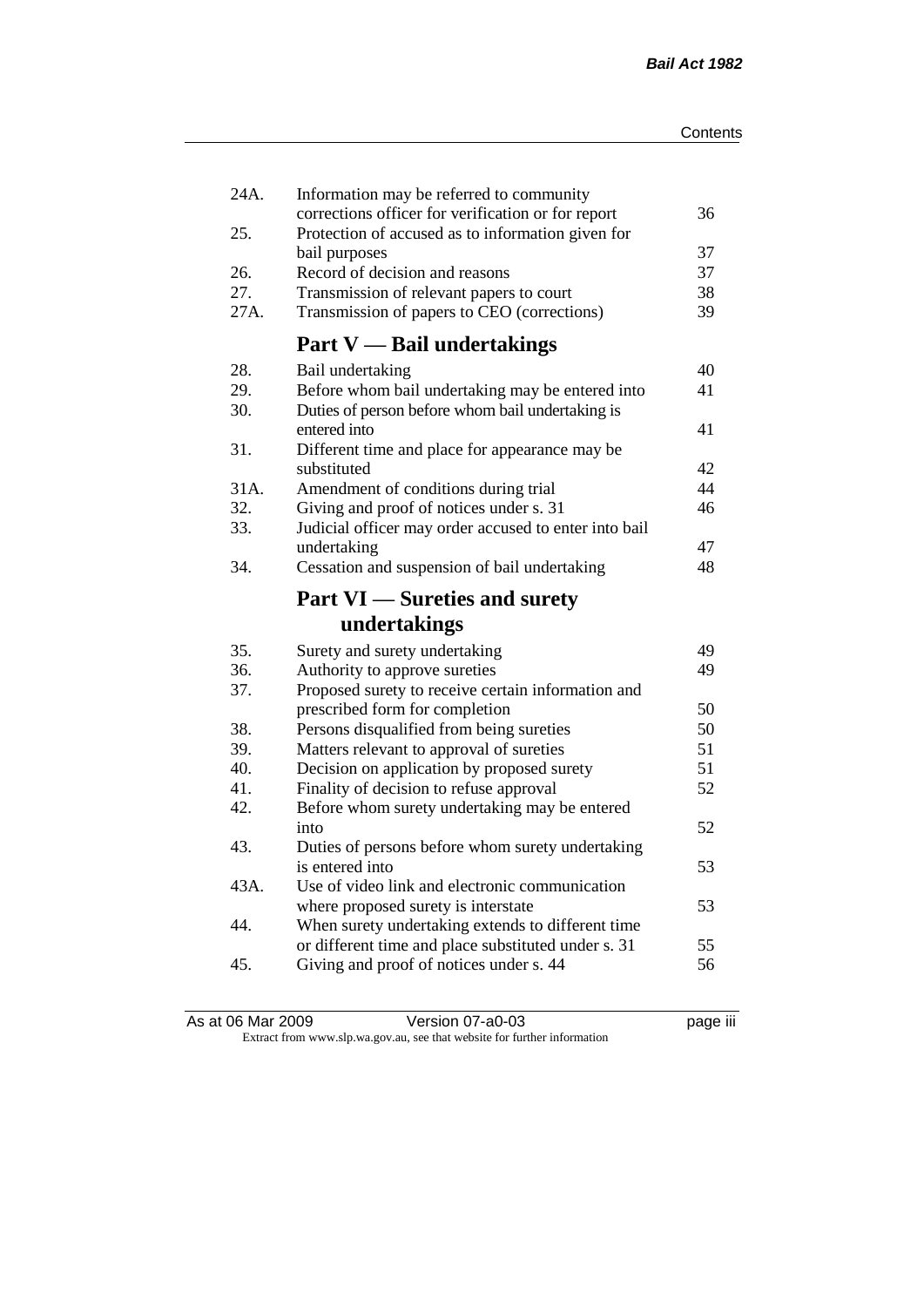| | | |
|---|---|---|
| 24A. | Information may be referred to community corrections officer for verification or for report | 36 |
| 25. | Protection of accused as to information given for bail purposes | 37 |
| 26. | Record of decision and reasons | 37 |
| 27. | Transmission of relevant papers to court | 38 |
| 27A. | Transmission of papers to CEO (corrections) | 39 |

## Part V — Bail undertakings

| | | |
|---|---|---|
| 28. | Bail undertaking | 40 |
| 29. | Before whom bail undertaking may be entered into | 41 |
| 30. | Duties of person before whom bail undertaking is entered into | 41 |
| 31. | Different time and place for appearance may be substituted | 42 |
| 31A. | Amendment of conditions during trial | 44 |
| 32. | Giving and proof of notices under s. 31 | 46 |
| 33. | Judicial officer may order accused to enter into bail undertaking | 47 |
| 34. | Cessation and suspension of bail undertaking | 48 |

## Part VI — Sureties and surety undertakings

| | | |
|---|---|---|
| 35. | Surety and surety undertaking | 49 |
| 36. | Authority to approve sureties | 49 |
| 37. | Proposed surety to receive certain information and prescribed form for completion | 50 |
| 38. | Persons disqualified from being sureties | 50 |
| 39. | Matters relevant to approval of sureties | 51 |
| 40. | Decision on application by proposed surety | 51 |
| 41. | Finality of decision to refuse approval | 52 |
| 42. | Before whom surety undertaking may be entered into | 52 |
| 43. | Duties of persons before whom surety undertaking is entered into | 53 |
| 43A. | Use of video link and electronic communication where proposed surety is interstate | 53 |
| 44. | When surety undertaking extends to different time or different time and place substituted under s. 31 | 55 |
| 45. | Giving and proof of notices under s. 44 | 56 |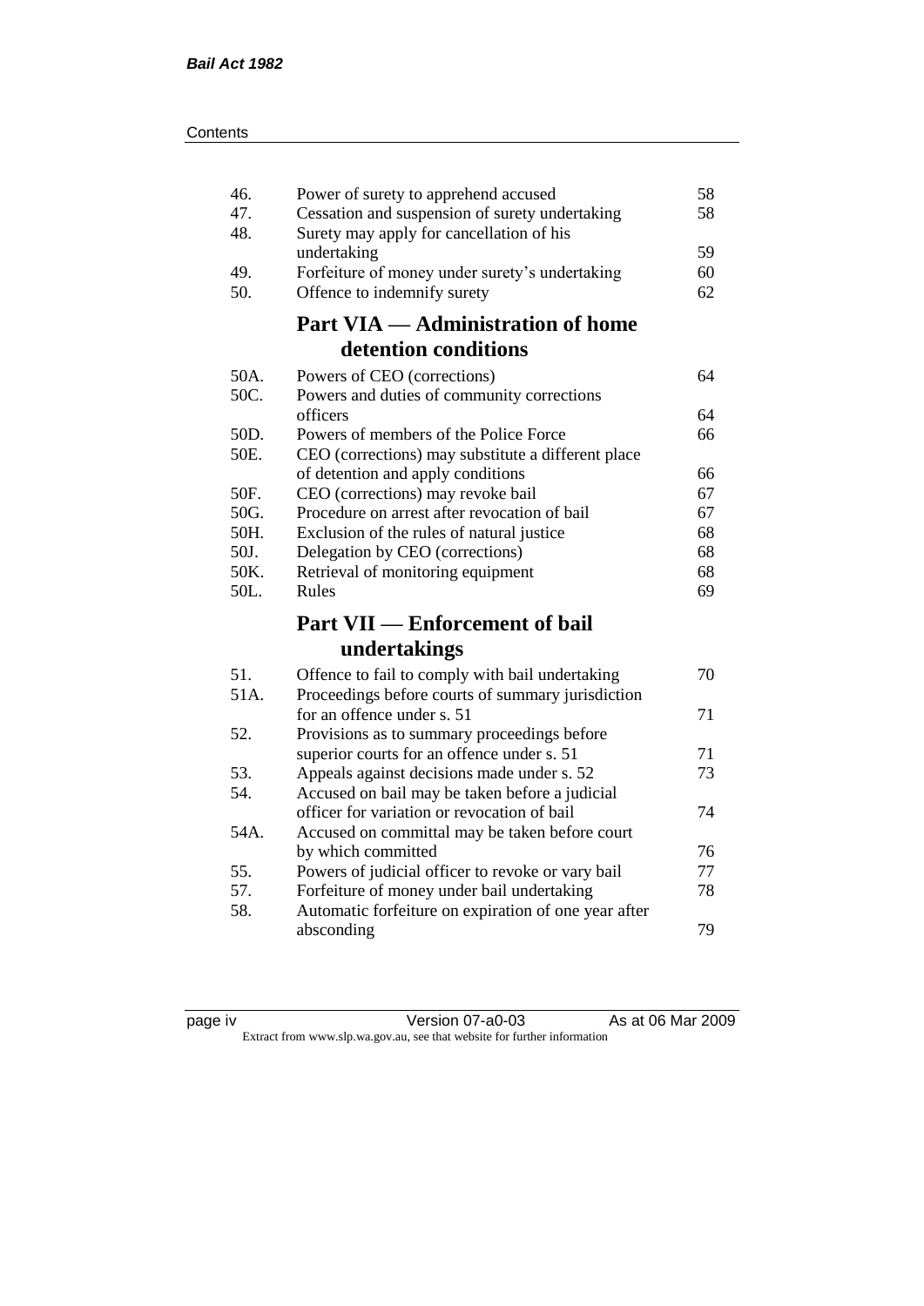| | | |
|---|---|---|
| 46. | Power of surety to apprehend accused | 58 |
| 47. | Cessation and suspension of surety undertaking | 58 |
| 48. | Surety may apply for cancellation of his undertaking | 59 |
| 49. | Forfeiture of money under surety's undertaking | 60 |
| 50. | Offence to indemnify surety | 62 |

## Part VIA — Administration of home detention conditions

| | | |
|---|---|---|
| 50A. | Powers of CEO (corrections) | 64 |
| 50C. | Powers and duties of community corrections officers | 64 |
| 50D. | Powers of members of the Police Force | 66 |
| 50E. | CEO (corrections) may substitute a different place of detention and apply conditions | 66 |
| 50F. | CEO (corrections) may revoke bail | 67 |
| 50G. | Procedure on arrest after revocation of bail | 67 |
| 50H. | Exclusion of the rules of natural justice | 68 |
| 50J. | Delegation by CEO (corrections) | 68 |
| 50K. | Retrieval of monitoring equipment | 68 |
| 50L. | Rules | 69 |

## Part VII — Enforcement of bail undertakings

| | | |
|---|---|---|
| 51. | Offence to fail to comply with bail undertaking | 70 |
| 51A. | Proceedings before courts of summary jurisdiction for an offence under s. 51 | 71 |
| 52. | Provisions as to summary proceedings before superior courts for an offence under s. 51 | 71 |
| 53. | Appeals against decisions made under s. 52 | 73 |
| 54. | Accused on bail may be taken before a judicial officer for variation or revocation of bail | 74 |
| 54A. | Accused on committal may be taken before court by which committed | 76 |
| 55. | Powers of judicial officer to revoke or vary bail | 77 |
| 57. | Forfeiture of money under bail undertaking | 78 |
| 58. | Automatic forfeiture on expiration of one year after absconding | 79 |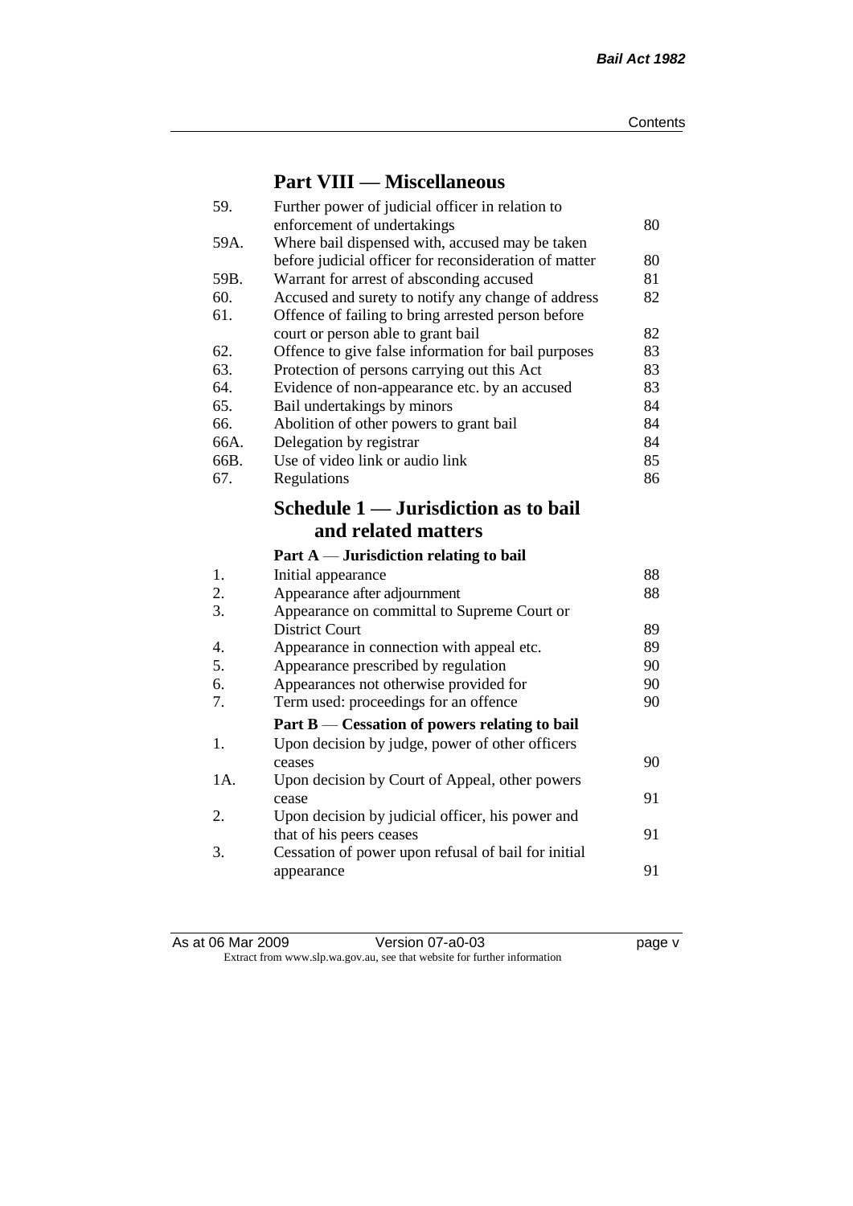## Part VIII — Miscellaneous

| | | |
|---|---|---|
| 59. | Further power of judicial officer in relation to enforcement of undertakings | 80 |
| 59A. | Where bail dispensed with, accused may be taken before judicial officer for reconsideration of matter | 80 |
| 59B. | Warrant for arrest of absconding accused | 81 |
| 60. | Accused and surety to notify any change of address | 82 |
| 61. | Offence of failing to bring arrested person before court or person able to grant bail | 82 |
| 62. | Offence to give false information for bail purposes | 83 |
| 63. | Protection of persons carrying out this Act | 83 |
| 64. | Evidence of non-appearance etc. by an accused | 83 |
| 65. | Bail undertakings by minors | 84 |
| 66. | Abolition of other powers to grant bail | 84 |
| 66A. | Delegation by registrar | 84 |
| 66B. | Use of video link or audio link | 85 |
| 67. | Regulations | 86 |

## Schedule 1 — Jurisdiction as to bail and related matters

### Part A — Jurisdiction relating to bail

| | | |
|---|---|---|
| 1. | Initial appearance | 88 |
| 2. | Appearance after adjournment | 88 |
| 3. | Appearance on committal to Supreme Court or District Court | 89 |
| 4. | Appearance in connection with appeal etc. | 89 |
| 5. | Appearance prescribed by regulation | 90 |
| 6. | Appearances not otherwise provided for | 90 |
| 7. | Term used: proceedings for an offence | 90 |

### Part B — Cessation of powers relating to bail

| | | |
|---|---|---|
| 1. | Upon decision by judge, power of other officers ceases | 90 |
| 1A. | Upon decision by Court of Appeal, other powers cease | 91 |
| 2. | Upon decision by judicial officer, his power and that of his peers ceases | 91 |
| 3. | Cessation of power upon refusal of bail for initial appearance | 91 |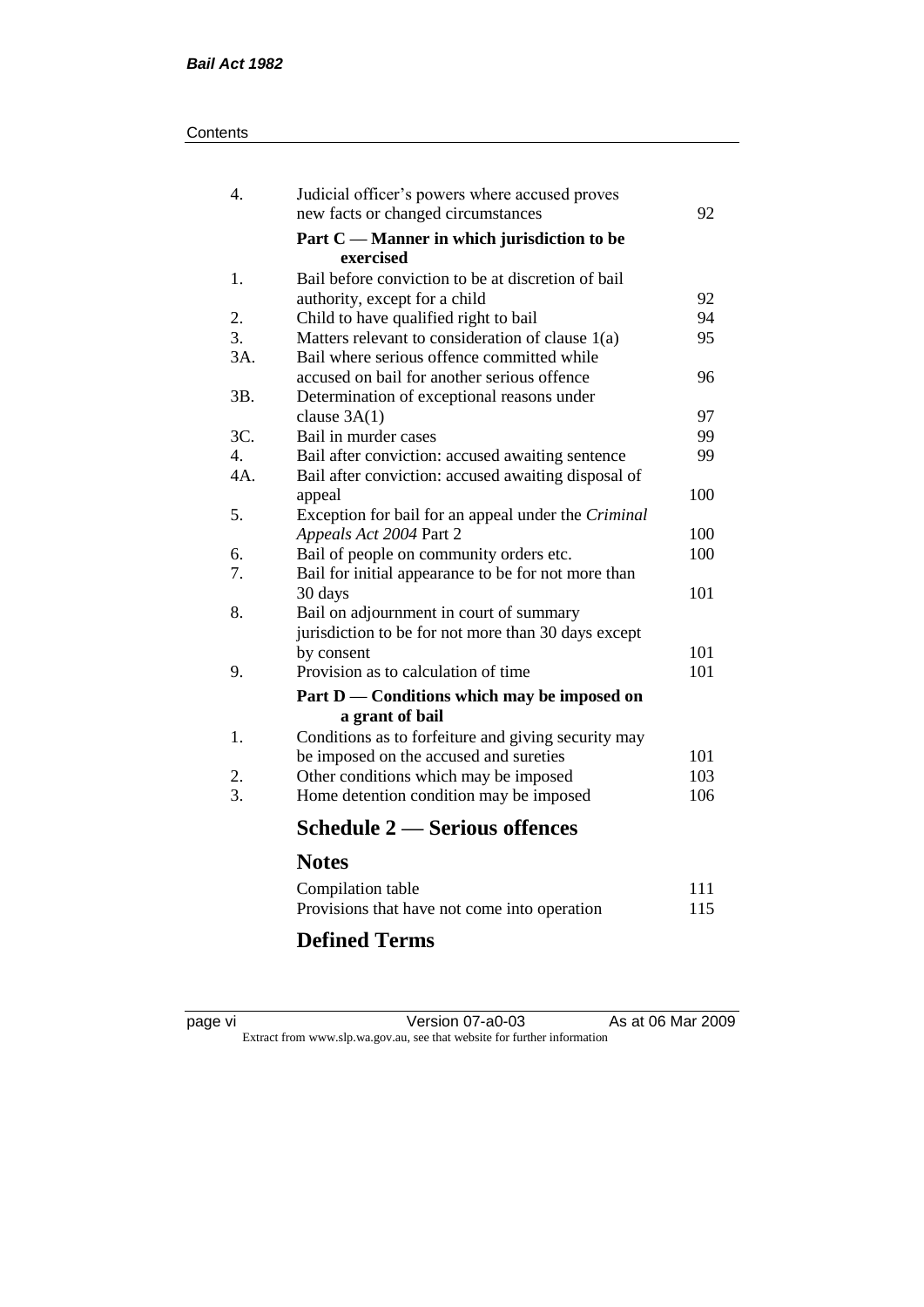| | | |
|---|---|---|
| 4. | Judicial officer's powers where accused proves new facts or changed circumstances | 92 |
| | **Part C — Manner in which jurisdiction to be exercised** | |
| 1. | Bail before conviction to be at discretion of bail authority, except for a child | 92 |
| 2. | Child to have qualified right to bail | 94 |
| 3. | Matters relevant to consideration of clause 1(a) | 95 |
| 3A. | Bail where serious offence committed while accused on bail for another serious offence | 96 |
| 3B. | Determination of exceptional reasons under clause 3A(1) | 97 |
| 3C. | Bail in murder cases | 99 |
| 4. | Bail after conviction: accused awaiting sentence | 99 |
| 4A. | Bail after conviction: accused awaiting disposal of appeal | 100 |
| 5. | Exception for bail for an appeal under the *Criminal Appeals Act 2004* Part 2 | 100 |
| 6. | Bail of people on community orders etc. | 100 |
| 7. | Bail for initial appearance to be for not more than 30 days | 101 |
| 8. | Bail on adjournment in court of summary jurisdiction to be for not more than 30 days except by consent | 101 |
| 9. | Provision as to calculation of time | 101 |
| | **Part D — Conditions which may be imposed on a grant of bail** | |
| 1. | Conditions as to forfeiture and giving security may be imposed on the accused and sureties | 101 |
| 2. | Other conditions which may be imposed | 103 |
| 3. | Home detention condition may be imposed | 106 |

## Schedule 2 — Serious offences

## Notes

| | |
|---|---|
| Compilation table | 111 |
| Provisions that have not come into operation | 115 |

## Defined Terms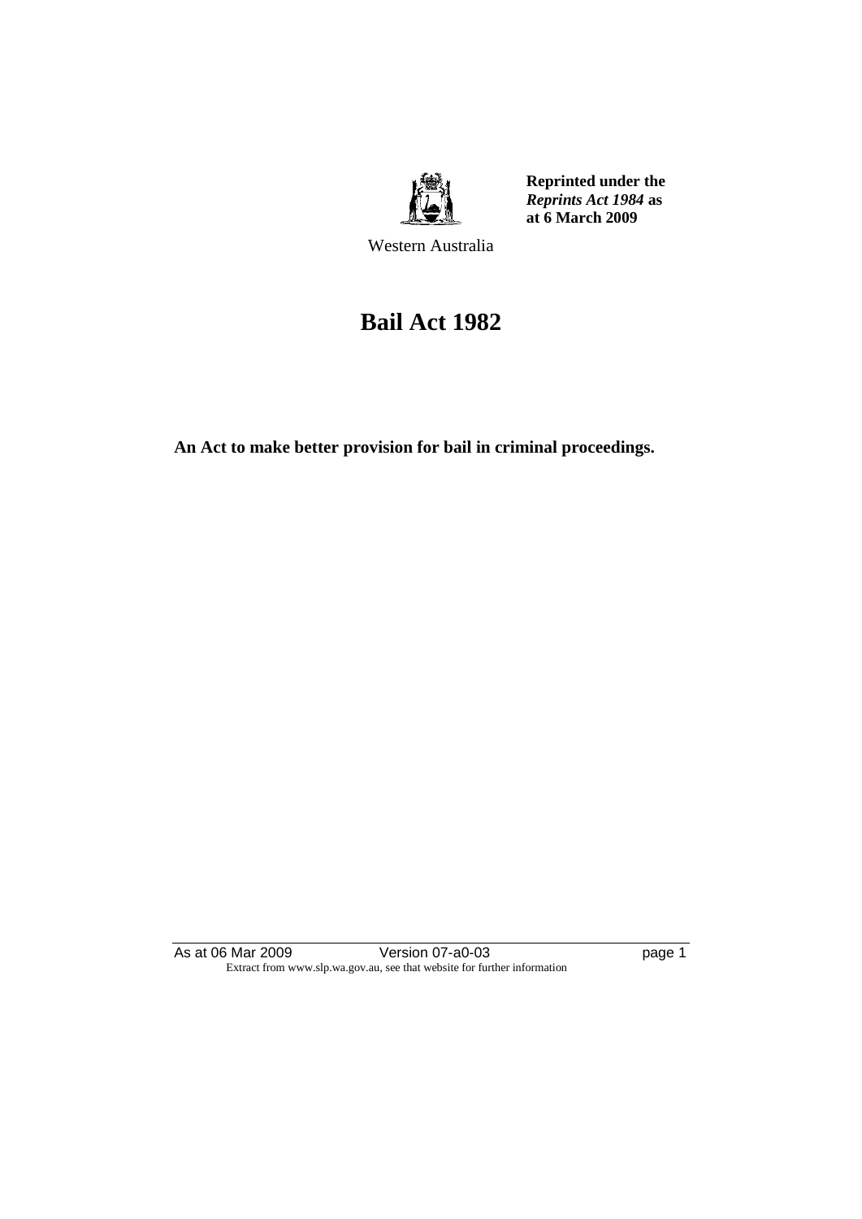**Reprinted under the *Reprints Act 1984* as at 6 March 2009**

Western Australia

# Bail Act 1982

**An Act to make better provision for bail in criminal proceedings.**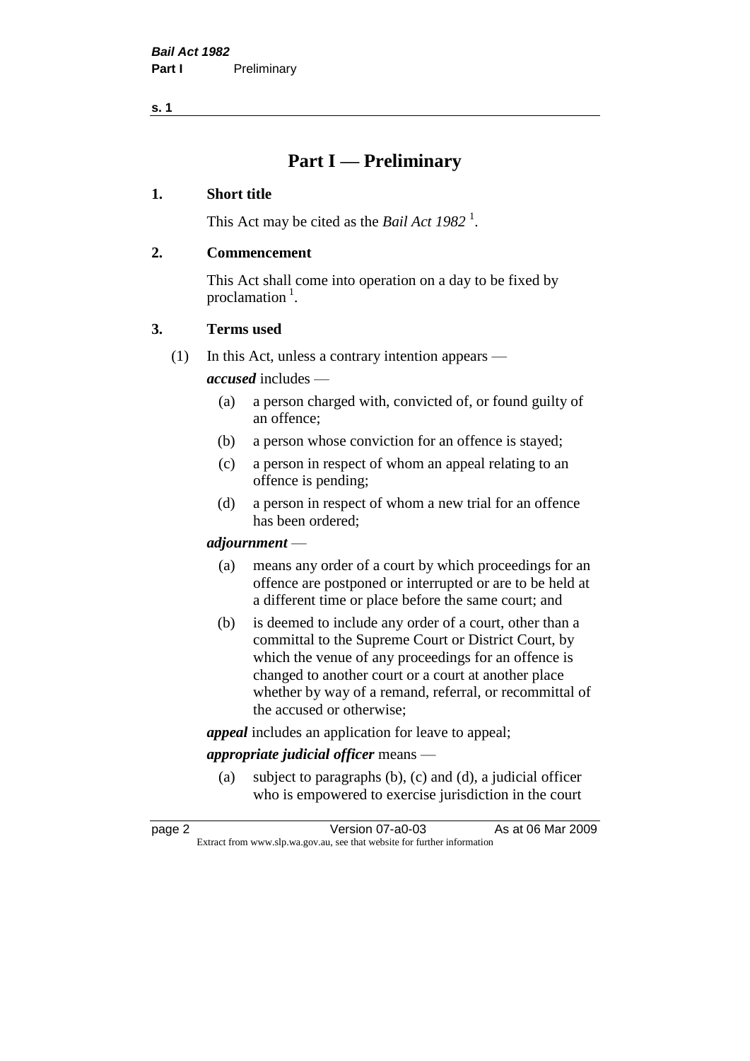# Part I — Preliminary

## 1. Short title

This Act may be cited as the *Bail Act 1982* [1].

## 2. Commencement

This Act shall come into operation on a day to be fixed by proclamation [1].

## 3. Terms used

(1) In this Act, unless a contrary intention appears —

***accused*** includes —

(a) a person charged with, convicted of, or found guilty of an offence;

(b) a person whose conviction for an offence is stayed;

(c) a person in respect of whom an appeal relating to an offence is pending;

(d) a person in respect of whom a new trial for an offence has been ordered;

***adjournment*** —

(a) means any order of a court by which proceedings for an offence are postponed or interrupted or are to be held at a different time or place before the same court; and

(b) is deemed to include any order of a court, other than a committal to the Supreme Court or District Court, by which the venue of any proceedings for an offence is changed to another court or a court at another place whether by way of a remand, referral, or recommittal of the accused or otherwise;

***appeal*** includes an application for leave to appeal;

***appropriate judicial officer*** means —

(a) subject to paragraphs (b), (c) and (d), a judicial officer who is empowered to exercise jurisdiction in the court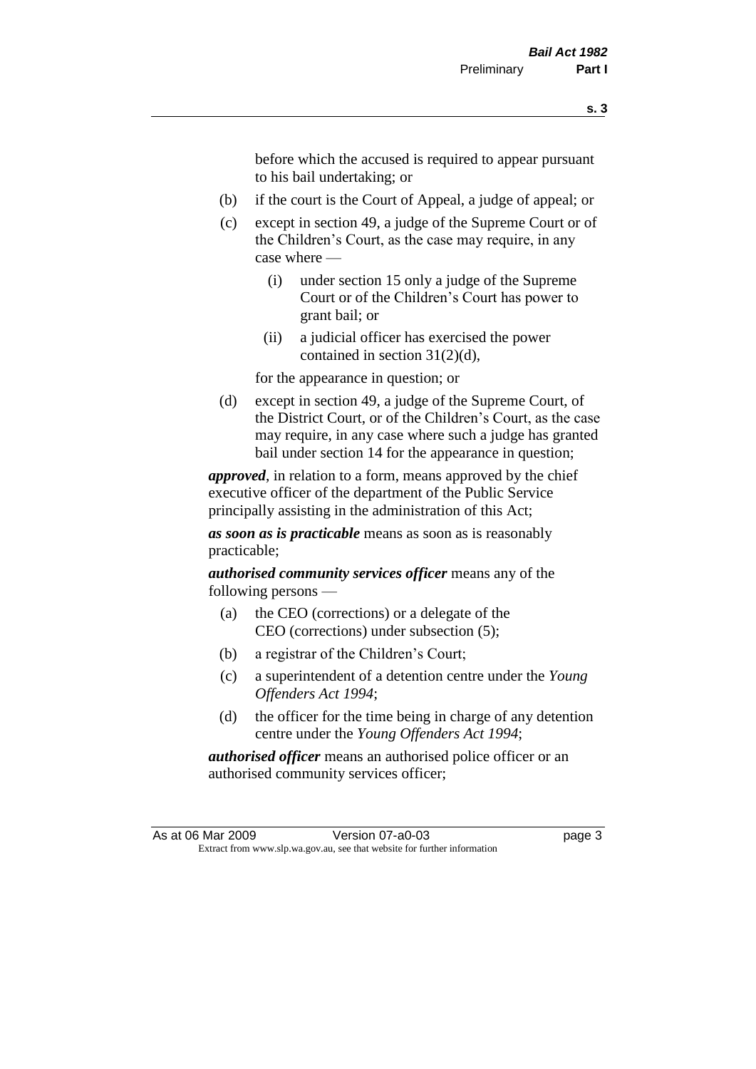before which the accused is required to appear pursuant to his bail undertaking; or

- (b) if the court is the Court of Appeal, a judge of appeal; or
- (c) except in section 49, a judge of the Supreme Court or of the Children's Court, as the case may require, in any case where —
  - (i) under section 15 only a judge of the Supreme Court or of the Children's Court has power to grant bail; or
  - (ii) a judicial officer has exercised the power contained in section 31(2)(d),

  for the appearance in question; or
- (d) except in section 49, a judge of the Supreme Court, of the District Court, or of the Children's Court, as the case may require, in any case where such a judge has granted bail under section 14 for the appearance in question;

***approved***, in relation to a form, means approved by the chief executive officer of the department of the Public Service principally assisting in the administration of this Act;

***as soon as is practicable*** means as soon as is reasonably practicable;

***authorised community services officer*** means any of the following persons —

- (a) the CEO (corrections) or a delegate of the CEO (corrections) under subsection (5);
- (b) a registrar of the Children's Court;
- (c) a superintendent of a detention centre under the *Young Offenders Act 1994*;
- (d) the officer for the time being in charge of any detention centre under the *Young Offenders Act 1994*;

***authorised officer*** means an authorised police officer or an authorised community services officer;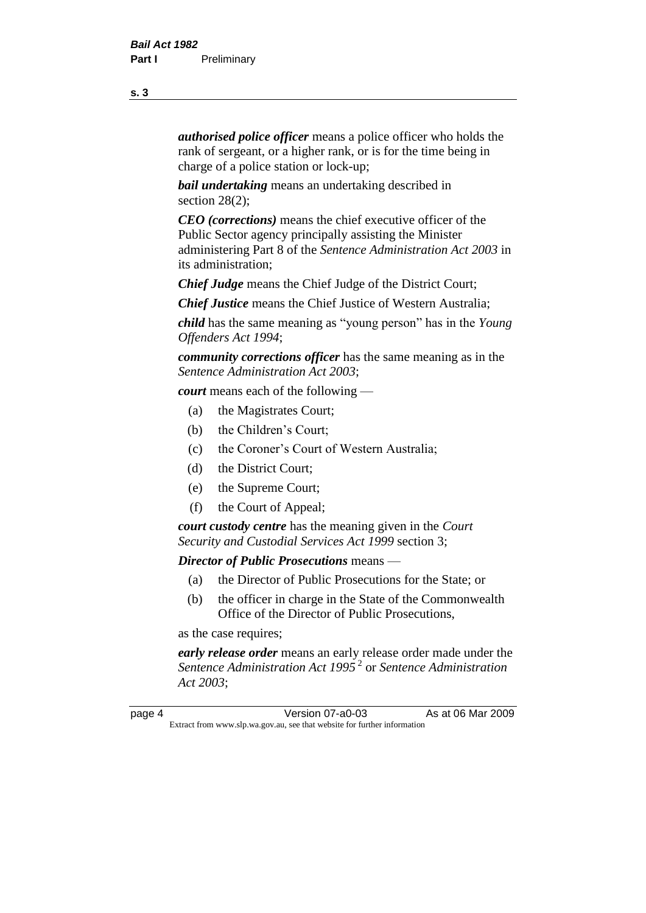***authorised police officer*** means a police officer who holds the rank of sergeant, or a higher rank, or is for the time being in charge of a police station or lock-up;

***bail undertaking*** means an undertaking described in section 28(2);

***CEO (corrections)*** means the chief executive officer of the Public Sector agency principally assisting the Minister administering Part 8 of the *Sentence Administration Act 2003* in its administration;

***Chief Judge*** means the Chief Judge of the District Court;

***Chief Justice*** means the Chief Justice of Western Australia;

***child*** has the same meaning as "young person" has in the *Young Offenders Act 1994*;

***community corrections officer*** has the same meaning as in the *Sentence Administration Act 2003*;

***court*** means each of the following —

- (a) the Magistrates Court;
- (b) the Children's Court;
- (c) the Coroner's Court of Western Australia;
- (d) the District Court;
- (e) the Supreme Court;
- (f) the Court of Appeal;

***court custody centre*** has the meaning given in the *Court Security and Custodial Services Act 1999* section 3;

***Director of Public Prosecutions*** means —

- (a) the Director of Public Prosecutions for the State; or
- (b) the officer in charge in the State of the Commonwealth Office of the Director of Public Prosecutions,

as the case requires;

***early release order*** means an early release order made under the *Sentence Administration Act 1995* [2] or *Sentence Administration Act 2003*;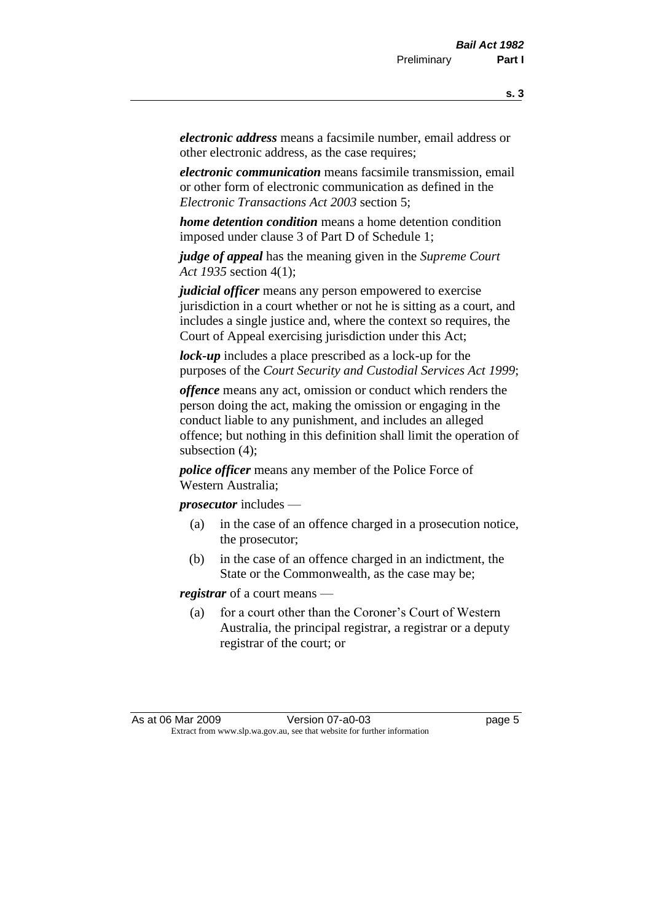***electronic address*** means a facsimile number, email address or other electronic address, as the case requires;

***electronic communication*** means facsimile transmission, email or other form of electronic communication as defined in the *Electronic Transactions Act 2003* section 5;

***home detention condition*** means a home detention condition imposed under clause 3 of Part D of Schedule 1;

***judge of appeal*** has the meaning given in the *Supreme Court Act 1935* section 4(1);

***judicial officer*** means any person empowered to exercise jurisdiction in a court whether or not he is sitting as a court, and includes a single justice and, where the context so requires, the Court of Appeal exercising jurisdiction under this Act;

***lock-up*** includes a place prescribed as a lock-up for the purposes of the *Court Security and Custodial Services Act 1999*;

***offence*** means any act, omission or conduct which renders the person doing the act, making the omission or engaging in the conduct liable to any punishment, and includes an alleged offence; but nothing in this definition shall limit the operation of subsection (4);

***police officer*** means any member of the Police Force of Western Australia;

***prosecutor*** includes —

- (a) in the case of an offence charged in a prosecution notice, the prosecutor;
- (b) in the case of an offence charged in an indictment, the State or the Commonwealth, as the case may be;

***registrar*** of a court means —

- (a) for a court other than the Coroner's Court of Western Australia, the principal registrar, a registrar or a deputy registrar of the court; or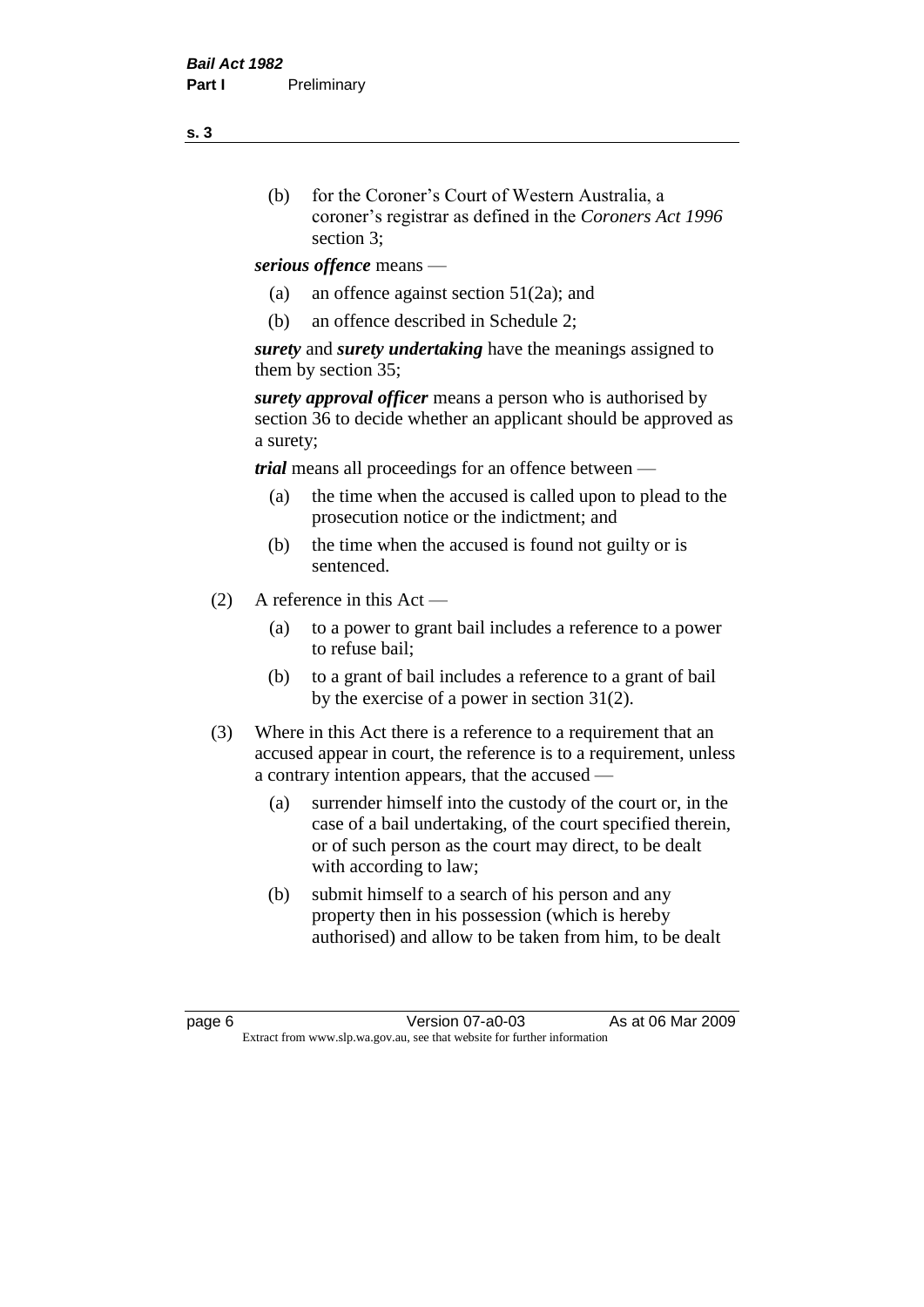(b) for the Coroner's Court of Western Australia, a coroner's registrar as defined in the *Coroners Act 1996* section 3;

***serious offence*** means —

(a) an offence against section 51(2a); and

(b) an offence described in Schedule 2;

***surety*** and ***surety undertaking*** have the meanings assigned to them by section 35;

***surety approval officer*** means a person who is authorised by section 36 to decide whether an applicant should be approved as a surety;

***trial*** means all proceedings for an offence between —

(a) the time when the accused is called upon to plead to the prosecution notice or the indictment; and

(b) the time when the accused is found not guilty or is sentenced.

(2) A reference in this Act —

(a) to a power to grant bail includes a reference to a power to refuse bail;

(b) to a grant of bail includes a reference to a grant of bail by the exercise of a power in section 31(2).

(3) Where in this Act there is a reference to a requirement that an accused appear in court, the reference is to a requirement, unless a contrary intention appears, that the accused —

(a) surrender himself into the custody of the court or, in the case of a bail undertaking, of the court specified therein, or of such person as the court may direct, to be dealt with according to law;

(b) submit himself to a search of his person and any property then in his possession (which is hereby authorised) and allow to be taken from him, to be dealt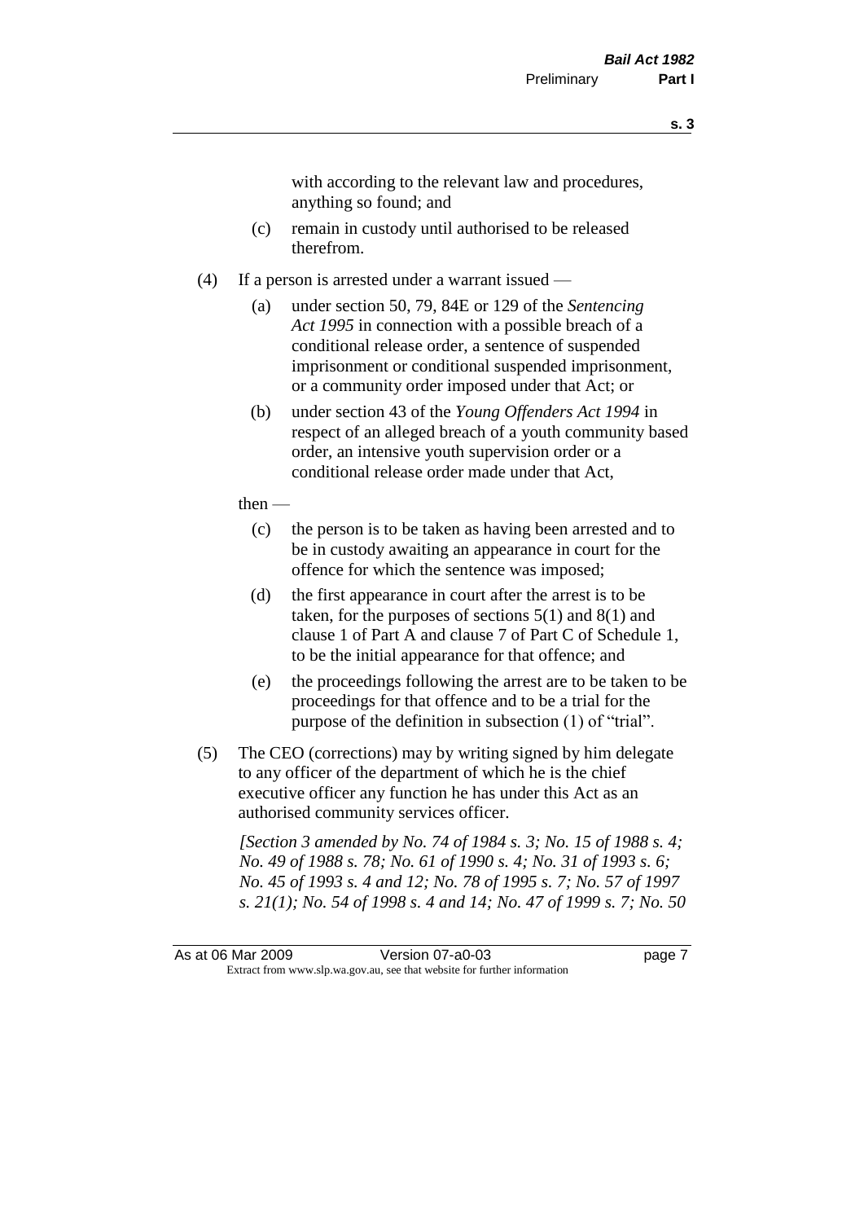with according to the relevant law and procedures, anything so found; and

(c) remain in custody until authorised to be released therefrom.

(4) If a person is arrested under a warrant issued —

(a) under section 50, 79, 84E or 129 of the *Sentencing Act 1995* in connection with a possible breach of a conditional release order, a sentence of suspended imprisonment or conditional suspended imprisonment, or a community order imposed under that Act; or

(b) under section 43 of the *Young Offenders Act 1994* in respect of an alleged breach of a youth community based order, an intensive youth supervision order or a conditional release order made under that Act,

then —

(c) the person is to be taken as having been arrested and to be in custody awaiting an appearance in court for the offence for which the sentence was imposed;

(d) the first appearance in court after the arrest is to be taken, for the purposes of sections 5(1) and 8(1) and clause 1 of Part A and clause 7 of Part C of Schedule 1, to be the initial appearance for that offence; and

(e) the proceedings following the arrest are to be taken to be proceedings for that offence and to be a trial for the purpose of the definition in subsection (1) of "trial".

(5) The CEO (corrections) may by writing signed by him delegate to any officer of the department of which he is the chief executive officer any function he has under this Act as an authorised community services officer.

*[Section 3 amended by No. 74 of 1984 s. 3; No. 15 of 1988 s. 4; No. 49 of 1988 s. 78; No. 61 of 1990 s. 4; No. 31 of 1993 s. 6; No. 45 of 1993 s. 4 and 12; No. 78 of 1995 s. 7; No. 57 of 1997 s. 21(1); No. 54 of 1998 s. 4 and 14; No. 47 of 1999 s. 7; No. 50*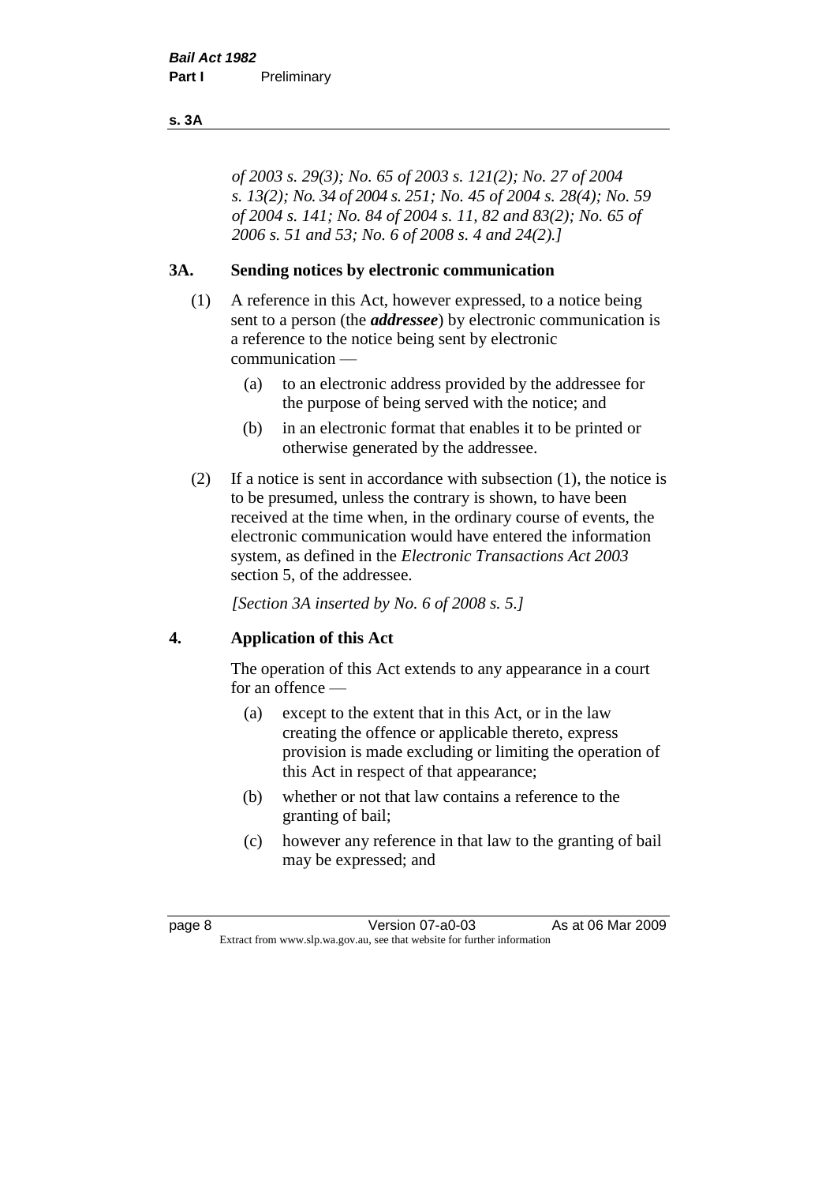*of 2003 s. 29(3); No. 65 of 2003 s. 121(2); No. 27 of 2004 s. 13(2); No. 34 of 2004 s. 251; No. 45 of 2004 s. 28(4); No. 59 of 2004 s. 141; No. 84 of 2004 s. 11, 82 and 83(2); No. 65 of 2006 s. 51 and 53; No. 6 of 2008 s. 4 and 24(2).]*

## 3A. Sending notices by electronic communication

(1) A reference in this Act, however expressed, to a notice being sent to a person (the ***addressee***) by electronic communication is a reference to the notice being sent by electronic communication —

- (a) to an electronic address provided by the addressee for the purpose of being served with the notice; and
- (b) in an electronic format that enables it to be printed or otherwise generated by the addressee.

(2) If a notice is sent in accordance with subsection (1), the notice is to be presumed, unless the contrary is shown, to have been received at the time when, in the ordinary course of events, the electronic communication would have entered the information system, as defined in the *Electronic Transactions Act 2003* section 5, of the addressee.

*[Section 3A inserted by No. 6 of 2008 s. 5.]*

## 4. Application of this Act

The operation of this Act extends to any appearance in a court for an offence —

- (a) except to the extent that in this Act, or in the law creating the offence or applicable thereto, express provision is made excluding or limiting the operation of this Act in respect of that appearance;
- (b) whether or not that law contains a reference to the granting of bail;
- (c) however any reference in that law to the granting of bail may be expressed; and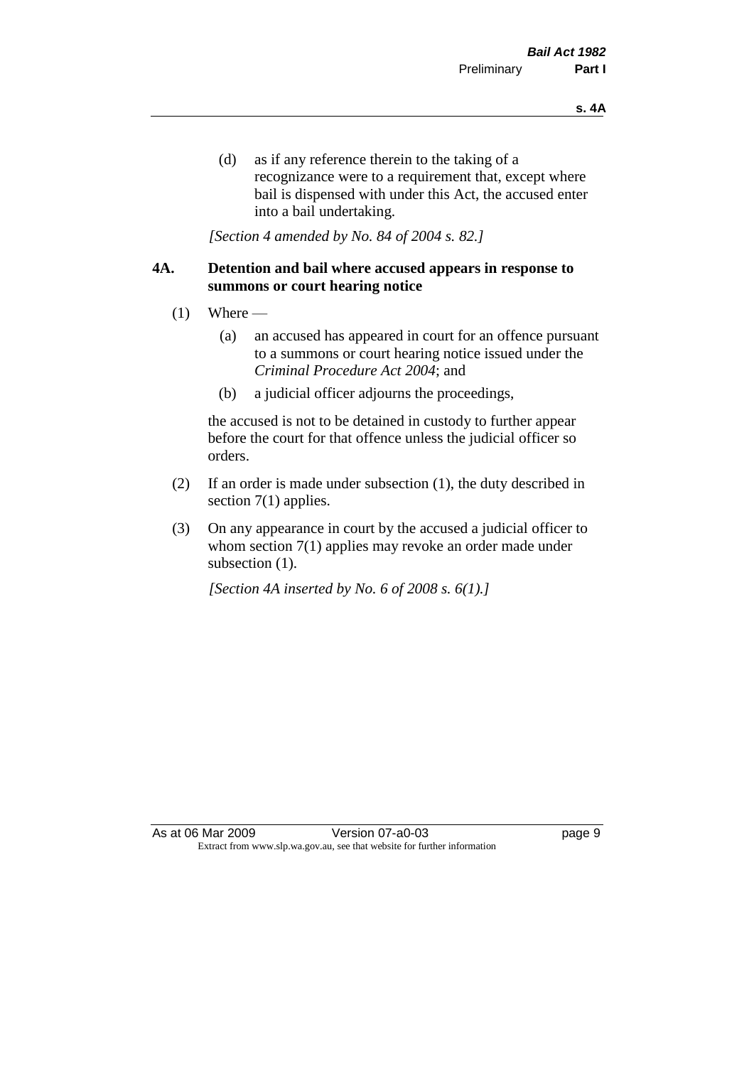(d) as if any reference therein to the taking of a recognizance were to a requirement that, except where bail is dispensed with under this Act, the accused enter into a bail undertaking.

*[Section 4 amended by No. 84 of 2004 s. 82.]*

### 4A. Detention and bail where accused appears in response to summons or court hearing notice

(1) Where —

(a) an accused has appeared in court for an offence pursuant to a summons or court hearing notice issued under the *Criminal Procedure Act 2004*; and

(b) a judicial officer adjourns the proceedings,

the accused is not to be detained in custody to further appear before the court for that offence unless the judicial officer so orders.

(2) If an order is made under subsection (1), the duty described in section 7(1) applies.

(3) On any appearance in court by the accused a judicial officer to whom section 7(1) applies may revoke an order made under subsection (1).

*[Section 4A inserted by No. 6 of 2008 s. 6(1).]*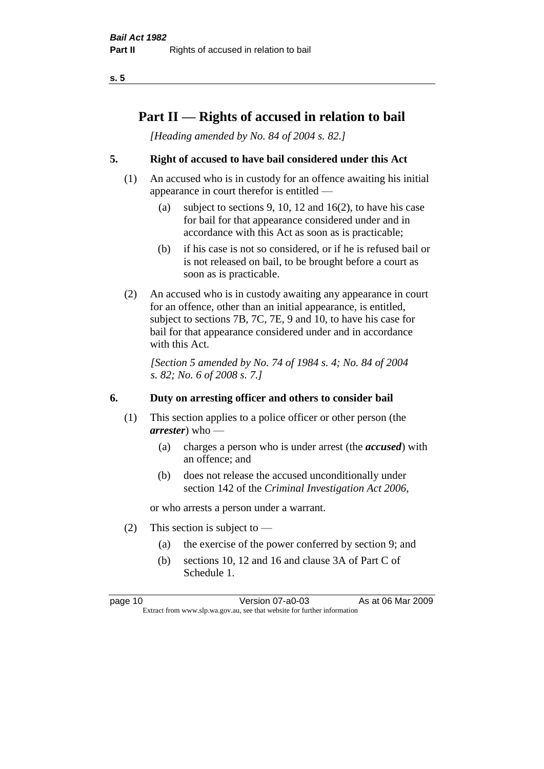# Part II — Rights of accused in relation to bail

*[Heading amended by No. 84 of 2004 s. 82.]*

## 5. Right of accused to have bail considered under this Act

(1) An accused who is in custody for an offence awaiting his initial appearance in court therefor is entitled —

(a) subject to sections 9, 10, 12 and 16(2), to have his case for bail for that appearance considered under and in accordance with this Act as soon as is practicable;

(b) if his case is not so considered, or if he is refused bail or is not released on bail, to be brought before a court as soon as is practicable.

(2) An accused who is in custody awaiting any appearance in court for an offence, other than an initial appearance, is entitled, subject to sections 7B, 7C, 7E, 9 and 10, to have his case for bail for that appearance considered under and in accordance with this Act.

*[Section 5 amended by No. 74 of 1984 s. 4; No. 84 of 2004 s. 82; No. 6 of 2008 s. 7.]*

## 6. Duty on arresting officer and others to consider bail

(1) This section applies to a police officer or other person (the ***arrester***) who —

(a) charges a person who is under arrest (the ***accused***) with an offence; and

(b) does not release the accused unconditionally under section 142 of the *Criminal Investigation Act 2006*,

or who arrests a person under a warrant.

(2) This section is subject to —

(a) the exercise of the power conferred by section 9; and

(b) sections 10, 12 and 16 and clause 3A of Part C of Schedule 1.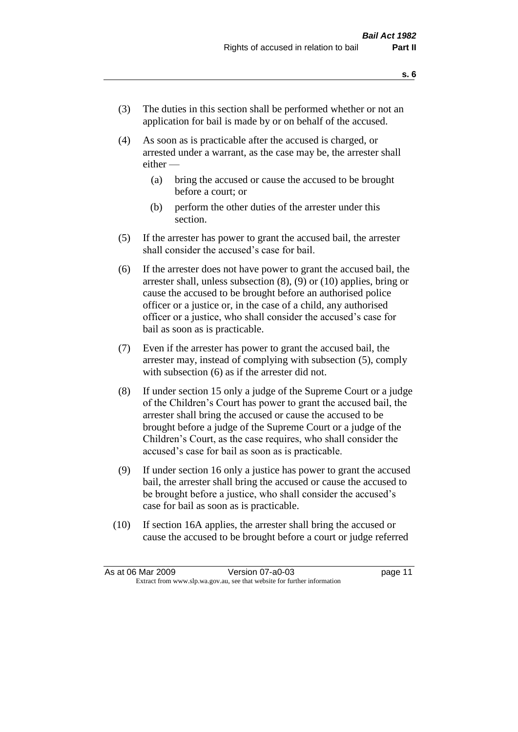(3) The duties in this section shall be performed whether or not an application for bail is made by or on behalf of the accused.

(4) As soon as is practicable after the accused is charged, or arrested under a warrant, as the case may be, the arrester shall either —

  (a) bring the accused or cause the accused to be brought before a court; or

  (b) perform the other duties of the arrester under this section.

(5) If the arrester has power to grant the accused bail, the arrester shall consider the accused's case for bail.

(6) If the arrester does not have power to grant the accused bail, the arrester shall, unless subsection (8), (9) or (10) applies, bring or cause the accused to be brought before an authorised police officer or a justice or, in the case of a child, any authorised officer or a justice, who shall consider the accused's case for bail as soon as is practicable.

(7) Even if the arrester has power to grant the accused bail, the arrester may, instead of complying with subsection (5), comply with subsection (6) as if the arrester did not.

(8) If under section 15 only a judge of the Supreme Court or a judge of the Children's Court has power to grant the accused bail, the arrester shall bring the accused or cause the accused to be brought before a judge of the Supreme Court or a judge of the Children's Court, as the case requires, who shall consider the accused's case for bail as soon as is practicable.

(9) If under section 16 only a justice has power to grant the accused bail, the arrester shall bring the accused or cause the accused to be brought before a justice, who shall consider the accused's case for bail as soon as is practicable.

(10) If section 16A applies, the arrester shall bring the accused or cause the accused to be brought before a court or judge referred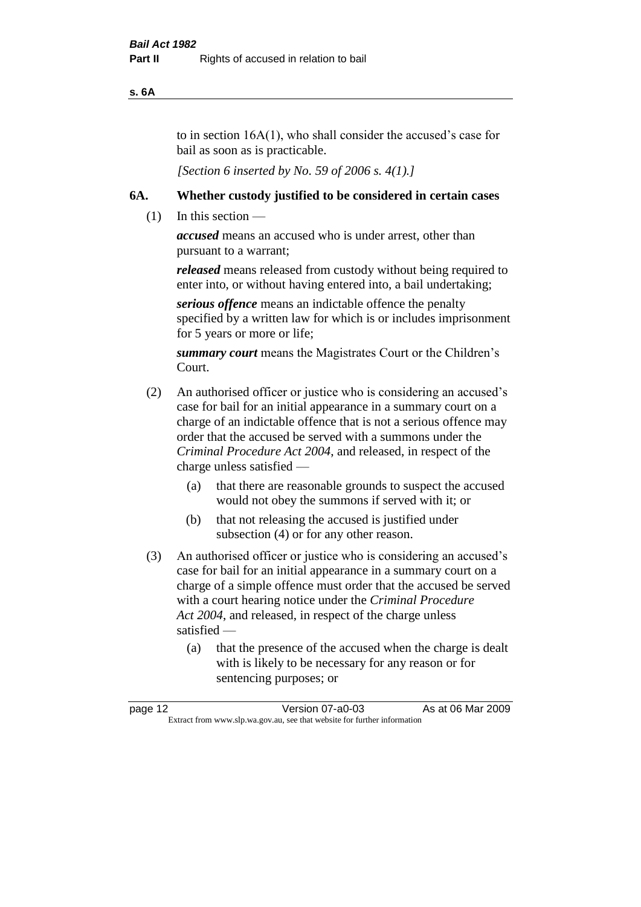to in section 16A(1), who shall consider the accused's case for bail as soon as is practicable.

*[Section 6 inserted by No. 59 of 2006 s. 4(1).]*

### 6A. Whether custody justified to be considered in certain cases

(1) In this section —

***accused*** means an accused who is under arrest, other than pursuant to a warrant;

***released*** means released from custody without being required to enter into, or without having entered into, a bail undertaking;

***serious offence*** means an indictable offence the penalty specified by a written law for which is or includes imprisonment for 5 years or more or life;

***summary court*** means the Magistrates Court or the Children's Court.

(2) An authorised officer or justice who is considering an accused's case for bail for an initial appearance in a summary court on a charge of an indictable offence that is not a serious offence may order that the accused be served with a summons under the *Criminal Procedure Act 2004*, and released, in respect of the charge unless satisfied —

- (a) that there are reasonable grounds to suspect the accused would not obey the summons if served with it; or
- (b) that not releasing the accused is justified under subsection (4) or for any other reason.

(3) An authorised officer or justice who is considering an accused's case for bail for an initial appearance in a summary court on a charge of a simple offence must order that the accused be served with a court hearing notice under the *Criminal Procedure Act 2004*, and released, in respect of the charge unless satisfied —

- (a) that the presence of the accused when the charge is dealt with is likely to be necessary for any reason or for sentencing purposes; or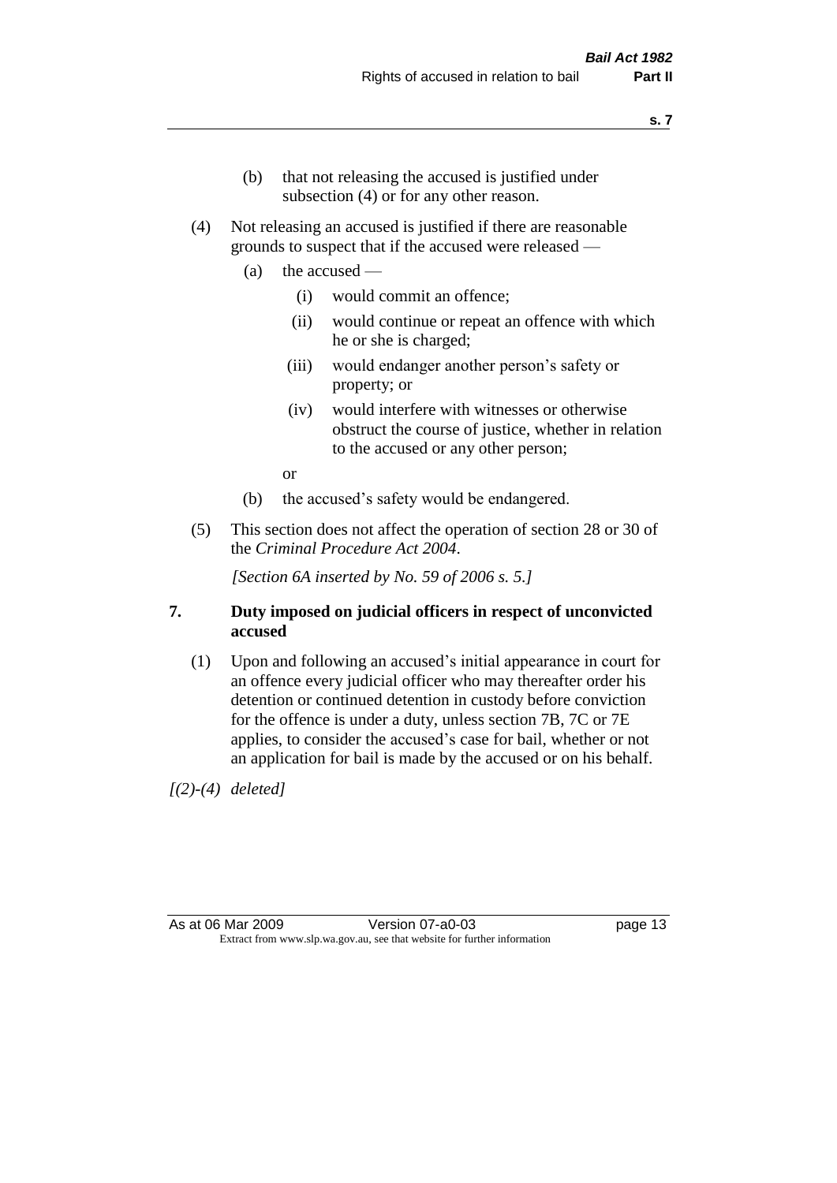(b) that not releasing the accused is justified under subsection (4) or for any other reason.

(4) Not releasing an accused is justified if there are reasonable grounds to suspect that if the accused were released —

  (a) the accused —

    (i) would commit an offence;

    (ii) would continue or repeat an offence with which he or she is charged;

    (iii) would endanger another person's safety or property; or

    (iv) would interfere with witnesses or otherwise obstruct the course of justice, whether in relation to the accused or any other person;

  or

  (b) the accused's safety would be endangered.

(5) This section does not affect the operation of section 28 or 30 of the *Criminal Procedure Act 2004*.

*[Section 6A inserted by No. 59 of 2006 s. 5.]*

### 7. Duty imposed on judicial officers in respect of unconvicted accused

(1) Upon and following an accused's initial appearance in court for an offence every judicial officer who may thereafter order his detention or continued detention in custody before conviction for the offence is under a duty, unless section 7B, 7C or 7E applies, to consider the accused's case for bail, whether or not an application for bail is made by the accused or on his behalf.

*[(2)-(4) deleted]*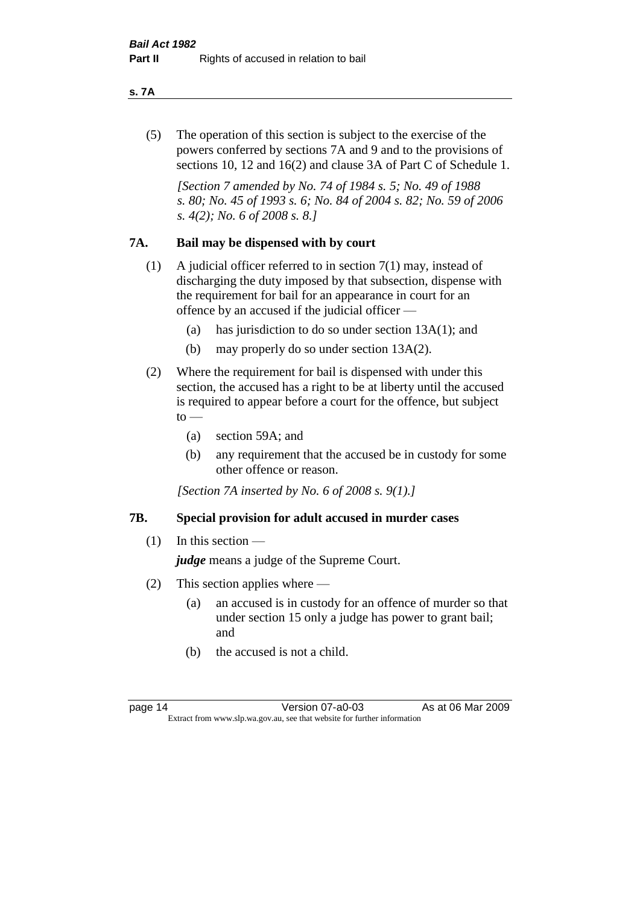(5) The operation of this section is subject to the exercise of the powers conferred by sections 7A and 9 and to the provisions of sections 10, 12 and 16(2) and clause 3A of Part C of Schedule 1.

*[Section 7 amended by No. 74 of 1984 s. 5; No. 49 of 1988 s. 80; No. 45 of 1993 s. 6; No. 84 of 2004 s. 82; No. 59 of 2006 s. 4(2); No. 6 of 2008 s. 8.]*

## 7A. Bail may be dispensed with by court

(1) A judicial officer referred to in section 7(1) may, instead of discharging the duty imposed by that subsection, dispense with the requirement for bail for an appearance in court for an offence by an accused if the judicial officer —

- (a) has jurisdiction to do so under section 13A(1); and
- (b) may properly do so under section 13A(2).

(2) Where the requirement for bail is dispensed with under this section, the accused has a right to be at liberty until the accused is required to appear before a court for the offence, but subject to —

- (a) section 59A; and
- (b) any requirement that the accused be in custody for some other offence or reason.

*[Section 7A inserted by No. 6 of 2008 s. 9(1).]*

## 7B. Special provision for adult accused in murder cases

(1) In this section —

***judge*** means a judge of the Supreme Court.

(2) This section applies where —

- (a) an accused is in custody for an offence of murder so that under section 15 only a judge has power to grant bail; and
- (b) the accused is not a child.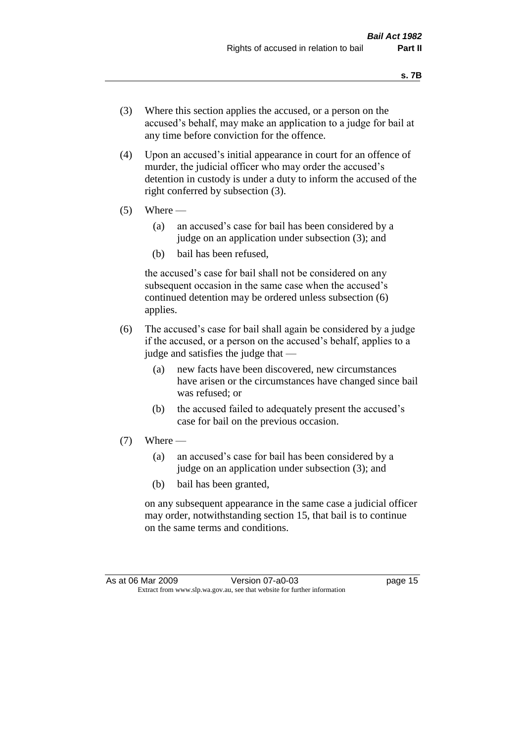(3) Where this section applies the accused, or a person on the accused's behalf, may make an application to a judge for bail at any time before conviction for the offence.

(4) Upon an accused's initial appearance in court for an offence of murder, the judicial officer who may order the accused's detention in custody is under a duty to inform the accused of the right conferred by subsection (3).

(5) Where —

   (a) an accused's case for bail has been considered by a judge on an application under subsection (3); and

   (b) bail has been refused,

   the accused's case for bail shall not be considered on any subsequent occasion in the same case when the accused's continued detention may be ordered unless subsection (6) applies.

(6) The accused's case for bail shall again be considered by a judge if the accused, or a person on the accused's behalf, applies to a judge and satisfies the judge that —

   (a) new facts have been discovered, new circumstances have arisen or the circumstances have changed since bail was refused; or

   (b) the accused failed to adequately present the accused's case for bail on the previous occasion.

(7) Where —

   (a) an accused's case for bail has been considered by a judge on an application under subsection (3); and

   (b) bail has been granted,

   on any subsequent appearance in the same case a judicial officer may order, notwithstanding section 15, that bail is to continue on the same terms and conditions.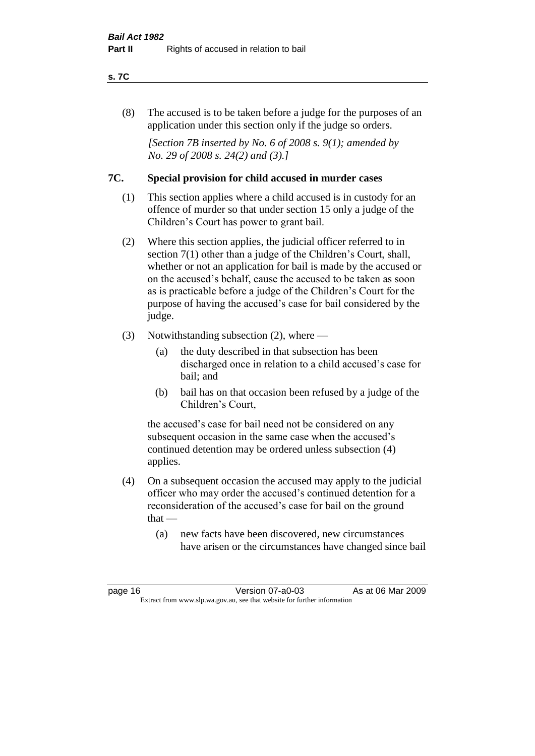(8) The accused is to be taken before a judge for the purposes of an application under this section only if the judge so orders.

*[Section 7B inserted by No. 6 of 2008 s. 9(1); amended by No. 29 of 2008 s. 24(2) and (3).]*

## 7C. Special provision for child accused in murder cases

(1) This section applies where a child accused is in custody for an offence of murder so that under section 15 only a judge of the Children's Court has power to grant bail.

(2) Where this section applies, the judicial officer referred to in section 7(1) other than a judge of the Children's Court, shall, whether or not an application for bail is made by the accused or on the accused's behalf, cause the accused to be taken as soon as is practicable before a judge of the Children's Court for the purpose of having the accused's case for bail considered by the judge.

(3) Notwithstanding subsection (2), where —

(a) the duty described in that subsection has been discharged once in relation to a child accused's case for bail; and

(b) bail has on that occasion been refused by a judge of the Children's Court,

the accused's case for bail need not be considered on any subsequent occasion in the same case when the accused's continued detention may be ordered unless subsection (4) applies.

(4) On a subsequent occasion the accused may apply to the judicial officer who may order the accused's continued detention for a reconsideration of the accused's case for bail on the ground that —

(a) new facts have been discovered, new circumstances have arisen or the circumstances have changed since bail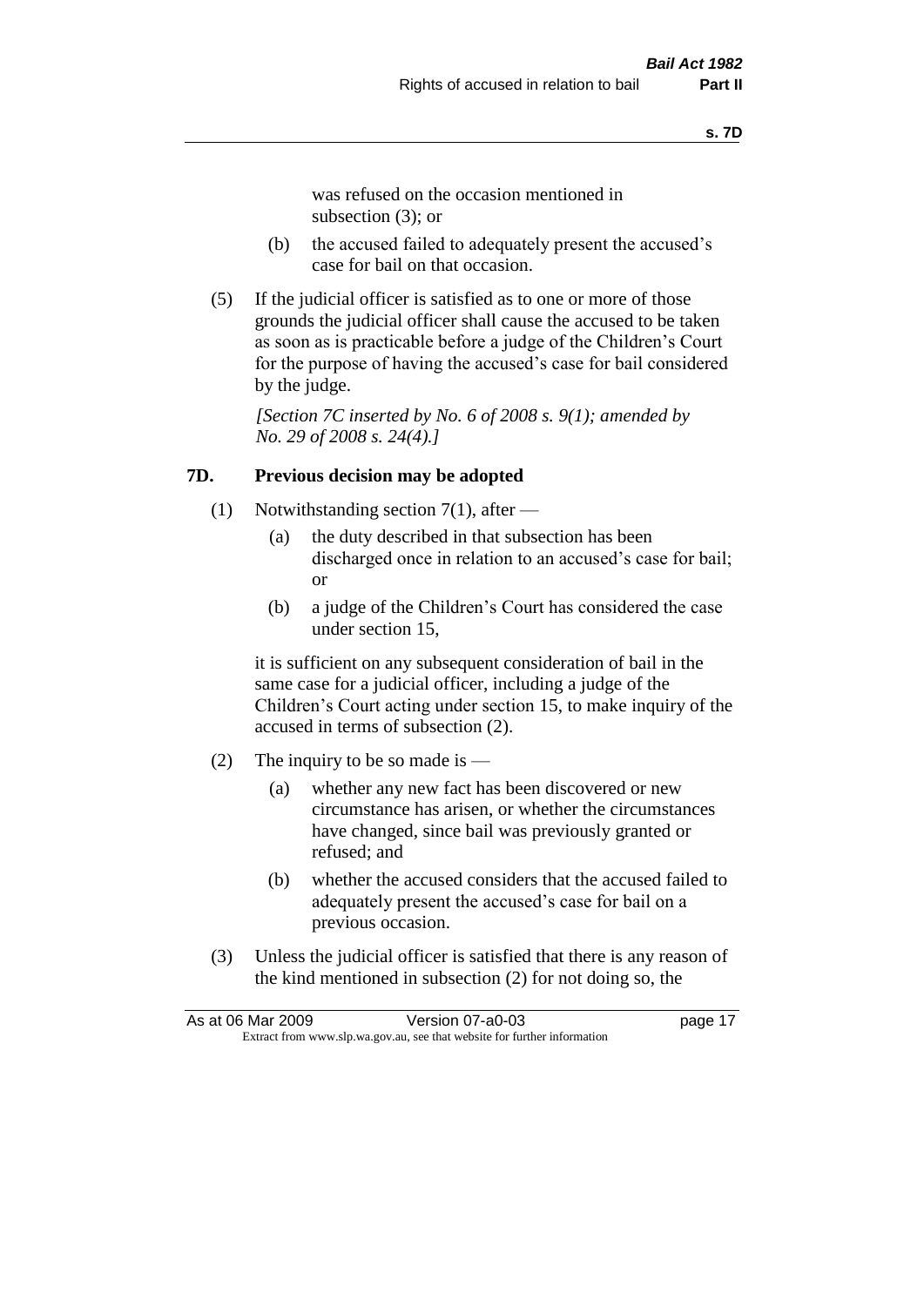was refused on the occasion mentioned in subsection (3); or

(b) the accused failed to adequately present the accused's case for bail on that occasion.

(5) If the judicial officer is satisfied as to one or more of those grounds the judicial officer shall cause the accused to be taken as soon as is practicable before a judge of the Children's Court for the purpose of having the accused's case for bail considered by the judge.

*[Section 7C inserted by No. 6 of 2008 s. 9(1); amended by No. 29 of 2008 s. 24(4).]*

### 7D. Previous decision may be adopted

(1) Notwithstanding section 7(1), after —

(a) the duty described in that subsection has been discharged once in relation to an accused's case for bail; or

(b) a judge of the Children's Court has considered the case under section 15,

it is sufficient on any subsequent consideration of bail in the same case for a judicial officer, including a judge of the Children's Court acting under section 15, to make inquiry of the accused in terms of subsection (2).

(2) The inquiry to be so made is —

(a) whether any new fact has been discovered or new circumstance has arisen, or whether the circumstances have changed, since bail was previously granted or refused; and

(b) whether the accused considers that the accused failed to adequately present the accused's case for bail on a previous occasion.

(3) Unless the judicial officer is satisfied that there is any reason of the kind mentioned in subsection (2) for not doing so, the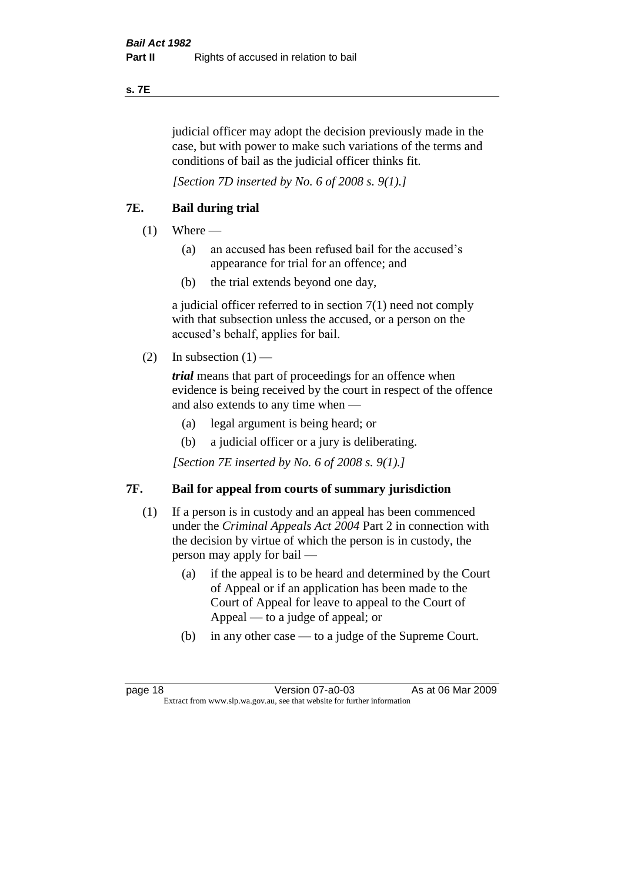judicial officer may adopt the decision previously made in the case, but with power to make such variations of the terms and conditions of bail as the judicial officer thinks fit.

*[Section 7D inserted by No. 6 of 2008 s. 9(1).]*

## 7E. Bail during trial

(1) Where —

  (a) an accused has been refused bail for the accused's appearance for trial for an offence; and

  (b) the trial extends beyond one day,

a judicial officer referred to in section 7(1) need not comply with that subsection unless the accused, or a person on the accused's behalf, applies for bail.

(2) In subsection (1) —

***trial*** means that part of proceedings for an offence when evidence is being received by the court in respect of the offence and also extends to any time when —

  (a) legal argument is being heard; or

  (b) a judicial officer or a jury is deliberating.

*[Section 7E inserted by No. 6 of 2008 s. 9(1).]*

## 7F. Bail for appeal from courts of summary jurisdiction

(1) If a person is in custody and an appeal has been commenced under the *Criminal Appeals Act 2004* Part 2 in connection with the decision by virtue of which the person is in custody, the person may apply for bail —

  (a) if the appeal is to be heard and determined by the Court of Appeal or if an application has been made to the Court of Appeal for leave to appeal to the Court of Appeal — to a judge of appeal; or

  (b) in any other case — to a judge of the Supreme Court.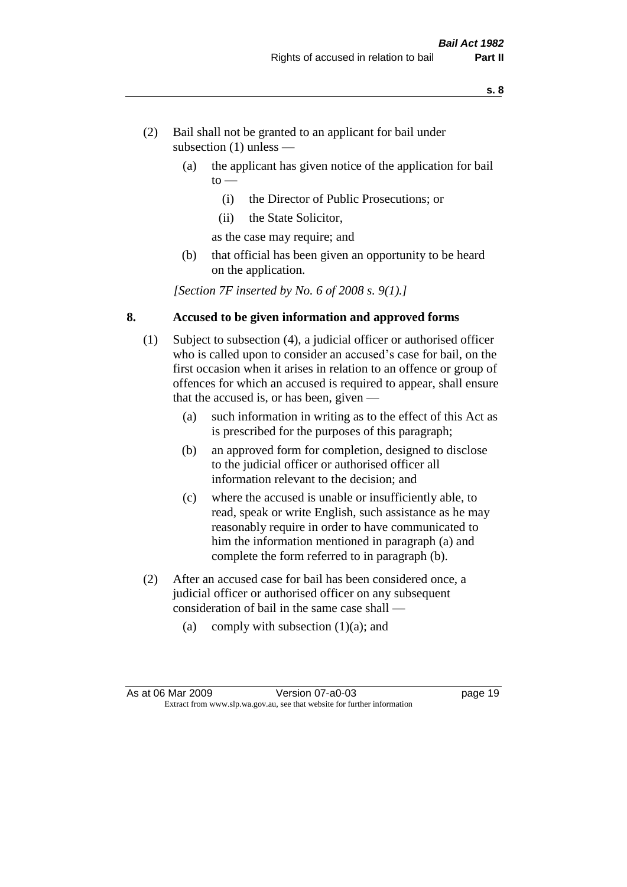(2) Bail shall not be granted to an applicant for bail under subsection (1) unless —

  (a) the applicant has given notice of the application for bail to —

    (i) the Director of Public Prosecutions; or

    (ii) the State Solicitor,

  as the case may require; and

  (b) that official has been given an opportunity to be heard on the application.

*[Section 7F inserted by No. 6 of 2008 s. 9(1).]*

## 8. Accused to be given information and approved forms

(1) Subject to subsection (4), a judicial officer or authorised officer who is called upon to consider an accused's case for bail, on the first occasion when it arises in relation to an offence or group of offences for which an accused is required to appear, shall ensure that the accused is, or has been, given —

  (a) such information in writing as to the effect of this Act as is prescribed for the purposes of this paragraph;

  (b) an approved form for completion, designed to disclose to the judicial officer or authorised officer all information relevant to the decision; and

  (c) where the accused is unable or insufficiently able, to read, speak or write English, such assistance as he may reasonably require in order to have communicated to him the information mentioned in paragraph (a) and complete the form referred to in paragraph (b).

(2) After an accused case for bail has been considered once, a judicial officer or authorised officer on any subsequent consideration of bail in the same case shall —

  (a) comply with subsection (1)(a); and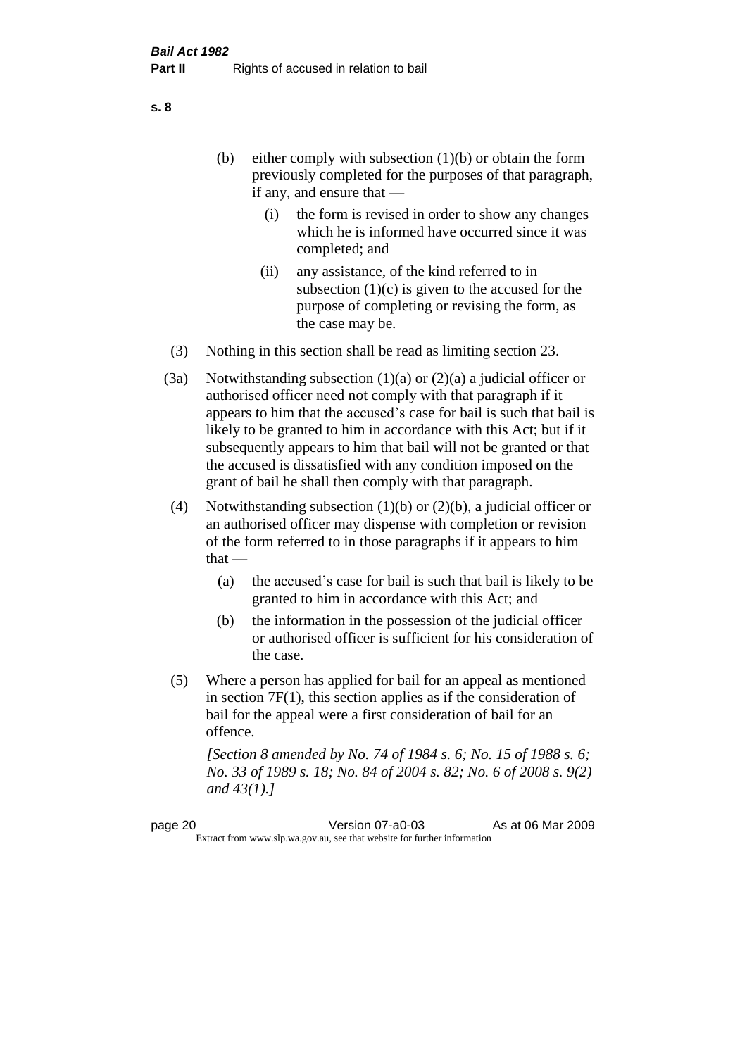(b) either comply with subsection (1)(b) or obtain the form previously completed for the purposes of that paragraph, if any, and ensure that —

   (i) the form is revised in order to show any changes which he is informed have occurred since it was completed; and

   (ii) any assistance, of the kind referred to in subsection (1)(c) is given to the accused for the purpose of completing or revising the form, as the case may be.

(3) Nothing in this section shall be read as limiting section 23.

(3a) Notwithstanding subsection (1)(a) or (2)(a) a judicial officer or authorised officer need not comply with that paragraph if it appears to him that the accused's case for bail is such that bail is likely to be granted to him in accordance with this Act; but if it subsequently appears to him that bail will not be granted or that the accused is dissatisfied with any condition imposed on the grant of bail he shall then comply with that paragraph.

(4) Notwithstanding subsection (1)(b) or (2)(b), a judicial officer or an authorised officer may dispense with completion or revision of the form referred to in those paragraphs if it appears to him that —

   (a) the accused's case for bail is such that bail is likely to be granted to him in accordance with this Act; and

   (b) the information in the possession of the judicial officer or authorised officer is sufficient for his consideration of the case.

(5) Where a person has applied for bail for an appeal as mentioned in section 7F(1), this section applies as if the consideration of bail for the appeal were a first consideration of bail for an offence.

*[Section 8 amended by No. 74 of 1984 s. 6; No. 15 of 1988 s. 6; No. 33 of 1989 s. 18; No. 84 of 2004 s. 82; No. 6 of 2008 s. 9(2) and 43(1).]*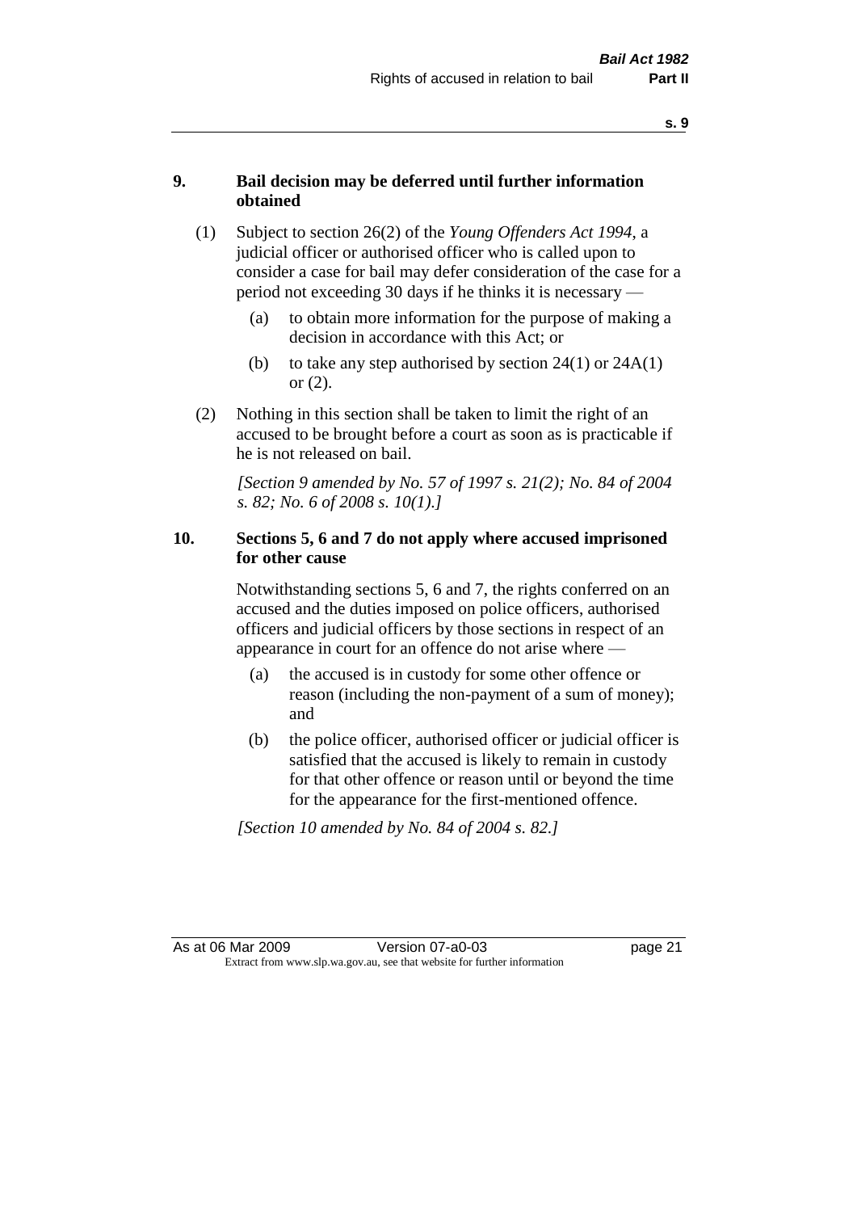## 9. Bail decision may be deferred until further information obtained

(1) Subject to section 26(2) of the *Young Offenders Act 1994*, a judicial officer or authorised officer who is called upon to consider a case for bail may defer consideration of the case for a period not exceeding 30 days if he thinks it is necessary —

(a) to obtain more information for the purpose of making a decision in accordance with this Act; or

(b) to take any step authorised by section 24(1) or 24A(1) or (2).

(2) Nothing in this section shall be taken to limit the right of an accused to be brought before a court as soon as is practicable if he is not released on bail.

*[Section 9 amended by No. 57 of 1997 s. 21(2); No. 84 of 2004 s. 82; No. 6 of 2008 s. 10(1).]*

## 10. Sections 5, 6 and 7 do not apply where accused imprisoned for other cause

Notwithstanding sections 5, 6 and 7, the rights conferred on an accused and the duties imposed on police officers, authorised officers and judicial officers by those sections in respect of an appearance in court for an offence do not arise where —

(a) the accused is in custody for some other offence or reason (including the non-payment of a sum of money); and

(b) the police officer, authorised officer or judicial officer is satisfied that the accused is likely to remain in custody for that other offence or reason until or beyond the time for the appearance for the first-mentioned offence.

*[Section 10 amended by No. 84 of 2004 s. 82.]*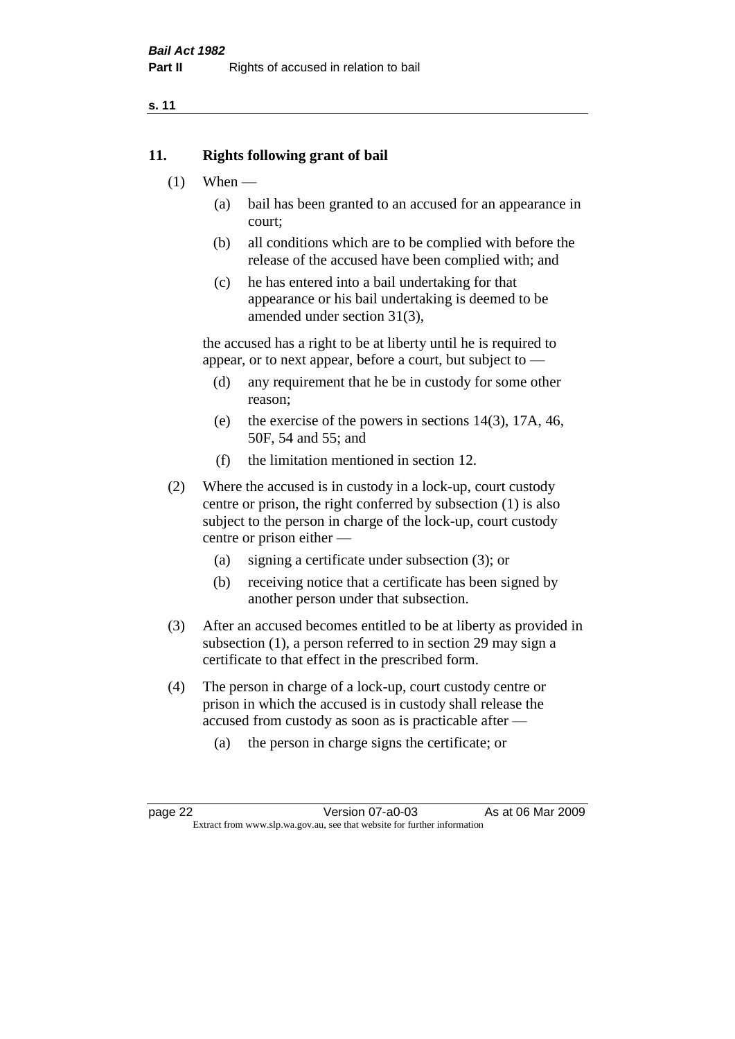## 11. Rights following grant of bail

(1) When —

(a) bail has been granted to an accused for an appearance in court;

(b) all conditions which are to be complied with before the release of the accused have been complied with; and

(c) he has entered into a bail undertaking for that appearance or his bail undertaking is deemed to be amended under section 31(3),

the accused has a right to be at liberty until he is required to appear, or to next appear, before a court, but subject to —

(d) any requirement that he be in custody for some other reason;

(e) the exercise of the powers in sections 14(3), 17A, 46, 50F, 54 and 55; and

(f) the limitation mentioned in section 12.

(2) Where the accused is in custody in a lock-up, court custody centre or prison, the right conferred by subsection (1) is also subject to the person in charge of the lock-up, court custody centre or prison either —

(a) signing a certificate under subsection (3); or

(b) receiving notice that a certificate has been signed by another person under that subsection.

(3) After an accused becomes entitled to be at liberty as provided in subsection (1), a person referred to in section 29 may sign a certificate to that effect in the prescribed form.

(4) The person in charge of a lock-up, court custody centre or prison in which the accused is in custody shall release the accused from custody as soon as is practicable after —

(a) the person in charge signs the certificate; or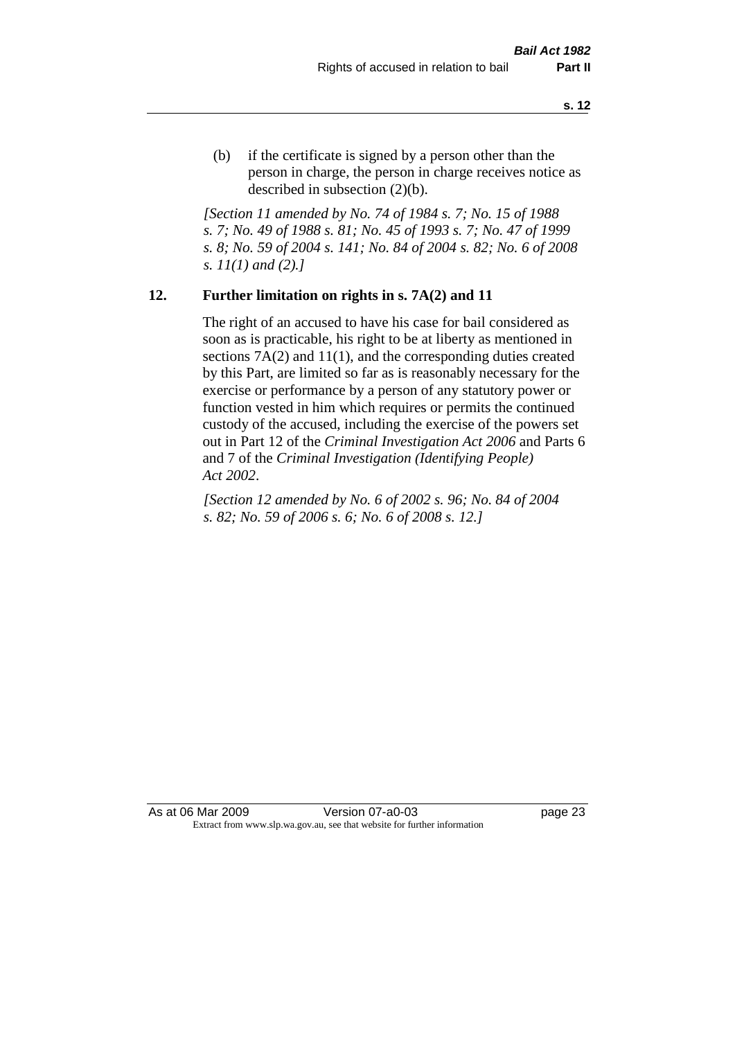(b) if the certificate is signed by a person other than the person in charge, the person in charge receives notice as described in subsection (2)(b).

*[Section 11 amended by No. 74 of 1984 s. 7; No. 15 of 1988 s. 7; No. 49 of 1988 s. 81; No. 45 of 1993 s. 7; No. 47 of 1999 s. 8; No. 59 of 2004 s. 141; No. 84 of 2004 s. 82; No. 6 of 2008 s. 11(1) and (2).]*

## 12. Further limitation on rights in s. 7A(2) and 11

The right of an accused to have his case for bail considered as soon as is practicable, his right to be at liberty as mentioned in sections 7A(2) and 11(1), and the corresponding duties created by this Part, are limited so far as is reasonably necessary for the exercise or performance by a person of any statutory power or function vested in him which requires or permits the continued custody of the accused, including the exercise of the powers set out in Part 12 of the *Criminal Investigation Act 2006* and Parts 6 and 7 of the *Criminal Investigation (Identifying People) Act 2002*.

*[Section 12 amended by No. 6 of 2002 s. 96; No. 84 of 2004 s. 82; No. 59 of 2006 s. 6; No. 6 of 2008 s. 12.]*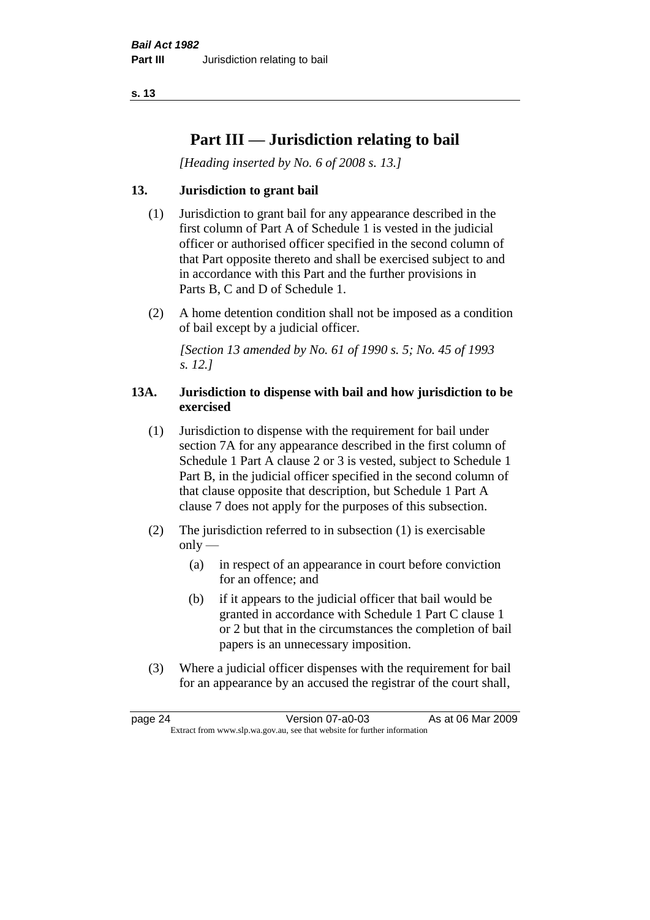# Part III — Jurisdiction relating to bail

*[Heading inserted by No. 6 of 2008 s. 13.]*

### 13. Jurisdiction to grant bail

(1) Jurisdiction to grant bail for any appearance described in the first column of Part A of Schedule 1 is vested in the judicial officer or authorised officer specified in the second column of that Part opposite thereto and shall be exercised subject to and in accordance with this Part and the further provisions in Parts B, C and D of Schedule 1.

(2) A home detention condition shall not be imposed as a condition of bail except by a judicial officer.

*[Section 13 amended by No. 61 of 1990 s. 5; No. 45 of 1993 s. 12.]*

### 13A. Jurisdiction to dispense with bail and how jurisdiction to be exercised

(1) Jurisdiction to dispense with the requirement for bail under section 7A for any appearance described in the first column of Schedule 1 Part A clause 2 or 3 is vested, subject to Schedule 1 Part B, in the judicial officer specified in the second column of that clause opposite that description, but Schedule 1 Part A clause 7 does not apply for the purposes of this subsection.

(2) The jurisdiction referred to in subsection (1) is exercisable only —

(a) in respect of an appearance in court before conviction for an offence; and

(b) if it appears to the judicial officer that bail would be granted in accordance with Schedule 1 Part C clause 1 or 2 but that in the circumstances the completion of bail papers is an unnecessary imposition.

(3) Where a judicial officer dispenses with the requirement for bail for an appearance by an accused the registrar of the court shall,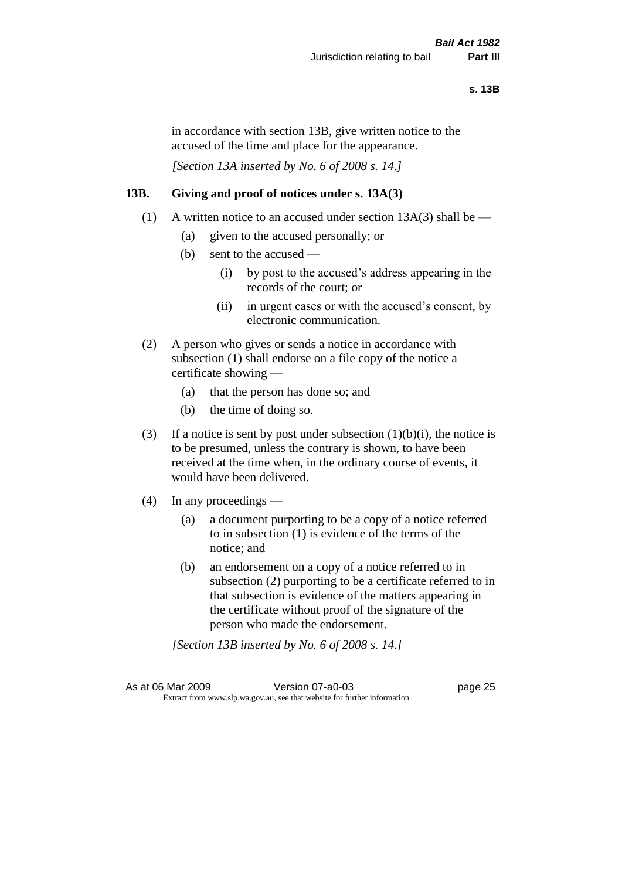in accordance with section 13B, give written notice to the accused of the time and place for the appearance.

*[Section 13A inserted by No. 6 of 2008 s. 14.]*

## 13B. Giving and proof of notices under s. 13A(3)

(1) A written notice to an accused under section 13A(3) shall be —

- (a) given to the accused personally; or
- (b) sent to the accused —
  - (i) by post to the accused's address appearing in the records of the court; or
  - (ii) in urgent cases or with the accused's consent, by electronic communication.

(2) A person who gives or sends a notice in accordance with subsection (1) shall endorse on a file copy of the notice a certificate showing —

- (a) that the person has done so; and
- (b) the time of doing so.

(3) If a notice is sent by post under subsection (1)(b)(i), the notice is to be presumed, unless the contrary is shown, to have been received at the time when, in the ordinary course of events, it would have been delivered.

(4) In any proceedings —

- (a) a document purporting to be a copy of a notice referred to in subsection (1) is evidence of the terms of the notice; and
- (b) an endorsement on a copy of a notice referred to in subsection (2) purporting to be a certificate referred to in that subsection is evidence of the matters appearing in the certificate without proof of the signature of the person who made the endorsement.

*[Section 13B inserted by No. 6 of 2008 s. 14.]*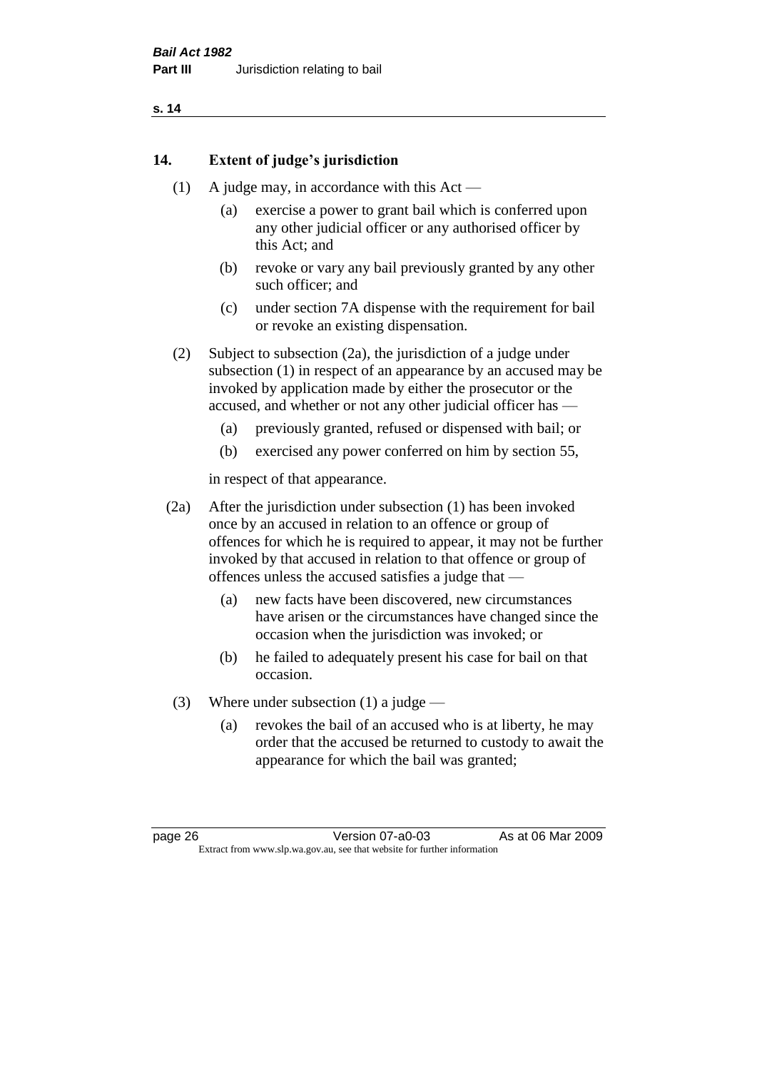## 14. Extent of judge's jurisdiction

(1) A judge may, in accordance with this Act —

(a) exercise a power to grant bail which is conferred upon any other judicial officer or any authorised officer by this Act; and

(b) revoke or vary any bail previously granted by any other such officer; and

(c) under section 7A dispense with the requirement for bail or revoke an existing dispensation.

(2) Subject to subsection (2a), the jurisdiction of a judge under subsection (1) in respect of an appearance by an accused may be invoked by application made by either the prosecutor or the accused, and whether or not any other judicial officer has —

(a) previously granted, refused or dispensed with bail; or

(b) exercised any power conferred on him by section 55,

in respect of that appearance.

(2a) After the jurisdiction under subsection (1) has been invoked once by an accused in relation to an offence or group of offences for which he is required to appear, it may not be further invoked by that accused in relation to that offence or group of offences unless the accused satisfies a judge that —

(a) new facts have been discovered, new circumstances have arisen or the circumstances have changed since the occasion when the jurisdiction was invoked; or

(b) he failed to adequately present his case for bail on that occasion.

(3) Where under subsection (1) a judge —

(a) revokes the bail of an accused who is at liberty, he may order that the accused be returned to custody to await the appearance for which the bail was granted;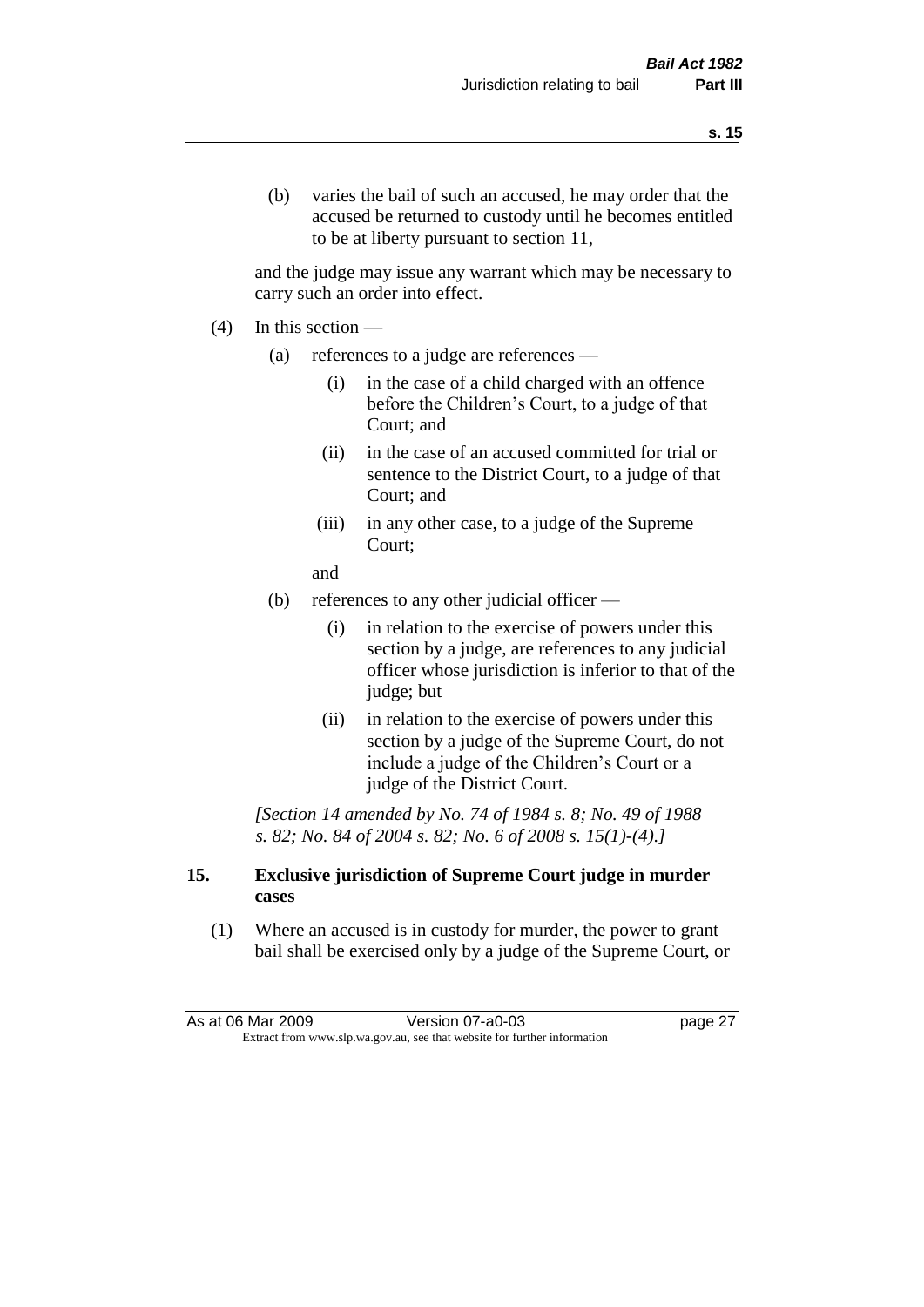(b) varies the bail of such an accused, he may order that the accused be returned to custody until he becomes entitled to be at liberty pursuant to section 11,

and the judge may issue any warrant which may be necessary to carry such an order into effect.

(4) In this section —

(a) references to a judge are references —

(i) in the case of a child charged with an offence before the Children's Court, to a judge of that Court; and

(ii) in the case of an accused committed for trial or sentence to the District Court, to a judge of that Court; and

(iii) in any other case, to a judge of the Supreme Court;

and

(b) references to any other judicial officer —

(i) in relation to the exercise of powers under this section by a judge, are references to any judicial officer whose jurisdiction is inferior to that of the judge; but

(ii) in relation to the exercise of powers under this section by a judge of the Supreme Court, do not include a judge of the Children's Court or a judge of the District Court.

*[Section 14 amended by No. 74 of 1984 s. 8; No. 49 of 1988 s. 82; No. 84 of 2004 s. 82; No. 6 of 2008 s. 15(1)-(4).]*

### 15. Exclusive jurisdiction of Supreme Court judge in murder cases

(1) Where an accused is in custody for murder, the power to grant bail shall be exercised only by a judge of the Supreme Court, or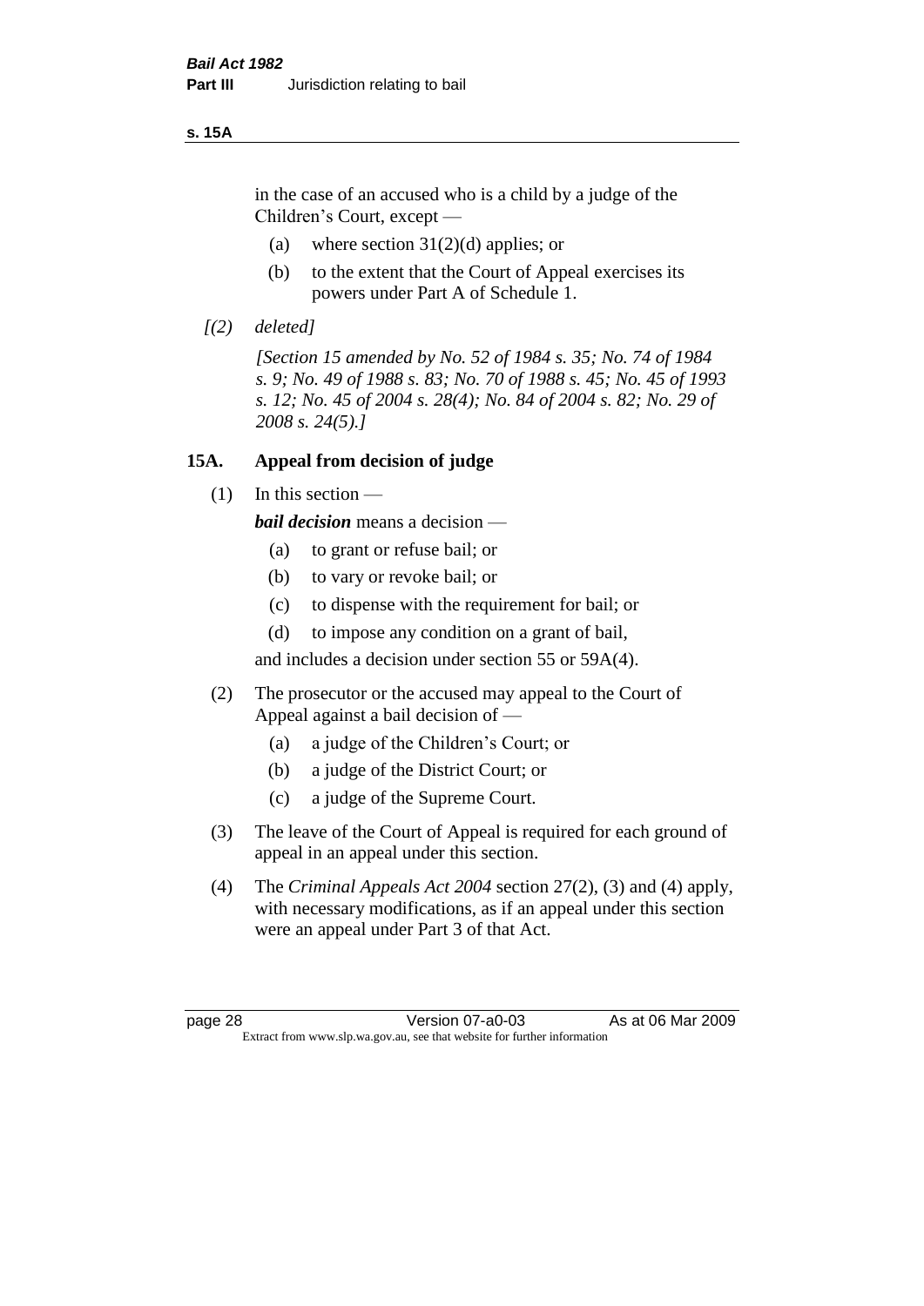in the case of an accused who is a child by a judge of the Children's Court, except —

(a) where section 31(2)(d) applies; or

(b) to the extent that the Court of Appeal exercises its powers under Part A of Schedule 1.

*[(2) deleted]*

*[Section 15 amended by No. 52 of 1984 s. 35; No. 74 of 1984 s. 9; No. 49 of 1988 s. 83; No. 70 of 1988 s. 45; No. 45 of 1993 s. 12; No. 45 of 2004 s. 28(4); No. 84 of 2004 s. 82; No. 29 of 2008 s. 24(5).]*

## 15A. Appeal from decision of judge

(1) In this section —

***bail decision*** means a decision —

(a) to grant or refuse bail; or

(b) to vary or revoke bail; or

(c) to dispense with the requirement for bail; or

(d) to impose any condition on a grant of bail,

and includes a decision under section 55 or 59A(4).

(2) The prosecutor or the accused may appeal to the Court of Appeal against a bail decision of —

(a) a judge of the Children's Court; or

(b) a judge of the District Court; or

(c) a judge of the Supreme Court.

(3) The leave of the Court of Appeal is required for each ground of appeal in an appeal under this section.

(4) The *Criminal Appeals Act 2004* section 27(2), (3) and (4) apply, with necessary modifications, as if an appeal under this section were an appeal under Part 3 of that Act.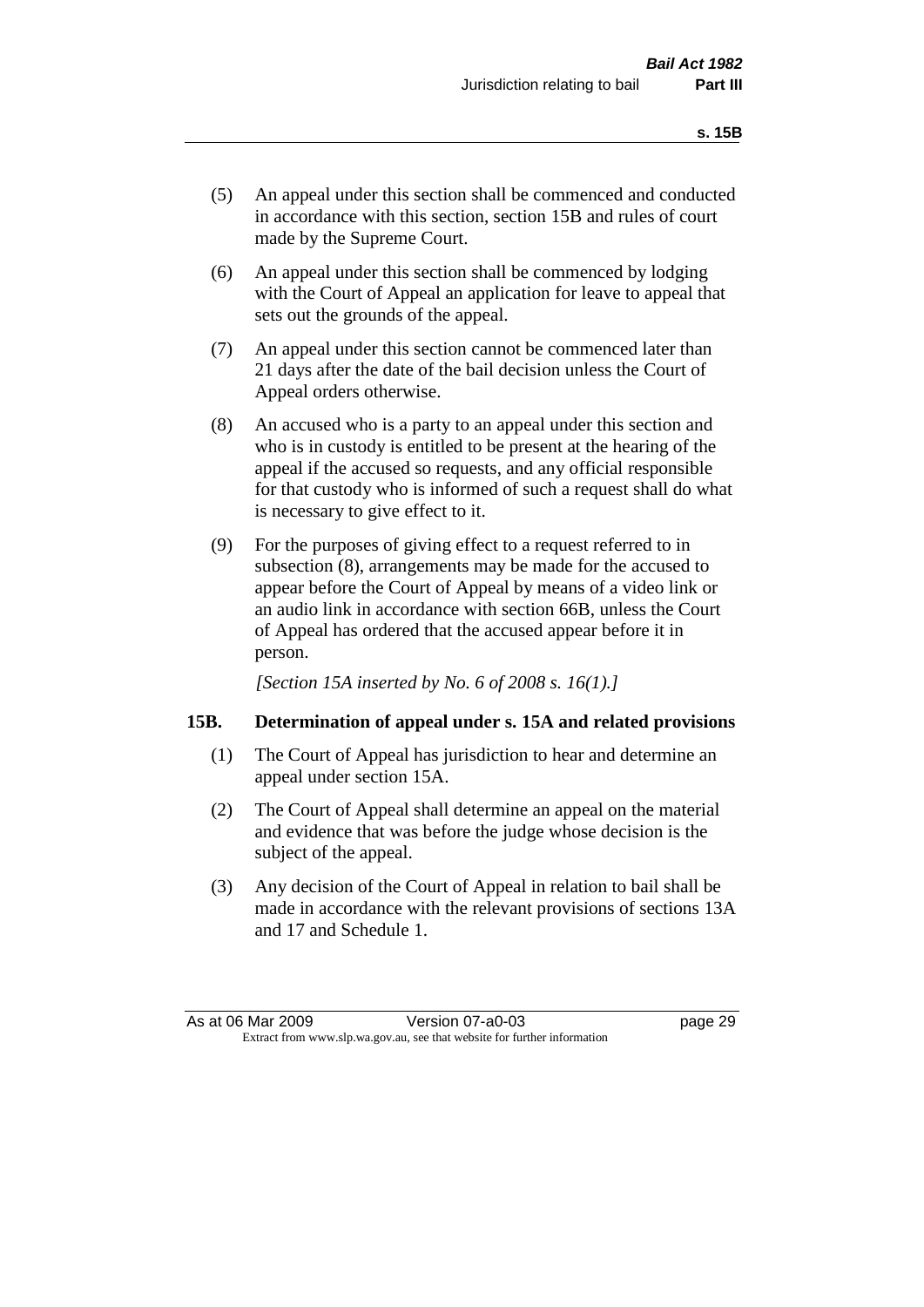(5) An appeal under this section shall be commenced and conducted in accordance with this section, section 15B and rules of court made by the Supreme Court.

(6) An appeal under this section shall be commenced by lodging with the Court of Appeal an application for leave to appeal that sets out the grounds of the appeal.

(7) An appeal under this section cannot be commenced later than 21 days after the date of the bail decision unless the Court of Appeal orders otherwise.

(8) An accused who is a party to an appeal under this section and who is in custody is entitled to be present at the hearing of the appeal if the accused so requests, and any official responsible for that custody who is informed of such a request shall do what is necessary to give effect to it.

(9) For the purposes of giving effect to a request referred to in subsection (8), arrangements may be made for the accused to appear before the Court of Appeal by means of a video link or an audio link in accordance with section 66B, unless the Court of Appeal has ordered that the accused appear before it in person.

*[Section 15A inserted by No. 6 of 2008 s. 16(1).]*

### 15B. Determination of appeal under s. 15A and related provisions

(1) The Court of Appeal has jurisdiction to hear and determine an appeal under section 15A.

(2) The Court of Appeal shall determine an appeal on the material and evidence that was before the judge whose decision is the subject of the appeal.

(3) Any decision of the Court of Appeal in relation to bail shall be made in accordance with the relevant provisions of sections 13A and 17 and Schedule 1.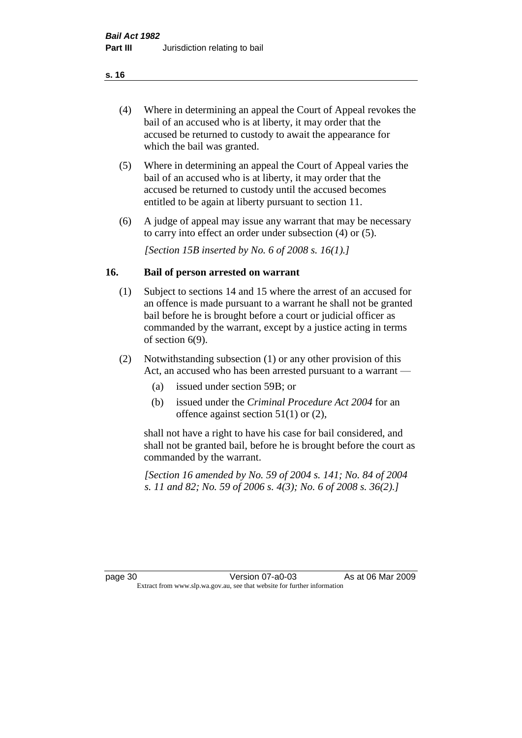(4) Where in determining an appeal the Court of Appeal revokes the bail of an accused who is at liberty, it may order that the accused be returned to custody to await the appearance for which the bail was granted.

(5) Where in determining an appeal the Court of Appeal varies the bail of an accused who is at liberty, it may order that the accused be returned to custody until the accused becomes entitled to be again at liberty pursuant to section 11.

(6) A judge of appeal may issue any warrant that may be necessary to carry into effect an order under subsection (4) or (5).

*[Section 15B inserted by No. 6 of 2008 s. 16(1).]*

## 16. Bail of person arrested on warrant

(1) Subject to sections 14 and 15 where the arrest of an accused for an offence is made pursuant to a warrant he shall not be granted bail before he is brought before a court or judicial officer as commanded by the warrant, except by a justice acting in terms of section 6(9).

(2) Notwithstanding subsection (1) or any other provision of this Act, an accused who has been arrested pursuant to a warrant —

- (a) issued under section 59B; or
- (b) issued under the *Criminal Procedure Act 2004* for an offence against section 51(1) or (2),

shall not have a right to have his case for bail considered, and shall not be granted bail, before he is brought before the court as commanded by the warrant.

*[Section 16 amended by No. 59 of 2004 s. 141; No. 84 of 2004 s. 11 and 82; No. 59 of 2006 s. 4(3); No. 6 of 2008 s. 36(2).]*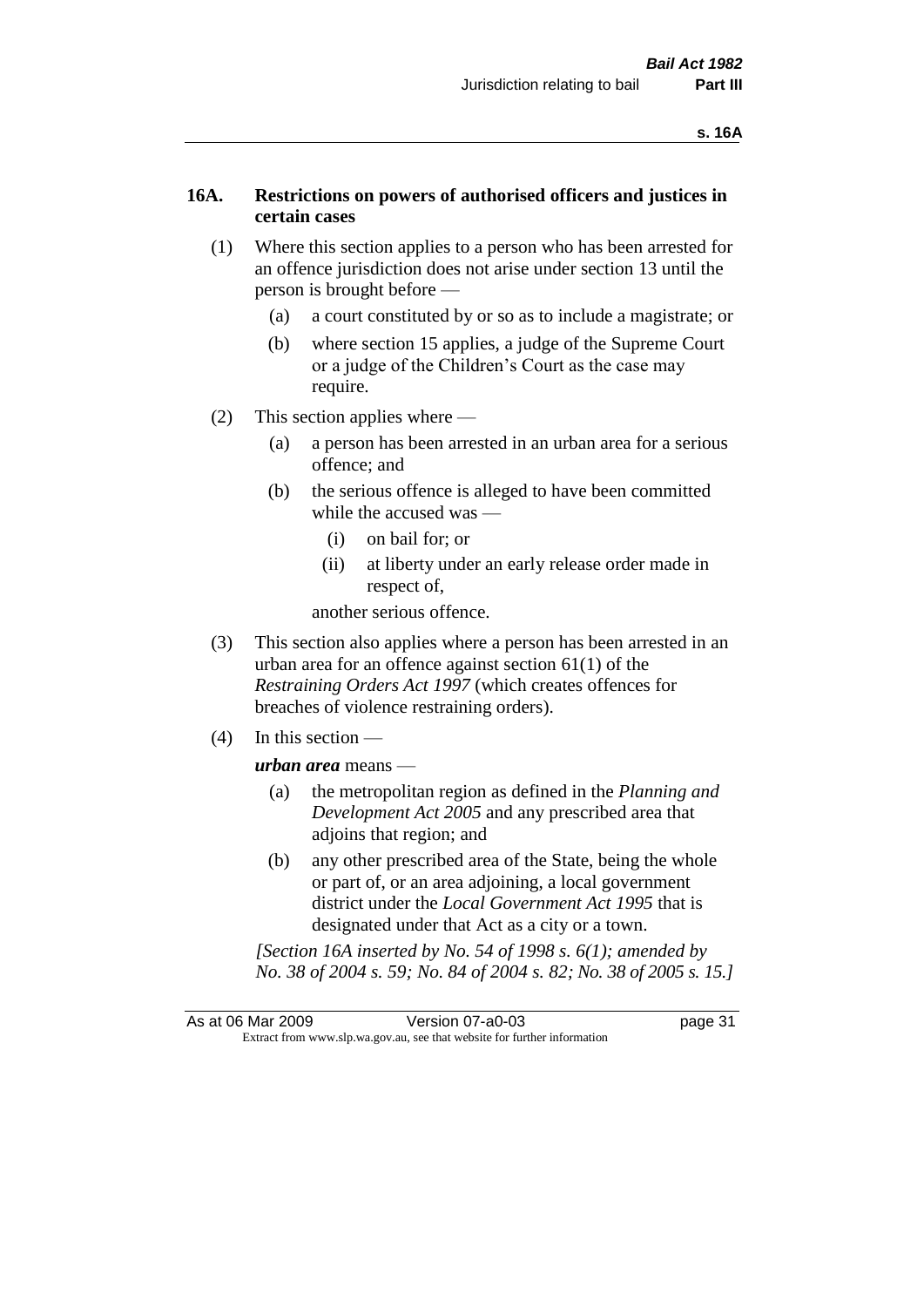## 16A. Restrictions on powers of authorised officers and justices in certain cases

(1) Where this section applies to a person who has been arrested for an offence jurisdiction does not arise under section 13 until the person is brought before —

  (a) a court constituted by or so as to include a magistrate; or

  (b) where section 15 applies, a judge of the Supreme Court or a judge of the Children's Court as the case may require.

(2) This section applies where —

  (a) a person has been arrested in an urban area for a serious offence; and

  (b) the serious offence is alleged to have been committed while the accused was —

    (i) on bail for; or

    (ii) at liberty under an early release order made in respect of,

  another serious offence.

(3) This section also applies where a person has been arrested in an urban area for an offence against section 61(1) of the *Restraining Orders Act 1997* (which creates offences for breaches of violence restraining orders).

(4) In this section —

***urban area*** means —

  (a) the metropolitan region as defined in the *Planning and Development Act 2005* and any prescribed area that adjoins that region; and

  (b) any other prescribed area of the State, being the whole or part of, or an area adjoining, a local government district under the *Local Government Act 1995* that is designated under that Act as a city or a town.

*[Section 16A inserted by No. 54 of 1998 s. 6(1); amended by No. 38 of 2004 s. 59; No. 84 of 2004 s. 82; No. 38 of 2005 s. 15.]*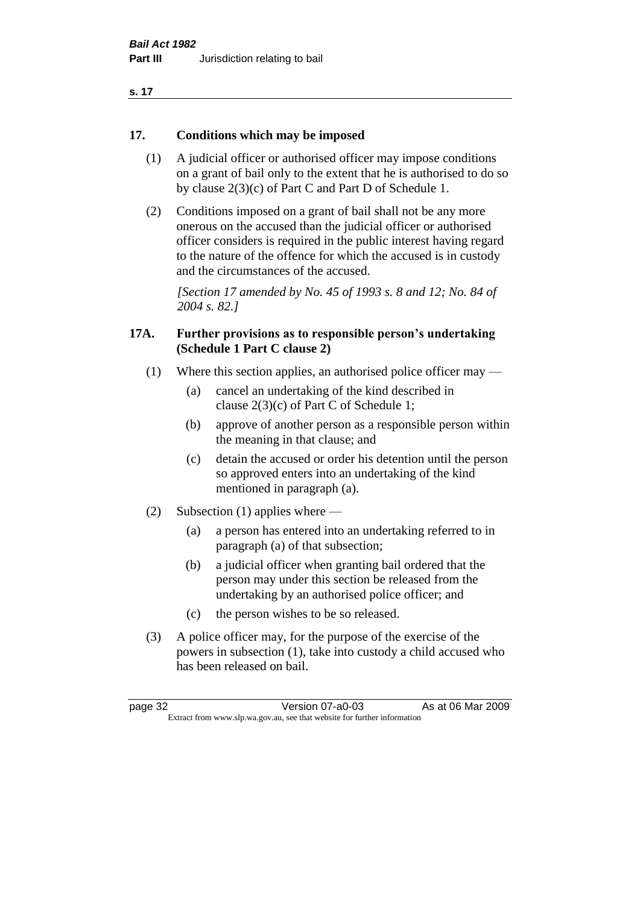## 17. Conditions which may be imposed

(1) A judicial officer or authorised officer may impose conditions on a grant of bail only to the extent that he is authorised to do so by clause 2(3)(c) of Part C and Part D of Schedule 1.

(2) Conditions imposed on a grant of bail shall not be any more onerous on the accused than the judicial officer or authorised officer considers is required in the public interest having regard to the nature of the offence for which the accused is in custody and the circumstances of the accused.

*[Section 17 amended by No. 45 of 1993 s. 8 and 12; No. 84 of 2004 s. 82.]*

## 17A. Further provisions as to responsible person's undertaking (Schedule 1 Part C clause 2)

(1) Where this section applies, an authorised police officer may —

(a) cancel an undertaking of the kind described in clause 2(3)(c) of Part C of Schedule 1;

(b) approve of another person as a responsible person within the meaning in that clause; and

(c) detain the accused or order his detention until the person so approved enters into an undertaking of the kind mentioned in paragraph (a).

(2) Subsection (1) applies where —

(a) a person has entered into an undertaking referred to in paragraph (a) of that subsection;

(b) a judicial officer when granting bail ordered that the person may under this section be released from the undertaking by an authorised police officer; and

(c) the person wishes to be so released.

(3) A police officer may, for the purpose of the exercise of the powers in subsection (1), take into custody a child accused who has been released on bail.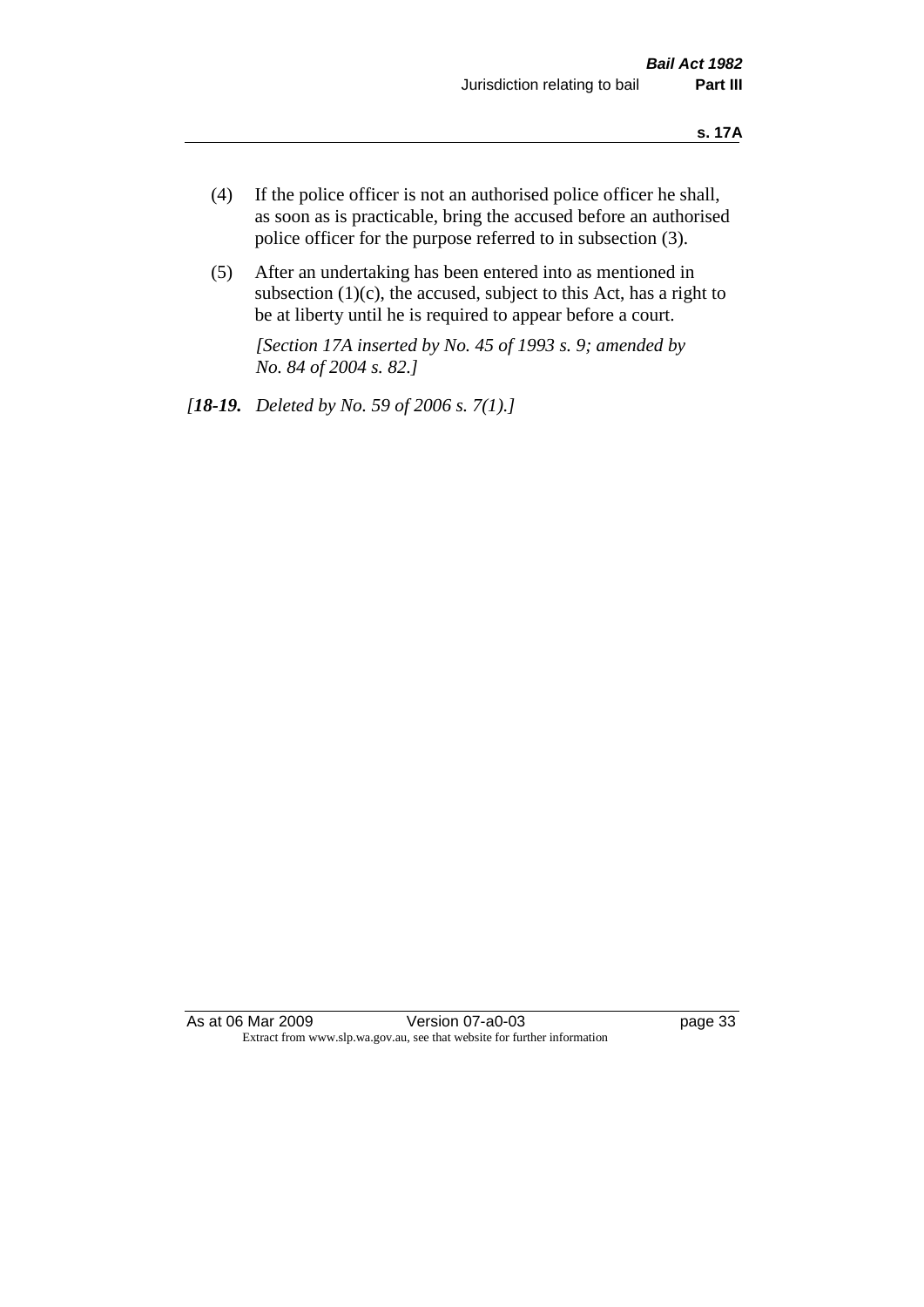(4) If the police officer is not an authorised police officer he shall, as soon as is practicable, bring the accused before an authorised police officer for the purpose referred to in subsection (3).

(5) After an undertaking has been entered into as mentioned in subsection (1)(c), the accused, subject to this Act, has a right to be at liberty until he is required to appear before a court.

*[Section 17A inserted by No. 45 of 1993 s. 9; amended by No. 84 of 2004 s. 82.]*

*[**18-19.** Deleted by No. 59 of 2006 s. 7(1).]*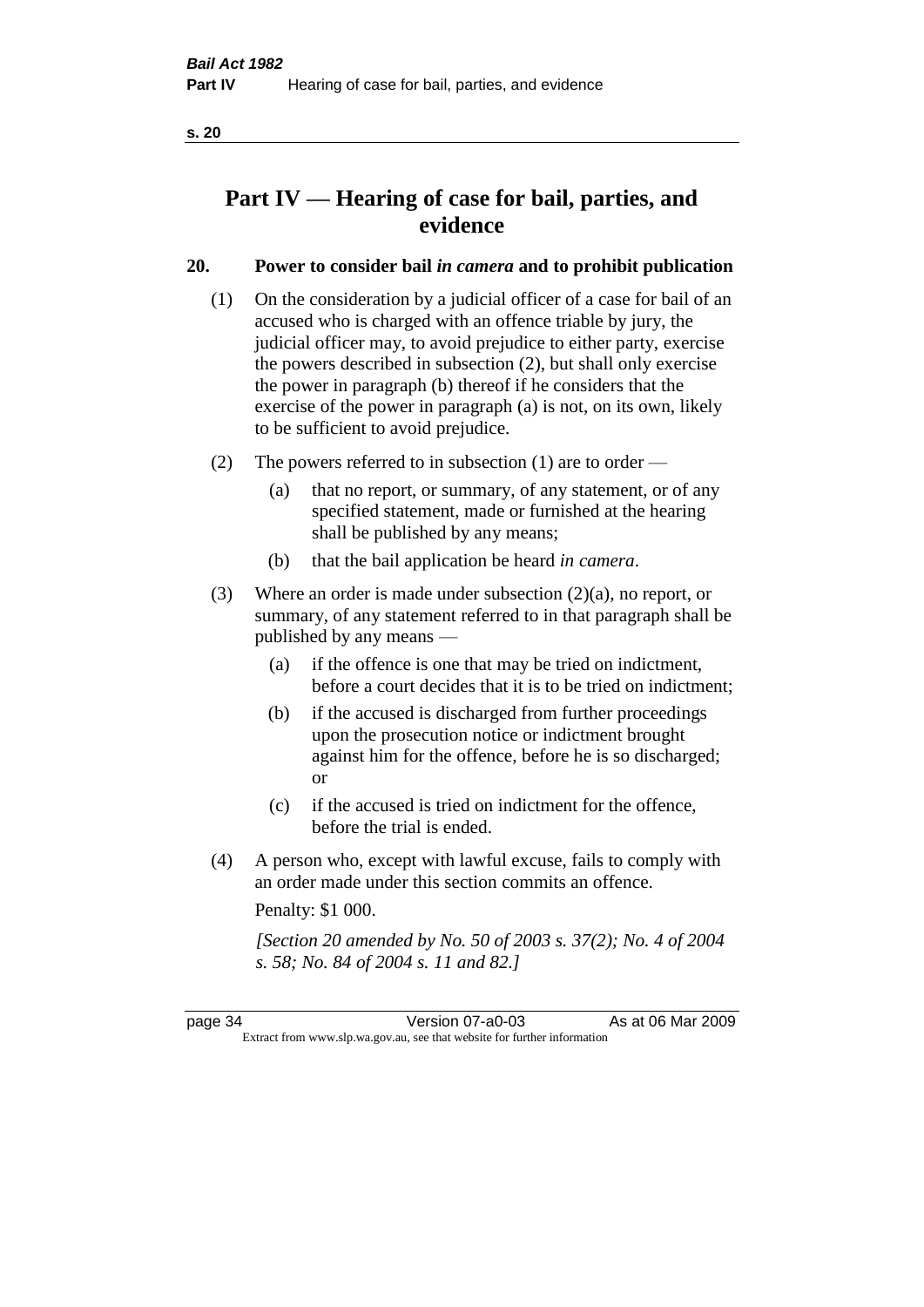# Part IV — Hearing of case for bail, parties, and evidence

## 20. Power to consider bail *in camera* and to prohibit publication

(1) On the consideration by a judicial officer of a case for bail of an accused who is charged with an offence triable by jury, the judicial officer may, to avoid prejudice to either party, exercise the powers described in subsection (2), but shall only exercise the power in paragraph (b) thereof if he considers that the exercise of the power in paragraph (a) is not, on its own, likely to be sufficient to avoid prejudice.

(2) The powers referred to in subsection (1) are to order —

- (a) that no report, or summary, of any statement, or of any specified statement, made or furnished at the hearing shall be published by any means;
- (b) that the bail application be heard *in camera*.

(3) Where an order is made under subsection (2)(a), no report, or summary, of any statement referred to in that paragraph shall be published by any means —

- (a) if the offence is one that may be tried on indictment, before a court decides that it is to be tried on indictment;
- (b) if the accused is discharged from further proceedings upon the prosecution notice or indictment brought against him for the offence, before he is so discharged; or
- (c) if the accused is tried on indictment for the offence, before the trial is ended.

(4) A person who, except with lawful excuse, fails to comply with an order made under this section commits an offence.

Penalty: $1 000.

*[Section 20 amended by No. 50 of 2003 s. 37(2); No. 4 of 2004 s. 58; No. 84 of 2004 s. 11 and 82.]*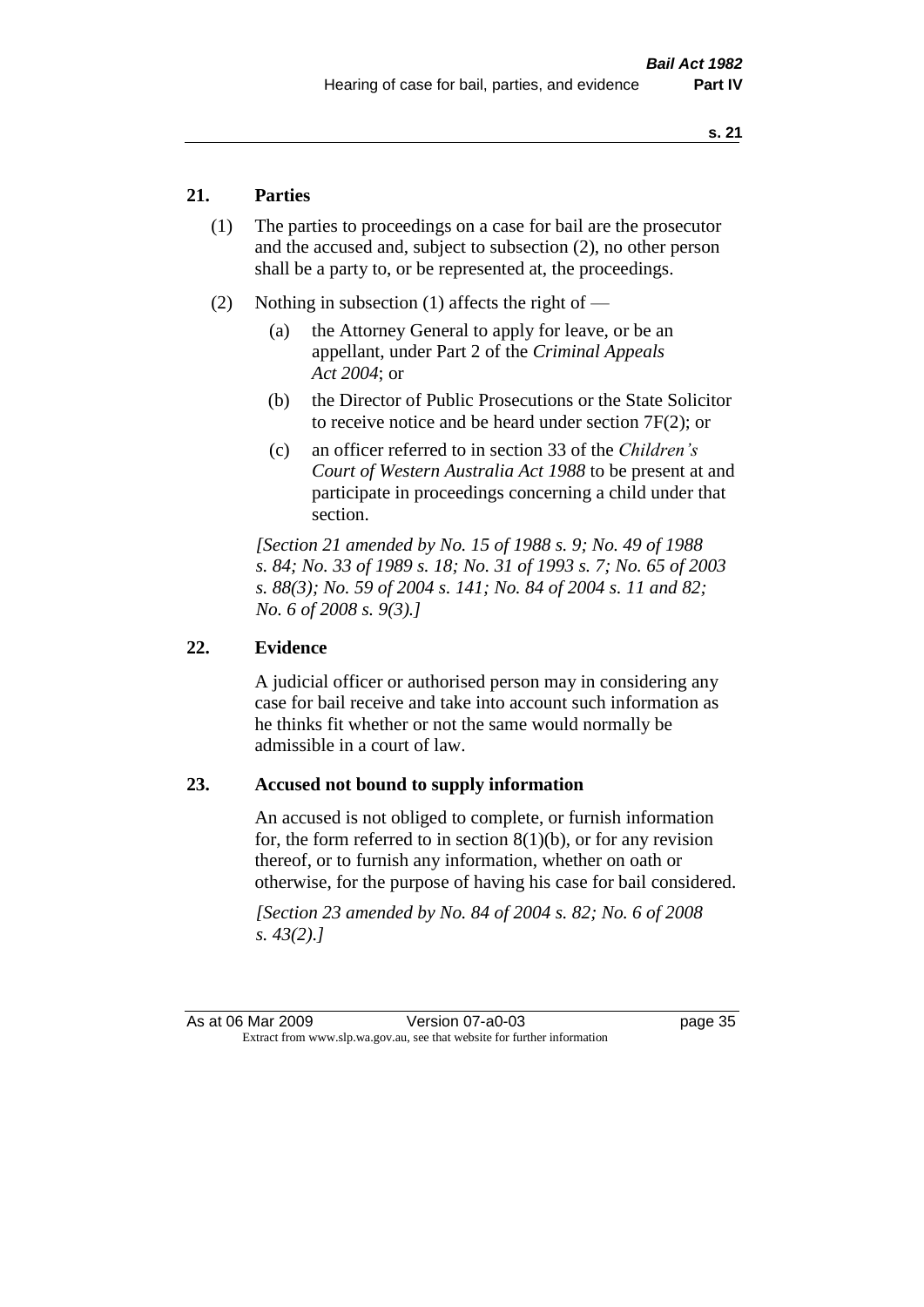## 21. Parties

(1) The parties to proceedings on a case for bail are the prosecutor and the accused and, subject to subsection (2), no other person shall be a party to, or be represented at, the proceedings.

(2) Nothing in subsection (1) affects the right of —

(a) the Attorney General to apply for leave, or be an appellant, under Part 2 of the *Criminal Appeals Act 2004*; or

(b) the Director of Public Prosecutions or the State Solicitor to receive notice and be heard under section 7F(2); or

(c) an officer referred to in section 33 of the *Children's Court of Western Australia Act 1988* to be present at and participate in proceedings concerning a child under that section.

*[Section 21 amended by No. 15 of 1988 s. 9; No. 49 of 1988 s. 84; No. 33 of 1989 s. 18; No. 31 of 1993 s. 7; No. 65 of 2003 s. 88(3); No. 59 of 2004 s. 141; No. 84 of 2004 s. 11 and 82; No. 6 of 2008 s. 9(3).]*

## 22. Evidence

A judicial officer or authorised person may in considering any case for bail receive and take into account such information as he thinks fit whether or not the same would normally be admissible in a court of law.

## 23. Accused not bound to supply information

An accused is not obliged to complete, or furnish information for, the form referred to in section 8(1)(b), or for any revision thereof, or to furnish any information, whether on oath or otherwise, for the purpose of having his case for bail considered.

*[Section 23 amended by No. 84 of 2004 s. 82; No. 6 of 2008 s. 43(2).]*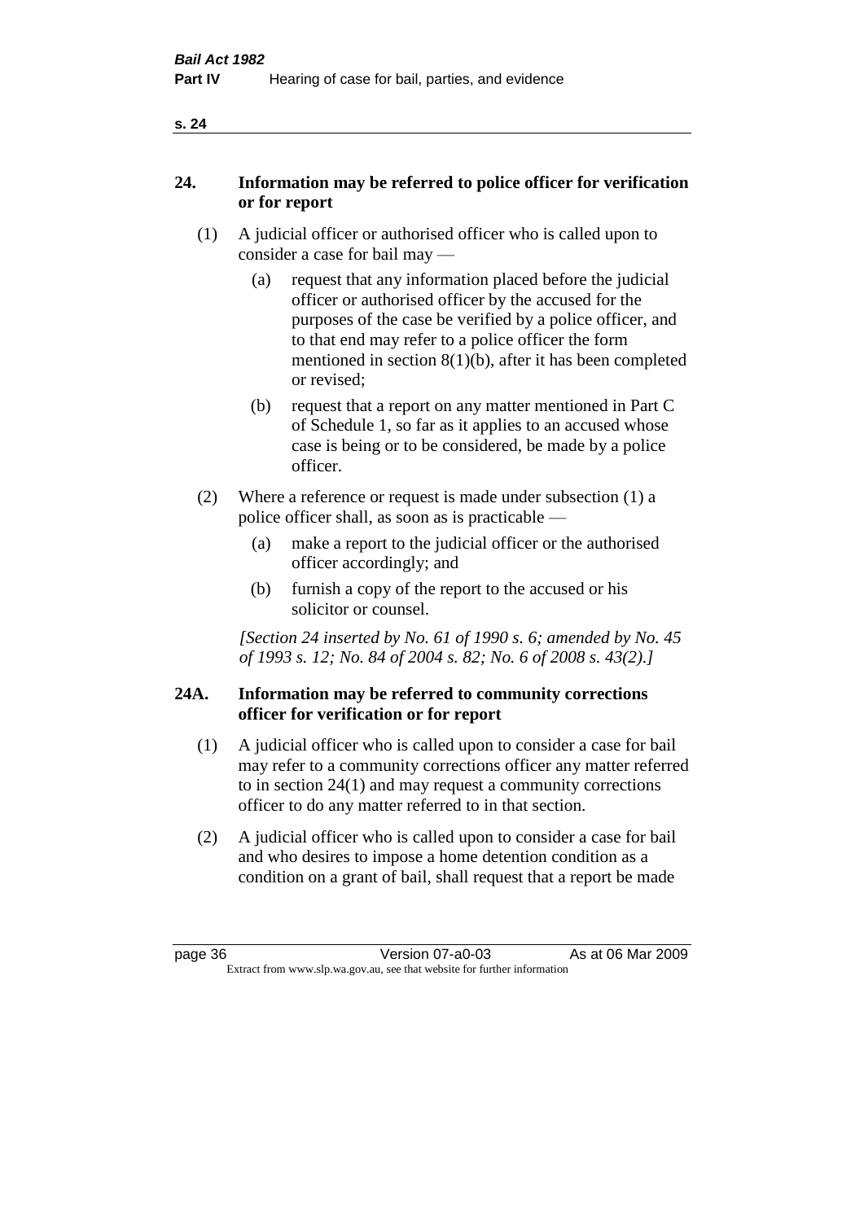## 24. Information may be referred to police officer for verification or for report

(1) A judicial officer or authorised officer who is called upon to consider a case for bail may —

(a) request that any information placed before the judicial officer or authorised officer by the accused for the purposes of the case be verified by a police officer, and to that end may refer to a police officer the form mentioned in section 8(1)(b), after it has been completed or revised;

(b) request that a report on any matter mentioned in Part C of Schedule 1, so far as it applies to an accused whose case is being or to be considered, be made by a police officer.

(2) Where a reference or request is made under subsection (1) a police officer shall, as soon as is practicable —

(a) make a report to the judicial officer or the authorised officer accordingly; and

(b) furnish a copy of the report to the accused or his solicitor or counsel.

*[Section 24 inserted by No. 61 of 1990 s. 6; amended by No. 45 of 1993 s. 12; No. 84 of 2004 s. 82; No. 6 of 2008 s. 43(2).]*

## 24A. Information may be referred to community corrections officer for verification or for report

(1) A judicial officer who is called upon to consider a case for bail may refer to a community corrections officer any matter referred to in section 24(1) and may request a community corrections officer to do any matter referred to in that section.

(2) A judicial officer who is called upon to consider a case for bail and who desires to impose a home detention condition as a condition on a grant of bail, shall request that a report be made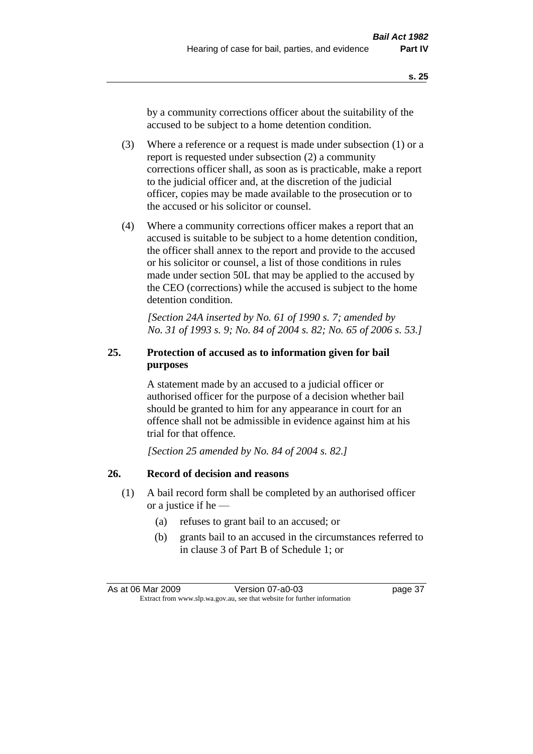by a community corrections officer about the suitability of the accused to be subject to a home detention condition.

(3) Where a reference or a request is made under subsection (1) or a report is requested under subsection (2) a community corrections officer shall, as soon as is practicable, make a report to the judicial officer and, at the discretion of the judicial officer, copies may be made available to the prosecution or to the accused or his solicitor or counsel.

(4) Where a community corrections officer makes a report that an accused is suitable to be subject to a home detention condition, the officer shall annex to the report and provide to the accused or his solicitor or counsel, a list of those conditions in rules made under section 50L that may be applied to the accused by the CEO (corrections) while the accused is subject to the home detention condition.

*[Section 24A inserted by No. 61 of 1990 s. 7; amended by No. 31 of 1993 s. 9; No. 84 of 2004 s. 82; No. 65 of 2006 s. 53.]*

### 25. Protection of accused as to information given for bail purposes

A statement made by an accused to a judicial officer or authorised officer for the purpose of a decision whether bail should be granted to him for any appearance in court for an offence shall not be admissible in evidence against him at his trial for that offence.

*[Section 25 amended by No. 84 of 2004 s. 82.]*

### 26. Record of decision and reasons

(1) A bail record form shall be completed by an authorised officer or a justice if he —

- (a) refuses to grant bail to an accused; or
- (b) grants bail to an accused in the circumstances referred to in clause 3 of Part B of Schedule 1; or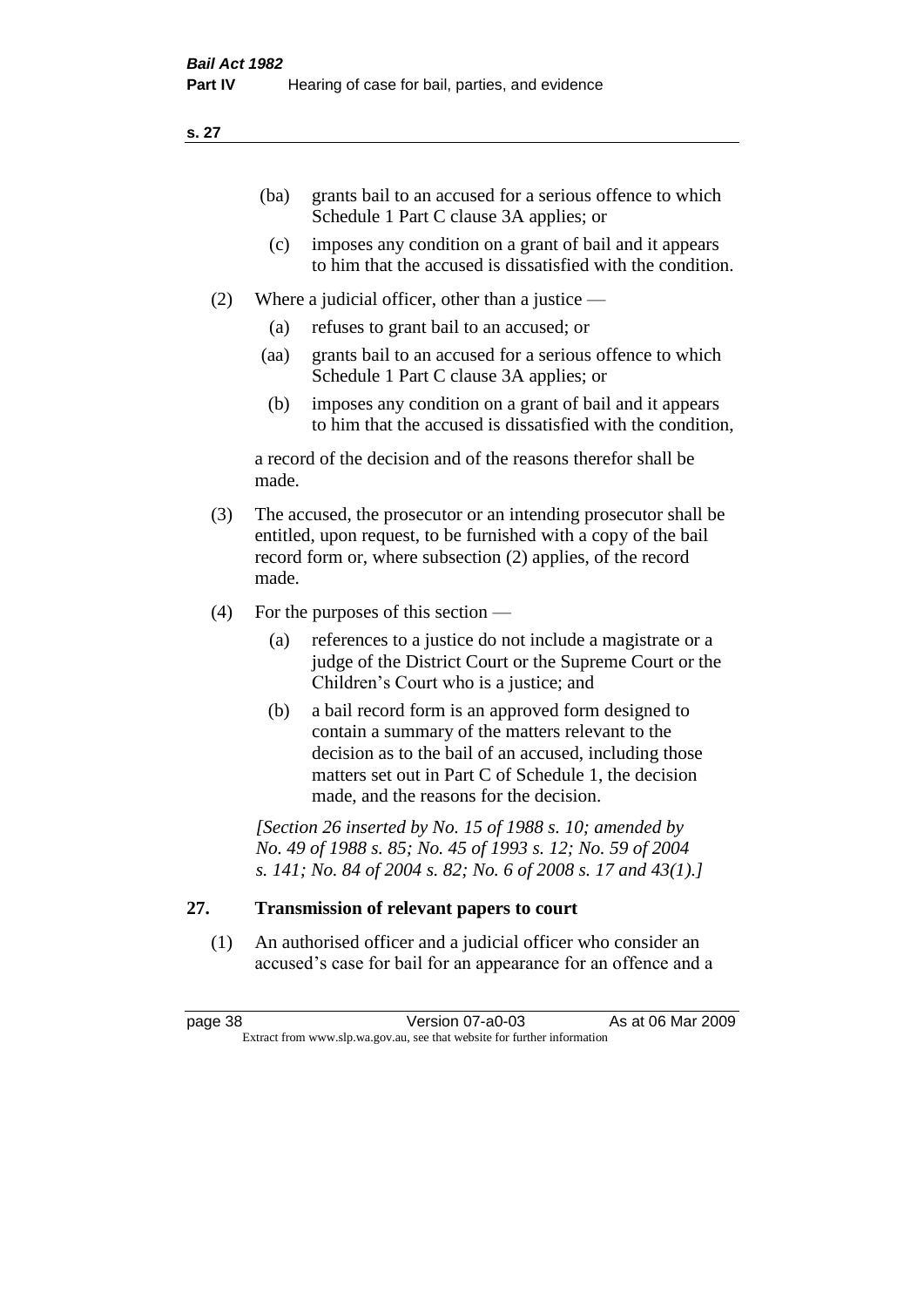(ba) grants bail to an accused for a serious offence to which Schedule 1 Part C clause 3A applies; or

(c) imposes any condition on a grant of bail and it appears to him that the accused is dissatisfied with the condition.

(2) Where a judicial officer, other than a justice —

(a) refuses to grant bail to an accused; or

(aa) grants bail to an accused for a serious offence to which Schedule 1 Part C clause 3A applies; or

(b) imposes any condition on a grant of bail and it appears to him that the accused is dissatisfied with the condition,

a record of the decision and of the reasons therefor shall be made.

(3) The accused, the prosecutor or an intending prosecutor shall be entitled, upon request, to be furnished with a copy of the bail record form or, where subsection (2) applies, of the record made.

(4) For the purposes of this section —

(a) references to a justice do not include a magistrate or a judge of the District Court or the Supreme Court or the Children's Court who is a justice; and

(b) a bail record form is an approved form designed to contain a summary of the matters relevant to the decision as to the bail of an accused, including those matters set out in Part C of Schedule 1, the decision made, and the reasons for the decision.

*[Section 26 inserted by No. 15 of 1988 s. 10; amended by No. 49 of 1988 s. 85; No. 45 of 1993 s. 12; No. 59 of 2004 s. 141; No. 84 of 2004 s. 82; No. 6 of 2008 s. 17 and 43(1).]*

## 27. Transmission of relevant papers to court

(1) An authorised officer and a judicial officer who consider an accused's case for bail for an appearance for an offence and a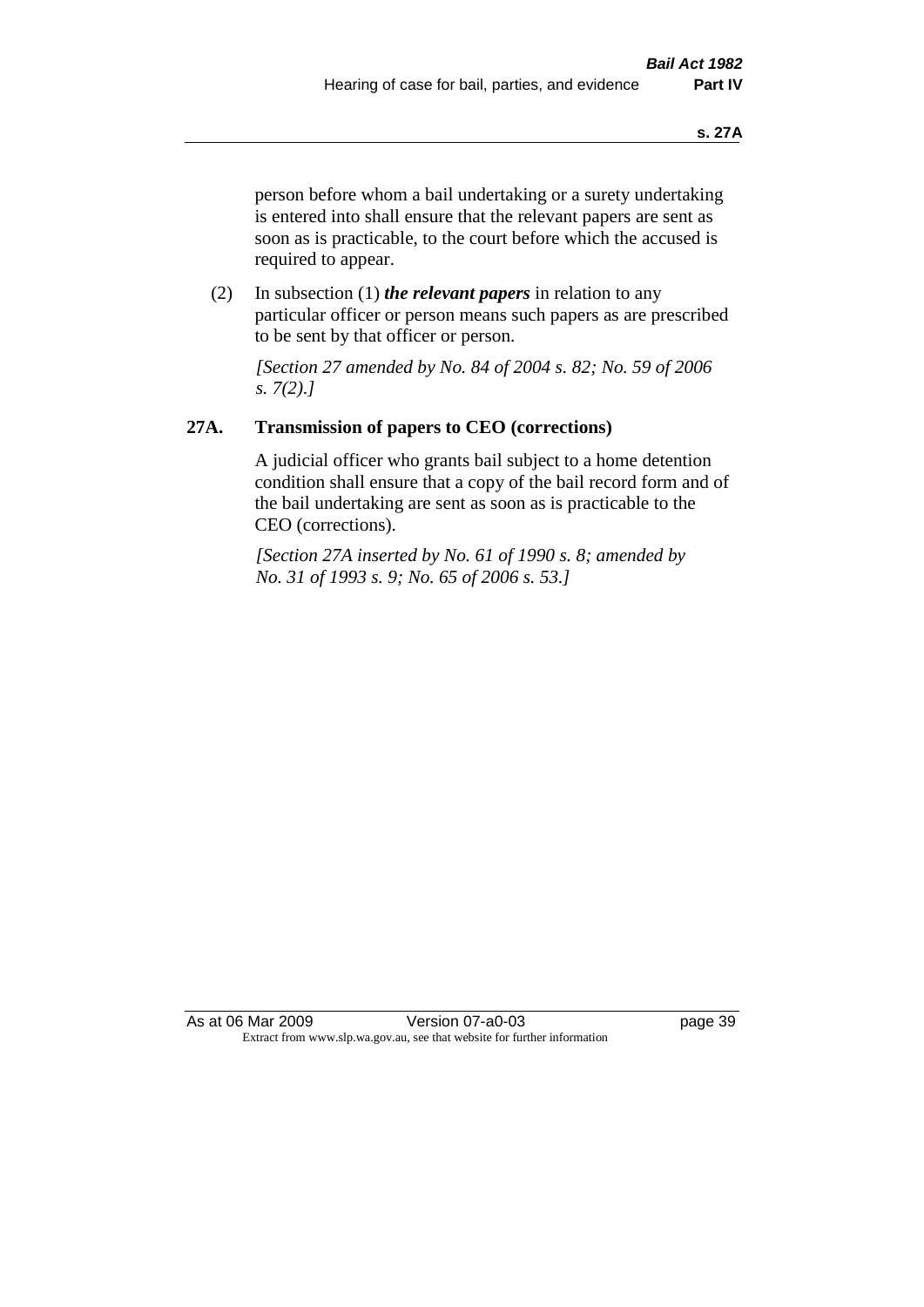person before whom a bail undertaking or a surety undertaking is entered into shall ensure that the relevant papers are sent as soon as is practicable, to the court before which the accused is required to appear.

(2) In subsection (1) ***the relevant papers*** in relation to any particular officer or person means such papers as are prescribed to be sent by that officer or person.

*[Section 27 amended by No. 84 of 2004 s. 82; No. 59 of 2006 s. 7(2).]*

## 27A. Transmission of papers to CEO (corrections)

A judicial officer who grants bail subject to a home detention condition shall ensure that a copy of the bail record form and of the bail undertaking are sent as soon as is practicable to the CEO (corrections).

*[Section 27A inserted by No. 61 of 1990 s. 8; amended by No. 31 of 1993 s. 9; No. 65 of 2006 s. 53.]*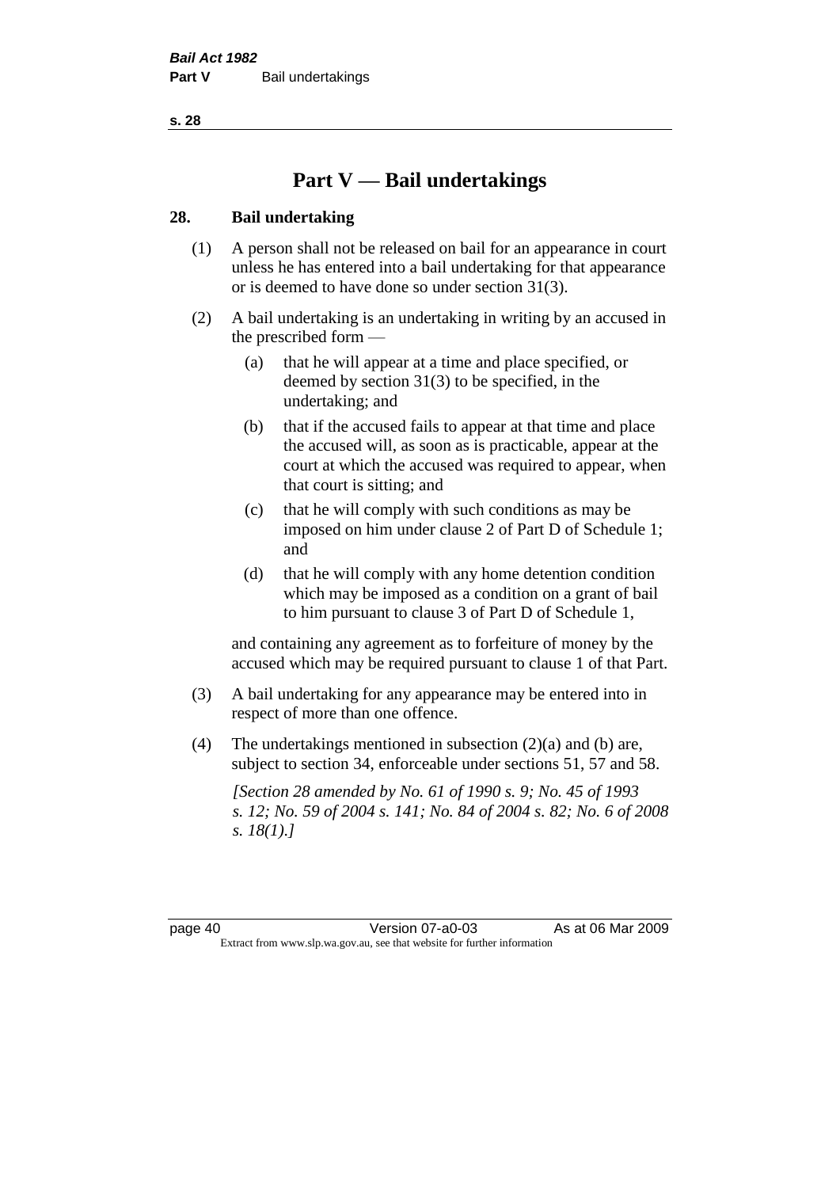# Part V — Bail undertakings

## 28. Bail undertaking

(1) A person shall not be released on bail for an appearance in court unless he has entered into a bail undertaking for that appearance or is deemed to have done so under section 31(3).

(2) A bail undertaking is an undertaking in writing by an accused in the prescribed form —

  (a) that he will appear at a time and place specified, or deemed by section 31(3) to be specified, in the undertaking; and

  (b) that if the accused fails to appear at that time and place the accused will, as soon as is practicable, appear at the court at which the accused was required to appear, when that court is sitting; and

  (c) that he will comply with such conditions as may be imposed on him under clause 2 of Part D of Schedule 1; and

  (d) that he will comply with any home detention condition which may be imposed as a condition on a grant of bail to him pursuant to clause 3 of Part D of Schedule 1,

and containing any agreement as to forfeiture of money by the accused which may be required pursuant to clause 1 of that Part.

(3) A bail undertaking for any appearance may be entered into in respect of more than one offence.

(4) The undertakings mentioned in subsection (2)(a) and (b) are, subject to section 34, enforceable under sections 51, 57 and 58.

*[Section 28 amended by No. 61 of 1990 s. 9; No. 45 of 1993 s. 12; No. 59 of 2004 s. 141; No. 84 of 2004 s. 82; No. 6 of 2008 s. 18(1).]*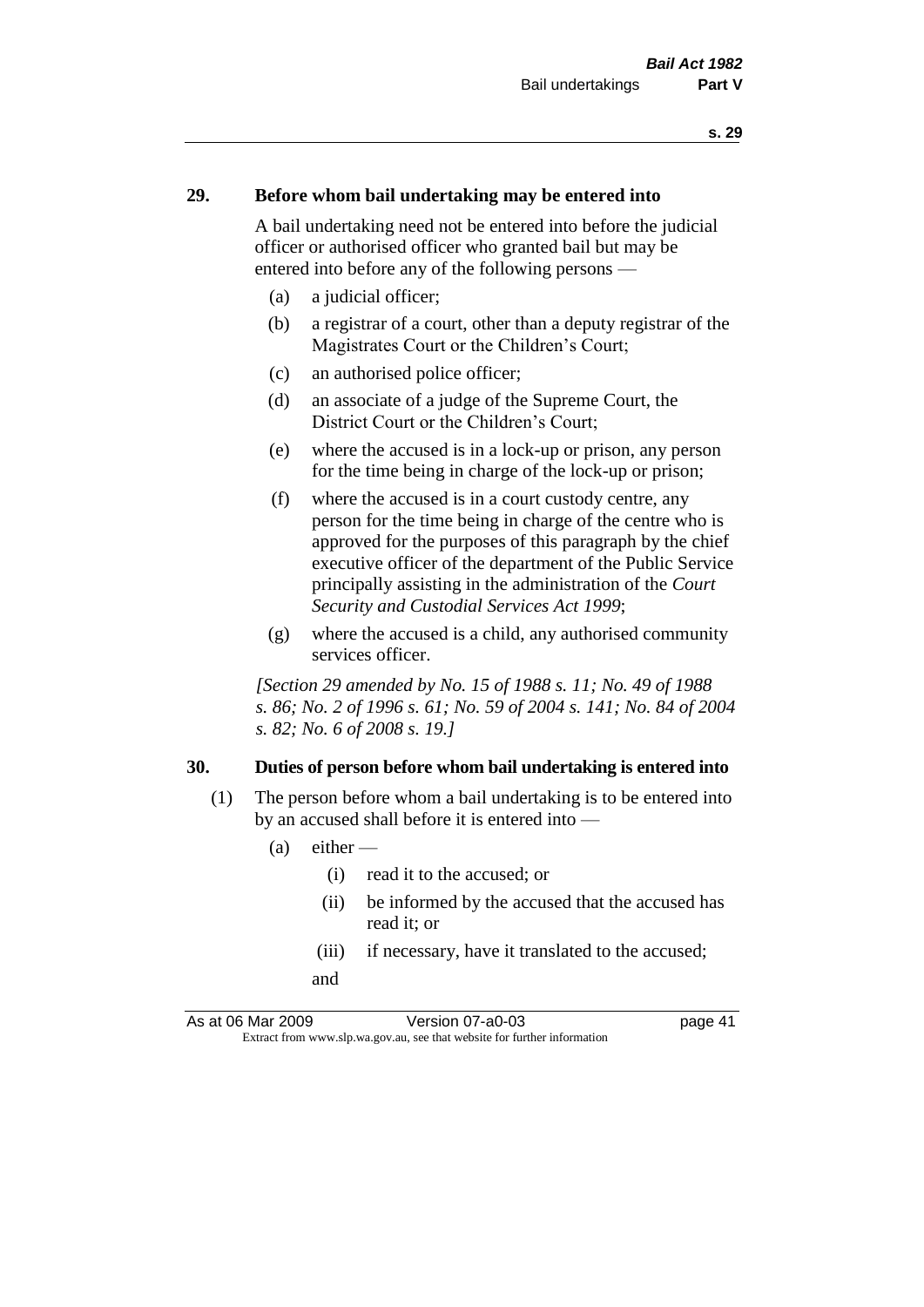## 29. Before whom bail undertaking may be entered into

A bail undertaking need not be entered into before the judicial officer or authorised officer who granted bail but may be entered into before any of the following persons —

(a) a judicial officer;

(b) a registrar of a court, other than a deputy registrar of the Magistrates Court or the Children's Court;

(c) an authorised police officer;

(d) an associate of a judge of the Supreme Court, the District Court or the Children's Court;

(e) where the accused is in a lock-up or prison, any person for the time being in charge of the lock-up or prison;

(f) where the accused is in a court custody centre, any person for the time being in charge of the centre who is approved for the purposes of this paragraph by the chief executive officer of the department of the Public Service principally assisting in the administration of the *Court Security and Custodial Services Act 1999*;

(g) where the accused is a child, any authorised community services officer.

*[Section 29 amended by No. 15 of 1988 s. 11; No. 49 of 1988 s. 86; No. 2 of 1996 s. 61; No. 59 of 2004 s. 141; No. 84 of 2004 s. 82; No. 6 of 2008 s. 19.]*

## 30. Duties of person before whom bail undertaking is entered into

(1) The person before whom a bail undertaking is to be entered into by an accused shall before it is entered into —

(a) either —

(i) read it to the accused; or

(ii) be informed by the accused that the accused has read it; or

(iii) if necessary, have it translated to the accused;

and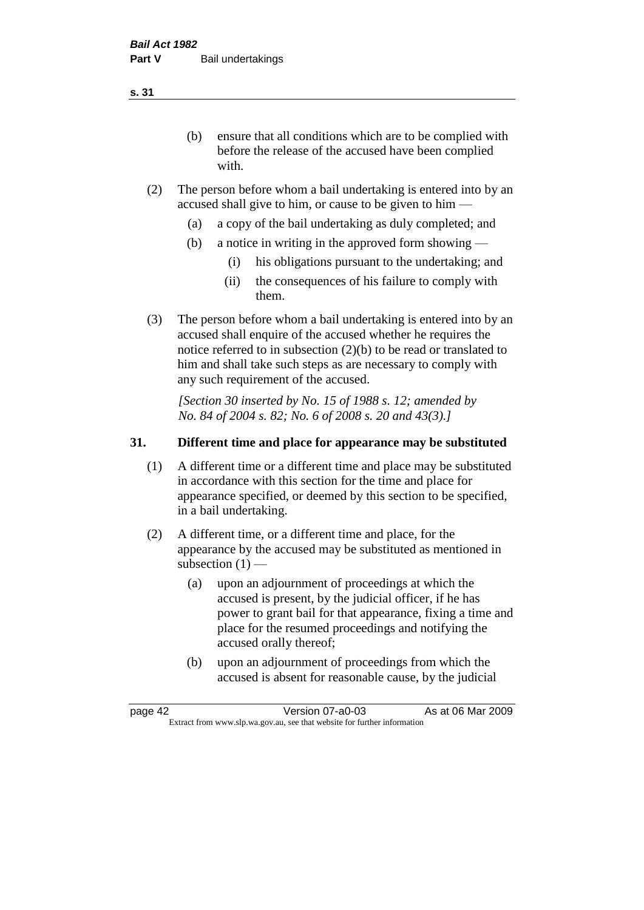(b) ensure that all conditions which are to be complied with before the release of the accused have been complied with.

(2) The person before whom a bail undertaking is entered into by an accused shall give to him, or cause to be given to him —

(a) a copy of the bail undertaking as duly completed; and

(b) a notice in writing in the approved form showing —

(i) his obligations pursuant to the undertaking; and

(ii) the consequences of his failure to comply with them.

(3) The person before whom a bail undertaking is entered into by an accused shall enquire of the accused whether he requires the notice referred to in subsection (2)(b) to be read or translated to him and shall take such steps as are necessary to comply with any such requirement of the accused.

*[Section 30 inserted by No. 15 of 1988 s. 12; amended by No. 84 of 2004 s. 82; No. 6 of 2008 s. 20 and 43(3).]*

## 31. Different time and place for appearance may be substituted

(1) A different time or a different time and place may be substituted in accordance with this section for the time and place for appearance specified, or deemed by this section to be specified, in a bail undertaking.

(2) A different time, or a different time and place, for the appearance by the accused may be substituted as mentioned in subsection (1) —

(a) upon an adjournment of proceedings at which the accused is present, by the judicial officer, if he has power to grant bail for that appearance, fixing a time and place for the resumed proceedings and notifying the accused orally thereof;

(b) upon an adjournment of proceedings from which the accused is absent for reasonable cause, by the judicial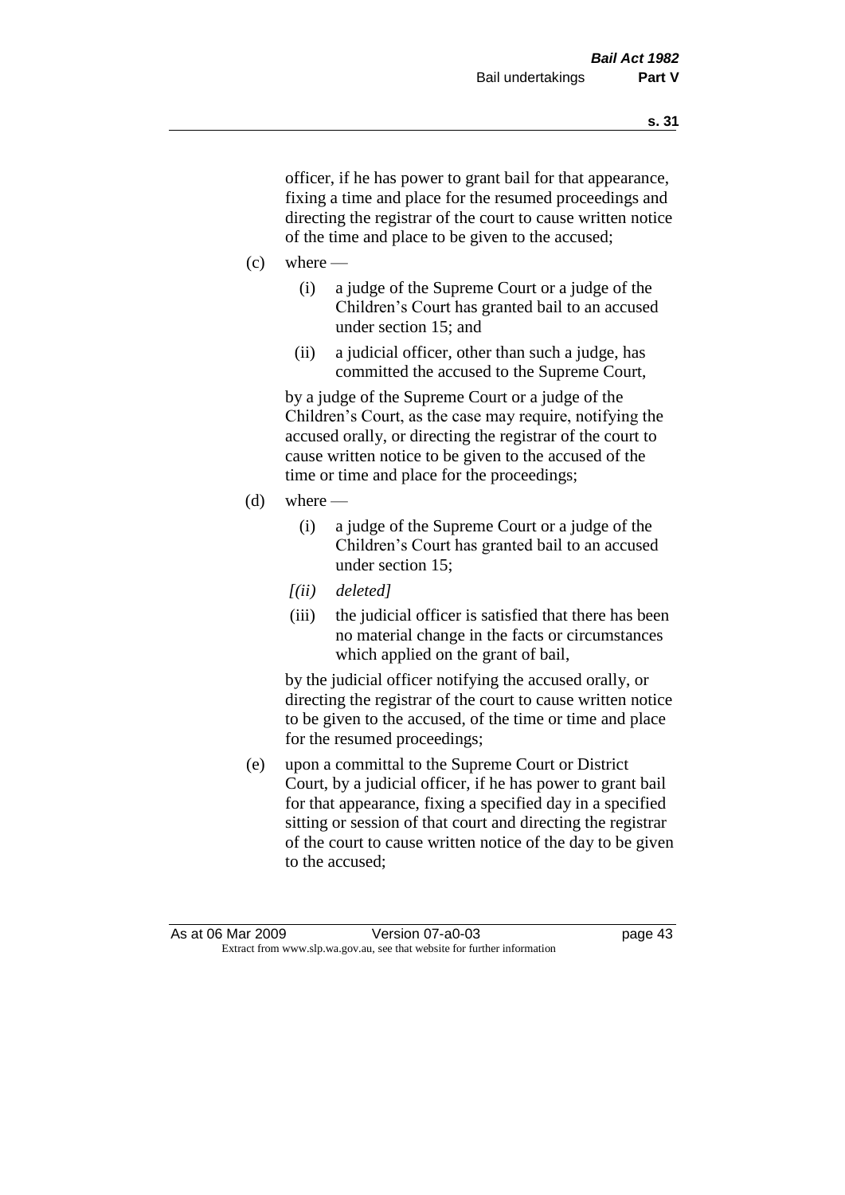officer, if he has power to grant bail for that appearance, fixing a time and place for the resumed proceedings and directing the registrar of the court to cause written notice of the time and place to be given to the accused;

(c) where —

 (i) a judge of the Supreme Court or a judge of the Children's Court has granted bail to an accused under section 15; and

 (ii) a judicial officer, other than such a judge, has committed the accused to the Supreme Court,

 by a judge of the Supreme Court or a judge of the Children's Court, as the case may require, notifying the accused orally, or directing the registrar of the court to cause written notice to be given to the accused of the time or time and place for the proceedings;

(d) where —

 (i) a judge of the Supreme Court or a judge of the Children's Court has granted bail to an accused under section 15;

 *[(ii) deleted]*

 (iii) the judicial officer is satisfied that there has been no material change in the facts or circumstances which applied on the grant of bail,

 by the judicial officer notifying the accused orally, or directing the registrar of the court to cause written notice to be given to the accused, of the time or time and place for the resumed proceedings;

(e) upon a committal to the Supreme Court or District Court, by a judicial officer, if he has power to grant bail for that appearance, fixing a specified day in a specified sitting or session of that court and directing the registrar of the court to cause written notice of the day to be given to the accused;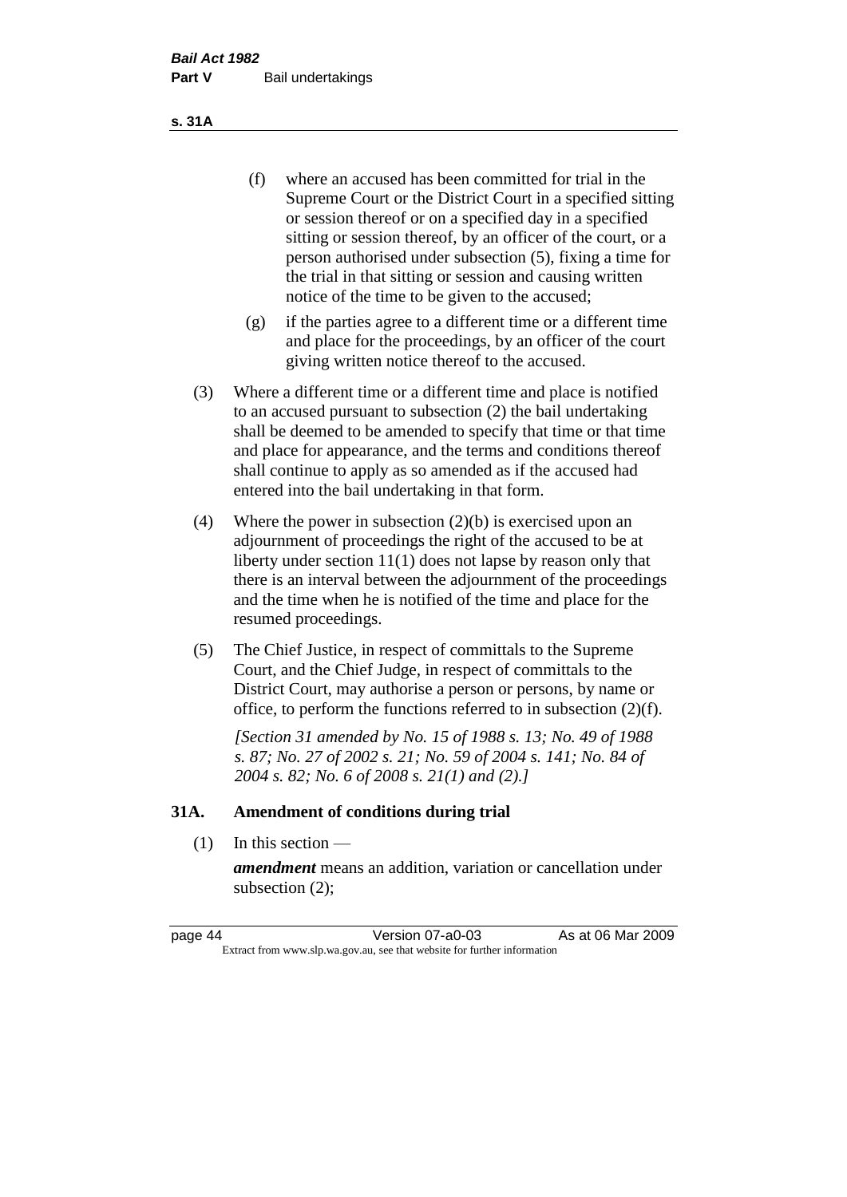(f) where an accused has been committed for trial in the Supreme Court or the District Court in a specified sitting or session thereof or on a specified day in a specified sitting or session thereof, by an officer of the court, or a person authorised under subsection (5), fixing a time for the trial in that sitting or session and causing written notice of the time to be given to the accused;

(g) if the parties agree to a different time or a different time and place for the proceedings, by an officer of the court giving written notice thereof to the accused.

(3) Where a different time or a different time and place is notified to an accused pursuant to subsection (2) the bail undertaking shall be deemed to be amended to specify that time or that time and place for appearance, and the terms and conditions thereof shall continue to apply as so amended as if the accused had entered into the bail undertaking in that form.

(4) Where the power in subsection (2)(b) is exercised upon an adjournment of proceedings the right of the accused to be at liberty under section 11(1) does not lapse by reason only that there is an interval between the adjournment of the proceedings and the time when he is notified of the time and place for the resumed proceedings.

(5) The Chief Justice, in respect of committals to the Supreme Court, and the Chief Judge, in respect of committals to the District Court, may authorise a person or persons, by name or office, to perform the functions referred to in subsection (2)(f).

*[Section 31 amended by No. 15 of 1988 s. 13; No. 49 of 1988 s. 87; No. 27 of 2002 s. 21; No. 59 of 2004 s. 141; No. 84 of 2004 s. 82; No. 6 of 2008 s. 21(1) and (2).]*

## 31A. Amendment of conditions during trial

(1) In this section —

***amendment*** means an addition, variation or cancellation under subsection (2);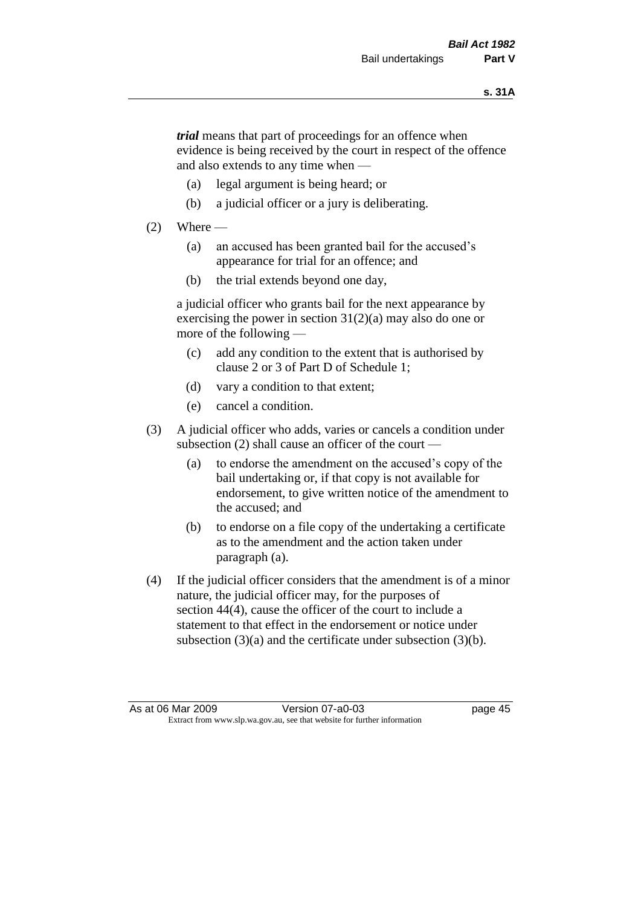***trial*** means that part of proceedings for an offence when evidence is being received by the court in respect of the offence and also extends to any time when —

(a) legal argument is being heard; or

(b) a judicial officer or a jury is deliberating.

(2) Where —

(a) an accused has been granted bail for the accused's appearance for trial for an offence; and

(b) the trial extends beyond one day,

a judicial officer who grants bail for the next appearance by exercising the power in section 31(2)(a) may also do one or more of the following —

(c) add any condition to the extent that is authorised by clause 2 or 3 of Part D of Schedule 1;

(d) vary a condition to that extent;

(e) cancel a condition.

(3) A judicial officer who adds, varies or cancels a condition under subsection (2) shall cause an officer of the court —

(a) to endorse the amendment on the accused's copy of the bail undertaking or, if that copy is not available for endorsement, to give written notice of the amendment to the accused; and

(b) to endorse on a file copy of the undertaking a certificate as to the amendment and the action taken under paragraph (a).

(4) If the judicial officer considers that the amendment is of a minor nature, the judicial officer may, for the purposes of section 44(4), cause the officer of the court to include a statement to that effect in the endorsement or notice under subsection (3)(a) and the certificate under subsection (3)(b).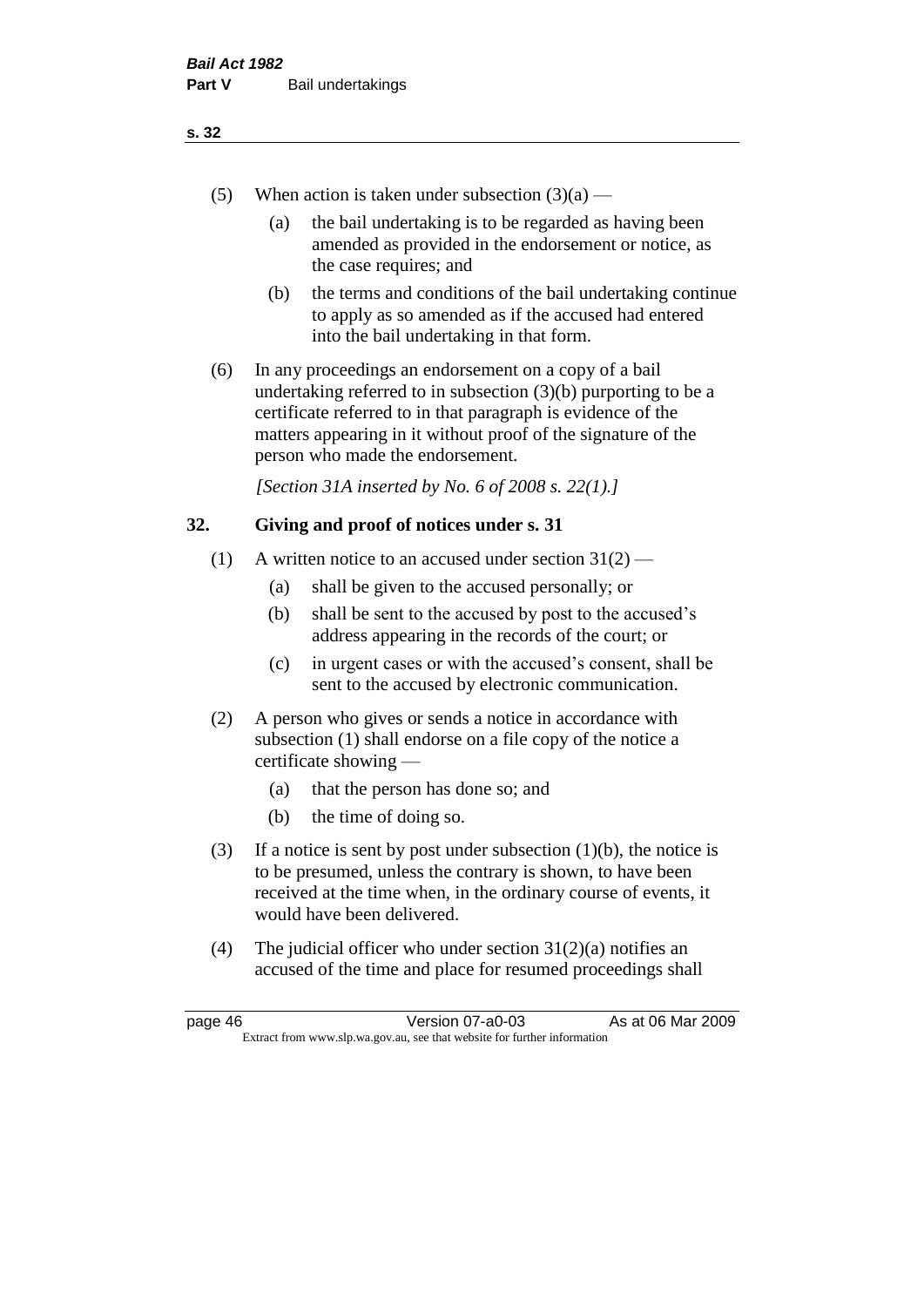(5) When action is taken under subsection (3)(a) —

(a) the bail undertaking is to be regarded as having been amended as provided in the endorsement or notice, as the case requires; and

(b) the terms and conditions of the bail undertaking continue to apply as so amended as if the accused had entered into the bail undertaking in that form.

(6) In any proceedings an endorsement on a copy of a bail undertaking referred to in subsection (3)(b) purporting to be a certificate referred to in that paragraph is evidence of the matters appearing in it without proof of the signature of the person who made the endorsement.

*[Section 31A inserted by No. 6 of 2008 s. 22(1).]*

## 32. Giving and proof of notices under s. 31

(1) A written notice to an accused under section 31(2) —

(a) shall be given to the accused personally; or

(b) shall be sent to the accused by post to the accused's address appearing in the records of the court; or

(c) in urgent cases or with the accused's consent, shall be sent to the accused by electronic communication.

(2) A person who gives or sends a notice in accordance with subsection (1) shall endorse on a file copy of the notice a certificate showing —

(a) that the person has done so; and

(b) the time of doing so.

(3) If a notice is sent by post under subsection (1)(b), the notice is to be presumed, unless the contrary is shown, to have been received at the time when, in the ordinary course of events, it would have been delivered.

(4) The judicial officer who under section 31(2)(a) notifies an accused of the time and place for resumed proceedings shall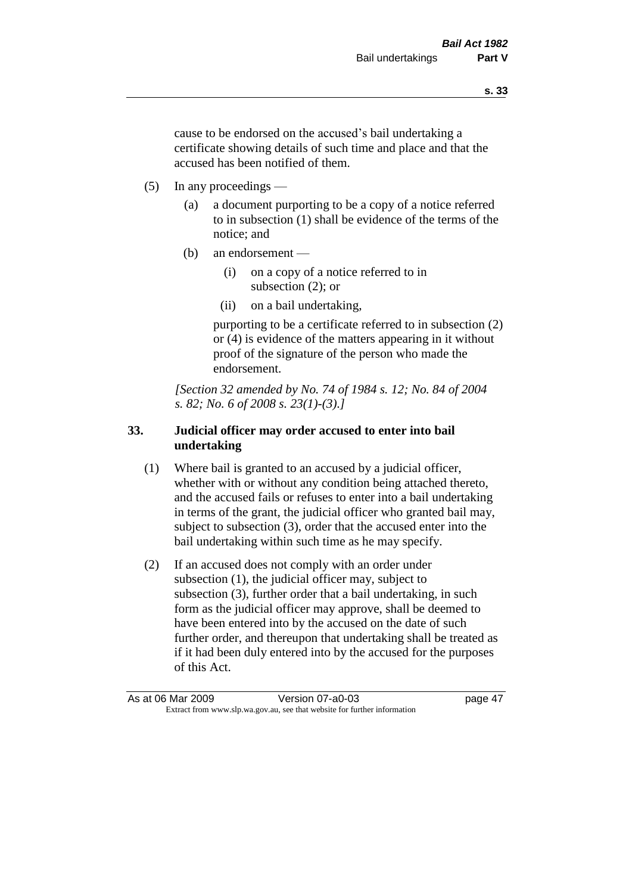cause to be endorsed on the accused's bail undertaking a certificate showing details of such time and place and that the accused has been notified of them.

(5) In any proceedings —

(a) a document purporting to be a copy of a notice referred to in subsection (1) shall be evidence of the terms of the notice; and

(b) an endorsement —

(i) on a copy of a notice referred to in subsection (2); or

(ii) on a bail undertaking,

purporting to be a certificate referred to in subsection (2) or (4) is evidence of the matters appearing in it without proof of the signature of the person who made the endorsement.

*[Section 32 amended by No. 74 of 1984 s. 12; No. 84 of 2004 s. 82; No. 6 of 2008 s. 23(1)-(3).]*

### 33. Judicial officer may order accused to enter into bail undertaking

(1) Where bail is granted to an accused by a judicial officer, whether with or without any condition being attached thereto, and the accused fails or refuses to enter into a bail undertaking in terms of the grant, the judicial officer who granted bail may, subject to subsection (3), order that the accused enter into the bail undertaking within such time as he may specify.

(2) If an accused does not comply with an order under subsection (1), the judicial officer may, subject to subsection (3), further order that a bail undertaking, in such form as the judicial officer may approve, shall be deemed to have been entered into by the accused on the date of such further order, and thereupon that undertaking shall be treated as if it had been duly entered into by the accused for the purposes of this Act.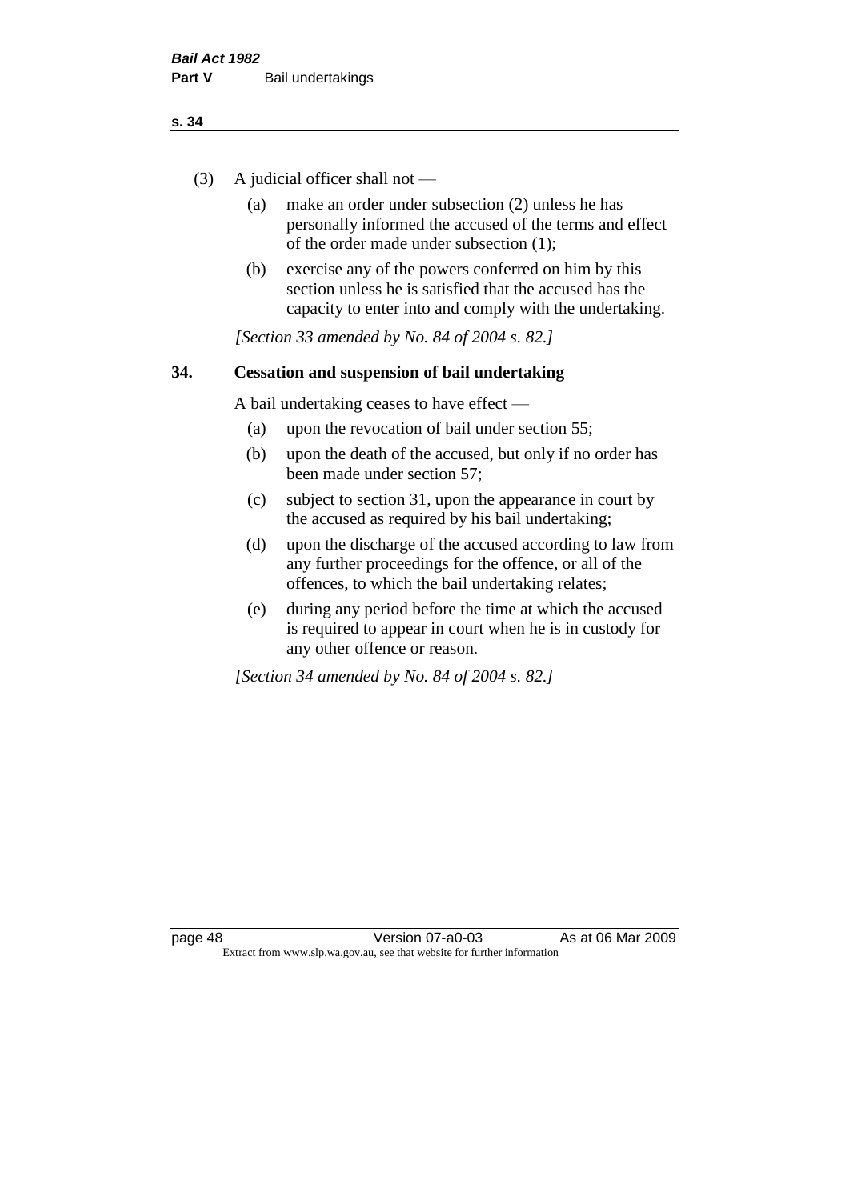(3) A judicial officer shall not —

(a) make an order under subsection (2) unless he has personally informed the accused of the terms and effect of the order made under subsection (1);

(b) exercise any of the powers conferred on him by this section unless he is satisfied that the accused has the capacity to enter into and comply with the undertaking.

*[Section 33 amended by No. 84 of 2004 s. 82.]*

## 34. Cessation and suspension of bail undertaking

A bail undertaking ceases to have effect —

(a) upon the revocation of bail under section 55;

(b) upon the death of the accused, but only if no order has been made under section 57;

(c) subject to section 31, upon the appearance in court by the accused as required by his bail undertaking;

(d) upon the discharge of the accused according to law from any further proceedings for the offence, or all of the offences, to which the bail undertaking relates;

(e) during any period before the time at which the accused is required to appear in court when he is in custody for any other offence or reason.

*[Section 34 amended by No. 84 of 2004 s. 82.]*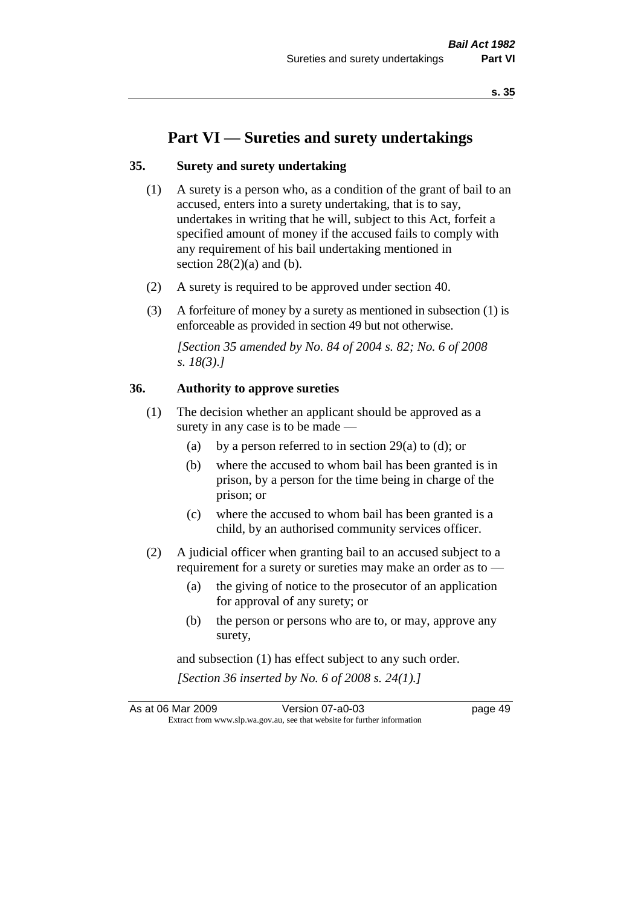# Part VI — Sureties and surety undertakings

## 35. Surety and surety undertaking

(1) A surety is a person who, as a condition of the grant of bail to an accused, enters into a surety undertaking, that is to say, undertakes in writing that he will, subject to this Act, forfeit a specified amount of money if the accused fails to comply with any requirement of his bail undertaking mentioned in section 28(2)(a) and (b).

(2) A surety is required to be approved under section 40.

(3) A forfeiture of money by a surety as mentioned in subsection (1) is enforceable as provided in section 49 but not otherwise.

*[Section 35 amended by No. 84 of 2004 s. 82; No. 6 of 2008 s. 18(3).]*

## 36. Authority to approve sureties

(1) The decision whether an applicant should be approved as a surety in any case is to be made —

- (a) by a person referred to in section 29(a) to (d); or
- (b) where the accused to whom bail has been granted is in prison, by a person for the time being in charge of the prison; or
- (c) where the accused to whom bail has been granted is a child, by an authorised community services officer.

(2) A judicial officer when granting bail to an accused subject to a requirement for a surety or sureties may make an order as to —

- (a) the giving of notice to the prosecutor of an application for approval of any surety; or
- (b) the person or persons who are to, or may, approve any surety,

and subsection (1) has effect subject to any such order.

*[Section 36 inserted by No. 6 of 2008 s. 24(1).]*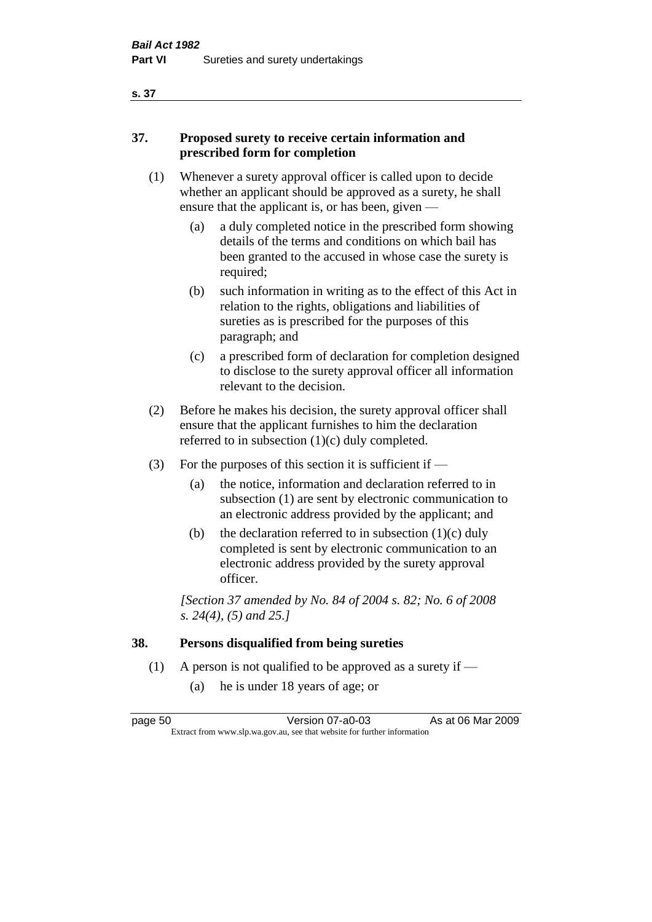## 37. Proposed surety to receive certain information and prescribed form for completion

(1) Whenever a surety approval officer is called upon to decide whether an applicant should be approved as a surety, he shall ensure that the applicant is, or has been, given —

(a) a duly completed notice in the prescribed form showing details of the terms and conditions on which bail has been granted to the accused in whose case the surety is required;

(b) such information in writing as to the effect of this Act in relation to the rights, obligations and liabilities of sureties as is prescribed for the purposes of this paragraph; and

(c) a prescribed form of declaration for completion designed to disclose to the surety approval officer all information relevant to the decision.

(2) Before he makes his decision, the surety approval officer shall ensure that the applicant furnishes to him the declaration referred to in subsection (1)(c) duly completed.

(3) For the purposes of this section it is sufficient if —

(a) the notice, information and declaration referred to in subsection (1) are sent by electronic communication to an electronic address provided by the applicant; and

(b) the declaration referred to in subsection (1)(c) duly completed is sent by electronic communication to an electronic address provided by the surety approval officer.

*[Section 37 amended by No. 84 of 2004 s. 82; No. 6 of 2008 s. 24(4), (5) and 25.]*

## 38. Persons disqualified from being sureties

(1) A person is not qualified to be approved as a surety if —

(a) he is under 18 years of age; or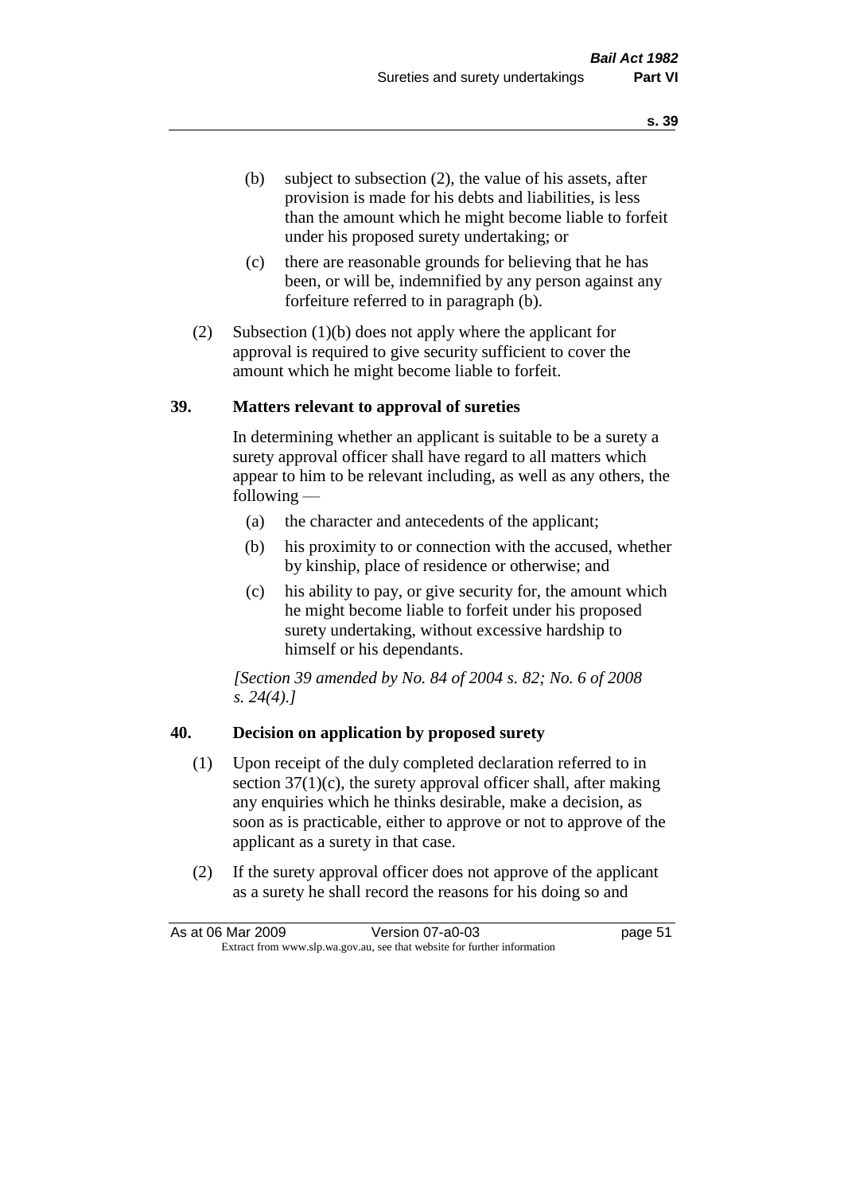(b) subject to subsection (2), the value of his assets, after provision is made for his debts and liabilities, is less than the amount which he might become liable to forfeit under his proposed surety undertaking; or

(c) there are reasonable grounds for believing that he has been, or will be, indemnified by any person against any forfeiture referred to in paragraph (b).

(2) Subsection (1)(b) does not apply where the applicant for approval is required to give security sufficient to cover the amount which he might become liable to forfeit.

**39. Matters relevant to approval of sureties**

In determining whether an applicant is suitable to be a surety a surety approval officer shall have regard to all matters which appear to him to be relevant including, as well as any others, the following —

(a) the character and antecedents of the applicant;

(b) his proximity to or connection with the accused, whether by kinship, place of residence or otherwise; and

(c) his ability to pay, or give security for, the amount which he might become liable to forfeit under his proposed surety undertaking, without excessive hardship to himself or his dependants.

*[Section 39 amended by No. 84 of 2004 s. 82; No. 6 of 2008 s. 24(4).]*

**40. Decision on application by proposed surety**

(1) Upon receipt of the duly completed declaration referred to in section 37(1)(c), the surety approval officer shall, after making any enquiries which he thinks desirable, make a decision, as soon as is practicable, either to approve or not to approve of the applicant as a surety in that case.

(2) If the surety approval officer does not approve of the applicant as a surety he shall record the reasons for his doing so and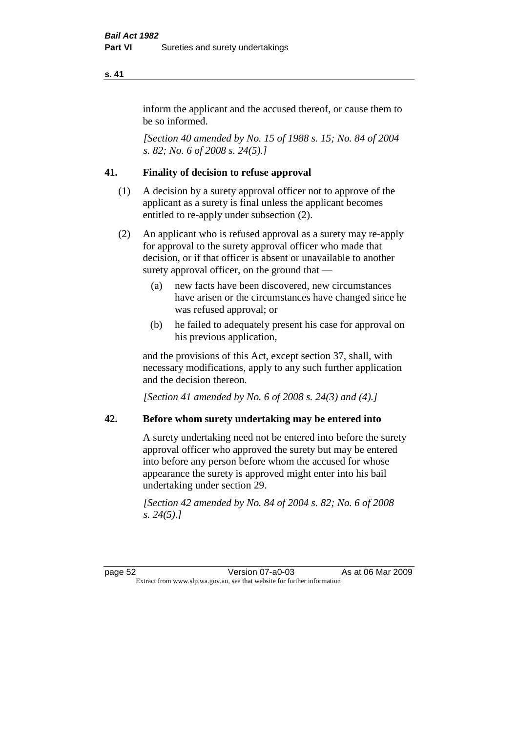inform the applicant and the accused thereof, or cause them to be so informed.

*[Section 40 amended by No. 15 of 1988 s. 15; No. 84 of 2004 s. 82; No. 6 of 2008 s. 24(5).]*

## 41. Finality of decision to refuse approval

(1) A decision by a surety approval officer not to approve of the applicant as a surety is final unless the applicant becomes entitled to re-apply under subsection (2).

(2) An applicant who is refused approval as a surety may re-apply for approval to the surety approval officer who made that decision, or if that officer is absent or unavailable to another surety approval officer, on the ground that —

- (a) new facts have been discovered, new circumstances have arisen or the circumstances have changed since he was refused approval; or
- (b) he failed to adequately present his case for approval on his previous application,

and the provisions of this Act, except section 37, shall, with necessary modifications, apply to any such further application and the decision thereon.

*[Section 41 amended by No. 6 of 2008 s. 24(3) and (4).]*

## 42. Before whom surety undertaking may be entered into

A surety undertaking need not be entered into before the surety approval officer who approved the surety but may be entered into before any person before whom the accused for whose appearance the surety is approved might enter into his bail undertaking under section 29.

*[Section 42 amended by No. 84 of 2004 s. 82; No. 6 of 2008 s. 24(5).]*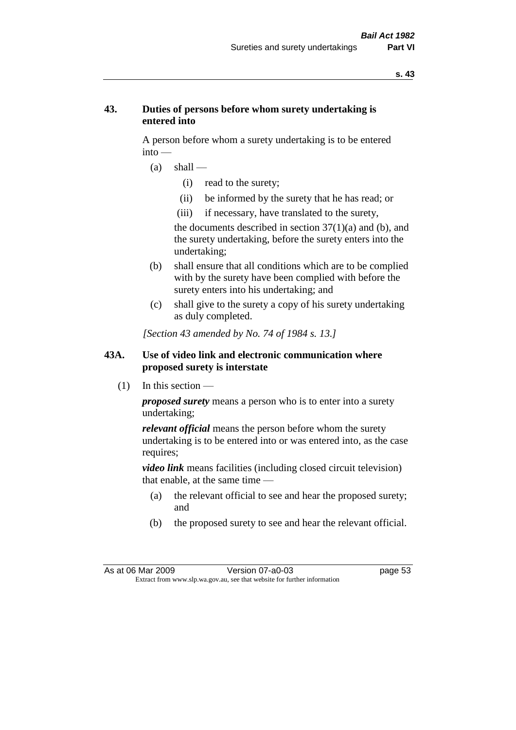## 43. Duties of persons before whom surety undertaking is entered into

A person before whom a surety undertaking is to be entered into —

(a) shall —

  (i) read to the surety;

  (ii) be informed by the surety that he has read; or

  (iii) if necessary, have translated to the surety,

  the documents described in section 37(1)(a) and (b), and the surety undertaking, before the surety enters into the undertaking;

(b) shall ensure that all conditions which are to be complied with by the surety have been complied with before the surety enters into his undertaking; and

(c) shall give to the surety a copy of his surety undertaking as duly completed.

*[Section 43 amended by No. 74 of 1984 s. 13.]*

## 43A. Use of video link and electronic communication where proposed surety is interstate

(1) In this section —

***proposed surety*** means a person who is to enter into a surety undertaking;

***relevant official*** means the person before whom the surety undertaking is to be entered into or was entered into, as the case requires;

***video link*** means facilities (including closed circuit television) that enable, at the same time —

(a) the relevant official to see and hear the proposed surety; and

(b) the proposed surety to see and hear the relevant official.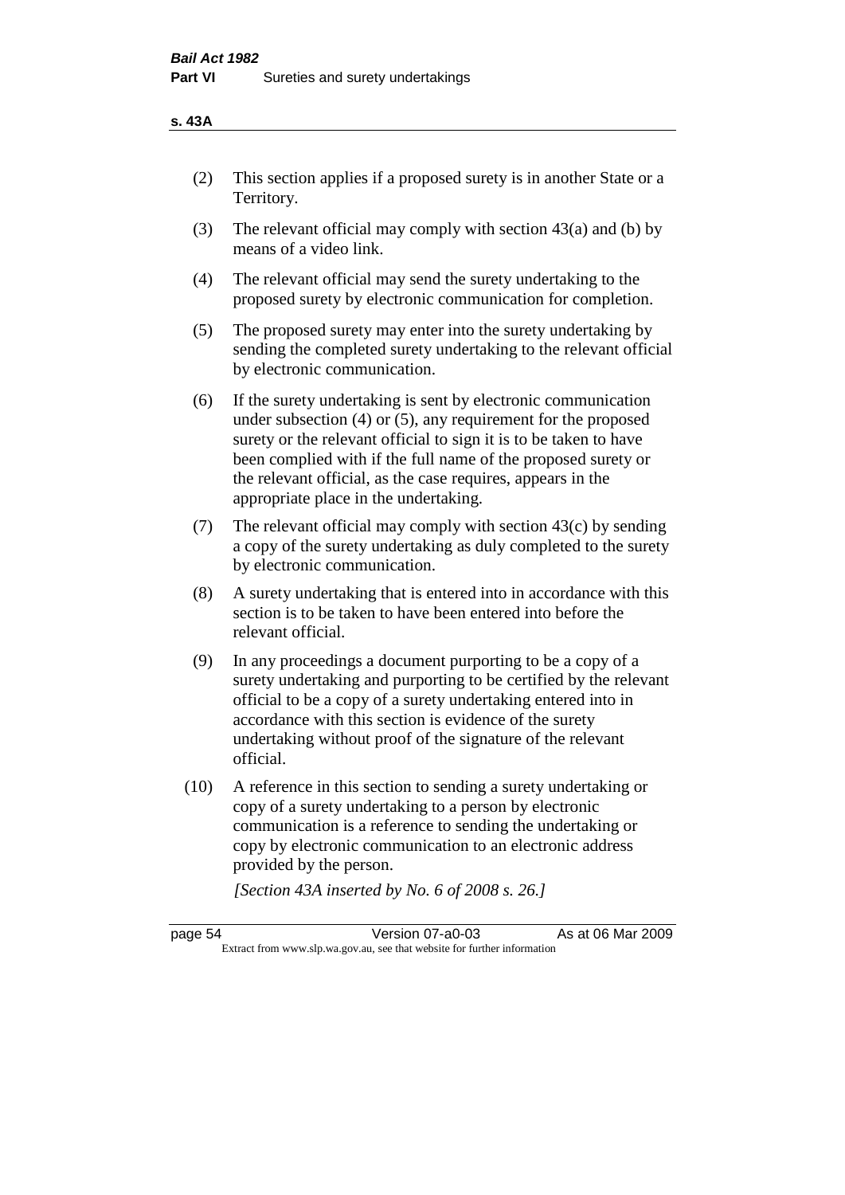(2) This section applies if a proposed surety is in another State or a Territory.

(3) The relevant official may comply with section 43(a) and (b) by means of a video link.

(4) The relevant official may send the surety undertaking to the proposed surety by electronic communication for completion.

(5) The proposed surety may enter into the surety undertaking by sending the completed surety undertaking to the relevant official by electronic communication.

(6) If the surety undertaking is sent by electronic communication under subsection (4) or (5), any requirement for the proposed surety or the relevant official to sign it is to be taken to have been complied with if the full name of the proposed surety or the relevant official, as the case requires, appears in the appropriate place in the undertaking.

(7) The relevant official may comply with section 43(c) by sending a copy of the surety undertaking as duly completed to the surety by electronic communication.

(8) A surety undertaking that is entered into in accordance with this section is to be taken to have been entered into before the relevant official.

(9) In any proceedings a document purporting to be a copy of a surety undertaking and purporting to be certified by the relevant official to be a copy of a surety undertaking entered into in accordance with this section is evidence of the surety undertaking without proof of the signature of the relevant official.

(10) A reference in this section to sending a surety undertaking or copy of a surety undertaking to a person by electronic communication is a reference to sending the undertaking or copy by electronic communication to an electronic address provided by the person.

*[Section 43A inserted by No. 6 of 2008 s. 26.]*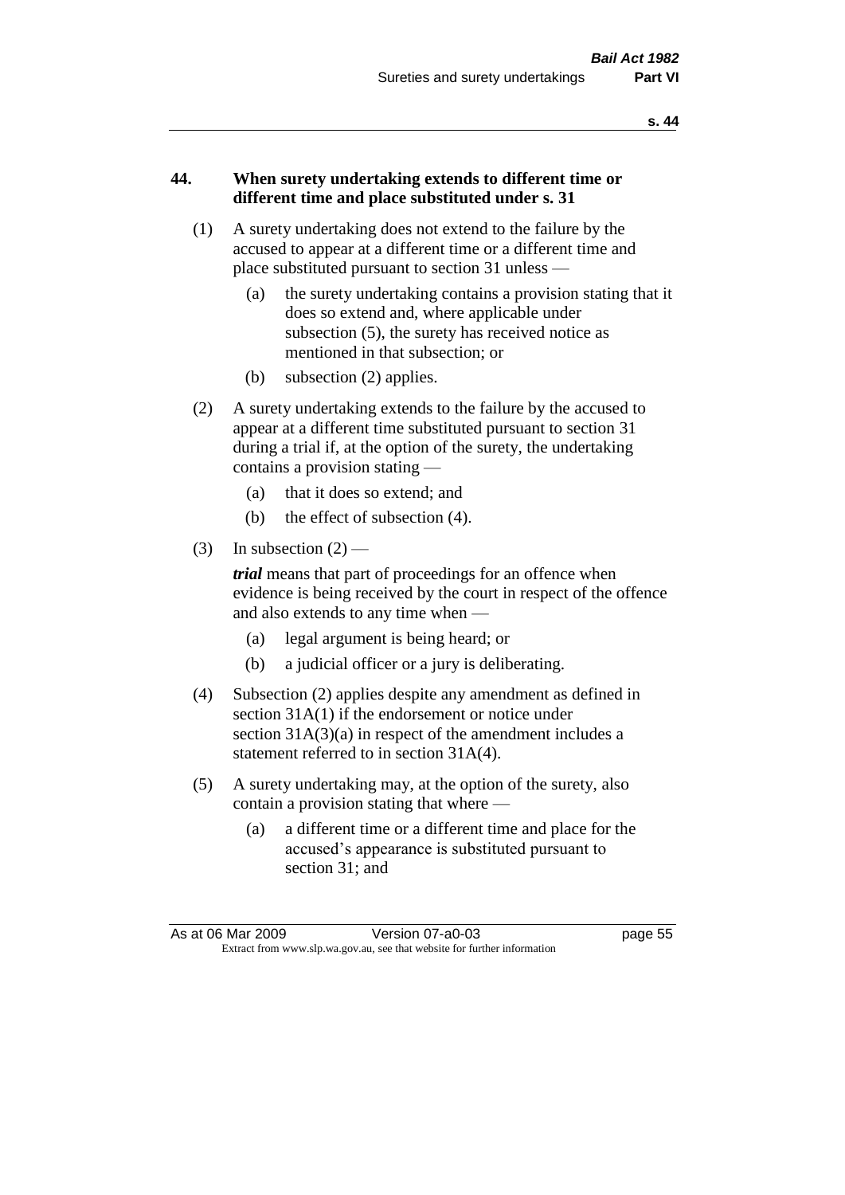## 44. When surety undertaking extends to different time or different time and place substituted under s. 31

(1) A surety undertaking does not extend to the failure by the accused to appear at a different time or a different time and place substituted pursuant to section 31 unless —

- (a) the surety undertaking contains a provision stating that it does so extend and, where applicable under subsection (5), the surety has received notice as mentioned in that subsection; or
- (b) subsection (2) applies.

(2) A surety undertaking extends to the failure by the accused to appear at a different time substituted pursuant to section 31 during a trial if, at the option of the surety, the undertaking contains a provision stating —

- (a) that it does so extend; and
- (b) the effect of subsection (4).

(3) In subsection (2) —

***trial*** means that part of proceedings for an offence when evidence is being received by the court in respect of the offence and also extends to any time when —

- (a) legal argument is being heard; or
- (b) a judicial officer or a jury is deliberating.

(4) Subsection (2) applies despite any amendment as defined in section 31A(1) if the endorsement or notice under section 31A(3)(a) in respect of the amendment includes a statement referred to in section 31A(4).

(5) A surety undertaking may, at the option of the surety, also contain a provision stating that where —

- (a) a different time or a different time and place for the accused's appearance is substituted pursuant to section 31; and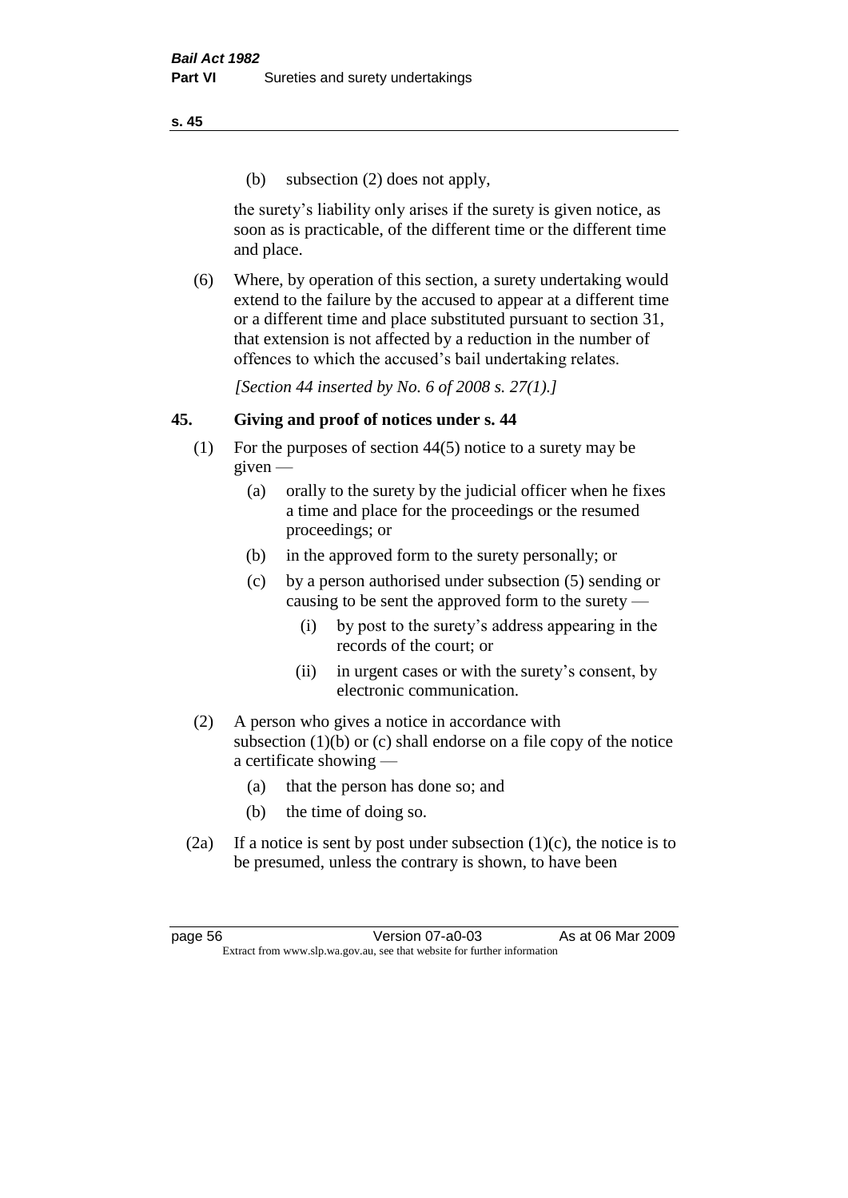(b) subsection (2) does not apply,

the surety's liability only arises if the surety is given notice, as soon as is practicable, of the different time or the different time and place.

(6) Where, by operation of this section, a surety undertaking would extend to the failure by the accused to appear at a different time or a different time and place substituted pursuant to section 31, that extension is not affected by a reduction in the number of offences to which the accused's bail undertaking relates.

*[Section 44 inserted by No. 6 of 2008 s. 27(1).]*

## 45. Giving and proof of notices under s. 44

(1) For the purposes of section 44(5) notice to a surety may be given —

- (a) orally to the surety by the judicial officer when he fixes a time and place for the proceedings or the resumed proceedings; or
- (b) in the approved form to the surety personally; or
- (c) by a person authorised under subsection (5) sending or causing to be sent the approved form to the surety —
  - (i) by post to the surety's address appearing in the records of the court; or
  - (ii) in urgent cases or with the surety's consent, by electronic communication.

(2) A person who gives a notice in accordance with subsection (1)(b) or (c) shall endorse on a file copy of the notice a certificate showing —

- (a) that the person has done so; and
- (b) the time of doing so.

(2a) If a notice is sent by post under subsection (1)(c), the notice is to be presumed, unless the contrary is shown, to have been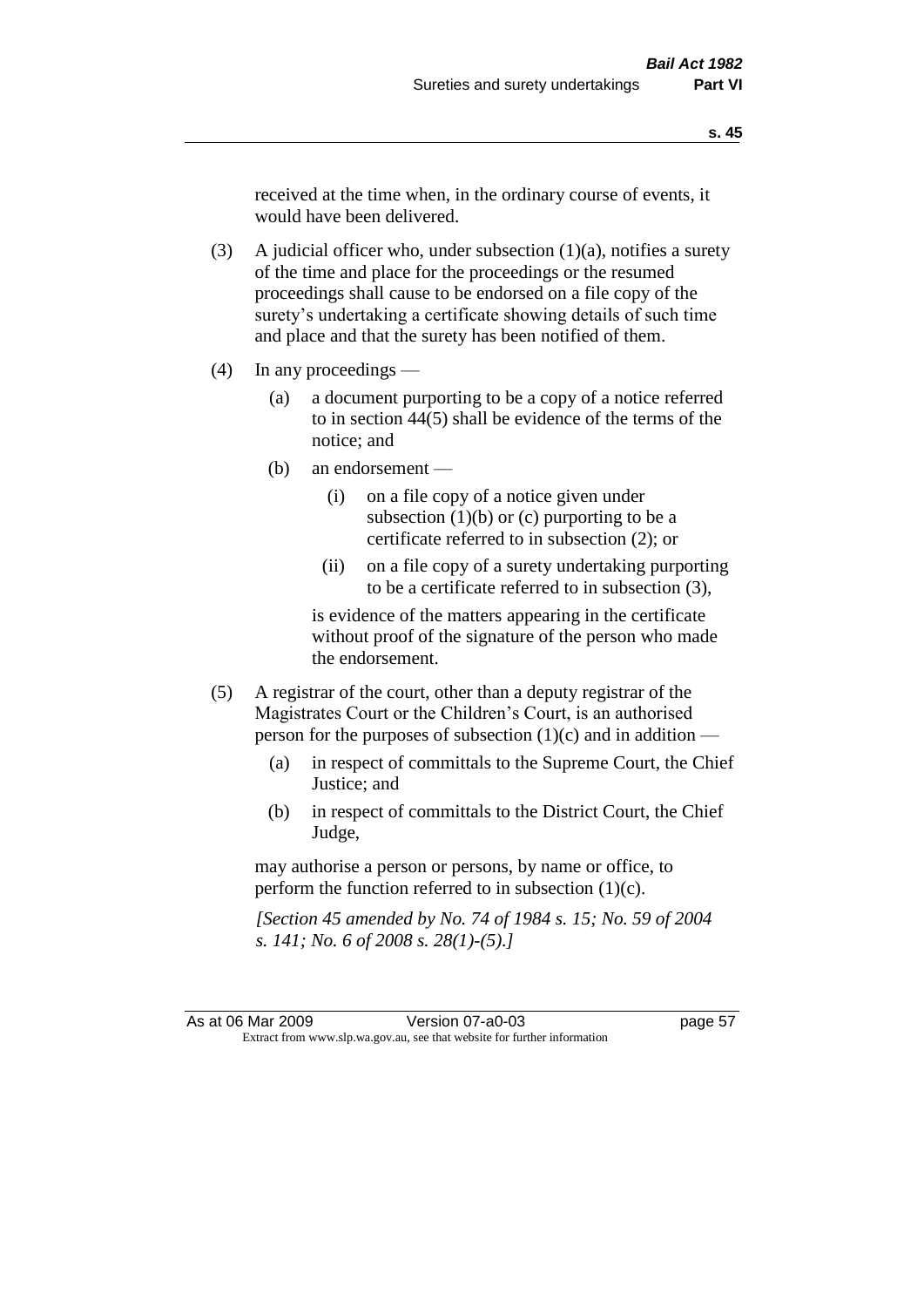received at the time when, in the ordinary course of events, it would have been delivered.

(3) A judicial officer who, under subsection (1)(a), notifies a surety of the time and place for the proceedings or the resumed proceedings shall cause to be endorsed on a file copy of the surety's undertaking a certificate showing details of such time and place and that the surety has been notified of them.

(4) In any proceedings —

  (a) a document purporting to be a copy of a notice referred to in section 44(5) shall be evidence of the terms of the notice; and

  (b) an endorsement —

    (i) on a file copy of a notice given under subsection (1)(b) or (c) purporting to be a certificate referred to in subsection (2); or

    (ii) on a file copy of a surety undertaking purporting to be a certificate referred to in subsection (3),

  is evidence of the matters appearing in the certificate without proof of the signature of the person who made the endorsement.

(5) A registrar of the court, other than a deputy registrar of the Magistrates Court or the Children's Court, is an authorised person for the purposes of subsection (1)(c) and in addition —

  (a) in respect of committals to the Supreme Court, the Chief Justice; and

  (b) in respect of committals to the District Court, the Chief Judge,

  may authorise a person or persons, by name or office, to perform the function referred to in subsection (1)(c).

*[Section 45 amended by No. 74 of 1984 s. 15; No. 59 of 2004 s. 141; No. 6 of 2008 s. 28(1)-(5).]*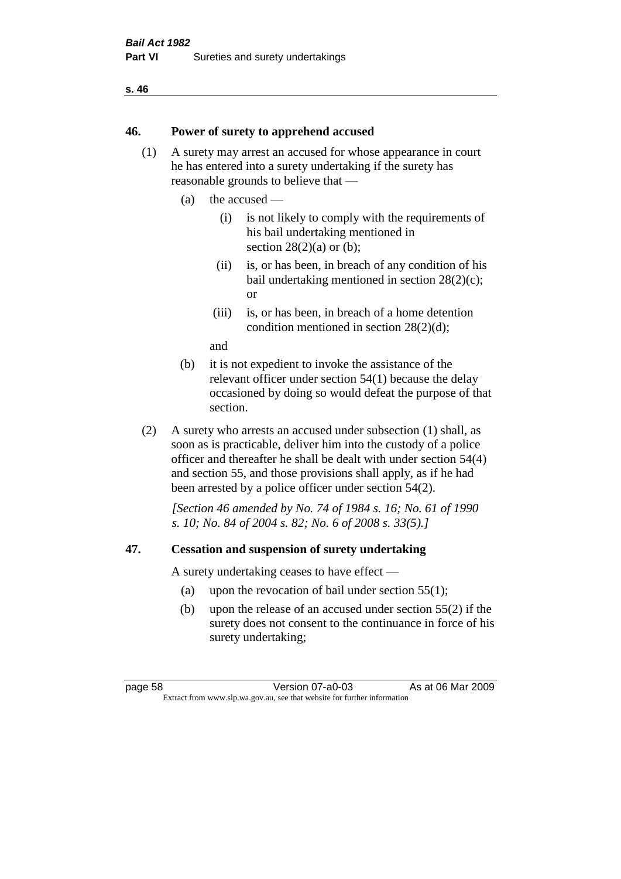## 46. Power of surety to apprehend accused

(1) A surety may arrest an accused for whose appearance in court he has entered into a surety undertaking if the surety has reasonable grounds to believe that —

- (a) the accused —
  - (i) is not likely to comply with the requirements of his bail undertaking mentioned in section 28(2)(a) or (b);
  - (ii) is, or has been, in breach of any condition of his bail undertaking mentioned in section 28(2)(c); or
  - (iii) is, or has been, in breach of a home detention condition mentioned in section 28(2)(d);

  and
- (b) it is not expedient to invoke the assistance of the relevant officer under section 54(1) because the delay occasioned by doing so would defeat the purpose of that section.

(2) A surety who arrests an accused under subsection (1) shall, as soon as is practicable, deliver him into the custody of a police officer and thereafter he shall be dealt with under section 54(4) and section 55, and those provisions shall apply, as if he had been arrested by a police officer under section 54(2).

*[Section 46 amended by No. 74 of 1984 s. 16; No. 61 of 1990 s. 10; No. 84 of 2004 s. 82; No. 6 of 2008 s. 33(5).]*

## 47. Cessation and suspension of surety undertaking

A surety undertaking ceases to have effect —

- (a) upon the revocation of bail under section 55(1);
- (b) upon the release of an accused under section 55(2) if the surety does not consent to the continuance in force of his surety undertaking;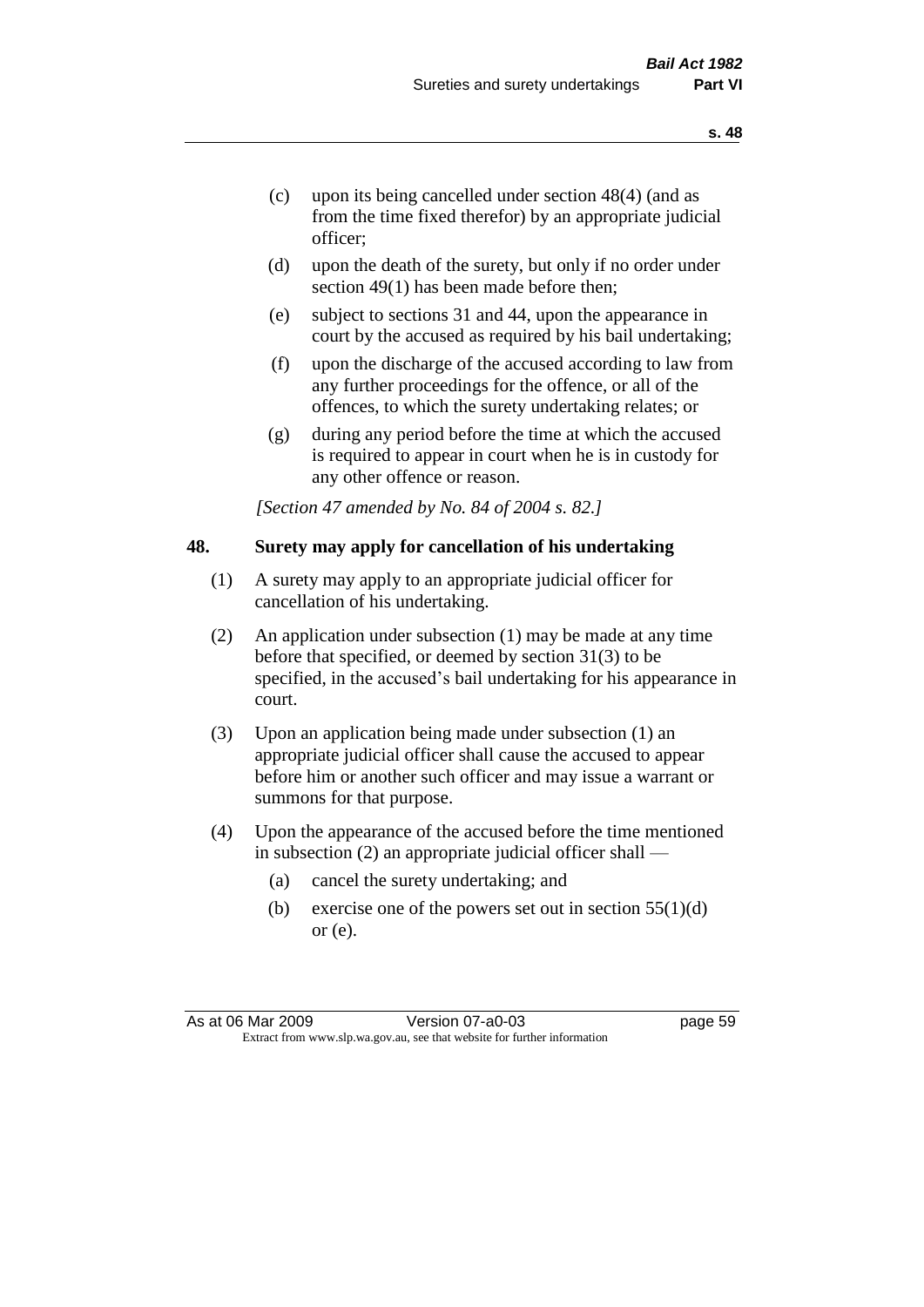- (c) upon its being cancelled under section 48(4) (and as from the time fixed therefor) by an appropriate judicial officer;
- (d) upon the death of the surety, but only if no order under section 49(1) has been made before then;
- (e) subject to sections 31 and 44, upon the appearance in court by the accused as required by his bail undertaking;
- (f) upon the discharge of the accused according to law from any further proceedings for the offence, or all of the offences, to which the surety undertaking relates; or
- (g) during any period before the time at which the accused is required to appear in court when he is in custody for any other offence or reason.

*[Section 47 amended by No. 84 of 2004 s. 82.]*

## 48. Surety may apply for cancellation of his undertaking

(1) A surety may apply to an appropriate judicial officer for cancellation of his undertaking.

(2) An application under subsection (1) may be made at any time before that specified, or deemed by section 31(3) to be specified, in the accused's bail undertaking for his appearance in court.

(3) Upon an application being made under subsection (1) an appropriate judicial officer shall cause the accused to appear before him or another such officer and may issue a warrant or summons for that purpose.

(4) Upon the appearance of the accused before the time mentioned in subsection (2) an appropriate judicial officer shall —

- (a) cancel the surety undertaking; and
- (b) exercise one of the powers set out in section 55(1)(d) or (e).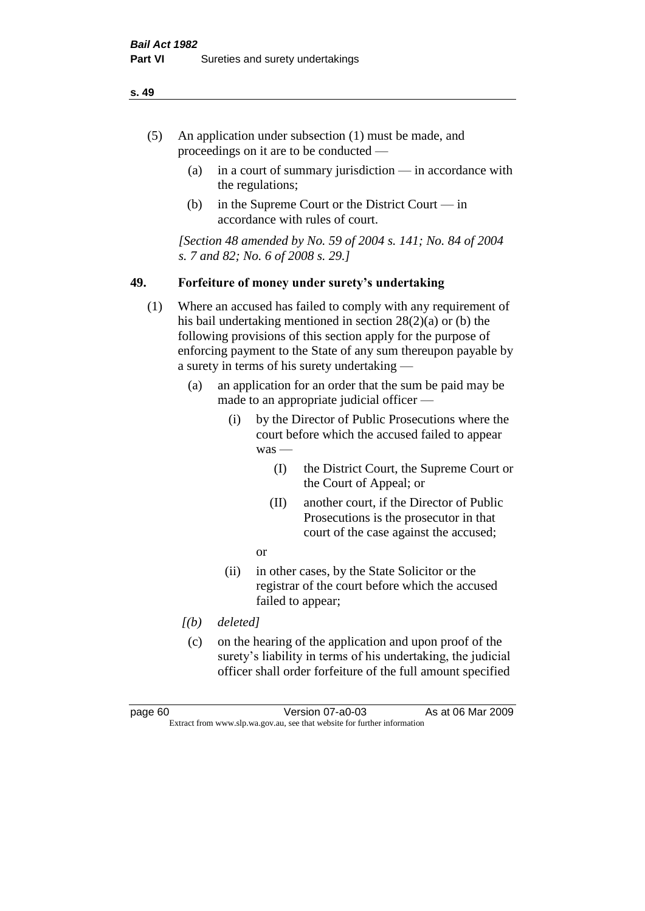(5) An application under subsection (1) must be made, and proceedings on it are to be conducted —

  (a) in a court of summary jurisdiction — in accordance with the regulations;

  (b) in the Supreme Court or the District Court — in accordance with rules of court.

*[Section 48 amended by No. 59 of 2004 s. 141; No. 84 of 2004 s. 7 and 82; No. 6 of 2008 s. 29.]*

## 49. Forfeiture of money under surety's undertaking

(1) Where an accused has failed to comply with any requirement of his bail undertaking mentioned in section 28(2)(a) or (b) the following provisions of this section apply for the purpose of enforcing payment to the State of any sum thereupon payable by a surety in terms of his surety undertaking —

  (a) an application for an order that the sum be paid may be made to an appropriate judicial officer —

    (i) by the Director of Public Prosecutions where the court before which the accused failed to appear was —

      (I) the District Court, the Supreme Court or the Court of Appeal; or

      (II) another court, if the Director of Public Prosecutions is the prosecutor in that court of the case against the accused;

    or

    (ii) in other cases, by the State Solicitor or the registrar of the court before which the accused failed to appear;

  *[(b) deleted]*

  (c) on the hearing of the application and upon proof of the surety's liability in terms of his undertaking, the judicial officer shall order forfeiture of the full amount specified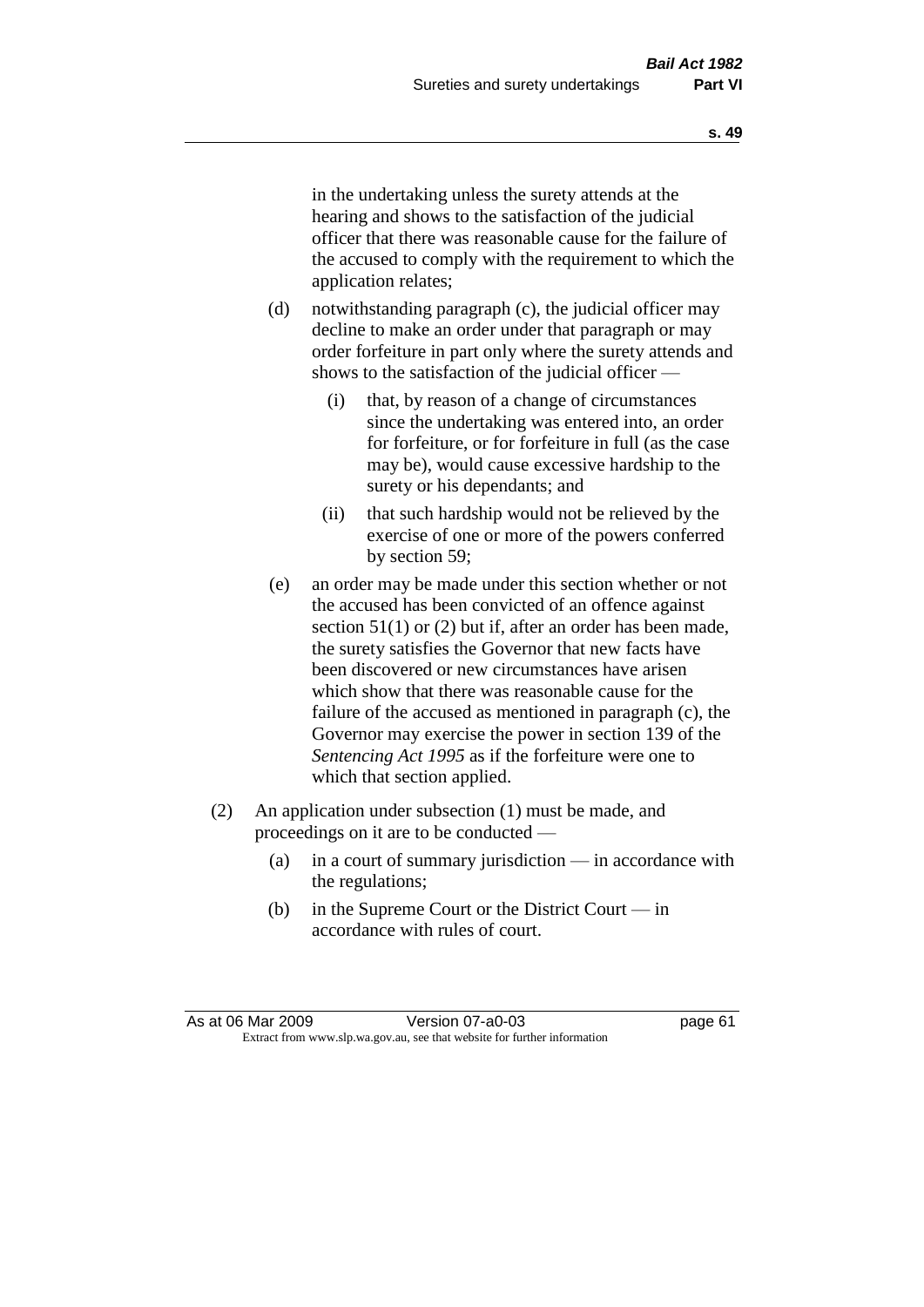in the undertaking unless the surety attends at the hearing and shows to the satisfaction of the judicial officer that there was reasonable cause for the failure of the accused to comply with the requirement to which the application relates;

(d) notwithstanding paragraph (c), the judicial officer may decline to make an order under that paragraph or may order forfeiture in part only where the surety attends and shows to the satisfaction of the judicial officer —

  (i) that, by reason of a change of circumstances since the undertaking was entered into, an order for forfeiture, or for forfeiture in full (as the case may be), would cause excessive hardship to the surety or his dependants; and

  (ii) that such hardship would not be relieved by the exercise of one or more of the powers conferred by section 59;

(e) an order may be made under this section whether or not the accused has been convicted of an offence against section 51(1) or (2) but if, after an order has been made, the surety satisfies the Governor that new facts have been discovered or new circumstances have arisen which show that there was reasonable cause for the failure of the accused as mentioned in paragraph (c), the Governor may exercise the power in section 139 of the *Sentencing Act 1995* as if the forfeiture were one to which that section applied.

(2) An application under subsection (1) must be made, and proceedings on it are to be conducted —

  (a) in a court of summary jurisdiction — in accordance with the regulations;

  (b) in the Supreme Court or the District Court — in accordance with rules of court.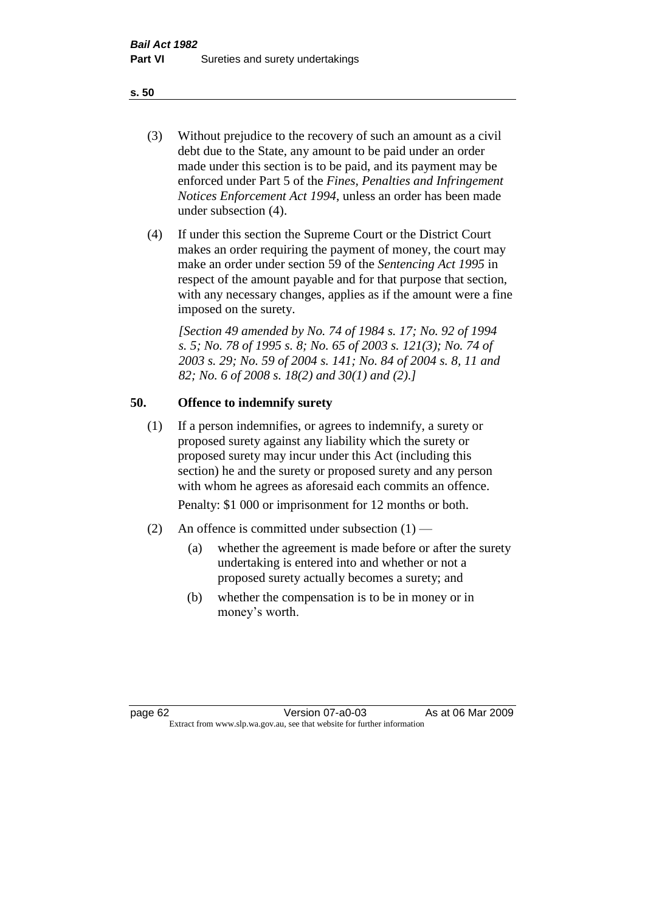(3) Without prejudice to the recovery of such an amount as a civil debt due to the State, any amount to be paid under an order made under this section is to be paid, and its payment may be enforced under Part 5 of the *Fines, Penalties and Infringement Notices Enforcement Act 1994*, unless an order has been made under subsection (4).

(4) If under this section the Supreme Court or the District Court makes an order requiring the payment of money, the court may make an order under section 59 of the *Sentencing Act 1995* in respect of the amount payable and for that purpose that section, with any necessary changes, applies as if the amount were a fine imposed on the surety.

*[Section 49 amended by No. 74 of 1984 s. 17; No. 92 of 1994 s. 5; No. 78 of 1995 s. 8; No. 65 of 2003 s. 121(3); No. 74 of 2003 s. 29; No. 59 of 2004 s. 141; No. 84 of 2004 s. 8, 11 and 82; No. 6 of 2008 s. 18(2) and 30(1) and (2).]*

## 50. Offence to indemnify surety

(1) If a person indemnifies, or agrees to indemnify, a surety or proposed surety against any liability which the surety or proposed surety may incur under this Act (including this section) he and the surety or proposed surety and any person with whom he agrees as aforesaid each commits an offence.

Penalty: $1 000 or imprisonment for 12 months or both.

(2) An offence is committed under subsection (1) —

- (a) whether the agreement is made before or after the surety undertaking is entered into and whether or not a proposed surety actually becomes a surety; and
- (b) whether the compensation is to be in money or in money's worth.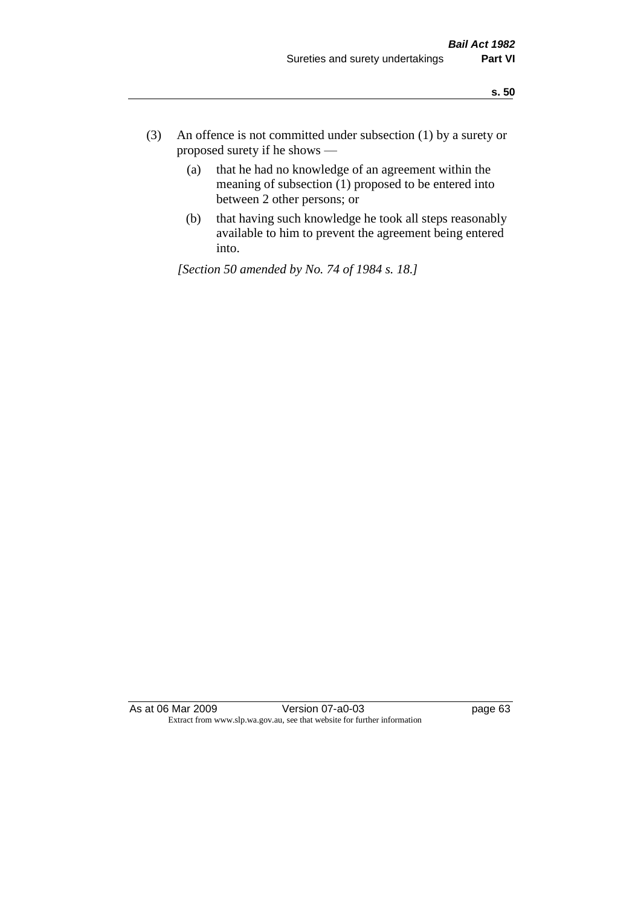(3) An offence is not committed under subsection (1) by a surety or proposed surety if he shows —

(a) that he had no knowledge of an agreement within the meaning of subsection (1) proposed to be entered into between 2 other persons; or

(b) that having such knowledge he took all steps reasonably available to him to prevent the agreement being entered into.

*[Section 50 amended by No. 74 of 1984 s. 18.]*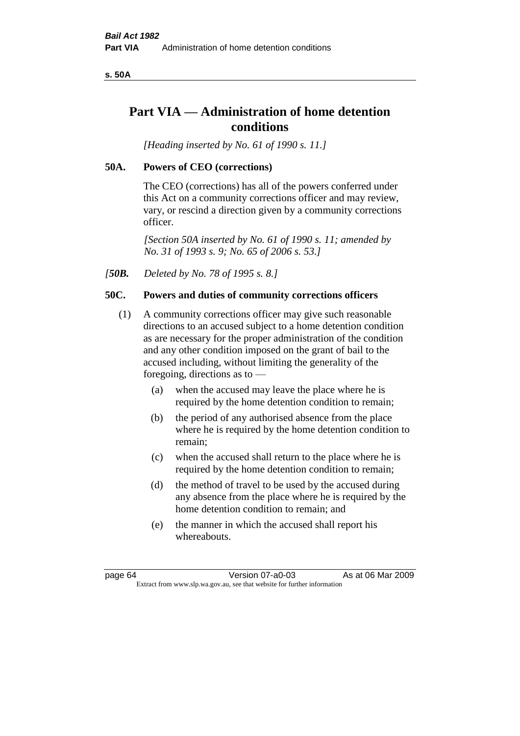# Part VIA — Administration of home detention conditions

*[Heading inserted by No. 61 of 1990 s. 11.]*

## 50A. Powers of CEO (corrections)

The CEO (corrections) has all of the powers conferred under this Act on a community corrections officer and may review, vary, or rescind a direction given by a community corrections officer.

*[Section 50A inserted by No. 61 of 1990 s. 11; amended by No. 31 of 1993 s. 9; No. 65 of 2006 s. 53.]*

*[**50B.** Deleted by No. 78 of 1995 s. 8.]*

## 50C. Powers and duties of community corrections officers

(1) A community corrections officer may give such reasonable directions to an accused subject to a home detention condition as are necessary for the proper administration of the condition and any other condition imposed on the grant of bail to the accused including, without limiting the generality of the foregoing, directions as to —

- (a) when the accused may leave the place where he is required by the home detention condition to remain;
- (b) the period of any authorised absence from the place where he is required by the home detention condition to remain;
- (c) when the accused shall return to the place where he is required by the home detention condition to remain;
- (d) the method of travel to be used by the accused during any absence from the place where he is required by the home detention condition to remain; and
- (e) the manner in which the accused shall report his whereabouts.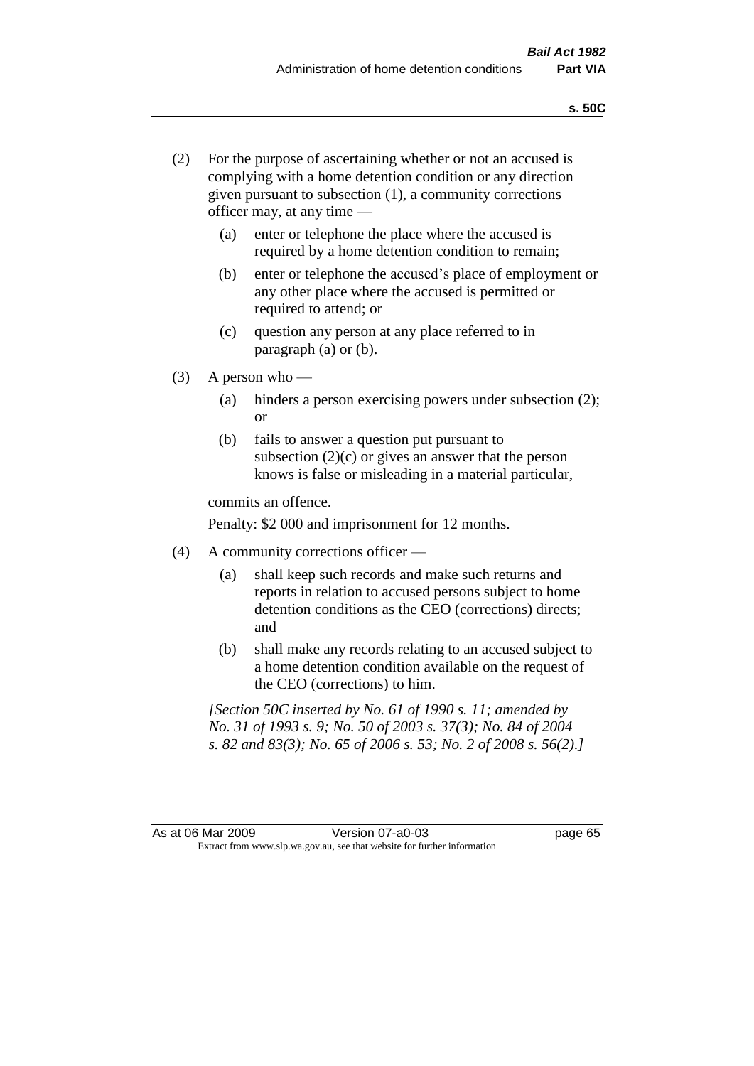(2) For the purpose of ascertaining whether or not an accused is complying with a home detention condition or any direction given pursuant to subsection (1), a community corrections officer may, at any time —

(a) enter or telephone the place where the accused is required by a home detention condition to remain;

(b) enter or telephone the accused's place of employment or any other place where the accused is permitted or required to attend; or

(c) question any person at any place referred to in paragraph (a) or (b).

(3) A person who —

(a) hinders a person exercising powers under subsection (2); or

(b) fails to answer a question put pursuant to subsection (2)(c) or gives an answer that the person knows is false or misleading in a material particular,

commits an offence.

Penalty: $2 000 and imprisonment for 12 months.

(4) A community corrections officer —

(a) shall keep such records and make such returns and reports in relation to accused persons subject to home detention conditions as the CEO (corrections) directs; and

(b) shall make any records relating to an accused subject to a home detention condition available on the request of the CEO (corrections) to him.

*[Section 50C inserted by No. 61 of 1990 s. 11; amended by No. 31 of 1993 s. 9; No. 50 of 2003 s. 37(3); No. 84 of 2004 s. 82 and 83(3); No. 65 of 2006 s. 53; No. 2 of 2008 s. 56(2).]*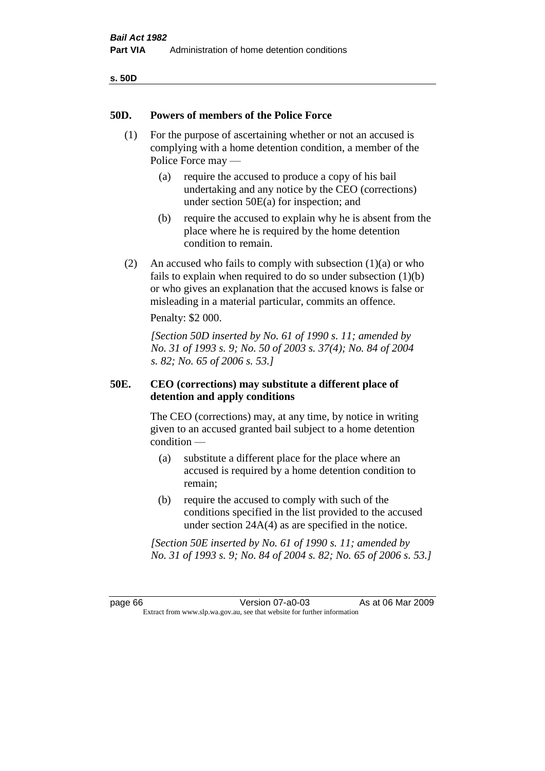## 50D. Powers of members of the Police Force

(1) For the purpose of ascertaining whether or not an accused is complying with a home detention condition, a member of the Police Force may —

(a) require the accused to produce a copy of his bail undertaking and any notice by the CEO (corrections) under section 50E(a) for inspection; and

(b) require the accused to explain why he is absent from the place where he is required by the home detention condition to remain.

(2) An accused who fails to comply with subsection (1)(a) or who fails to explain when required to do so under subsection (1)(b) or who gives an explanation that the accused knows is false or misleading in a material particular, commits an offence.

Penalty: $2 000.

*[Section 50D inserted by No. 61 of 1990 s. 11; amended by No. 31 of 1993 s. 9; No. 50 of 2003 s. 37(4); No. 84 of 2004 s. 82; No. 65 of 2006 s. 53.]*

## 50E. CEO (corrections) may substitute a different place of detention and apply conditions

The CEO (corrections) may, at any time, by notice in writing given to an accused granted bail subject to a home detention condition —

(a) substitute a different place for the place where an accused is required by a home detention condition to remain;

(b) require the accused to comply with such of the conditions specified in the list provided to the accused under section 24A(4) as are specified in the notice.

*[Section 50E inserted by No. 61 of 1990 s. 11; amended by No. 31 of 1993 s. 9; No. 84 of 2004 s. 82; No. 65 of 2006 s. 53.]*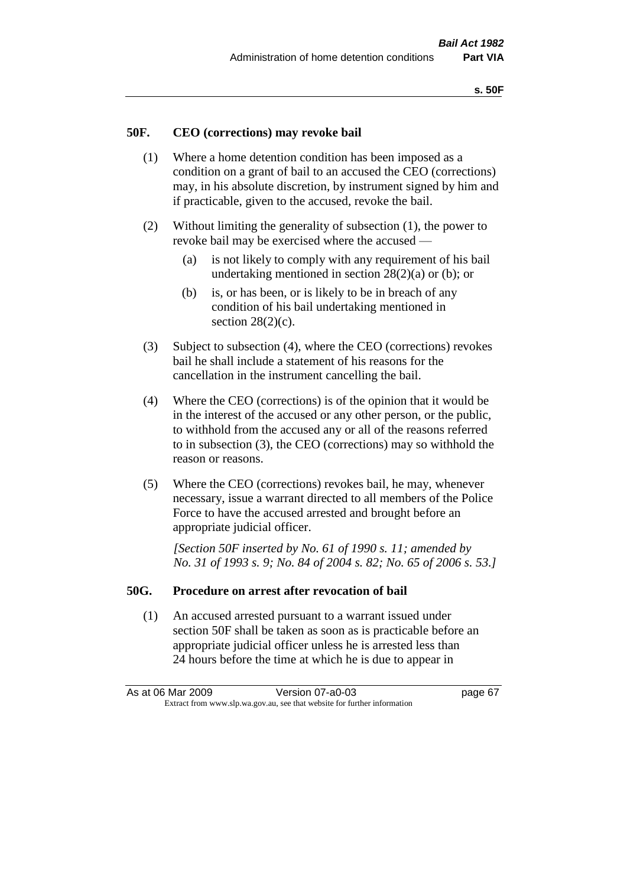## 50F. CEO (corrections) may revoke bail

(1) Where a home detention condition has been imposed as a condition on a grant of bail to an accused the CEO (corrections) may, in his absolute discretion, by instrument signed by him and if practicable, given to the accused, revoke the bail.

(2) Without limiting the generality of subsection (1), the power to revoke bail may be exercised where the accused —

- (a) is not likely to comply with any requirement of his bail undertaking mentioned in section 28(2)(a) or (b); or
- (b) is, or has been, or is likely to be in breach of any condition of his bail undertaking mentioned in section 28(2)(c).

(3) Subject to subsection (4), where the CEO (corrections) revokes bail he shall include a statement of his reasons for the cancellation in the instrument cancelling the bail.

(4) Where the CEO (corrections) is of the opinion that it would be in the interest of the accused or any other person, or the public, to withhold from the accused any or all of the reasons referred to in subsection (3), the CEO (corrections) may so withhold the reason or reasons.

(5) Where the CEO (corrections) revokes bail, he may, whenever necessary, issue a warrant directed to all members of the Police Force to have the accused arrested and brought before an appropriate judicial officer.

*[Section 50F inserted by No. 61 of 1990 s. 11; amended by No. 31 of 1993 s. 9; No. 84 of 2004 s. 82; No. 65 of 2006 s. 53.]*

## 50G. Procedure on arrest after revocation of bail

(1) An accused arrested pursuant to a warrant issued under section 50F shall be taken as soon as is practicable before an appropriate judicial officer unless he is arrested less than 24 hours before the time at which he is due to appear in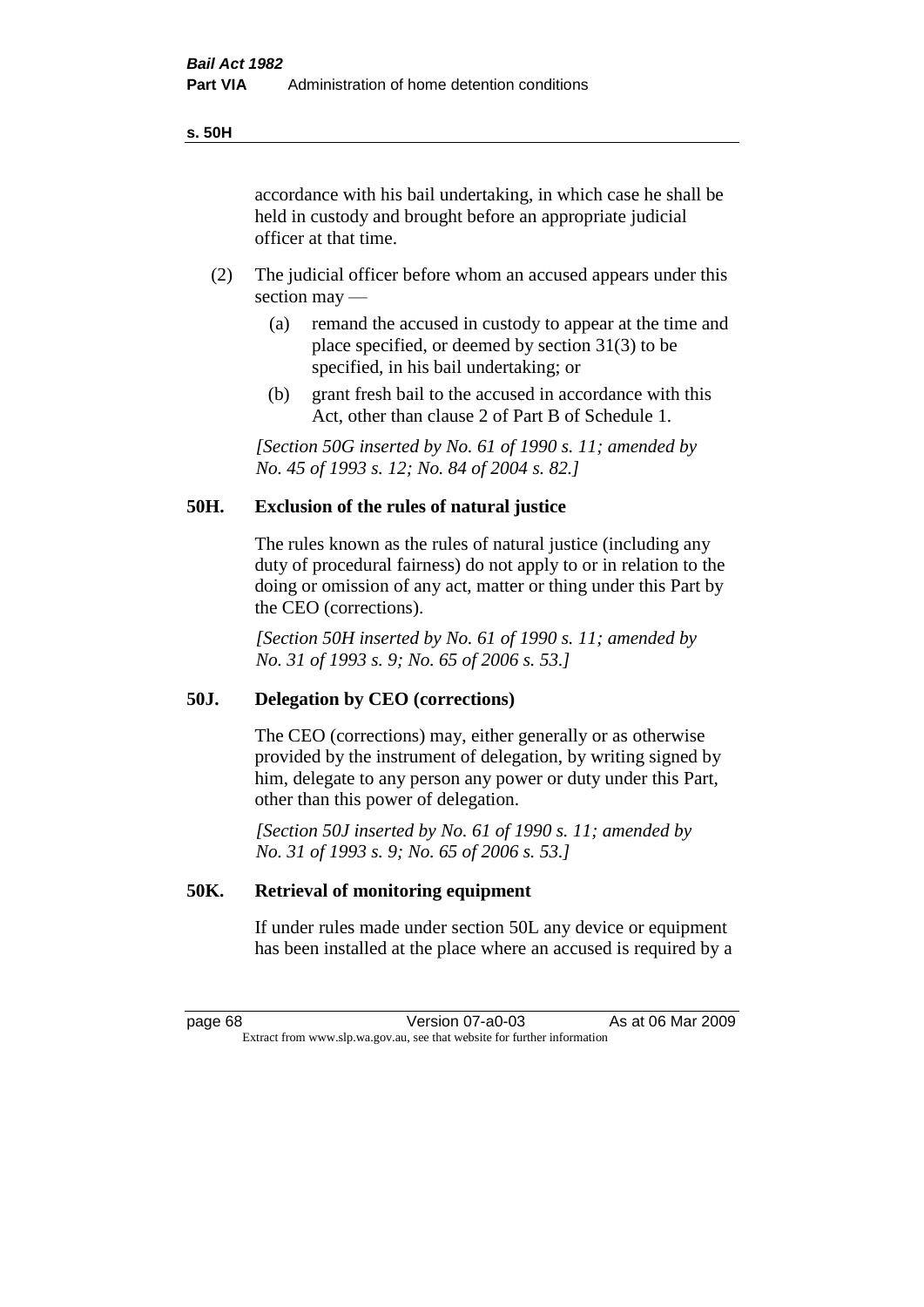accordance with his bail undertaking, in which case he shall be held in custody and brought before an appropriate judicial officer at that time.

(2) The judicial officer before whom an accused appears under this section may —

(a) remand the accused in custody to appear at the time and place specified, or deemed by section 31(3) to be specified, in his bail undertaking; or

(b) grant fresh bail to the accused in accordance with this Act, other than clause 2 of Part B of Schedule 1.

*[Section 50G inserted by No. 61 of 1990 s. 11; amended by No. 45 of 1993 s. 12; No. 84 of 2004 s. 82.]*

### 50H. Exclusion of the rules of natural justice

The rules known as the rules of natural justice (including any duty of procedural fairness) do not apply to or in relation to the doing or omission of any act, matter or thing under this Part by the CEO (corrections).

*[Section 50H inserted by No. 61 of 1990 s. 11; amended by No. 31 of 1993 s. 9; No. 65 of 2006 s. 53.]*

### 50J. Delegation by CEO (corrections)

The CEO (corrections) may, either generally or as otherwise provided by the instrument of delegation, by writing signed by him, delegate to any person any power or duty under this Part, other than this power of delegation.

*[Section 50J inserted by No. 61 of 1990 s. 11; amended by No. 31 of 1993 s. 9; No. 65 of 2006 s. 53.]*

### 50K. Retrieval of monitoring equipment

If under rules made under section 50L any device or equipment has been installed at the place where an accused is required by a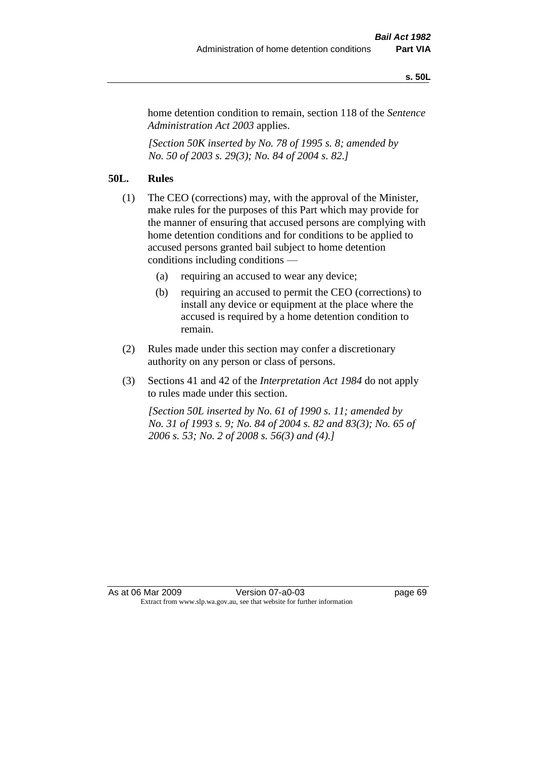home detention condition to remain, section 118 of the *Sentence Administration Act 2003* applies.

*[Section 50K inserted by No. 78 of 1995 s. 8; amended by No. 50 of 2003 s. 29(3); No. 84 of 2004 s. 82.]*

**50L. Rules**

(1) The CEO (corrections) may, with the approval of the Minister, make rules for the purposes of this Part which may provide for the manner of ensuring that accused persons are complying with home detention conditions and for conditions to be applied to accused persons granted bail subject to home detention conditions including conditions —

(a) requiring an accused to wear any device;

(b) requiring an accused to permit the CEO (corrections) to install any device or equipment at the place where the accused is required by a home detention condition to remain.

(2) Rules made under this section may confer a discretionary authority on any person or class of persons.

(3) Sections 41 and 42 of the *Interpretation Act 1984* do not apply to rules made under this section.

*[Section 50L inserted by No. 61 of 1990 s. 11; amended by No. 31 of 1993 s. 9; No. 84 of 2004 s. 82 and 83(3); No. 65 of 2006 s. 53; No. 2 of 2008 s. 56(3) and (4).]*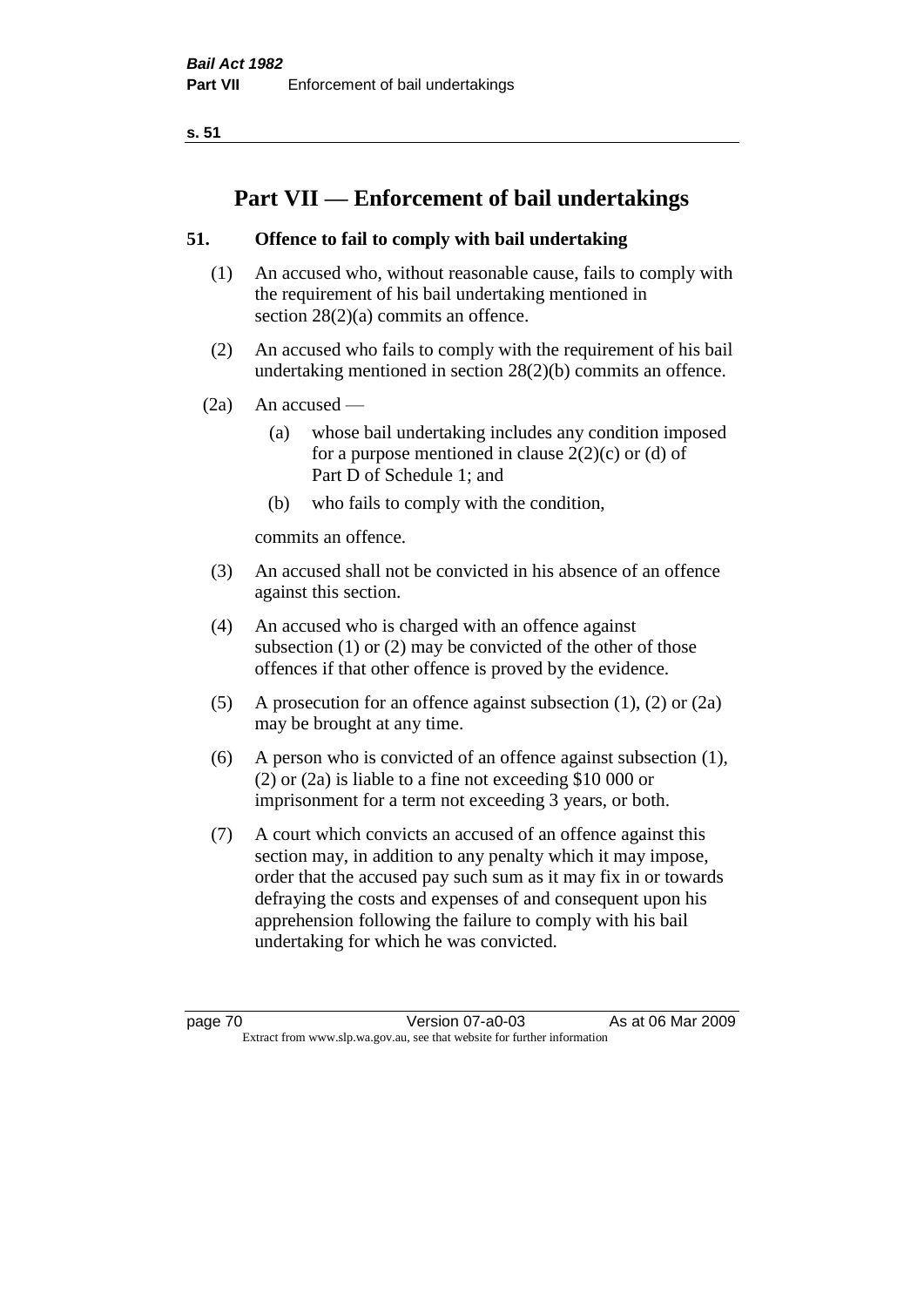# Part VII — Enforcement of bail undertakings

### 51. Offence to fail to comply with bail undertaking

(1) An accused who, without reasonable cause, fails to comply with the requirement of his bail undertaking mentioned in section 28(2)(a) commits an offence.

(2) An accused who fails to comply with the requirement of his bail undertaking mentioned in section 28(2)(b) commits an offence.

(2a) An accused —

- (a) whose bail undertaking includes any condition imposed for a purpose mentioned in clause 2(2)(c) or (d) of Part D of Schedule 1; and
- (b) who fails to comply with the condition,

commits an offence.

(3) An accused shall not be convicted in his absence of an offence against this section.

(4) An accused who is charged with an offence against subsection (1) or (2) may be convicted of the other of those offences if that other offence is proved by the evidence.

(5) A prosecution for an offence against subsection (1), (2) or (2a) may be brought at any time.

(6) A person who is convicted of an offence against subsection (1), (2) or (2a) is liable to a fine not exceeding $10 000 or imprisonment for a term not exceeding 3 years, or both.

(7) A court which convicts an accused of an offence against this section may, in addition to any penalty which it may impose, order that the accused pay such sum as it may fix in or towards defraying the costs and expenses of and consequent upon his apprehension following the failure to comply with his bail undertaking for which he was convicted.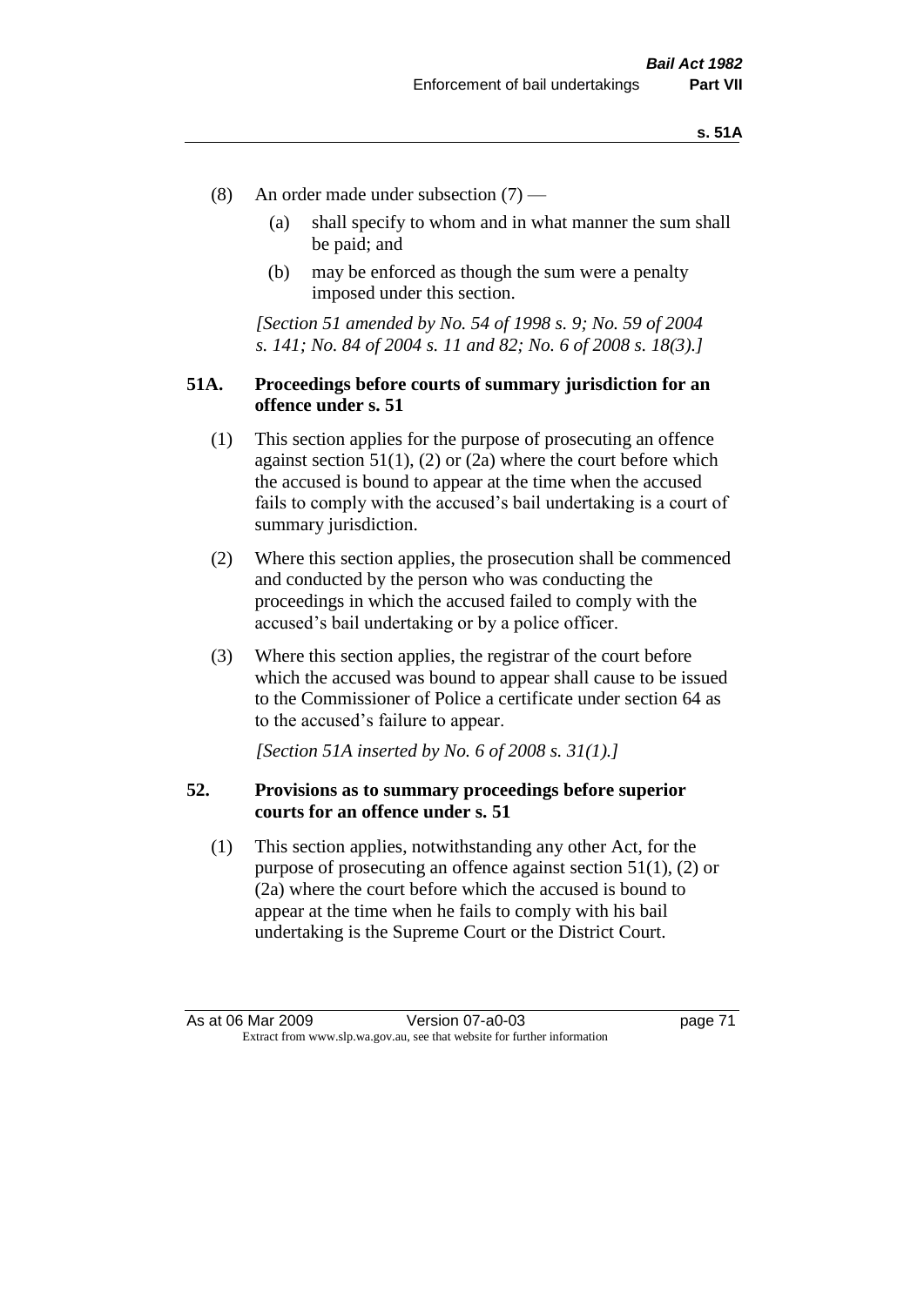(8) An order made under subsection (7) —

(a) shall specify to whom and in what manner the sum shall be paid; and

(b) may be enforced as though the sum were a penalty imposed under this section.

*[Section 51 amended by No. 54 of 1998 s. 9; No. 59 of 2004 s. 141; No. 84 of 2004 s. 11 and 82; No. 6 of 2008 s. 18(3).]*

### 51A. Proceedings before courts of summary jurisdiction for an offence under s. 51

(1) This section applies for the purpose of prosecuting an offence against section 51(1), (2) or (2a) where the court before which the accused is bound to appear at the time when the accused fails to comply with the accused's bail undertaking is a court of summary jurisdiction.

(2) Where this section applies, the prosecution shall be commenced and conducted by the person who was conducting the proceedings in which the accused failed to comply with the accused's bail undertaking or by a police officer.

(3) Where this section applies, the registrar of the court before which the accused was bound to appear shall cause to be issued to the Commissioner of Police a certificate under section 64 as to the accused's failure to appear.

*[Section 51A inserted by No. 6 of 2008 s. 31(1).]*

### 52. Provisions as to summary proceedings before superior courts for an offence under s. 51

(1) This section applies, notwithstanding any other Act, for the purpose of prosecuting an offence against section 51(1), (2) or (2a) where the court before which the accused is bound to appear at the time when he fails to comply with his bail undertaking is the Supreme Court or the District Court.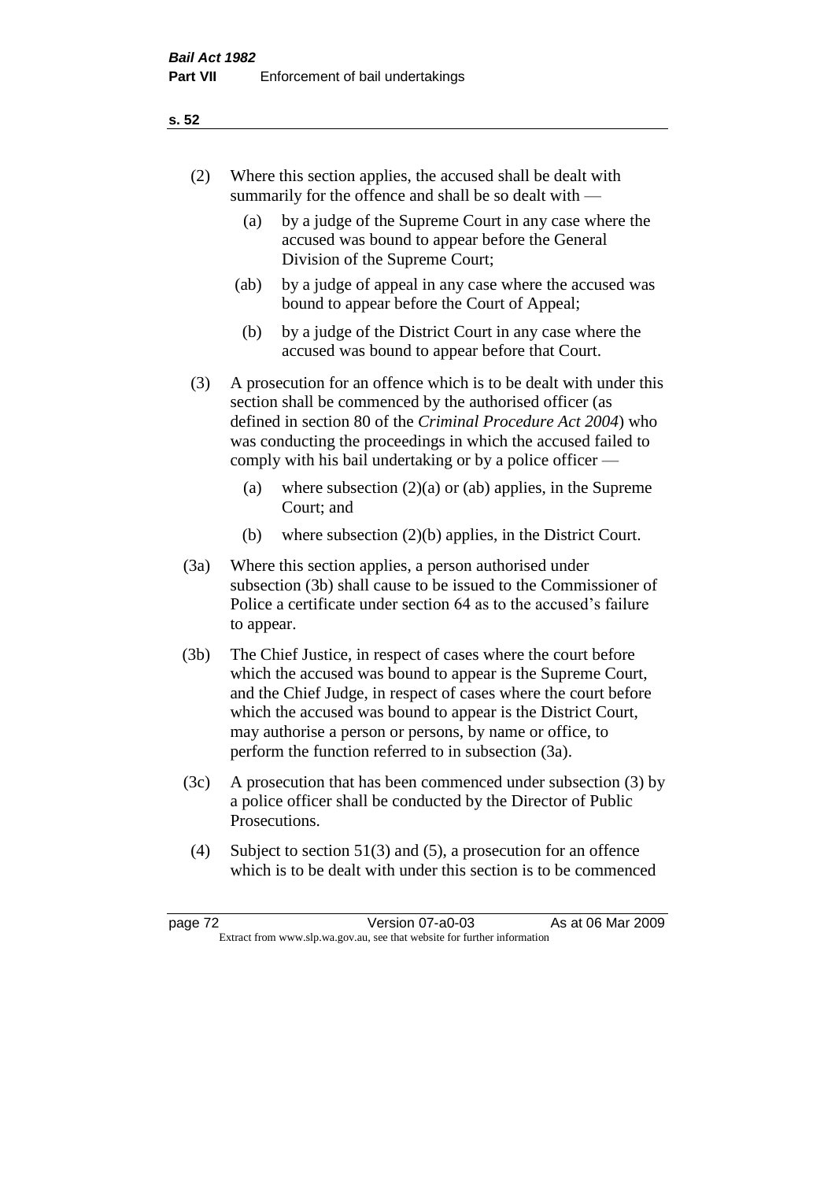(2) Where this section applies, the accused shall be dealt with summarily for the offence and shall be so dealt with —

(a) by a judge of the Supreme Court in any case where the accused was bound to appear before the General Division of the Supreme Court;

(ab) by a judge of appeal in any case where the accused was bound to appear before the Court of Appeal;

(b) by a judge of the District Court in any case where the accused was bound to appear before that Court.

(3) A prosecution for an offence which is to be dealt with under this section shall be commenced by the authorised officer (as defined in section 80 of the *Criminal Procedure Act 2004*) who was conducting the proceedings in which the accused failed to comply with his bail undertaking or by a police officer —

(a) where subsection (2)(a) or (ab) applies, in the Supreme Court; and

(b) where subsection (2)(b) applies, in the District Court.

(3a) Where this section applies, a person authorised under subsection (3b) shall cause to be issued to the Commissioner of Police a certificate under section 64 as to the accused's failure to appear.

(3b) The Chief Justice, in respect of cases where the court before which the accused was bound to appear is the Supreme Court, and the Chief Judge, in respect of cases where the court before which the accused was bound to appear is the District Court, may authorise a person or persons, by name or office, to perform the function referred to in subsection (3a).

(3c) A prosecution that has been commenced under subsection (3) by a police officer shall be conducted by the Director of Public Prosecutions.

(4) Subject to section 51(3) and (5), a prosecution for an offence which is to be dealt with under this section is to be commenced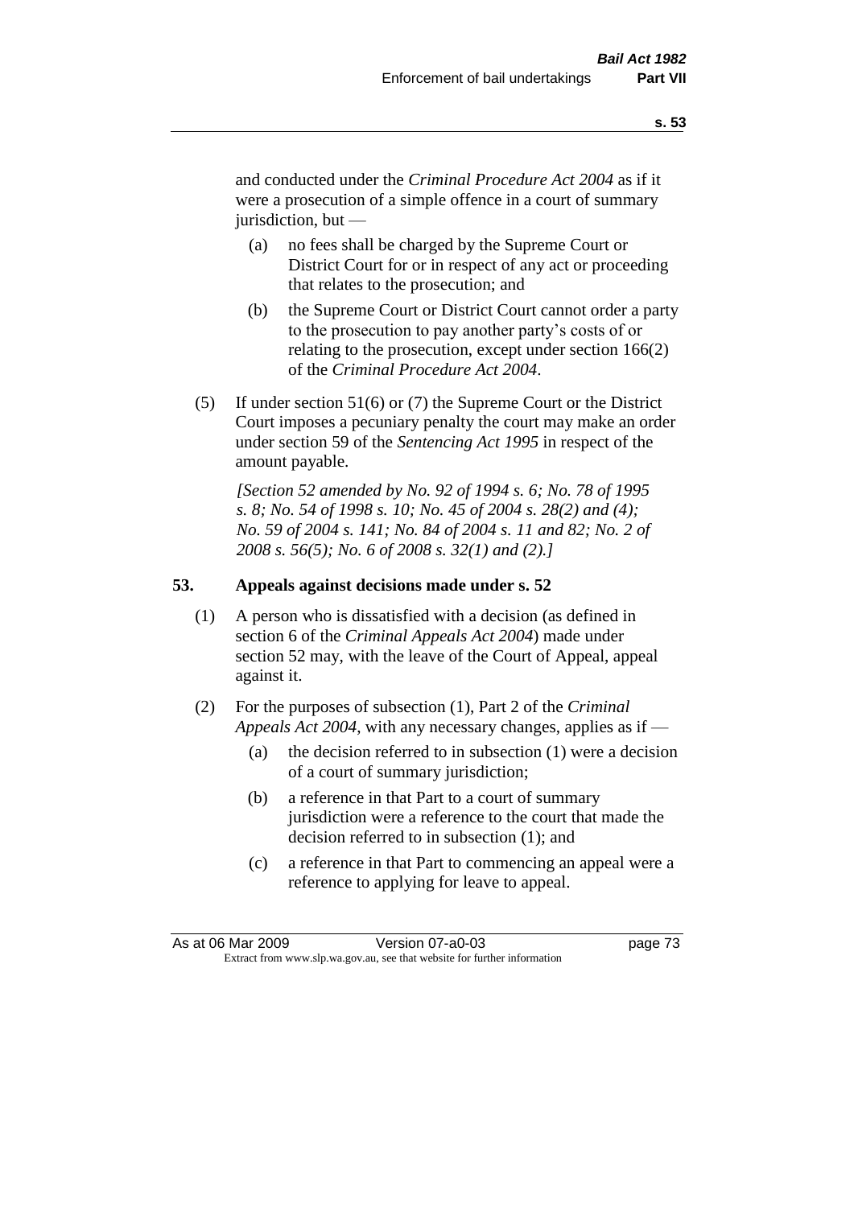and conducted under the *Criminal Procedure Act 2004* as if it were a prosecution of a simple offence in a court of summary jurisdiction, but —

(a) no fees shall be charged by the Supreme Court or District Court for or in respect of any act or proceeding that relates to the prosecution; and

(b) the Supreme Court or District Court cannot order a party to the prosecution to pay another party's costs of or relating to the prosecution, except under section 166(2) of the *Criminal Procedure Act 2004*.

(5) If under section 51(6) or (7) the Supreme Court or the District Court imposes a pecuniary penalty the court may make an order under section 59 of the *Sentencing Act 1995* in respect of the amount payable.

*[Section 52 amended by No. 92 of 1994 s. 6; No. 78 of 1995 s. 8; No. 54 of 1998 s. 10; No. 45 of 2004 s. 28(2) and (4); No. 59 of 2004 s. 141; No. 84 of 2004 s. 11 and 82; No. 2 of 2008 s. 56(5); No. 6 of 2008 s. 32(1) and (2).]*

## 53. Appeals against decisions made under s. 52

(1) A person who is dissatisfied with a decision (as defined in section 6 of the *Criminal Appeals Act 2004*) made under section 52 may, with the leave of the Court of Appeal, appeal against it.

(2) For the purposes of subsection (1), Part 2 of the *Criminal Appeals Act 2004*, with any necessary changes, applies as if —

(a) the decision referred to in subsection (1) were a decision of a court of summary jurisdiction;

(b) a reference in that Part to a court of summary jurisdiction were a reference to the court that made the decision referred to in subsection (1); and

(c) a reference in that Part to commencing an appeal were a reference to applying for leave to appeal.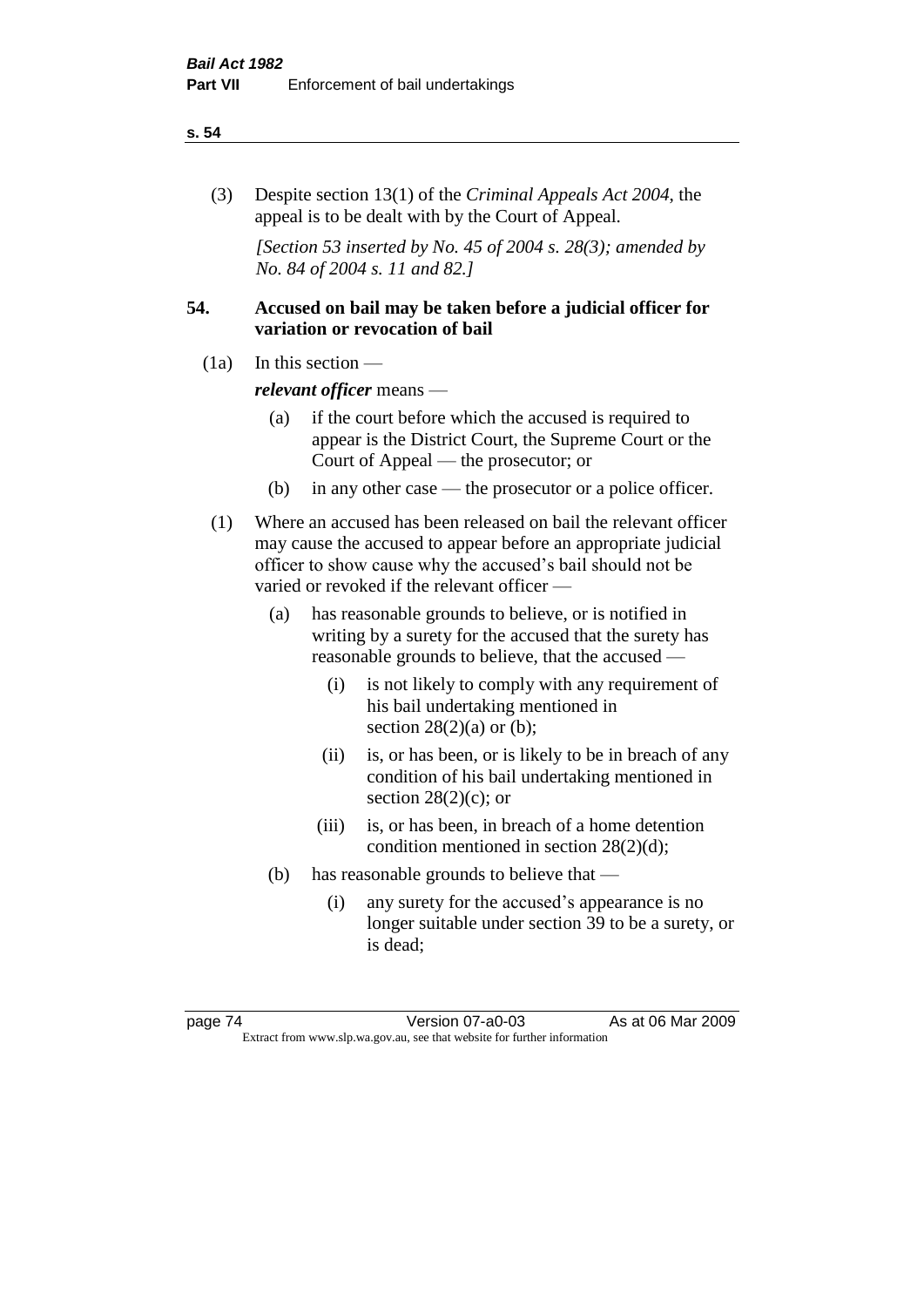(3) Despite section 13(1) of the *Criminal Appeals Act 2004*, the appeal is to be dealt with by the Court of Appeal.

*[Section 53 inserted by No. 45 of 2004 s. 28(3); amended by No. 84 of 2004 s. 11 and 82.]*

## 54. Accused on bail may be taken before a judicial officer for variation or revocation of bail

(1a) In this section —

***relevant officer*** means —

- (a) if the court before which the accused is required to appear is the District Court, the Supreme Court or the Court of Appeal — the prosecutor; or
- (b) in any other case — the prosecutor or a police officer.

(1) Where an accused has been released on bail the relevant officer may cause the accused to appear before an appropriate judicial officer to show cause why the accused's bail should not be varied or revoked if the relevant officer —

- (a) has reasonable grounds to believe, or is notified in writing by a surety for the accused that the surety has reasonable grounds to believe, that the accused —
  - (i) is not likely to comply with any requirement of his bail undertaking mentioned in section 28(2)(a) or (b);
  - (ii) is, or has been, or is likely to be in breach of any condition of his bail undertaking mentioned in section 28(2)(c); or
  - (iii) is, or has been, in breach of a home detention condition mentioned in section 28(2)(d);
- (b) has reasonable grounds to believe that —
  - (i) any surety for the accused's appearance is no longer suitable under section 39 to be a surety, or is dead;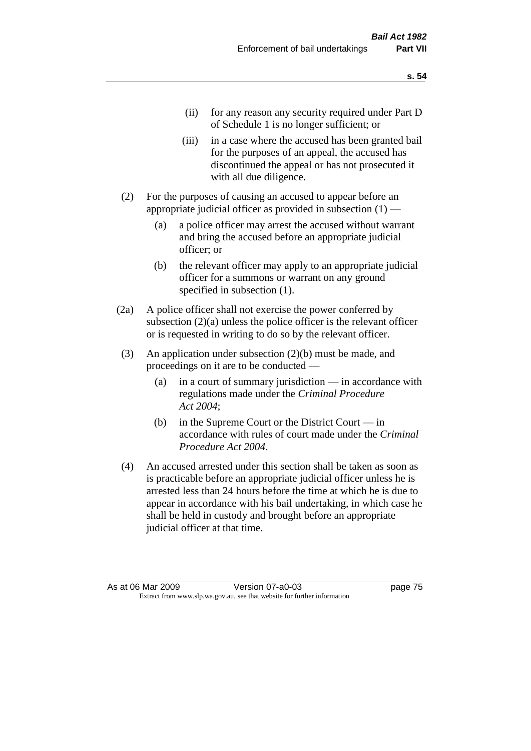(ii) for any reason any security required under Part D of Schedule 1 is no longer sufficient; or

(iii) in a case where the accused has been granted bail for the purposes of an appeal, the accused has discontinued the appeal or has not prosecuted it with all due diligence.

(2) For the purposes of causing an accused to appear before an appropriate judicial officer as provided in subsection (1) —

(a) a police officer may arrest the accused without warrant and bring the accused before an appropriate judicial officer; or

(b) the relevant officer may apply to an appropriate judicial officer for a summons or warrant on any ground specified in subsection (1).

(2a) A police officer shall not exercise the power conferred by subsection (2)(a) unless the police officer is the relevant officer or is requested in writing to do so by the relevant officer.

(3) An application under subsection (2)(b) must be made, and proceedings on it are to be conducted —

(a) in a court of summary jurisdiction — in accordance with regulations made under the *Criminal Procedure Act 2004*;

(b) in the Supreme Court or the District Court — in accordance with rules of court made under the *Criminal Procedure Act 2004*.

(4) An accused arrested under this section shall be taken as soon as is practicable before an appropriate judicial officer unless he is arrested less than 24 hours before the time at which he is due to appear in accordance with his bail undertaking, in which case he shall be held in custody and brought before an appropriate judicial officer at that time.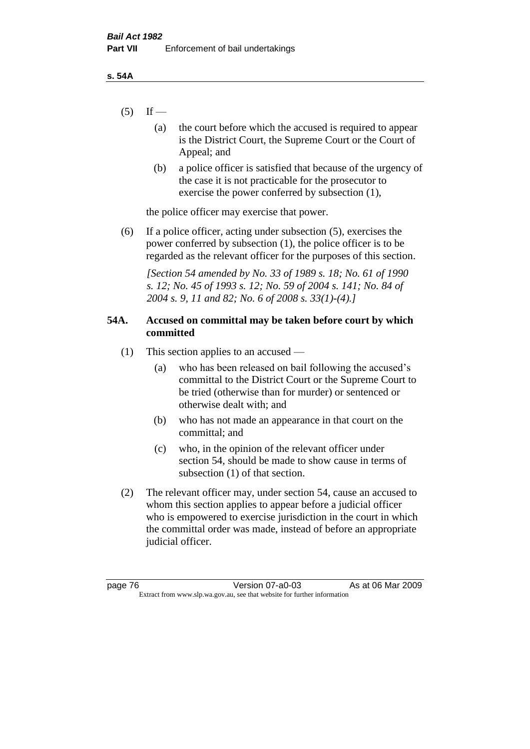(5) If —

(a) the court before which the accused is required to appear is the District Court, the Supreme Court or the Court of Appeal; and

(b) a police officer is satisfied that because of the urgency of the case it is not practicable for the prosecutor to exercise the power conferred by subsection (1),

the police officer may exercise that power.

(6) If a police officer, acting under subsection (5), exercises the power conferred by subsection (1), the police officer is to be regarded as the relevant officer for the purposes of this section.

*[Section 54 amended by No. 33 of 1989 s. 18; No. 61 of 1990 s. 12; No. 45 of 1993 s. 12; No. 59 of 2004 s. 141; No. 84 of 2004 s. 9, 11 and 82; No. 6 of 2008 s. 33(1)-(4).]*

### 54A. Accused on committal may be taken before court by which committed

(1) This section applies to an accused —

(a) who has been released on bail following the accused's committal to the District Court or the Supreme Court to be tried (otherwise than for murder) or sentenced or otherwise dealt with; and

(b) who has not made an appearance in that court on the committal; and

(c) who, in the opinion of the relevant officer under section 54, should be made to show cause in terms of subsection (1) of that section.

(2) The relevant officer may, under section 54, cause an accused to whom this section applies to appear before a judicial officer who is empowered to exercise jurisdiction in the court in which the committal order was made, instead of before an appropriate judicial officer.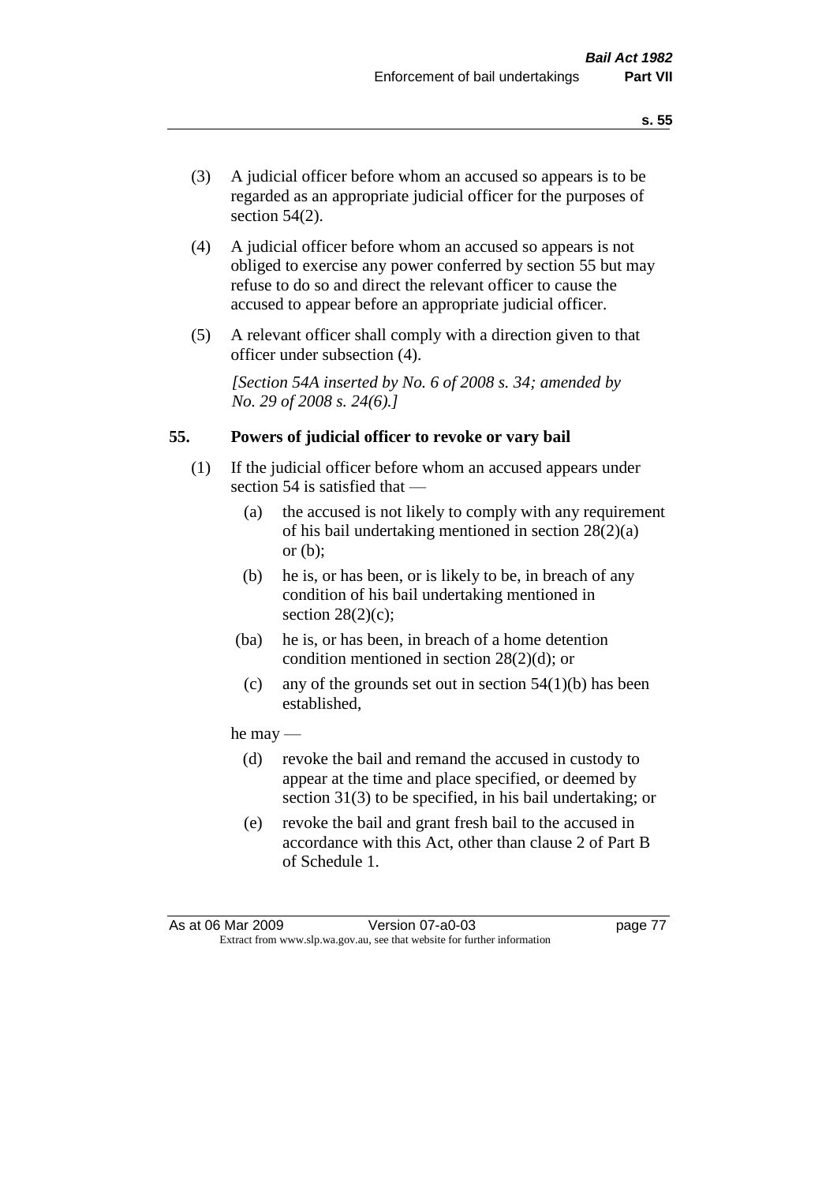(3) A judicial officer before whom an accused so appears is to be regarded as an appropriate judicial officer for the purposes of section 54(2).

(4) A judicial officer before whom an accused so appears is not obliged to exercise any power conferred by section 55 but may refuse to do so and direct the relevant officer to cause the accused to appear before an appropriate judicial officer.

(5) A relevant officer shall comply with a direction given to that officer under subsection (4).

*[Section 54A inserted by No. 6 of 2008 s. 34; amended by No. 29 of 2008 s. 24(6).]*

## 55. Powers of judicial officer to revoke or vary bail

(1) If the judicial officer before whom an accused appears under section 54 is satisfied that —

  (a) the accused is not likely to comply with any requirement of his bail undertaking mentioned in section 28(2)(a) or (b);

  (b) he is, or has been, or is likely to be, in breach of any condition of his bail undertaking mentioned in section 28(2)(c);

  (ba) he is, or has been, in breach of a home detention condition mentioned in section 28(2)(d); or

  (c) any of the grounds set out in section 54(1)(b) has been established,

he may —

  (d) revoke the bail and remand the accused in custody to appear at the time and place specified, or deemed by section 31(3) to be specified, in his bail undertaking; or

  (e) revoke the bail and grant fresh bail to the accused in accordance with this Act, other than clause 2 of Part B of Schedule 1.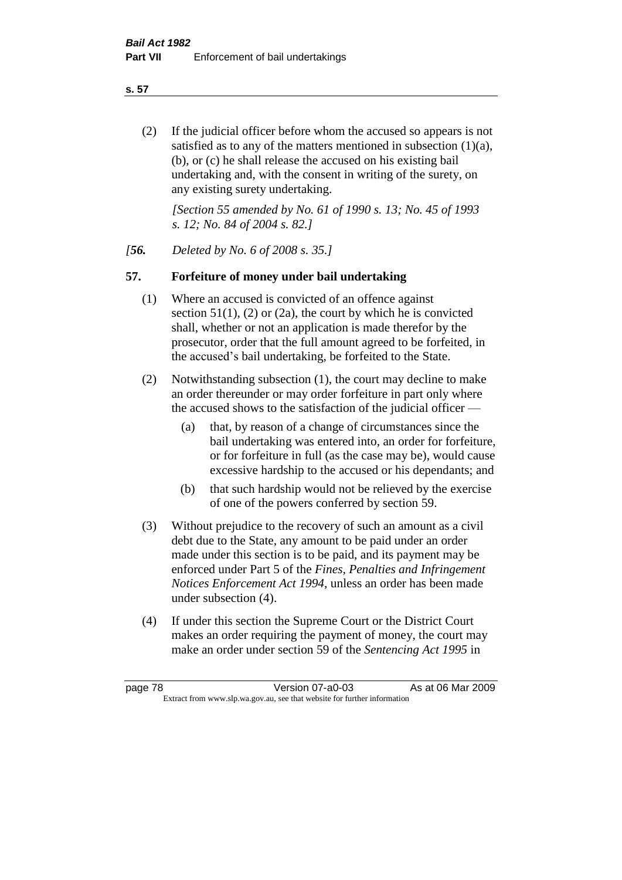(2) If the judicial officer before whom the accused so appears is not satisfied as to any of the matters mentioned in subsection (1)(a), (b), or (c) he shall release the accused on his existing bail undertaking and, with the consent in writing of the surety, on any existing surety undertaking.

*[Section 55 amended by No. 61 of 1990 s. 13; No. 45 of 1993 s. 12; No. 84 of 2004 s. 82.]*

*[**56.** Deleted by No. 6 of 2008 s. 35.]*

## 57. Forfeiture of money under bail undertaking

(1) Where an accused is convicted of an offence against section 51(1), (2) or (2a), the court by which he is convicted shall, whether or not an application is made therefor by the prosecutor, order that the full amount agreed to be forfeited, in the accused's bail undertaking, be forfeited to the State.

(2) Notwithstanding subsection (1), the court may decline to make an order thereunder or may order forfeiture in part only where the accused shows to the satisfaction of the judicial officer —

- (a) that, by reason of a change of circumstances since the bail undertaking was entered into, an order for forfeiture, or for forfeiture in full (as the case may be), would cause excessive hardship to the accused or his dependants; and
- (b) that such hardship would not be relieved by the exercise of one of the powers conferred by section 59.

(3) Without prejudice to the recovery of such an amount as a civil debt due to the State, any amount to be paid under an order made under this section is to be paid, and its payment may be enforced under Part 5 of the *Fines, Penalties and Infringement Notices Enforcement Act 1994*, unless an order has been made under subsection (4).

(4) If under this section the Supreme Court or the District Court makes an order requiring the payment of money, the court may make an order under section 59 of the *Sentencing Act 1995* in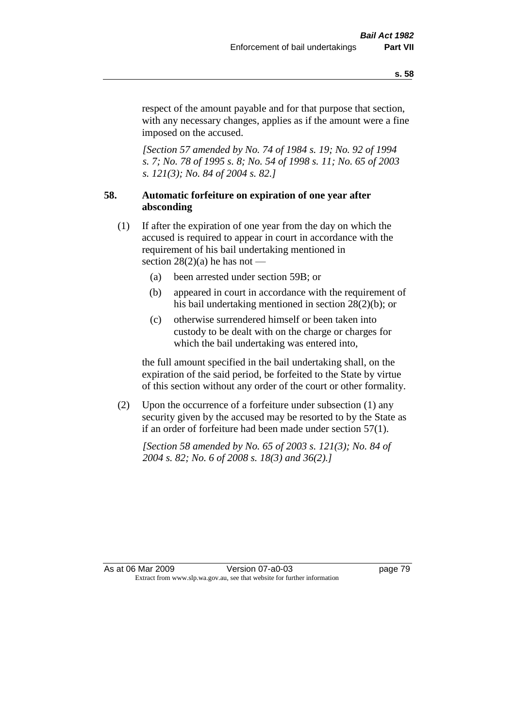respect of the amount payable and for that purpose that section, with any necessary changes, applies as if the amount were a fine imposed on the accused.

*[Section 57 amended by No. 74 of 1984 s. 19; No. 92 of 1994 s. 7; No. 78 of 1995 s. 8; No. 54 of 1998 s. 11; No. 65 of 2003 s. 121(3); No. 84 of 2004 s. 82.]*

### 58. Automatic forfeiture on expiration of one year after absconding

(1) If after the expiration of one year from the day on which the accused is required to appear in court in accordance with the requirement of his bail undertaking mentioned in section 28(2)(a) he has not —

- (a) been arrested under section 59B; or
- (b) appeared in court in accordance with the requirement of his bail undertaking mentioned in section 28(2)(b); or
- (c) otherwise surrendered himself or been taken into custody to be dealt with on the charge or charges for which the bail undertaking was entered into,

the full amount specified in the bail undertaking shall, on the expiration of the said period, be forfeited to the State by virtue of this section without any order of the court or other formality.

(2) Upon the occurrence of a forfeiture under subsection (1) any security given by the accused may be resorted to by the State as if an order of forfeiture had been made under section 57(1).

*[Section 58 amended by No. 65 of 2003 s. 121(3); No. 84 of 2004 s. 82; No. 6 of 2008 s. 18(3) and 36(2).]*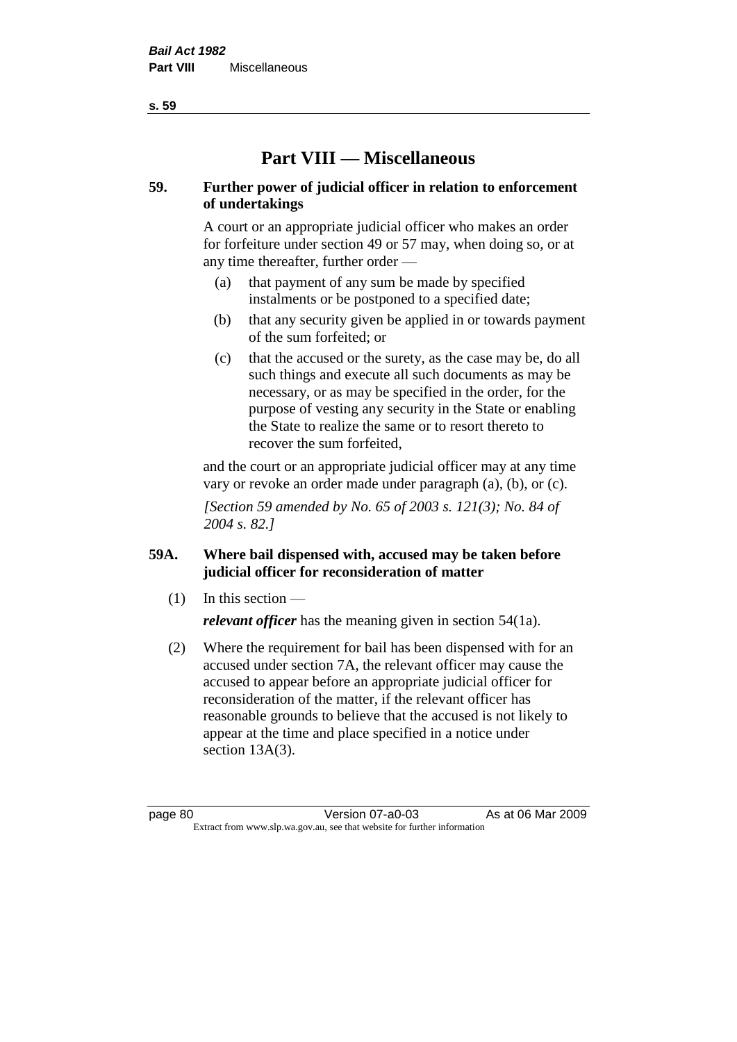# Part VIII — Miscellaneous

## 59. Further power of judicial officer in relation to enforcement of undertakings

A court or an appropriate judicial officer who makes an order for forfeiture under section 49 or 57 may, when doing so, or at any time thereafter, further order —

(a) that payment of any sum be made by specified instalments or be postponed to a specified date;

(b) that any security given be applied in or towards payment of the sum forfeited; or

(c) that the accused or the surety, as the case may be, do all such things and execute all such documents as may be necessary, or as may be specified in the order, for the purpose of vesting any security in the State or enabling the State to realize the same or to resort thereto to recover the sum forfeited,

and the court or an appropriate judicial officer may at any time vary or revoke an order made under paragraph (a), (b), or (c).

*[Section 59 amended by No. 65 of 2003 s. 121(3); No. 84 of 2004 s. 82.]*

## 59A. Where bail dispensed with, accused may be taken before judicial officer for reconsideration of matter

(1) In this section —

***relevant officer*** has the meaning given in section 54(1a).

(2) Where the requirement for bail has been dispensed with for an accused under section 7A, the relevant officer may cause the accused to appear before an appropriate judicial officer for reconsideration of the matter, if the relevant officer has reasonable grounds to believe that the accused is not likely to appear at the time and place specified in a notice under section 13A(3).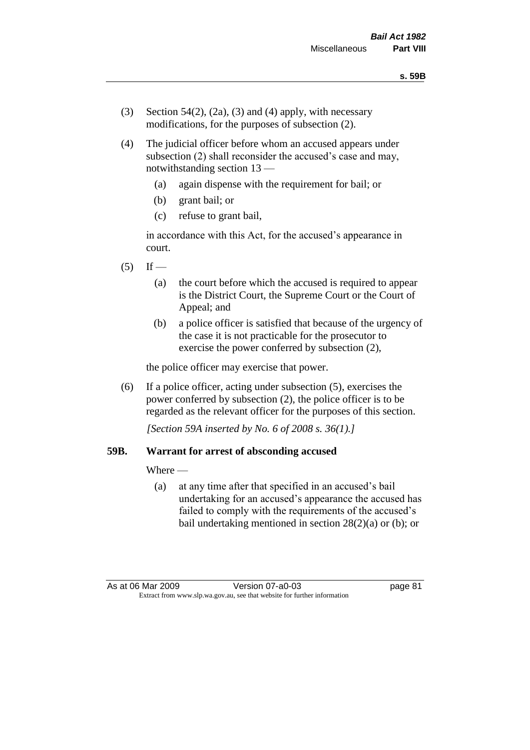(3) Section 54(2), (2a), (3) and (4) apply, with necessary modifications, for the purposes of subsection (2).

(4) The judicial officer before whom an accused appears under subsection (2) shall reconsider the accused's case and may, notwithstanding section 13 —

  (a) again dispense with the requirement for bail; or

  (b) grant bail; or

  (c) refuse to grant bail,

  in accordance with this Act, for the accused's appearance in court.

(5) If —

  (a) the court before which the accused is required to appear is the District Court, the Supreme Court or the Court of Appeal; and

  (b) a police officer is satisfied that because of the urgency of the case it is not practicable for the prosecutor to exercise the power conferred by subsection (2),

  the police officer may exercise that power.

(6) If a police officer, acting under subsection (5), exercises the power conferred by subsection (2), the police officer is to be regarded as the relevant officer for the purposes of this section.

*[Section 59A inserted by No. 6 of 2008 s. 36(1).]*

### 59B. Warrant for arrest of absconding accused

Where —

  (a) at any time after that specified in an accused's bail undertaking for an accused's appearance the accused has failed to comply with the requirements of the accused's bail undertaking mentioned in section 28(2)(a) or (b); or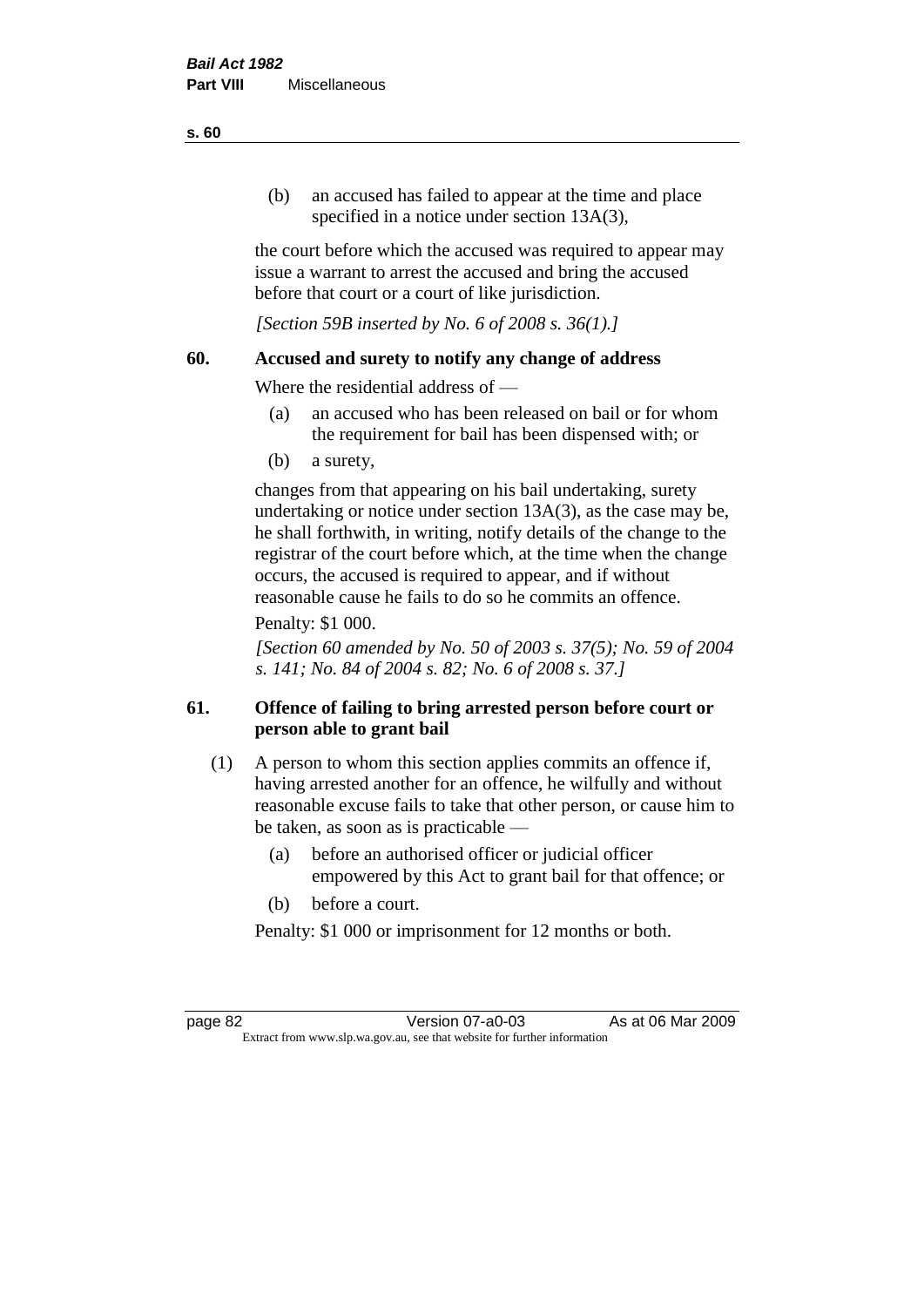(b) an accused has failed to appear at the time and place specified in a notice under section 13A(3),

the court before which the accused was required to appear may issue a warrant to arrest the accused and bring the accused before that court or a court of like jurisdiction.

*[Section 59B inserted by No. 6 of 2008 s. 36(1).]*

## 60. Accused and surety to notify any change of address

Where the residential address of —

(a) an accused who has been released on bail or for whom the requirement for bail has been dispensed with; or

(b) a surety,

changes from that appearing on his bail undertaking, surety undertaking or notice under section 13A(3), as the case may be, he shall forthwith, in writing, notify details of the change to the registrar of the court before which, at the time when the change occurs, the accused is required to appear, and if without reasonable cause he fails to do so he commits an offence.

Penalty: $1 000.

*[Section 60 amended by No. 50 of 2003 s. 37(5); No. 59 of 2004 s. 141; No. 84 of 2004 s. 82; No. 6 of 2008 s. 37.]*

## 61. Offence of failing to bring arrested person before court or person able to grant bail

(1) A person to whom this section applies commits an offence if, having arrested another for an offence, he wilfully and without reasonable excuse fails to take that other person, or cause him to be taken, as soon as is practicable —

(a) before an authorised officer or judicial officer empowered by this Act to grant bail for that offence; or

(b) before a court.

Penalty: $1 000 or imprisonment for 12 months or both.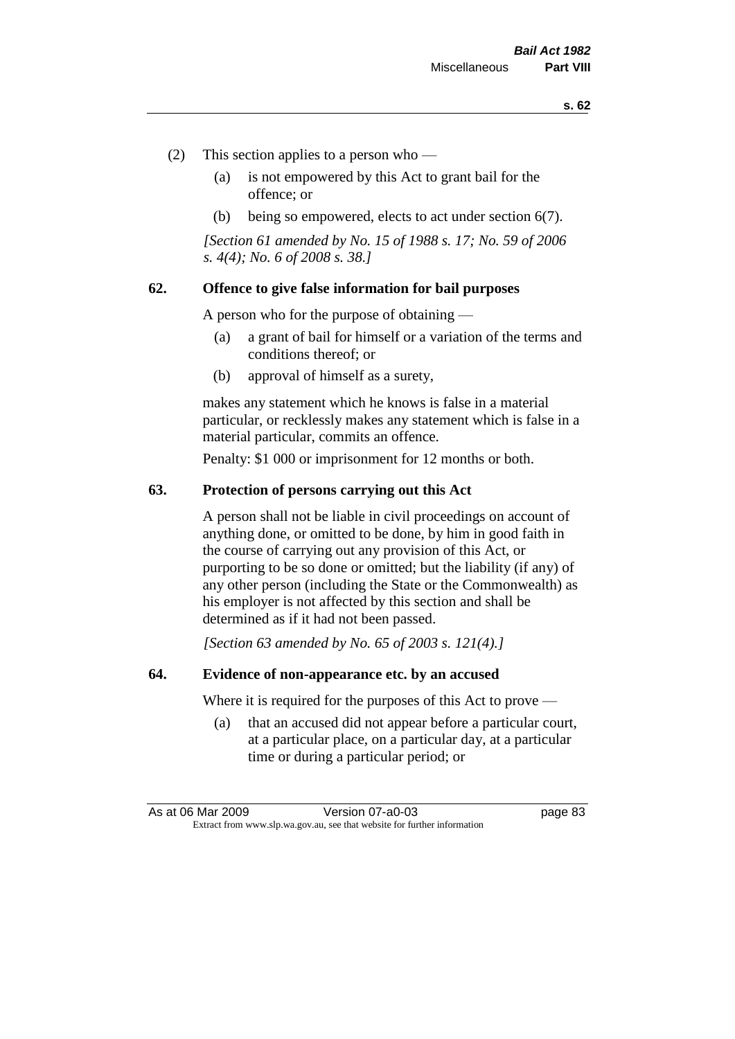(2) This section applies to a person who —

(a) is not empowered by this Act to grant bail for the offence; or

(b) being so empowered, elects to act under section 6(7).

*[Section 61 amended by No. 15 of 1988 s. 17; No. 59 of 2006 s. 4(4); No. 6 of 2008 s. 38.]*

## 62. Offence to give false information for bail purposes

A person who for the purpose of obtaining —

(a) a grant of bail for himself or a variation of the terms and conditions thereof; or

(b) approval of himself as a surety,

makes any statement which he knows is false in a material particular, or recklessly makes any statement which is false in a material particular, commits an offence.

Penalty: $1 000 or imprisonment for 12 months or both.

## 63. Protection of persons carrying out this Act

A person shall not be liable in civil proceedings on account of anything done, or omitted to be done, by him in good faith in the course of carrying out any provision of this Act, or purporting to be so done or omitted; but the liability (if any) of any other person (including the State or the Commonwealth) as his employer is not affected by this section and shall be determined as if it had not been passed.

*[Section 63 amended by No. 65 of 2003 s. 121(4).]*

## 64. Evidence of non-appearance etc. by an accused

Where it is required for the purposes of this Act to prove —

(a) that an accused did not appear before a particular court, at a particular place, on a particular day, at a particular time or during a particular period; or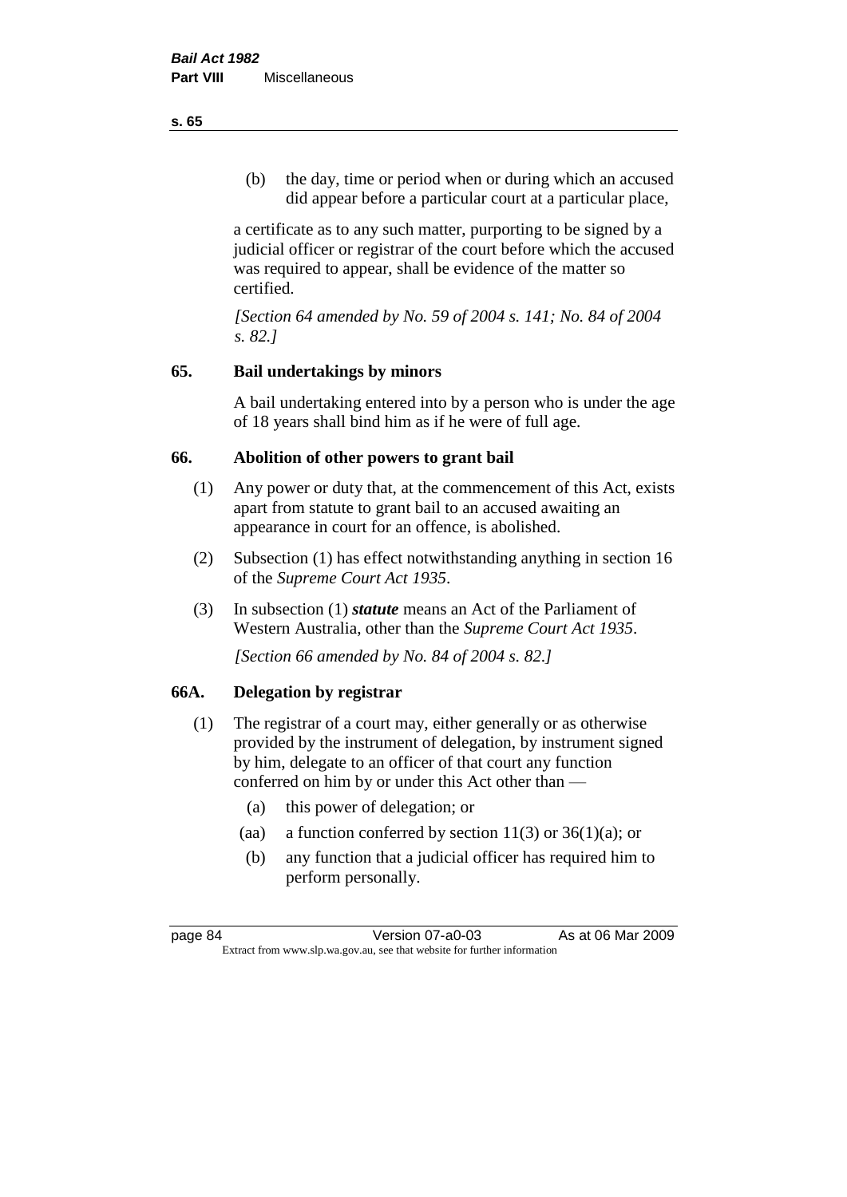(b) the day, time or period when or during which an accused did appear before a particular court at a particular place,

a certificate as to any such matter, purporting to be signed by a judicial officer or registrar of the court before which the accused was required to appear, shall be evidence of the matter so certified.

*[Section 64 amended by No. 59 of 2004 s. 141; No. 84 of 2004 s. 82.]*

## 65. Bail undertakings by minors

A bail undertaking entered into by a person who is under the age of 18 years shall bind him as if he were of full age.

## 66. Abolition of other powers to grant bail

(1) Any power or duty that, at the commencement of this Act, exists apart from statute to grant bail to an accused awaiting an appearance in court for an offence, is abolished.

(2) Subsection (1) has effect notwithstanding anything in section 16 of the *Supreme Court Act 1935*.

(3) In subsection (1) ***statute*** means an Act of the Parliament of Western Australia, other than the *Supreme Court Act 1935*.

*[Section 66 amended by No. 84 of 2004 s. 82.]*

## 66A. Delegation by registrar

(1) The registrar of a court may, either generally or as otherwise provided by the instrument of delegation, by instrument signed by him, delegate to an officer of that court any function conferred on him by or under this Act other than —

(a) this power of delegation; or

(aa) a function conferred by section 11(3) or 36(1)(a); or

(b) any function that a judicial officer has required him to perform personally.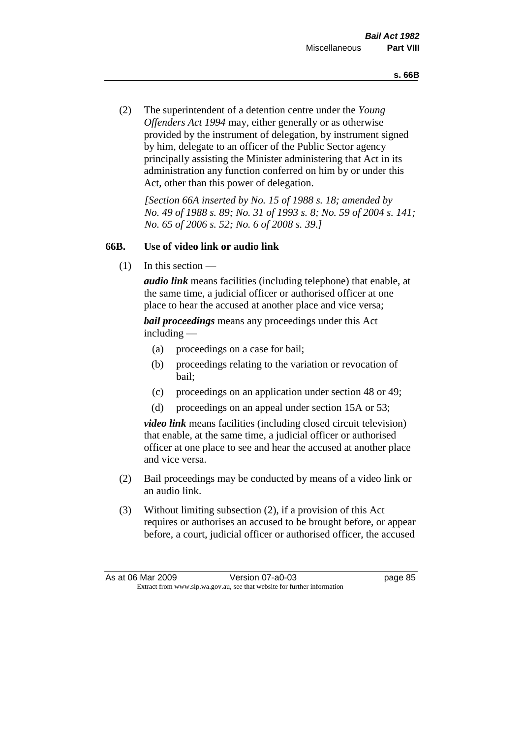(2) The superintendent of a detention centre under the *Young Offenders Act 1994* may, either generally or as otherwise provided by the instrument of delegation, by instrument signed by him, delegate to an officer of the Public Sector agency principally assisting the Minister administering that Act in its administration any function conferred on him by or under this Act, other than this power of delegation.

*[Section 66A inserted by No. 15 of 1988 s. 18; amended by No. 49 of 1988 s. 89; No. 31 of 1993 s. 8; No. 59 of 2004 s. 141; No. 65 of 2006 s. 52; No. 6 of 2008 s. 39.]*

### 66B. Use of video link or audio link

(1) In this section —

***audio link*** means facilities (including telephone) that enable, at the same time, a judicial officer or authorised officer at one place to hear the accused at another place and vice versa;

***bail proceedings*** means any proceedings under this Act including —

(a) proceedings on a case for bail;

(b) proceedings relating to the variation or revocation of bail;

(c) proceedings on an application under section 48 or 49;

(d) proceedings on an appeal under section 15A or 53;

***video link*** means facilities (including closed circuit television) that enable, at the same time, a judicial officer or authorised officer at one place to see and hear the accused at another place and vice versa.

(2) Bail proceedings may be conducted by means of a video link or an audio link.

(3) Without limiting subsection (2), if a provision of this Act requires or authorises an accused to be brought before, or appear before, a court, judicial officer or authorised officer, the accused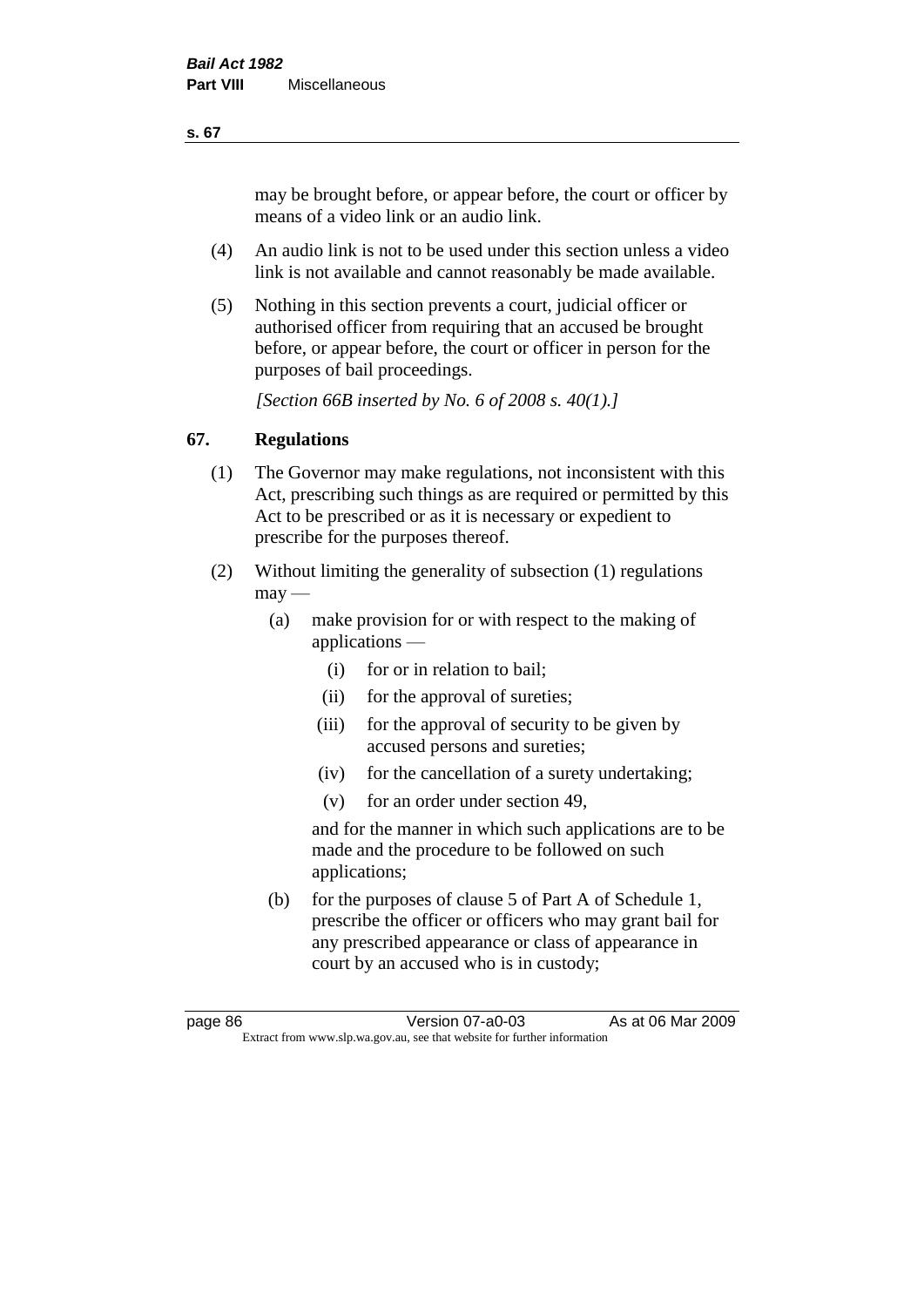may be brought before, or appear before, the court or officer by means of a video link or an audio link.

(4) An audio link is not to be used under this section unless a video link is not available and cannot reasonably be made available.

(5) Nothing in this section prevents a court, judicial officer or authorised officer from requiring that an accused be brought before, or appear before, the court or officer in person for the purposes of bail proceedings.

*[Section 66B inserted by No. 6 of 2008 s. 40(1).]*

## 67. Regulations

(1) The Governor may make regulations, not inconsistent with this Act, prescribing such things as are required or permitted by this Act to be prescribed or as it is necessary or expedient to prescribe for the purposes thereof.

(2) Without limiting the generality of subsection (1) regulations may —

(a) make provision for or with respect to the making of applications —

(i) for or in relation to bail;

(ii) for the approval of sureties;

(iii) for the approval of security to be given by accused persons and sureties;

(iv) for the cancellation of a surety undertaking;

(v) for an order under section 49,

and for the manner in which such applications are to be made and the procedure to be followed on such applications;

(b) for the purposes of clause 5 of Part A of Schedule 1, prescribe the officer or officers who may grant bail for any prescribed appearance or class of appearance in court by an accused who is in custody;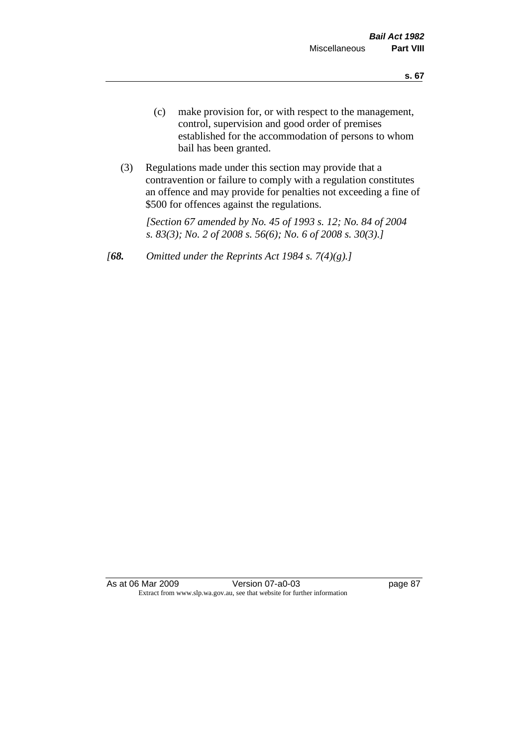(c) make provision for, or with respect to the management, control, supervision and good order of premises established for the accommodation of persons to whom bail has been granted.

(3) Regulations made under this section may provide that a contravention or failure to comply with a regulation constitutes an offence and may provide for penalties not exceeding a fine of $500 for offences against the regulations.

*[Section 67 amended by No. 45 of 1993 s. 12; No. 84 of 2004 s. 83(3); No. 2 of 2008 s. 56(6); No. 6 of 2008 s. 30(3).]*

*[**68.** Omitted under the Reprints Act 1984 s. 7(4)(g).]*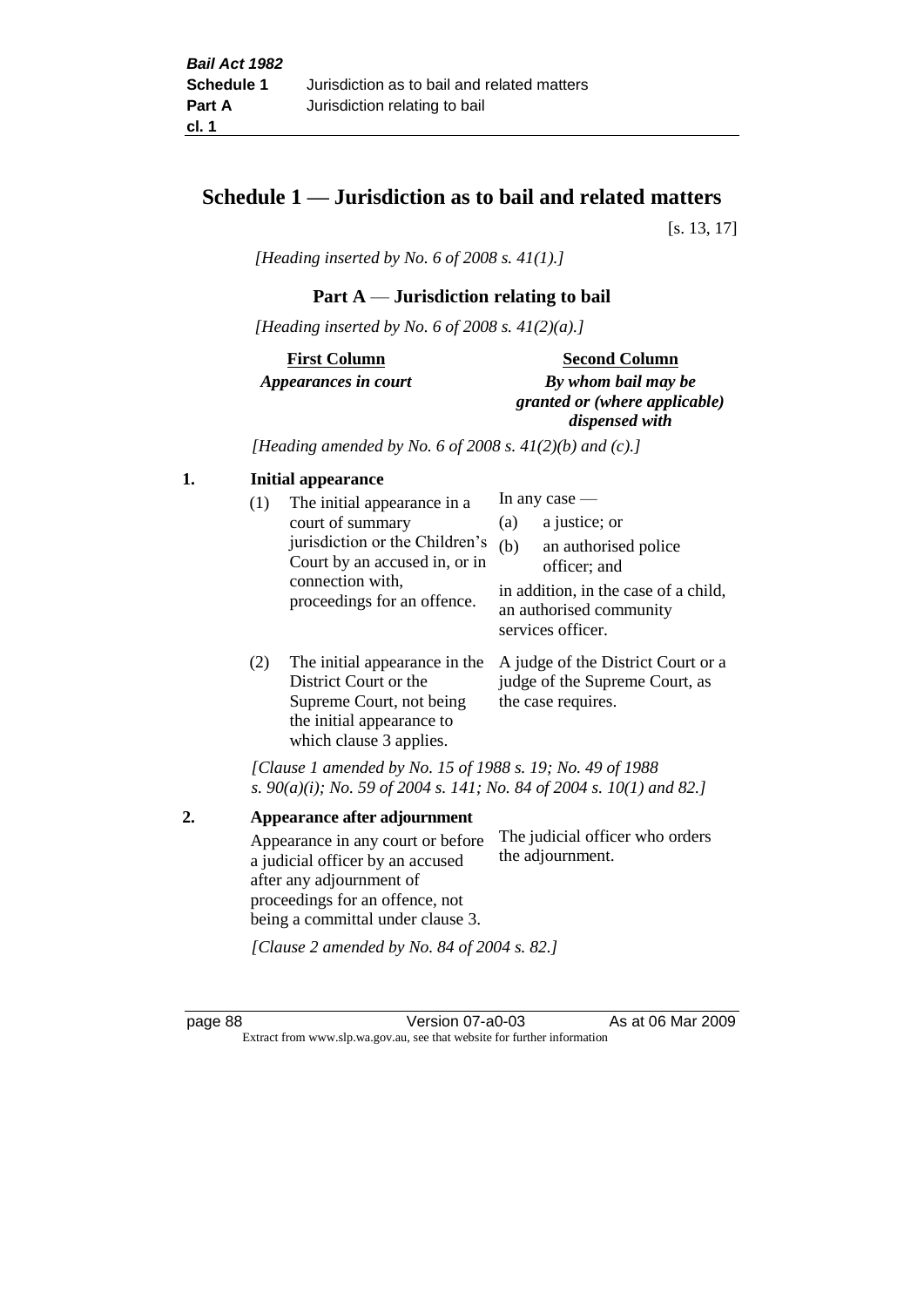# Schedule 1 — Jurisdiction as to bail and related matters

[s. 13, 17]

*[Heading inserted by No. 6 of 2008 s. 41(1).]*

## Part A — Jurisdiction relating to bail

*[Heading inserted by No. 6 of 2008 s. 41(2)(a).]*

| First Column *Appearances in court* | Second Column *By whom bail may be granted or (where applicable) dispensed with* |
|---|---|

*[Heading amended by No. 6 of 2008 s. 41(2)(b) and (c).]*

**1. Initial appearance**

| | |
|---|---|
| (1) The initial appearance in a court of summary jurisdiction or the Children's Court by an accused in, or in connection with, proceedings for an offence. | In any case — (a) a justice; or (b) an authorised police officer; and in addition, in the case of a child, an authorised community services officer. |
| (2) The initial appearance in the District Court or the Supreme Court, not being the initial appearance to which clause 3 applies. | A judge of the District Court or a judge of the Supreme Court, as the case requires. |

*[Clause 1 amended by No. 15 of 1988 s. 19; No. 49 of 1988 s. 90(a)(i); No. 59 of 2004 s. 141; No. 84 of 2004 s. 10(1) and 82.]*

**2. Appearance after adjournment**

| | |
|---|---|
| Appearance in any court or before a judicial officer by an accused after any adjournment of proceedings for an offence, not being a committal under clause 3. | The judicial officer who orders the adjournment. |

*[Clause 2 amended by No. 84 of 2004 s. 82.]*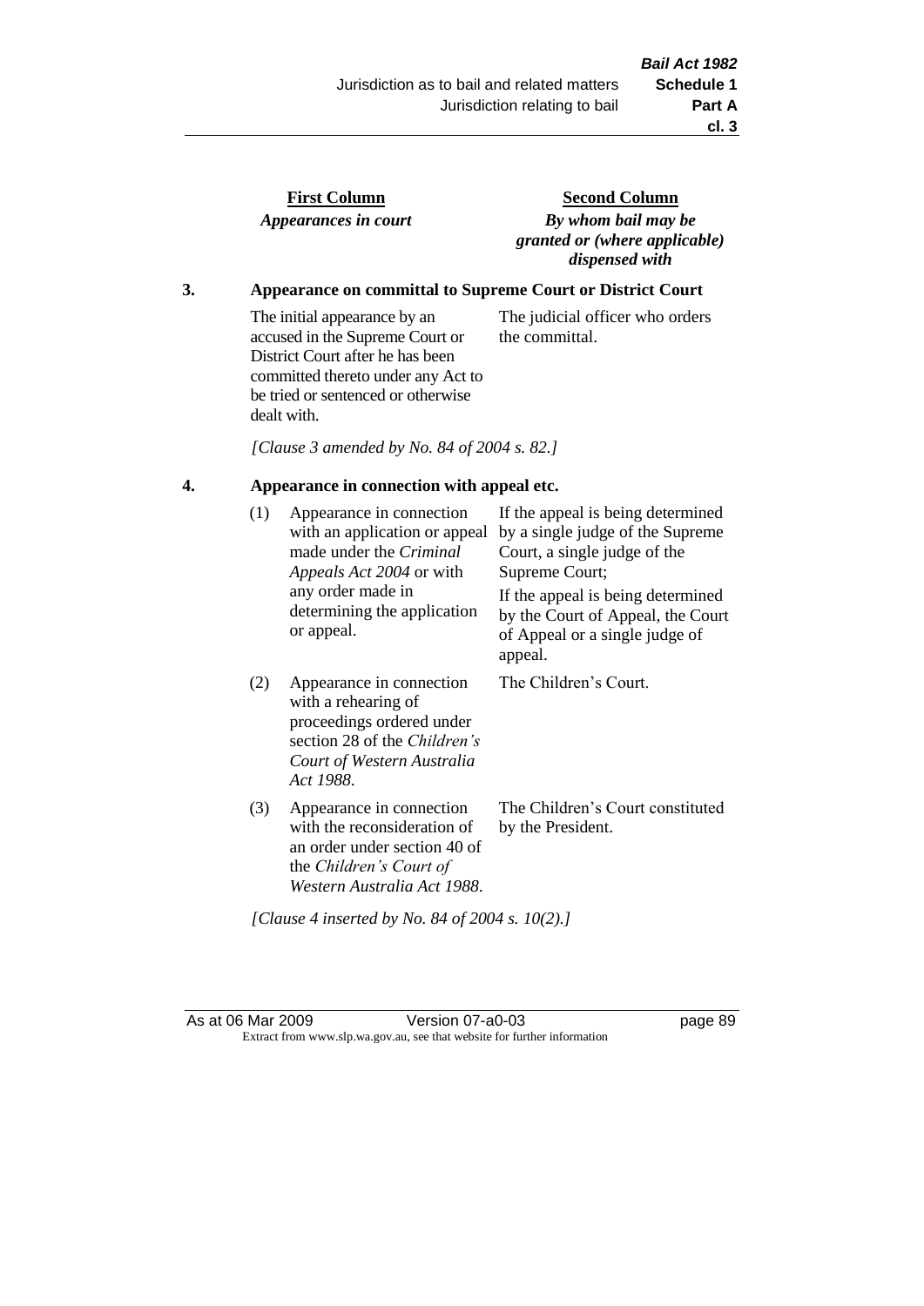| First Column<br>*Appearances in court* | Second Column<br>*By whom bail may be granted or (where applicable) dispensed with* |
|---|---|

**3. Appearance on committal to Supreme Court or District Court**

| | |
|---|---|
| The initial appearance by an accused in the Supreme Court or District Court after he has been committed thereto under any Act to be tried or sentenced or otherwise dealt with. | The judicial officer who orders the committal. |

*[Clause 3 amended by No. 84 of 2004 s. 82.]*

**4. Appearance in connection with appeal etc.**

| | | |
|---|---|---|
| (1) | Appearance in connection with an application or appeal made under the *Criminal Appeals Act 2004* or with any order made in determining the application or appeal. | If the appeal is being determined by a single judge of the Supreme Court, a single judge of the Supreme Court;<br>If the appeal is being determined by the Court of Appeal, the Court of Appeal or a single judge of appeal. |
| (2) | Appearance in connection with a rehearing of proceedings ordered under section 28 of the *Children's Court of Western Australia Act 1988*. | The Children's Court. |
| (3) | Appearance in connection with the reconsideration of an order under section 40 of the *Children's Court of Western Australia Act 1988*. | The Children's Court constituted by the President. |

*[Clause 4 inserted by No. 84 of 2004 s. 10(2).]*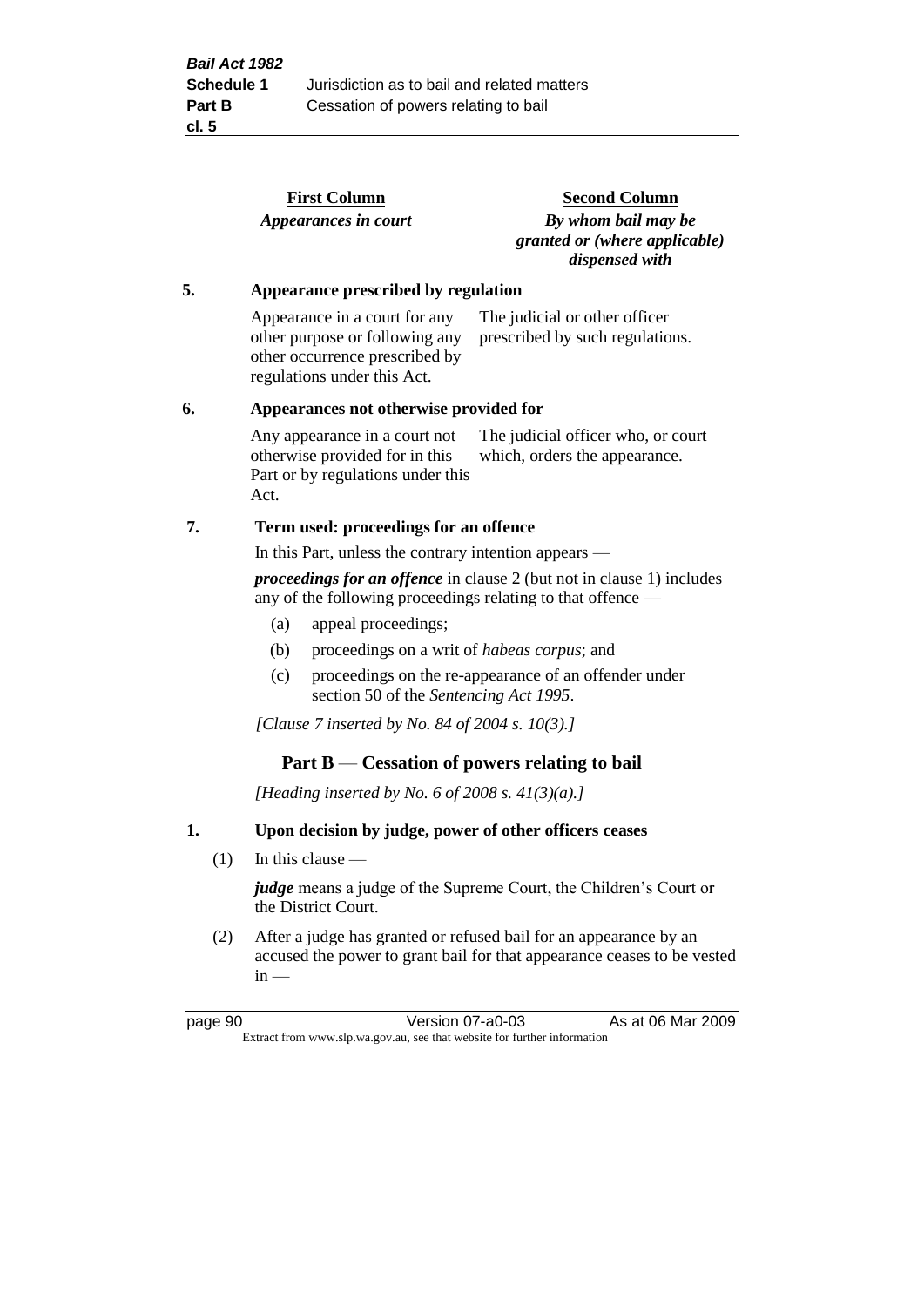| First Column | Second Column |
|---|---|
| *Appearances in court* | *By whom bail may be granted or (where applicable) dispensed with* |

**5. Appearance prescribed by regulation**

| | |
|---|---|
| Appearance in a court for any other purpose or following any other occurrence prescribed by regulations under this Act. | The judicial or other officer prescribed by such regulations. |

**6. Appearances not otherwise provided for**

| | |
|---|---|
| Any appearance in a court not otherwise provided for in this Part or by regulations under this Act. | The judicial officer who, or court which, orders the appearance. |

**7. Term used: proceedings for an offence**

In this Part, unless the contrary intention appears —

***proceedings for an offence*** in clause 2 (but not in clause 1) includes any of the following proceedings relating to that offence —

- (a) appeal proceedings;
- (b) proceedings on a writ of *habeas corpus*; and
- (c) proceedings on the re-appearance of an offender under section 50 of the *Sentencing Act 1995*.

*[Clause 7 inserted by No. 84 of 2004 s. 10(3).]*

## Part B — Cessation of powers relating to bail

*[Heading inserted by No. 6 of 2008 s. 41(3)(a).]*

**1. Upon decision by judge, power of other officers ceases**

(1) In this clause —

***judge*** means a judge of the Supreme Court, the Children's Court or the District Court.

(2) After a judge has granted or refused bail for an appearance by an accused the power to grant bail for that appearance ceases to be vested in —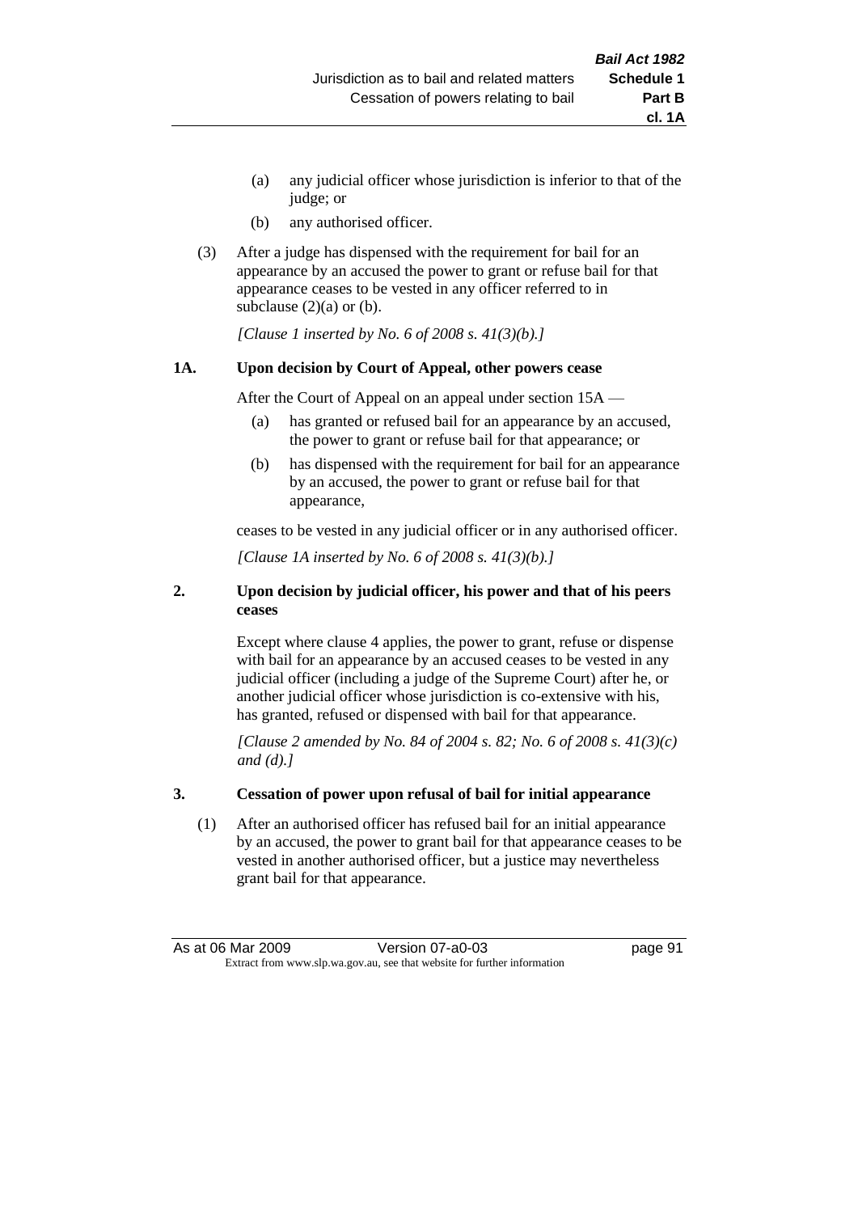(a) any judicial officer whose jurisdiction is inferior to that of the judge; or

(b) any authorised officer.

(3) After a judge has dispensed with the requirement for bail for an appearance by an accused the power to grant or refuse bail for that appearance ceases to be vested in any officer referred to in subclause (2)(a) or (b).

*[Clause 1 inserted by No. 6 of 2008 s. 41(3)(b).]*

### 1A. Upon decision by Court of Appeal, other powers cease

After the Court of Appeal on an appeal under section 15A —

(a) has granted or refused bail for an appearance by an accused, the power to grant or refuse bail for that appearance; or

(b) has dispensed with the requirement for bail for an appearance by an accused, the power to grant or refuse bail for that appearance,

ceases to be vested in any judicial officer or in any authorised officer.

*[Clause 1A inserted by No. 6 of 2008 s. 41(3)(b).]*

### 2. Upon decision by judicial officer, his power and that of his peers ceases

Except where clause 4 applies, the power to grant, refuse or dispense with bail for an appearance by an accused ceases to be vested in any judicial officer (including a judge of the Supreme Court) after he, or another judicial officer whose jurisdiction is co-extensive with his, has granted, refused or dispensed with bail for that appearance.

*[Clause 2 amended by No. 84 of 2004 s. 82; No. 6 of 2008 s. 41(3)(c) and (d).]*

### 3. Cessation of power upon refusal of bail for initial appearance

(1) After an authorised officer has refused bail for an initial appearance by an accused, the power to grant bail for that appearance ceases to be vested in another authorised officer, but a justice may nevertheless grant bail for that appearance.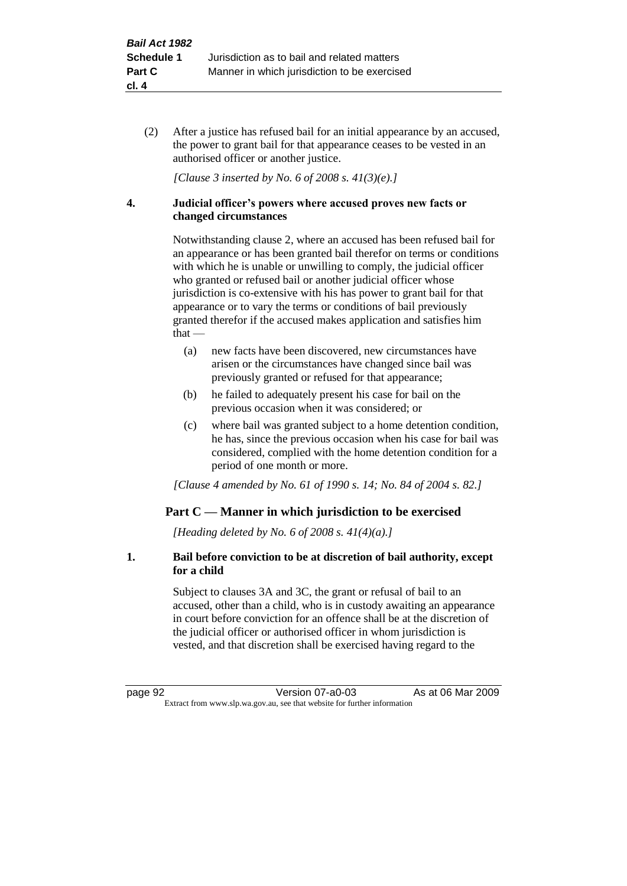(2) After a justice has refused bail for an initial appearance by an accused, the power to grant bail for that appearance ceases to be vested in an authorised officer or another justice.

*[Clause 3 inserted by No. 6 of 2008 s. 41(3)(e).]*

**4. Judicial officer's powers where accused proves new facts or changed circumstances**

Notwithstanding clause 2, where an accused has been refused bail for an appearance or has been granted bail therefor on terms or conditions with which he is unable or unwilling to comply, the judicial officer who granted or refused bail or another judicial officer whose jurisdiction is co-extensive with his has power to grant bail for that appearance or to vary the terms or conditions of bail previously granted therefor if the accused makes application and satisfies him that —

(a) new facts have been discovered, new circumstances have arisen or the circumstances have changed since bail was previously granted or refused for that appearance;

(b) he failed to adequately present his case for bail on the previous occasion when it was considered; or

(c) where bail was granted subject to a home detention condition, he has, since the previous occasion when his case for bail was considered, complied with the home detention condition for a period of one month or more.

*[Clause 4 amended by No. 61 of 1990 s. 14; No. 84 of 2004 s. 82.]*

## Part C — Manner in which jurisdiction to be exercised

*[Heading deleted by No. 6 of 2008 s. 41(4)(a).]*

**1. Bail before conviction to be at discretion of bail authority, except for a child**

Subject to clauses 3A and 3C, the grant or refusal of bail to an accused, other than a child, who is in custody awaiting an appearance in court before conviction for an offence shall be at the discretion of the judicial officer or authorised officer in whom jurisdiction is vested, and that discretion shall be exercised having regard to the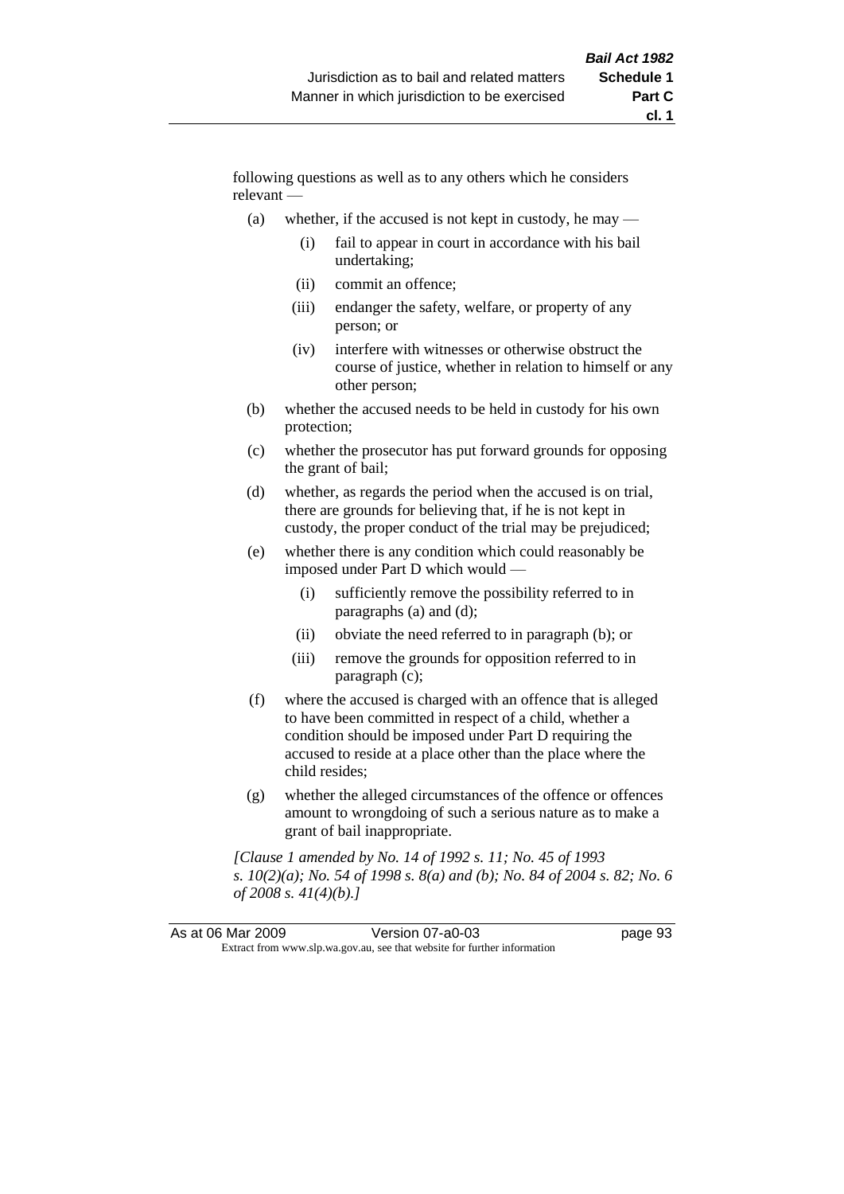following questions as well as to any others which he considers relevant —

(a) whether, if the accused is not kept in custody, he may —

  (i) fail to appear in court in accordance with his bail undertaking;

  (ii) commit an offence;

  (iii) endanger the safety, welfare, or property of any person; or

  (iv) interfere with witnesses or otherwise obstruct the course of justice, whether in relation to himself or any other person;

(b) whether the accused needs to be held in custody for his own protection;

(c) whether the prosecutor has put forward grounds for opposing the grant of bail;

(d) whether, as regards the period when the accused is on trial, there are grounds for believing that, if he is not kept in custody, the proper conduct of the trial may be prejudiced;

(e) whether there is any condition which could reasonably be imposed under Part D which would —

  (i) sufficiently remove the possibility referred to in paragraphs (a) and (d);

  (ii) obviate the need referred to in paragraph (b); or

  (iii) remove the grounds for opposition referred to in paragraph (c);

(f) where the accused is charged with an offence that is alleged to have been committed in respect of a child, whether a condition should be imposed under Part D requiring the accused to reside at a place other than the place where the child resides;

(g) whether the alleged circumstances of the offence or offences amount to wrongdoing of such a serious nature as to make a grant of bail inappropriate.

*[Clause 1 amended by No. 14 of 1992 s. 11; No. 45 of 1993 s. 10(2)(a); No. 54 of 1998 s. 8(a) and (b); No. 84 of 2004 s. 82; No. 6 of 2008 s. 41(4)(b).]*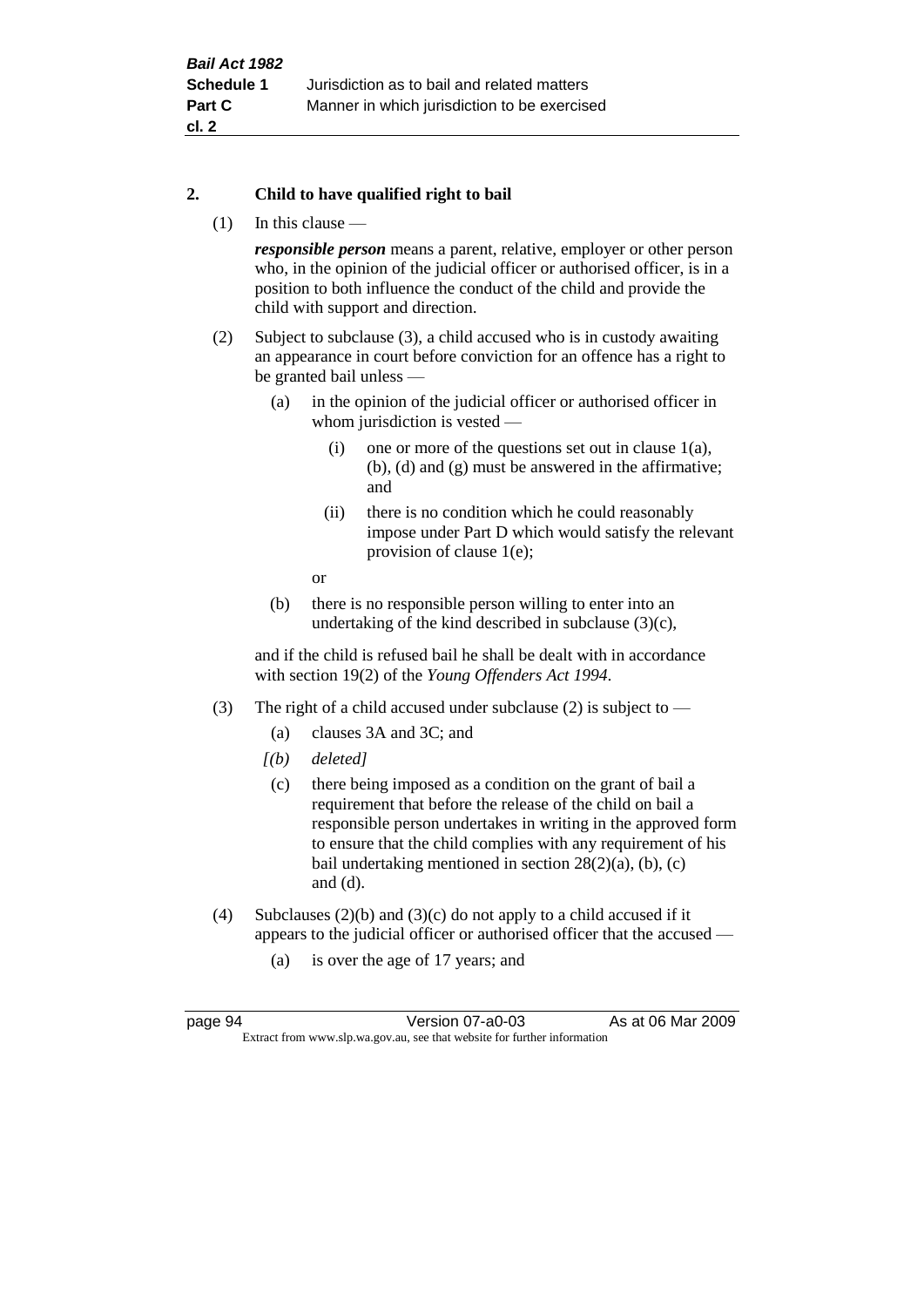## 2. Child to have qualified right to bail

(1) In this clause —

***responsible person*** means a parent, relative, employer or other person who, in the opinion of the judicial officer or authorised officer, is in a position to both influence the conduct of the child and provide the child with support and direction.

(2) Subject to subclause (3), a child accused who is in custody awaiting an appearance in court before conviction for an offence has a right to be granted bail unless —

(a) in the opinion of the judicial officer or authorised officer in whom jurisdiction is vested —

(i) one or more of the questions set out in clause 1(a), (b), (d) and (g) must be answered in the affirmative; and

(ii) there is no condition which he could reasonably impose under Part D which would satisfy the relevant provision of clause 1(e);

or

(b) there is no responsible person willing to enter into an undertaking of the kind described in subclause (3)(c),

and if the child is refused bail he shall be dealt with in accordance with section 19(2) of the *Young Offenders Act 1994*.

(3) The right of a child accused under subclause (2) is subject to —

(a) clauses 3A and 3C; and

*[(b) deleted]*

(c) there being imposed as a condition on the grant of bail a requirement that before the release of the child on bail a responsible person undertakes in writing in the approved form to ensure that the child complies with any requirement of his bail undertaking mentioned in section 28(2)(a), (b), (c) and (d).

(4) Subclauses (2)(b) and (3)(c) do not apply to a child accused if it appears to the judicial officer or authorised officer that the accused —

(a) is over the age of 17 years; and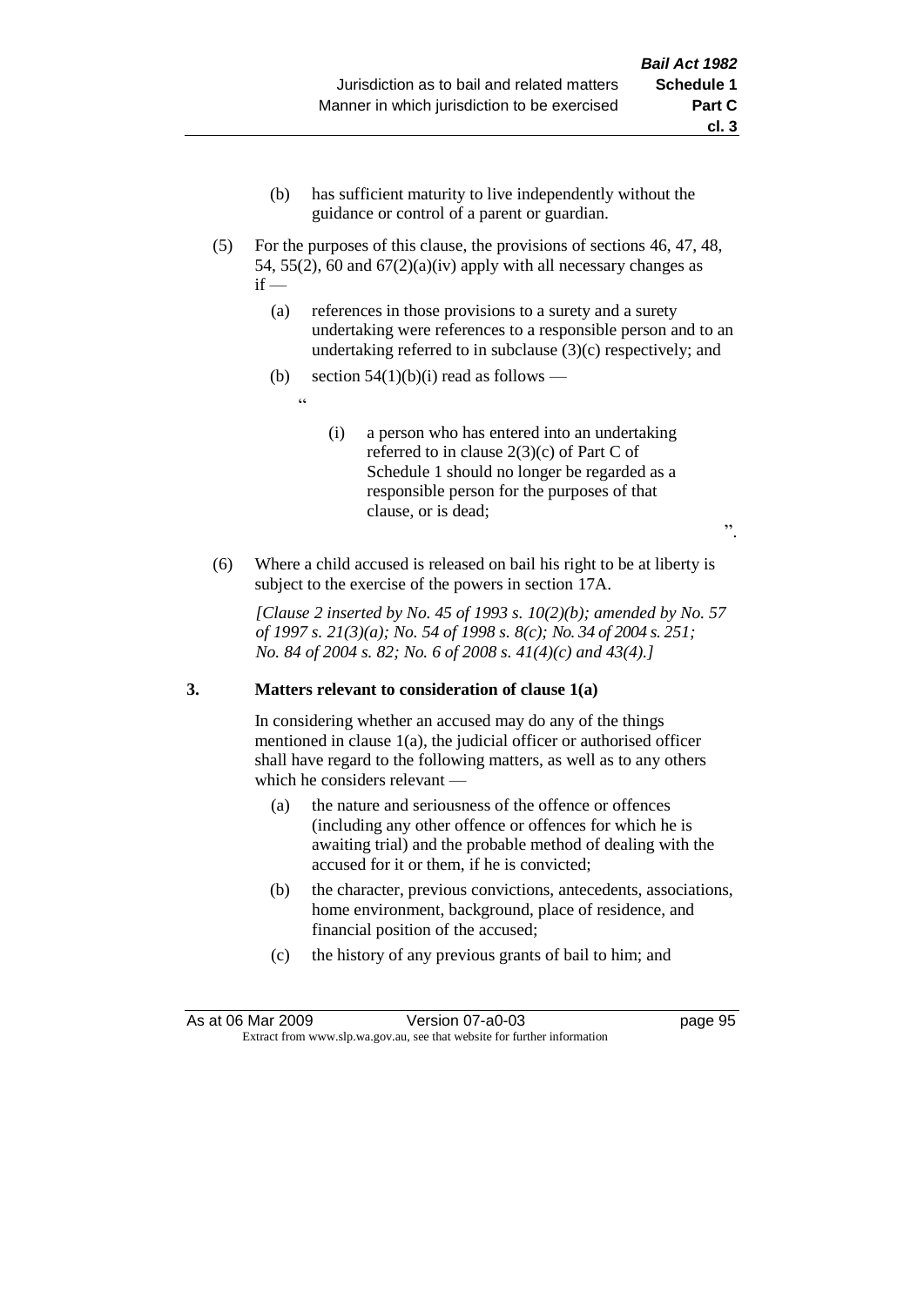(b) has sufficient maturity to live independently without the guidance or control of a parent or guardian.

(5) For the purposes of this clause, the provisions of sections 46, 47, 48, 54, 55(2), 60 and 67(2)(a)(iv) apply with all necessary changes as if —

(a) references in those provisions to a surety and a surety undertaking were references to a responsible person and to an undertaking referred to in subclause (3)(c) respectively; and

(b) section 54(1)(b)(i) read as follows —

"

(i) a person who has entered into an undertaking referred to in clause 2(3)(c) of Part C of Schedule 1 should no longer be regarded as a responsible person for the purposes of that clause, or is dead;

".

(6) Where a child accused is released on bail his right to be at liberty is subject to the exercise of the powers in section 17A.

*[Clause 2 inserted by No. 45 of 1993 s. 10(2)(b); amended by No. 57 of 1997 s. 21(3)(a); No. 54 of 1998 s. 8(c); No. 34 of 2004 s. 251; No. 84 of 2004 s. 82; No. 6 of 2008 s. 41(4)(c) and 43(4).]*

**3. Matters relevant to consideration of clause 1(a)**

In considering whether an accused may do any of the things mentioned in clause 1(a), the judicial officer or authorised officer shall have regard to the following matters, as well as to any others which he considers relevant —

(a) the nature and seriousness of the offence or offences (including any other offence or offences for which he is awaiting trial) and the probable method of dealing with the accused for it or them, if he is convicted;

(b) the character, previous convictions, antecedents, associations, home environment, background, place of residence, and financial position of the accused;

(c) the history of any previous grants of bail to him; and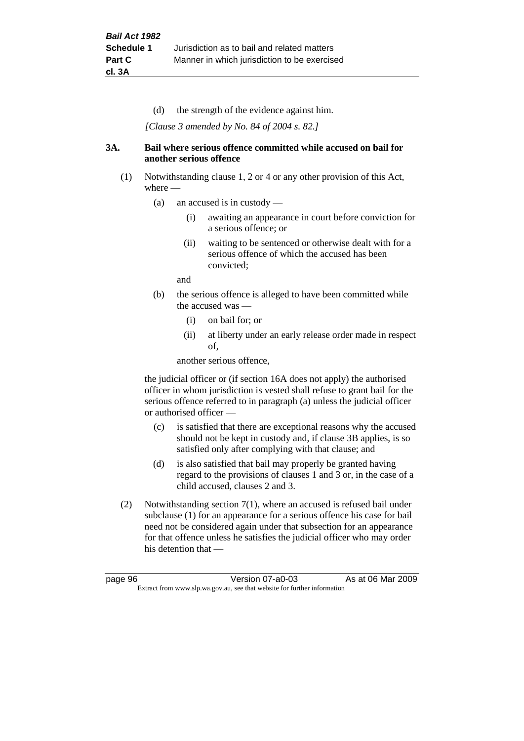(d) the strength of the evidence against him.

*[Clause 3 amended by No. 84 of 2004 s. 82.]*

**3A. Bail where serious offence committed while accused on bail for another serious offence**

(1) Notwithstanding clause 1, 2 or 4 or any other provision of this Act, where —

(a) an accused is in custody —

(i) awaiting an appearance in court before conviction for a serious offence; or

(ii) waiting to be sentenced or otherwise dealt with for a serious offence of which the accused has been convicted;

and

(b) the serious offence is alleged to have been committed while the accused was —

(i) on bail for; or

(ii) at liberty under an early release order made in respect of,

another serious offence,

the judicial officer or (if section 16A does not apply) the authorised officer in whom jurisdiction is vested shall refuse to grant bail for the serious offence referred to in paragraph (a) unless the judicial officer or authorised officer —

(c) is satisfied that there are exceptional reasons why the accused should not be kept in custody and, if clause 3B applies, is so satisfied only after complying with that clause; and

(d) is also satisfied that bail may properly be granted having regard to the provisions of clauses 1 and 3 or, in the case of a child accused, clauses 2 and 3.

(2) Notwithstanding section 7(1), where an accused is refused bail under subclause (1) for an appearance for a serious offence his case for bail need not be considered again under that subsection for an appearance for that offence unless he satisfies the judicial officer who may order his detention that —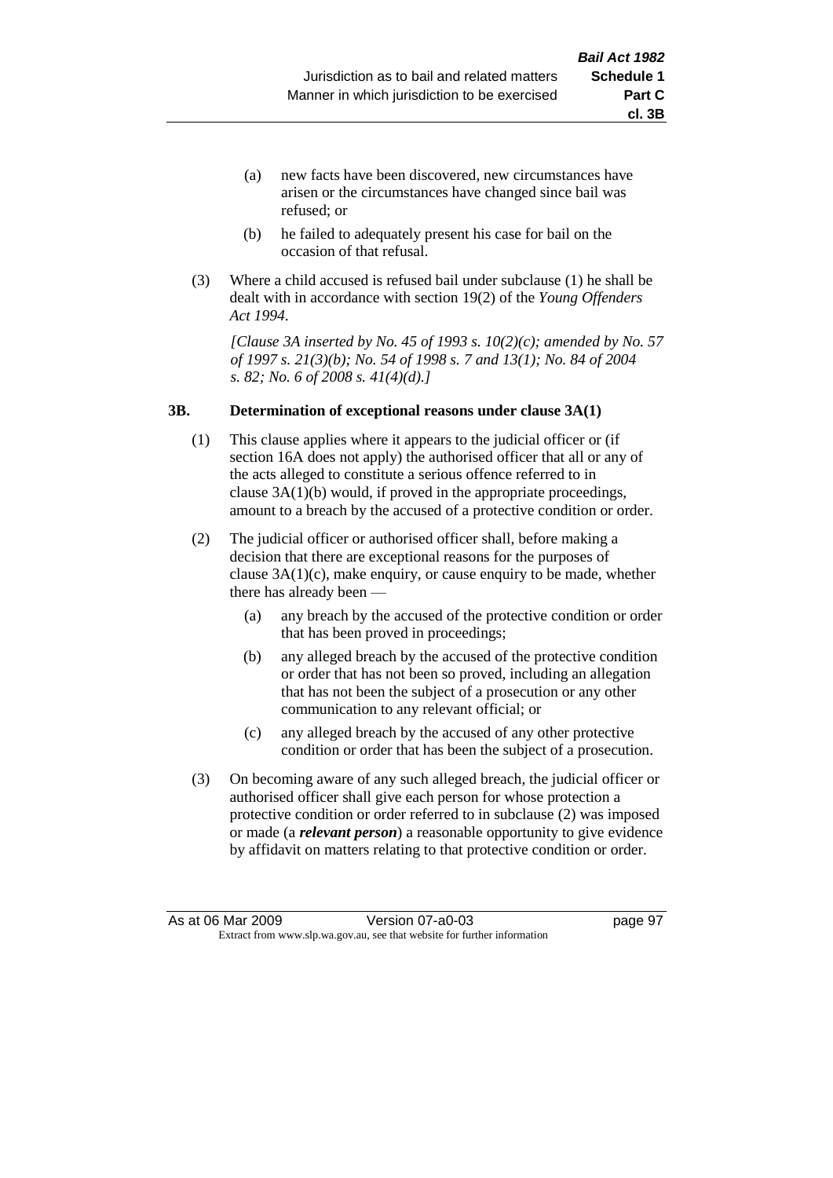(a) new facts have been discovered, new circumstances have arisen or the circumstances have changed since bail was refused; or

(b) he failed to adequately present his case for bail on the occasion of that refusal.

(3) Where a child accused is refused bail under subclause (1) he shall be dealt with in accordance with section 19(2) of the *Young Offenders Act 1994*.

*[Clause 3A inserted by No. 45 of 1993 s. 10(2)(c); amended by No. 57 of 1997 s. 21(3)(b); No. 54 of 1998 s. 7 and 13(1); No. 84 of 2004 s. 82; No. 6 of 2008 s. 41(4)(d).]*

### 3B. Determination of exceptional reasons under clause 3A(1)

(1) This clause applies where it appears to the judicial officer or (if section 16A does not apply) the authorised officer that all or any of the acts alleged to constitute a serious offence referred to in clause 3A(1)(b) would, if proved in the appropriate proceedings, amount to a breach by the accused of a protective condition or order.

(2) The judicial officer or authorised officer shall, before making a decision that there are exceptional reasons for the purposes of clause 3A(1)(c), make enquiry, or cause enquiry to be made, whether there has already been —

(a) any breach by the accused of the protective condition or order that has been proved in proceedings;

(b) any alleged breach by the accused of the protective condition or order that has not been so proved, including an allegation that has not been the subject of a prosecution or any other communication to any relevant official; or

(c) any alleged breach by the accused of any other protective condition or order that has been the subject of a prosecution.

(3) On becoming aware of any such alleged breach, the judicial officer or authorised officer shall give each person for whose protection a protective condition or order referred to in subclause (2) was imposed or made (a ***relevant person***) a reasonable opportunity to give evidence by affidavit on matters relating to that protective condition or order.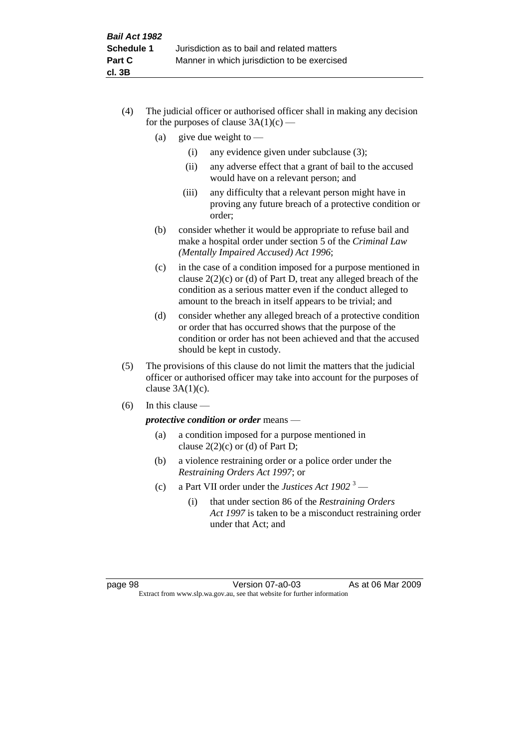(4) The judicial officer or authorised officer shall in making any decision for the purposes of clause 3A(1)(c) —

(a) give due weight to —

(i) any evidence given under subclause (3);

(ii) any adverse effect that a grant of bail to the accused would have on a relevant person; and

(iii) any difficulty that a relevant person might have in proving any future breach of a protective condition or order;

(b) consider whether it would be appropriate to refuse bail and make a hospital order under section 5 of the *Criminal Law (Mentally Impaired Accused) Act 1996*;

(c) in the case of a condition imposed for a purpose mentioned in clause 2(2)(c) or (d) of Part D, treat any alleged breach of the condition as a serious matter even if the conduct alleged to amount to the breach in itself appears to be trivial; and

(d) consider whether any alleged breach of a protective condition or order that has occurred shows that the purpose of the condition or order has not been achieved and that the accused should be kept in custody.

(5) The provisions of this clause do not limit the matters that the judicial officer or authorised officer may take into account for the purposes of clause 3A(1)(c).

(6) In this clause —

***protective condition or order*** means —

(a) a condition imposed for a purpose mentioned in clause 2(2)(c) or (d) of Part D;

(b) a violence restraining order or a police order under the *Restraining Orders Act 1997*; or

(c) a Part VII order under the *Justices Act 1902* [3] —

(i) that under section 86 of the *Restraining Orders Act 1997* is taken to be a misconduct restraining order under that Act; and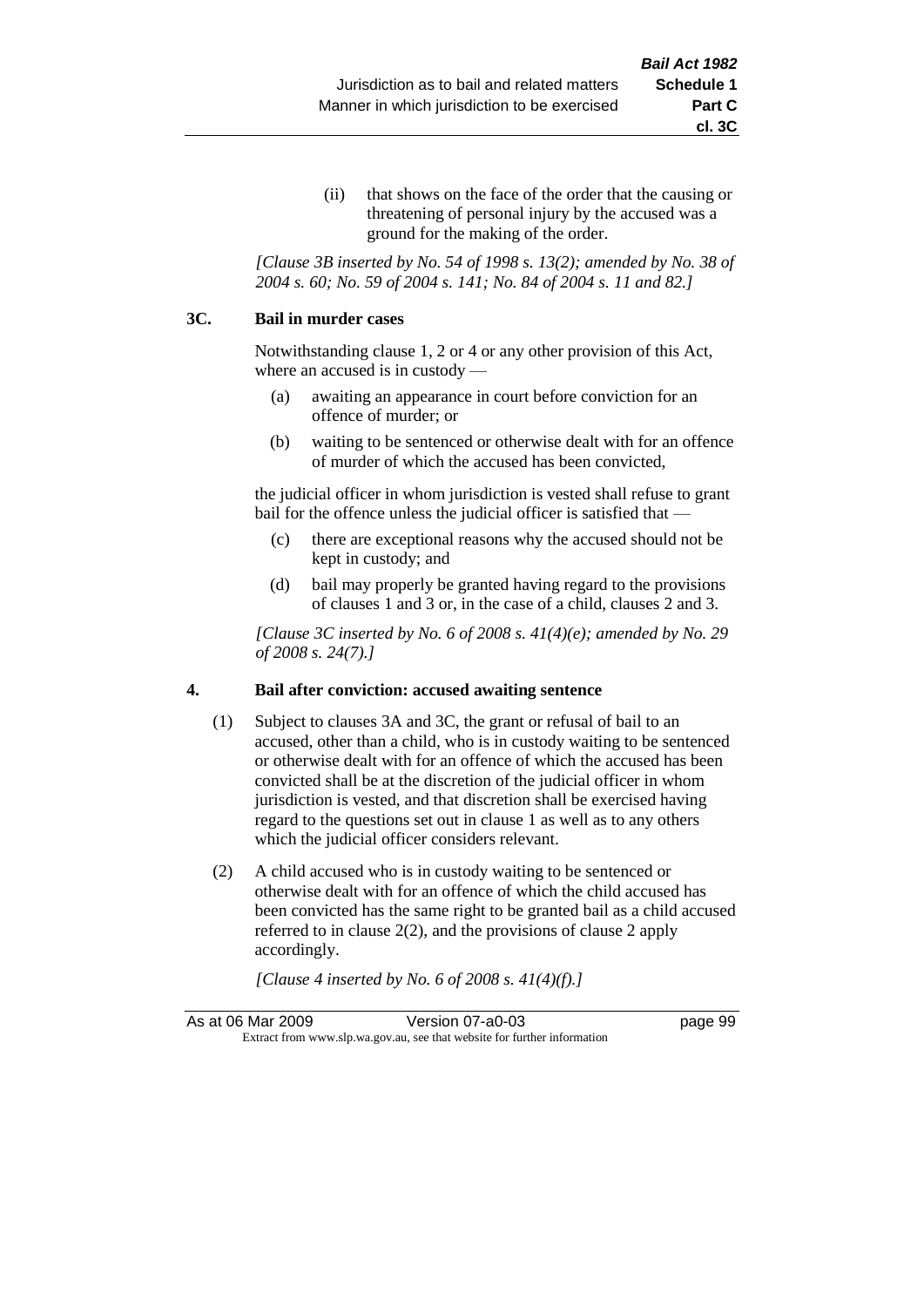(ii) that shows on the face of the order that the causing or threatening of personal injury by the accused was a ground for the making of the order.

*[Clause 3B inserted by No. 54 of 1998 s. 13(2); amended by No. 38 of 2004 s. 60; No. 59 of 2004 s. 141; No. 84 of 2004 s. 11 and 82.]*

### 3C. Bail in murder cases

Notwithstanding clause 1, 2 or 4 or any other provision of this Act, where an accused is in custody —

(a) awaiting an appearance in court before conviction for an offence of murder; or

(b) waiting to be sentenced or otherwise dealt with for an offence of murder of which the accused has been convicted,

the judicial officer in whom jurisdiction is vested shall refuse to grant bail for the offence unless the judicial officer is satisfied that —

(c) there are exceptional reasons why the accused should not be kept in custody; and

(d) bail may properly be granted having regard to the provisions of clauses 1 and 3 or, in the case of a child, clauses 2 and 3.

*[Clause 3C inserted by No. 6 of 2008 s. 41(4)(e); amended by No. 29 of 2008 s. 24(7).]*

### 4. Bail after conviction: accused awaiting sentence

(1) Subject to clauses 3A and 3C, the grant or refusal of bail to an accused, other than a child, who is in custody waiting to be sentenced or otherwise dealt with for an offence of which the accused has been convicted shall be at the discretion of the judicial officer in whom jurisdiction is vested, and that discretion shall be exercised having regard to the questions set out in clause 1 as well as to any others which the judicial officer considers relevant.

(2) A child accused who is in custody waiting to be sentenced or otherwise dealt with for an offence of which the child accused has been convicted has the same right to be granted bail as a child accused referred to in clause 2(2), and the provisions of clause 2 apply accordingly.

*[Clause 4 inserted by No. 6 of 2008 s. 41(4)(f).]*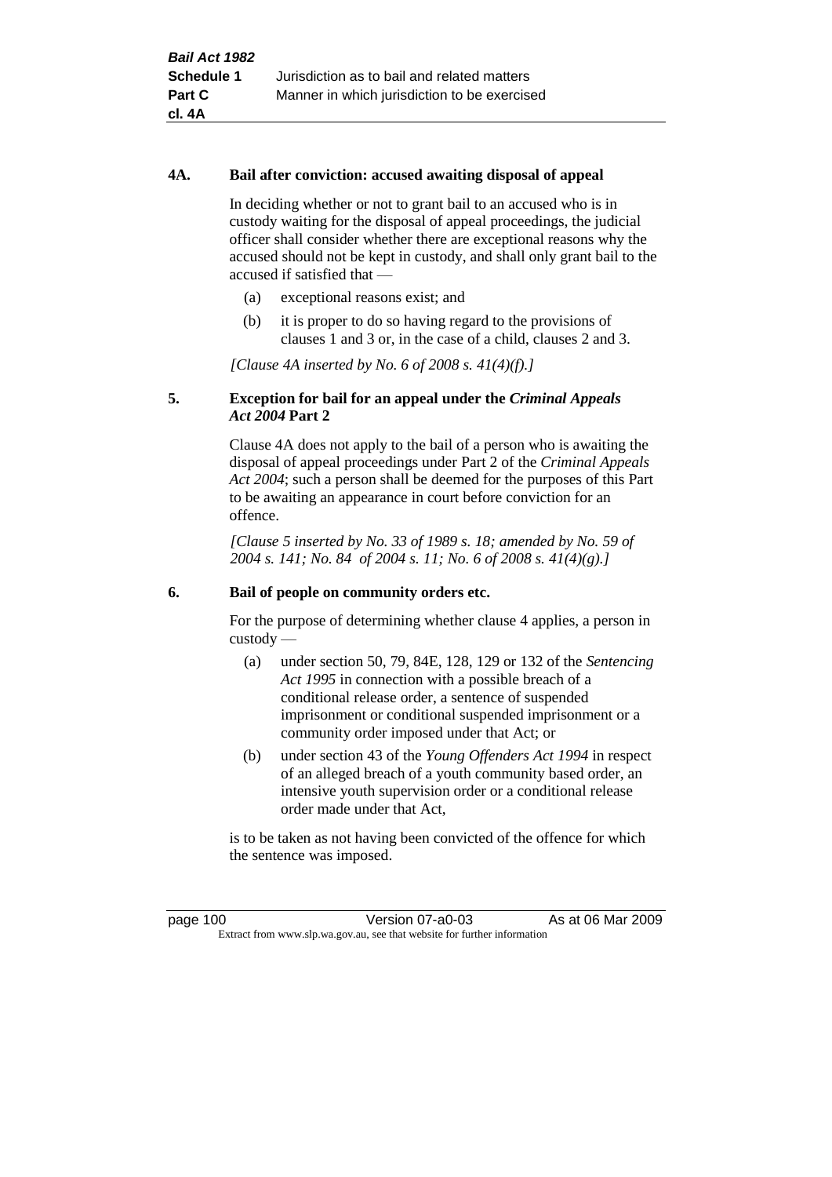**4A. Bail after conviction: accused awaiting disposal of appeal**

In deciding whether or not to grant bail to an accused who is in custody waiting for the disposal of appeal proceedings, the judicial officer shall consider whether there are exceptional reasons why the accused should not be kept in custody, and shall only grant bail to the accused if satisfied that —

(a) exceptional reasons exist; and

(b) it is proper to do so having regard to the provisions of clauses 1 and 3 or, in the case of a child, clauses 2 and 3.

*[Clause 4A inserted by No. 6 of 2008 s. 41(4)(f).]*

**5. Exception for bail for an appeal under the *Criminal Appeals Act 2004* Part 2**

Clause 4A does not apply to the bail of a person who is awaiting the disposal of appeal proceedings under Part 2 of the *Criminal Appeals Act 2004*; such a person shall be deemed for the purposes of this Part to be awaiting an appearance in court before conviction for an offence.

*[Clause 5 inserted by No. 33 of 1989 s. 18; amended by No. 59 of 2004 s. 141; No. 84 of 2004 s. 11; No. 6 of 2008 s. 41(4)(g).]*

**6. Bail of people on community orders etc.**

For the purpose of determining whether clause 4 applies, a person in custody —

(a) under section 50, 79, 84E, 128, 129 or 132 of the *Sentencing Act 1995* in connection with a possible breach of a conditional release order, a sentence of suspended imprisonment or conditional suspended imprisonment or a community order imposed under that Act; or

(b) under section 43 of the *Young Offenders Act 1994* in respect of an alleged breach of a youth community based order, an intensive youth supervision order or a conditional release order made under that Act,

is to be taken as not having been convicted of the offence for which the sentence was imposed.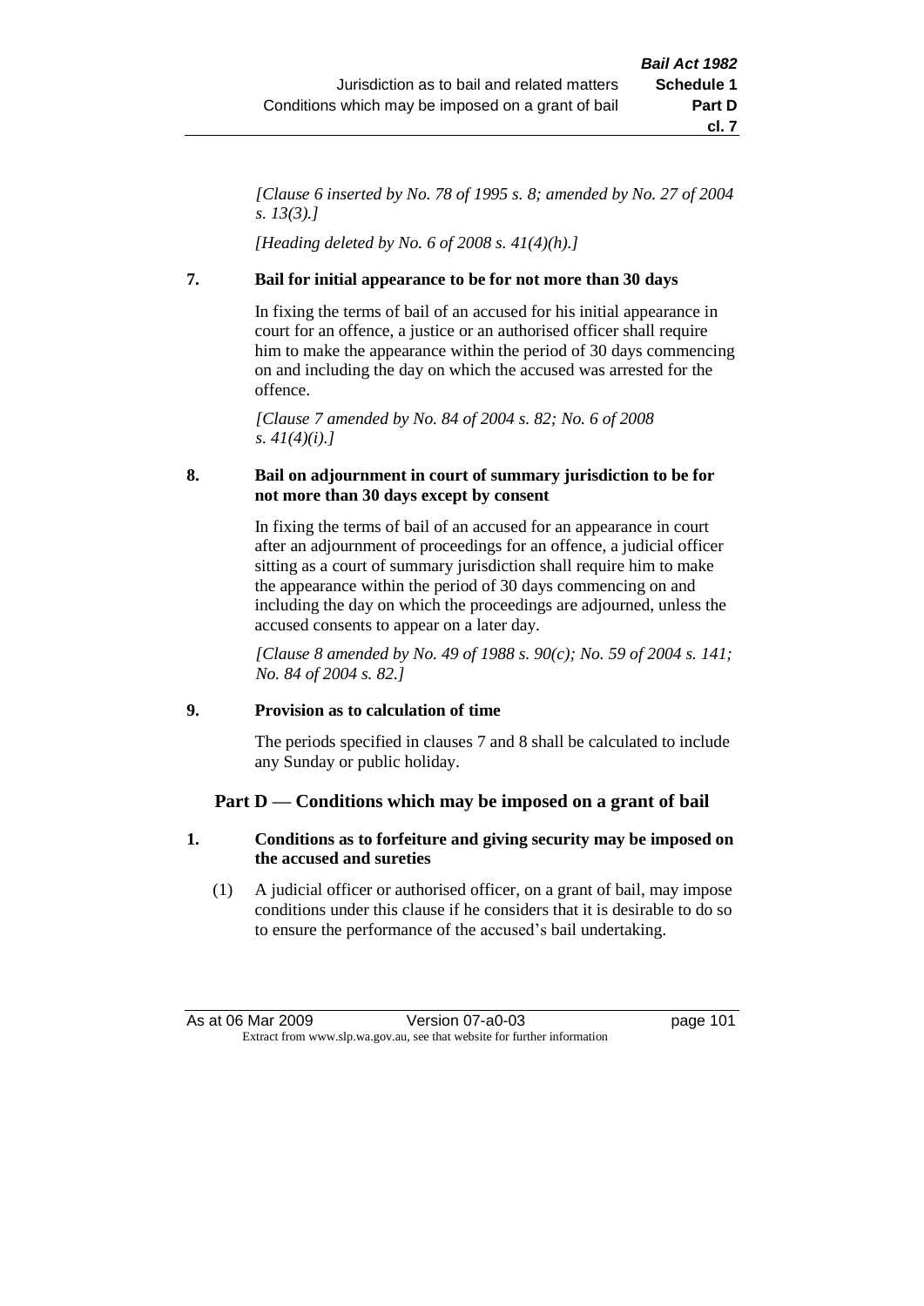*[Clause 6 inserted by No. 78 of 1995 s. 8; amended by No. 27 of 2004 s. 13(3).]*

*[Heading deleted by No. 6 of 2008 s. 41(4)(h).]*

**7. Bail for initial appearance to be for not more than 30 days**

In fixing the terms of bail of an accused for his initial appearance in court for an offence, a justice or an authorised officer shall require him to make the appearance within the period of 30 days commencing on and including the day on which the accused was arrested for the offence.

*[Clause 7 amended by No. 84 of 2004 s. 82; No. 6 of 2008 s. 41(4)(i).]*

**8. Bail on adjournment in court of summary jurisdiction to be for not more than 30 days except by consent**

In fixing the terms of bail of an accused for an appearance in court after an adjournment of proceedings for an offence, a judicial officer sitting as a court of summary jurisdiction shall require him to make the appearance within the period of 30 days commencing on and including the day on which the proceedings are adjourned, unless the accused consents to appear on a later day.

*[Clause 8 amended by No. 49 of 1988 s. 90(c); No. 59 of 2004 s. 141; No. 84 of 2004 s. 82.]*

**9. Provision as to calculation of time**

The periods specified in clauses 7 and 8 shall be calculated to include any Sunday or public holiday.

## Part D — Conditions which may be imposed on a grant of bail

**1. Conditions as to forfeiture and giving security may be imposed on the accused and sureties**

(1) A judicial officer or authorised officer, on a grant of bail, may impose conditions under this clause if he considers that it is desirable to do so to ensure the performance of the accused's bail undertaking.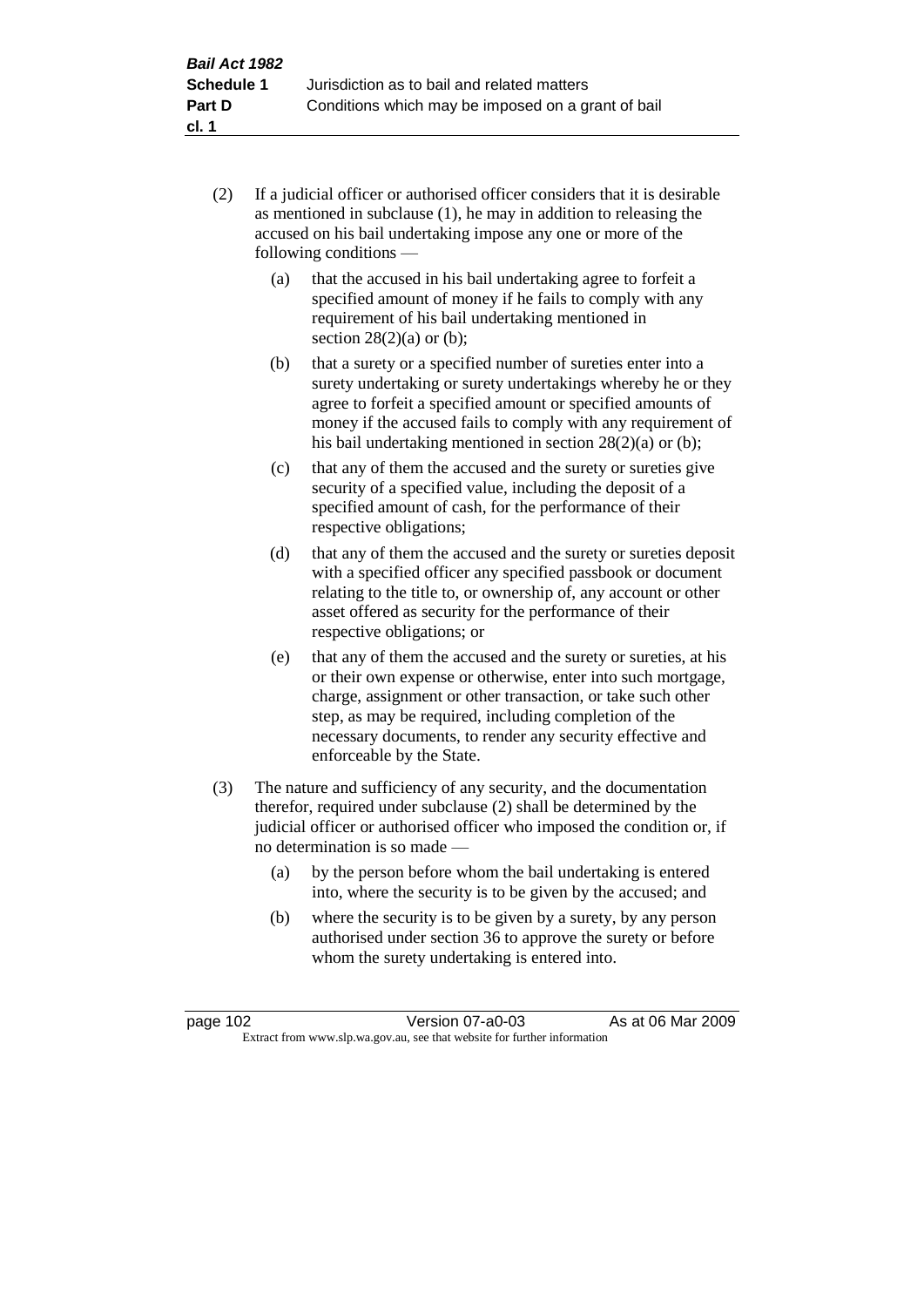(2) If a judicial officer or authorised officer considers that it is desirable as mentioned in subclause (1), he may in addition to releasing the accused on his bail undertaking impose any one or more of the following conditions —

(a) that the accused in his bail undertaking agree to forfeit a specified amount of money if he fails to comply with any requirement of his bail undertaking mentioned in section 28(2)(a) or (b);

(b) that a surety or a specified number of sureties enter into a surety undertaking or surety undertakings whereby he or they agree to forfeit a specified amount or specified amounts of money if the accused fails to comply with any requirement of his bail undertaking mentioned in section 28(2)(a) or (b);

(c) that any of them the accused and the surety or sureties give security of a specified value, including the deposit of a specified amount of cash, for the performance of their respective obligations;

(d) that any of them the accused and the surety or sureties deposit with a specified officer any specified passbook or document relating to the title to, or ownership of, any account or other asset offered as security for the performance of their respective obligations; or

(e) that any of them the accused and the surety or sureties, at his or their own expense or otherwise, enter into such mortgage, charge, assignment or other transaction, or take such other step, as may be required, including completion of the necessary documents, to render any security effective and enforceable by the State.

(3) The nature and sufficiency of any security, and the documentation therefor, required under subclause (2) shall be determined by the judicial officer or authorised officer who imposed the condition or, if no determination is so made —

(a) by the person before whom the bail undertaking is entered into, where the security is to be given by the accused; and

(b) where the security is to be given by a surety, by any person authorised under section 36 to approve the surety or before whom the surety undertaking is entered into.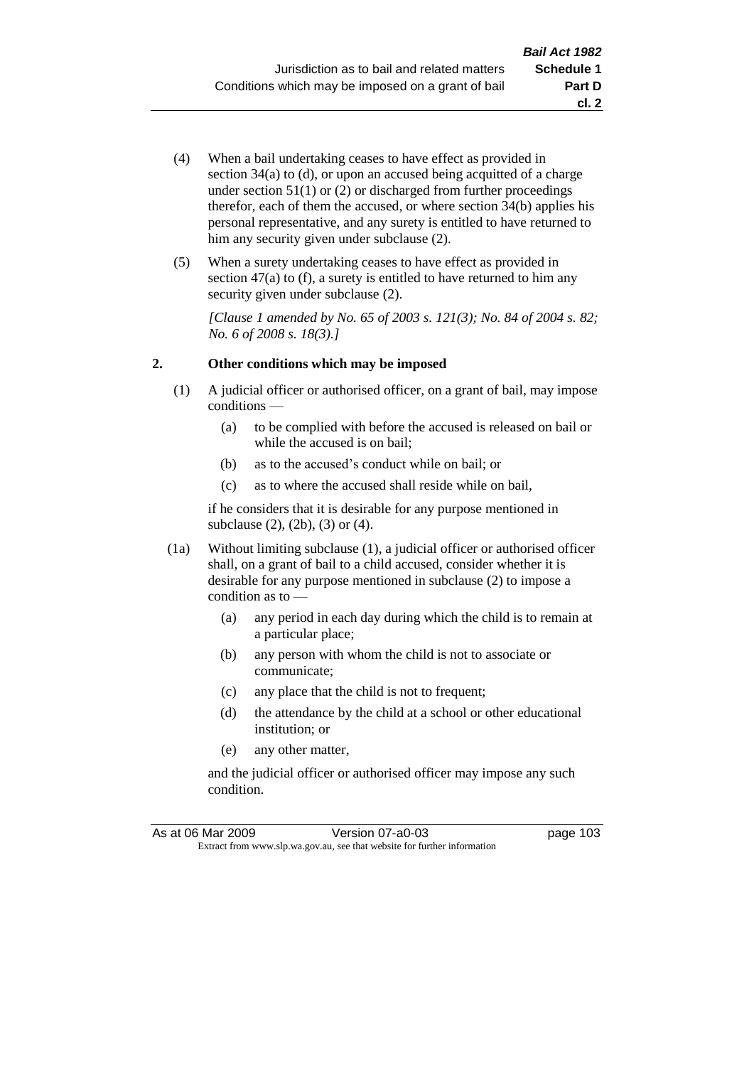(4) When a bail undertaking ceases to have effect as provided in section 34(a) to (d), or upon an accused being acquitted of a charge under section 51(1) or (2) or discharged from further proceedings therefor, each of them the accused, or where section 34(b) applies his personal representative, and any surety is entitled to have returned to him any security given under subclause (2).

(5) When a surety undertaking ceases to have effect as provided in section 47(a) to (f), a surety is entitled to have returned to him any security given under subclause (2).

*[Clause 1 amended by No. 65 of 2003 s. 121(3); No. 84 of 2004 s. 82; No. 6 of 2008 s. 18(3).]*

## 2. Other conditions which may be imposed

(1) A judicial officer or authorised officer, on a grant of bail, may impose conditions —

- (a) to be complied with before the accused is released on bail or while the accused is on bail;
- (b) as to the accused's conduct while on bail; or
- (c) as to where the accused shall reside while on bail,

if he considers that it is desirable for any purpose mentioned in subclause (2), (2b), (3) or (4).

(1a) Without limiting subclause (1), a judicial officer or authorised officer shall, on a grant of bail to a child accused, consider whether it is desirable for any purpose mentioned in subclause (2) to impose a condition as to —

- (a) any period in each day during which the child is to remain at a particular place;
- (b) any person with whom the child is not to associate or communicate;
- (c) any place that the child is not to frequent;
- (d) the attendance by the child at a school or other educational institution; or
- (e) any other matter,

and the judicial officer or authorised officer may impose any such condition.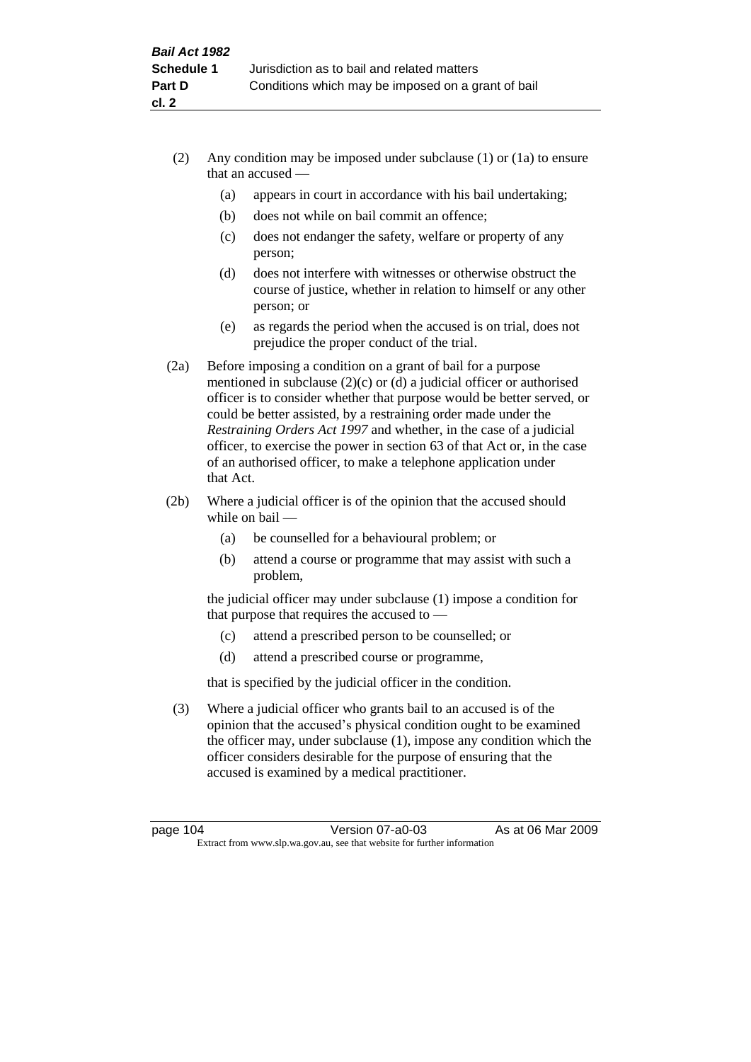(2) Any condition may be imposed under subclause (1) or (1a) to ensure that an accused —

   (a) appears in court in accordance with his bail undertaking;

   (b) does not while on bail commit an offence;

   (c) does not endanger the safety, welfare or property of any person;

   (d) does not interfere with witnesses or otherwise obstruct the course of justice, whether in relation to himself or any other person; or

   (e) as regards the period when the accused is on trial, does not prejudice the proper conduct of the trial.

(2a) Before imposing a condition on a grant of bail for a purpose mentioned in subclause (2)(c) or (d) a judicial officer or authorised officer is to consider whether that purpose would be better served, or could be better assisted, by a restraining order made under the *Restraining Orders Act 1997* and whether, in the case of a judicial officer, to exercise the power in section 63 of that Act or, in the case of an authorised officer, to make a telephone application under that Act.

(2b) Where a judicial officer is of the opinion that the accused should while on bail —

   (a) be counselled for a behavioural problem; or

   (b) attend a course or programme that may assist with such a problem,

   the judicial officer may under subclause (1) impose a condition for that purpose that requires the accused to —

   (c) attend a prescribed person to be counselled; or

   (d) attend a prescribed course or programme,

   that is specified by the judicial officer in the condition.

(3) Where a judicial officer who grants bail to an accused is of the opinion that the accused's physical condition ought to be examined the officer may, under subclause (1), impose any condition which the officer considers desirable for the purpose of ensuring that the accused is examined by a medical practitioner.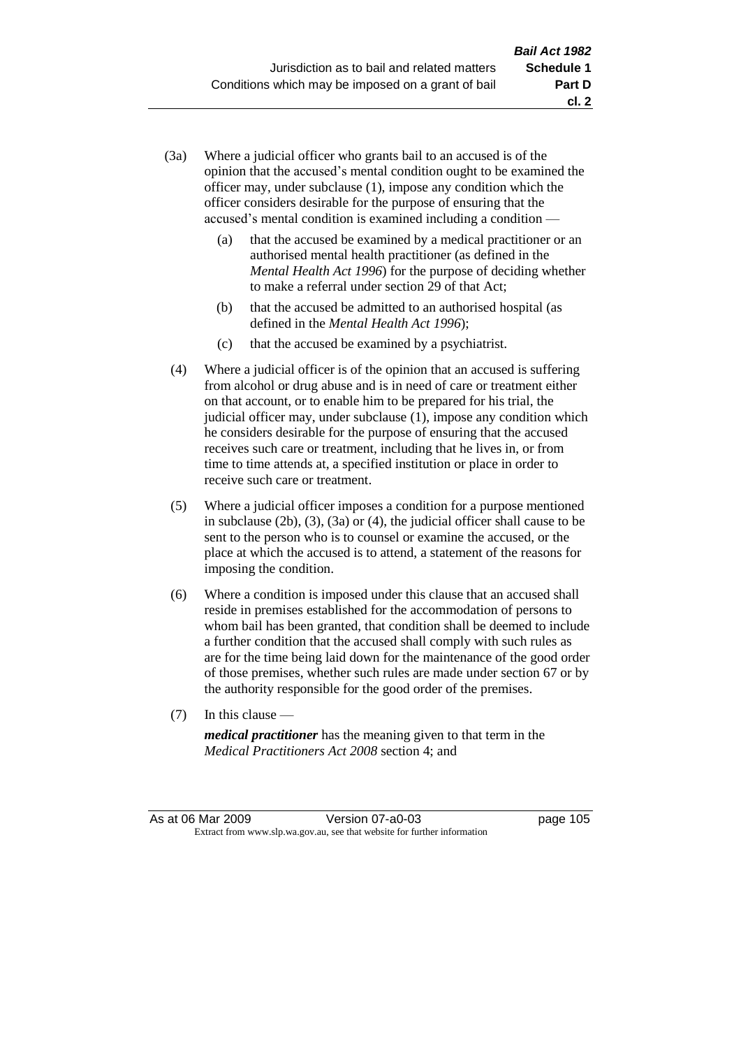(3a) Where a judicial officer who grants bail to an accused is of the opinion that the accused's mental condition ought to be examined the officer may, under subclause (1), impose any condition which the officer considers desirable for the purpose of ensuring that the accused's mental condition is examined including a condition —

  (a) that the accused be examined by a medical practitioner or an authorised mental health practitioner (as defined in the *Mental Health Act 1996*) for the purpose of deciding whether to make a referral under section 29 of that Act;

  (b) that the accused be admitted to an authorised hospital (as defined in the *Mental Health Act 1996*);

  (c) that the accused be examined by a psychiatrist.

(4) Where a judicial officer is of the opinion that an accused is suffering from alcohol or drug abuse and is in need of care or treatment either on that account, or to enable him to be prepared for his trial, the judicial officer may, under subclause (1), impose any condition which he considers desirable for the purpose of ensuring that the accused receives such care or treatment, including that he lives in, or from time to time attends at, a specified institution or place in order to receive such care or treatment.

(5) Where a judicial officer imposes a condition for a purpose mentioned in subclause (2b), (3), (3a) or (4), the judicial officer shall cause to be sent to the person who is to counsel or examine the accused, or the place at which the accused is to attend, a statement of the reasons for imposing the condition.

(6) Where a condition is imposed under this clause that an accused shall reside in premises established for the accommodation of persons to whom bail has been granted, that condition shall be deemed to include a further condition that the accused shall comply with such rules as are for the time being laid down for the maintenance of the good order of those premises, whether such rules are made under section 67 or by the authority responsible for the good order of the premises.

(7) In this clause —

***medical practitioner*** has the meaning given to that term in the *Medical Practitioners Act 2008* section 4; and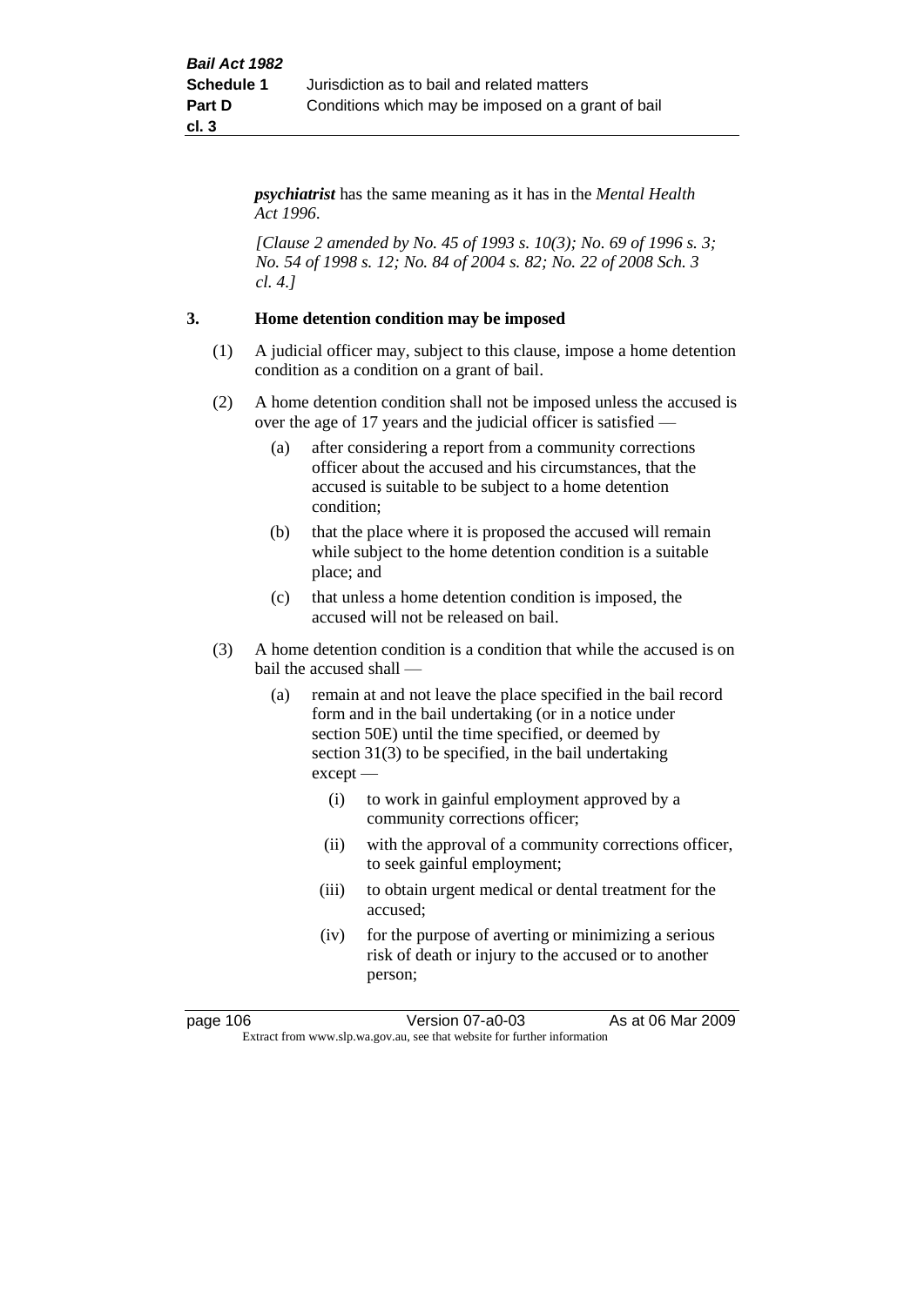***psychiatrist*** has the same meaning as it has in the *Mental Health Act 1996*.

*[Clause 2 amended by No. 45 of 1993 s. 10(3); No. 69 of 1996 s. 3; No. 54 of 1998 s. 12; No. 84 of 2004 s. 82; No. 22 of 2008 Sch. 3 cl. 4.]*

### 3. Home detention condition may be imposed

(1) A judicial officer may, subject to this clause, impose a home detention condition as a condition on a grant of bail.

(2) A home detention condition shall not be imposed unless the accused is over the age of 17 years and the judicial officer is satisfied —

- (a) after considering a report from a community corrections officer about the accused and his circumstances, that the accused is suitable to be subject to a home detention condition;
- (b) that the place where it is proposed the accused will remain while subject to the home detention condition is a suitable place; and
- (c) that unless a home detention condition is imposed, the accused will not be released on bail.

(3) A home detention condition is a condition that while the accused is on bail the accused shall —

- (a) remain at and not leave the place specified in the bail record form and in the bail undertaking (or in a notice under section 50E) until the time specified, or deemed by section 31(3) to be specified, in the bail undertaking except —
  - (i) to work in gainful employment approved by a community corrections officer;
  - (ii) with the approval of a community corrections officer, to seek gainful employment;
  - (iii) to obtain urgent medical or dental treatment for the accused;
  - (iv) for the purpose of averting or minimizing a serious risk of death or injury to the accused or to another person;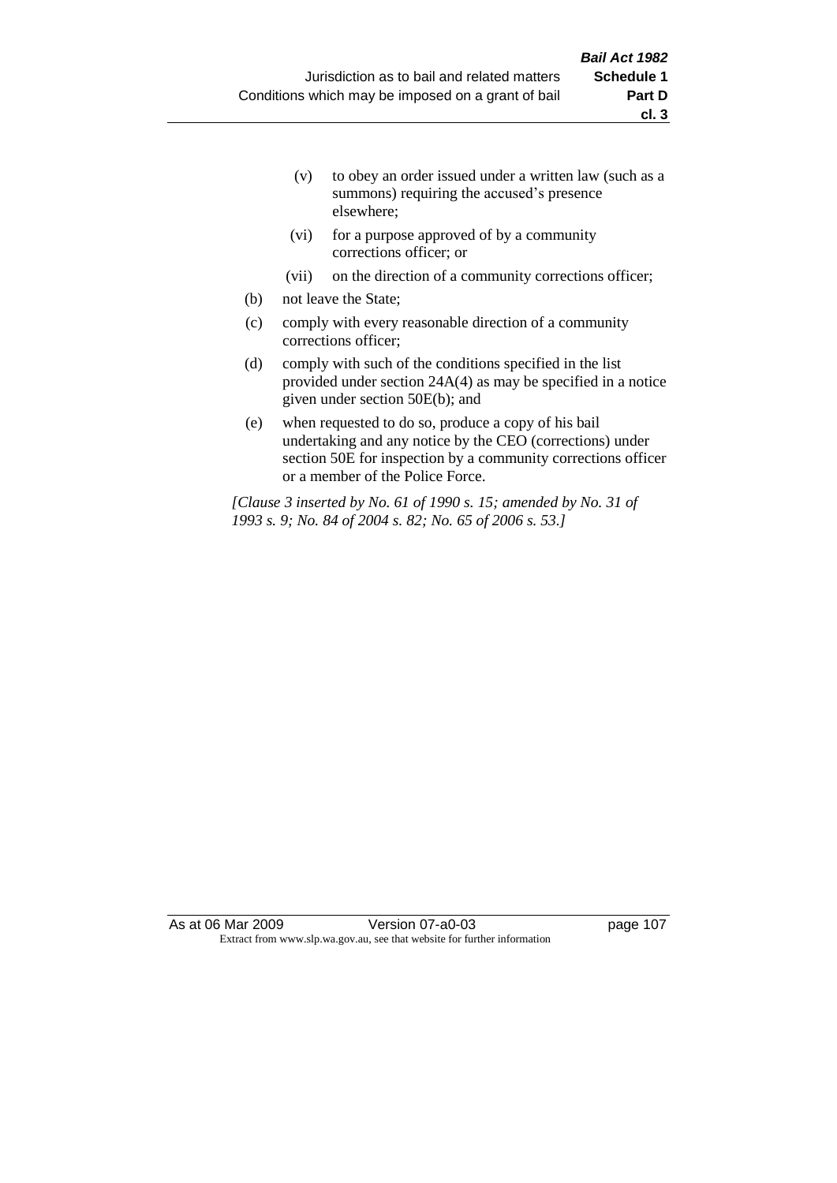(v) to obey an order issued under a written law (such as a summons) requiring the accused's presence elsewhere;

(vi) for a purpose approved of by a community corrections officer; or

(vii) on the direction of a community corrections officer;

(b) not leave the State;

(c) comply with every reasonable direction of a community corrections officer;

(d) comply with such of the conditions specified in the list provided under section 24A(4) as may be specified in a notice given under section 50E(b); and

(e) when requested to do so, produce a copy of his bail undertaking and any notice by the CEO (corrections) under section 50E for inspection by a community corrections officer or a member of the Police Force.

*[Clause 3 inserted by No. 61 of 1990 s. 15; amended by No. 31 of 1993 s. 9; No. 84 of 2004 s. 82; No. 65 of 2006 s. 53.]*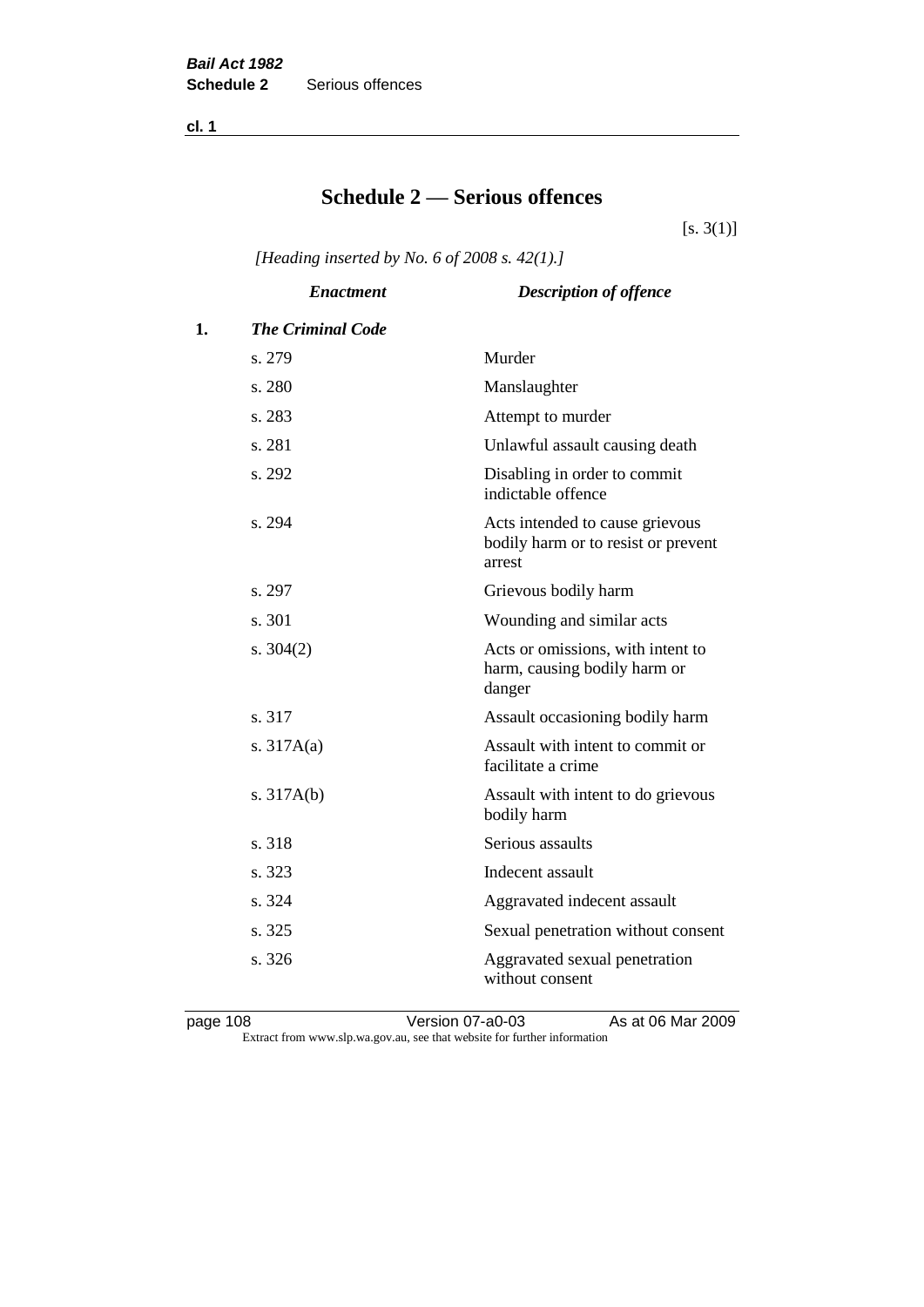cl. 1

# Schedule 2 — Serious offences

[s. 3(1)]

*[Heading inserted by No. 6 of 2008 s. 42(1).]*

| | *Enactment* | *Description of offence* |
|---|---|---|
| **1.** | ***The Criminal Code*** | |
| | s. 279 | Murder |
| | s. 280 | Manslaughter |
| | s. 283 | Attempt to murder |
| | s. 281 | Unlawful assault causing death |
| | s. 292 | Disabling in order to commit indictable offence |
| | s. 294 | Acts intended to cause grievous bodily harm or to resist or prevent arrest |
| | s. 297 | Grievous bodily harm |
| | s. 301 | Wounding and similar acts |
| | s. 304(2) | Acts or omissions, with intent to harm, causing bodily harm or danger |
| | s. 317 | Assault occasioning bodily harm |
| | s. 317A(a) | Assault with intent to commit or facilitate a crime |
| | s. 317A(b) | Assault with intent to do grievous bodily harm |
| | s. 318 | Serious assaults |
| | s. 323 | Indecent assault |
| | s. 324 | Aggravated indecent assault |
| | s. 325 | Sexual penetration without consent |
| | s. 326 | Aggravated sexual penetration without consent |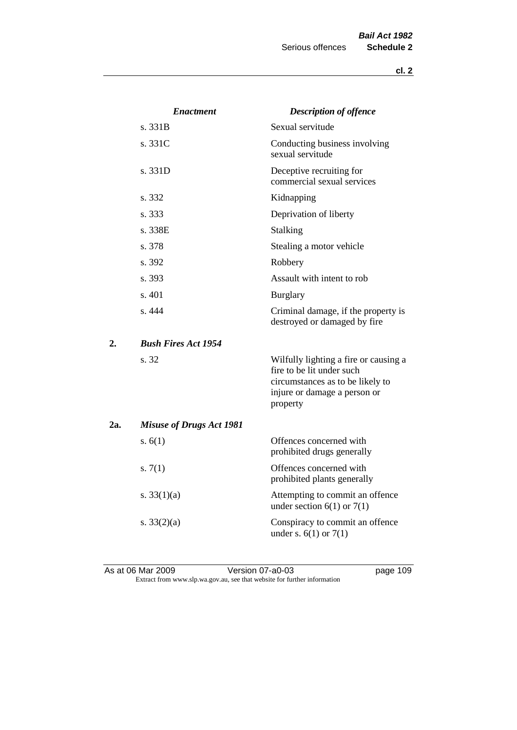| | *Enactment* | *Description of offence* |
|---|---|---|
| | s. 331B | Sexual servitude |
| | s. 331C | Conducting business involving sexual servitude |
| | s. 331D | Deceptive recruiting for commercial sexual services |
| | s. 332 | Kidnapping |
| | s. 333 | Deprivation of liberty |
| | s. 338E | Stalking |
| | s. 378 | Stealing a motor vehicle |
| | s. 392 | Robbery |
| | s. 393 | Assault with intent to rob |
| | s. 401 | Burglary |
| | s. 444 | Criminal damage, if the property is destroyed or damaged by fire |
| **2.** | ***Bush Fires Act 1954*** | |
| | s. 32 | Wilfully lighting a fire or causing a fire to be lit under such circumstances as to be likely to injure or damage a person or property |
| **2a.** | ***Misuse of Drugs Act 1981*** | |
| | s. 6(1) | Offences concerned with prohibited drugs generally |
| | s. 7(1) | Offences concerned with prohibited plants generally |
| | s. 33(1)(a) | Attempting to commit an offence under section 6(1) or 7(1) |
| | s. 33(2)(a) | Conspiracy to commit an offence under s. 6(1) or 7(1) |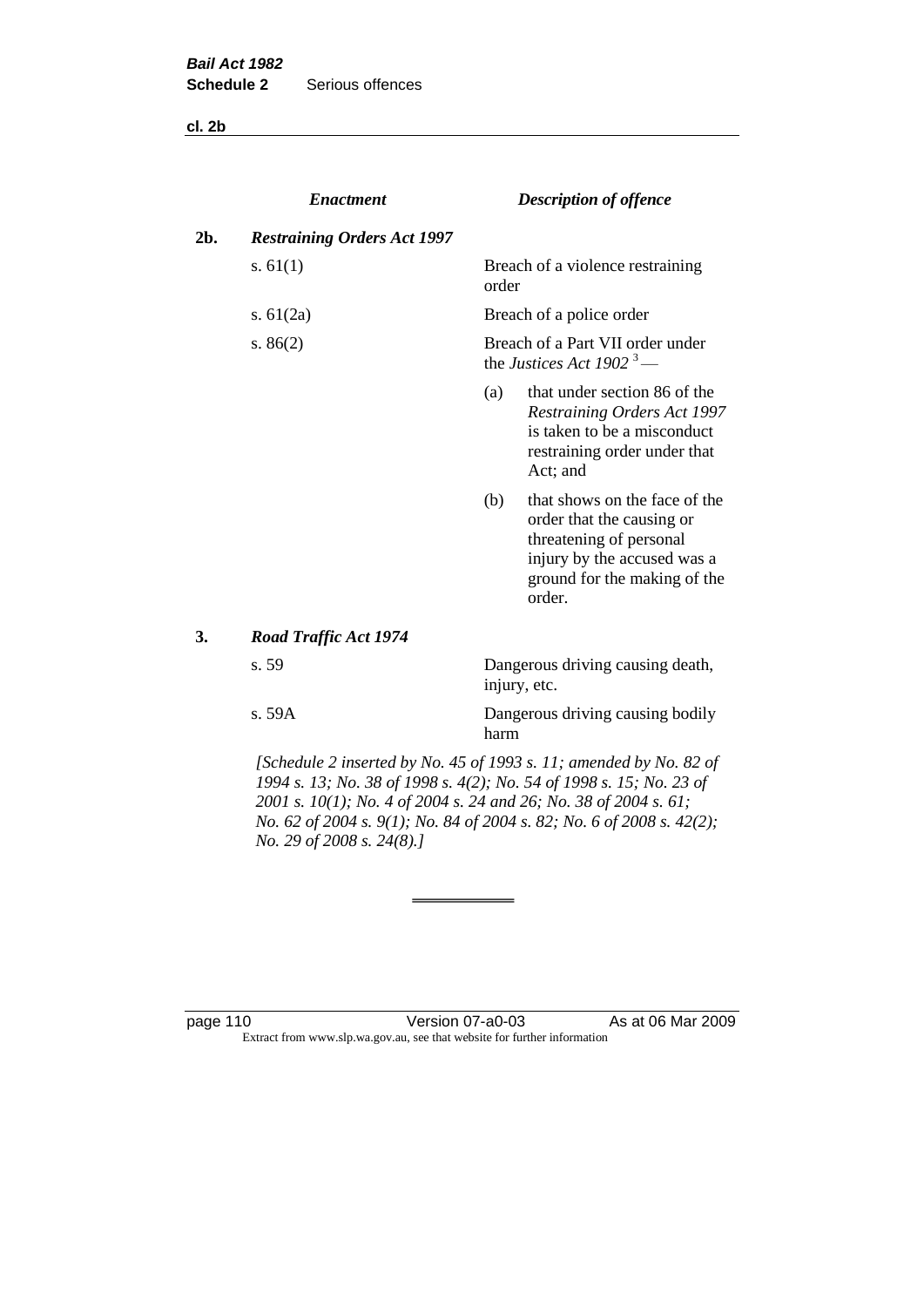| | *Enactment* | *Description of offence* |
|---|---|---|
| **2b.** | ***Restraining Orders Act 1997*** | |
| | s. 61(1) | Breach of a violence restraining order |
| | s. 61(2a) | Breach of a police order |
| | s. 86(2) | Breach of a Part VII order under the *Justices Act 1902* [3] —<br>(a) that under section 86 of the *Restraining Orders Act 1997* is taken to be a misconduct restraining order under that Act; and<br>(b) that shows on the face of the order that the causing or threatening of personal injury by the accused was a ground for the making of the order. |
| **3.** | ***Road Traffic Act 1974*** | |
| | s. 59 | Dangerous driving causing death, injury, etc. |
| | s. 59A | Dangerous driving causing bodily harm |

*[Schedule 2 inserted by No. 45 of 1993 s. 11; amended by No. 82 of 1994 s. 13; No. 38 of 1998 s. 4(2); No. 54 of 1998 s. 15; No. 23 of 2001 s. 10(1); No. 4 of 2004 s. 24 and 26; No. 38 of 2004 s. 61; No. 62 of 2004 s. 9(1); No. 84 of 2004 s. 82; No. 6 of 2008 s. 42(2); No. 29 of 2008 s. 24(8).]*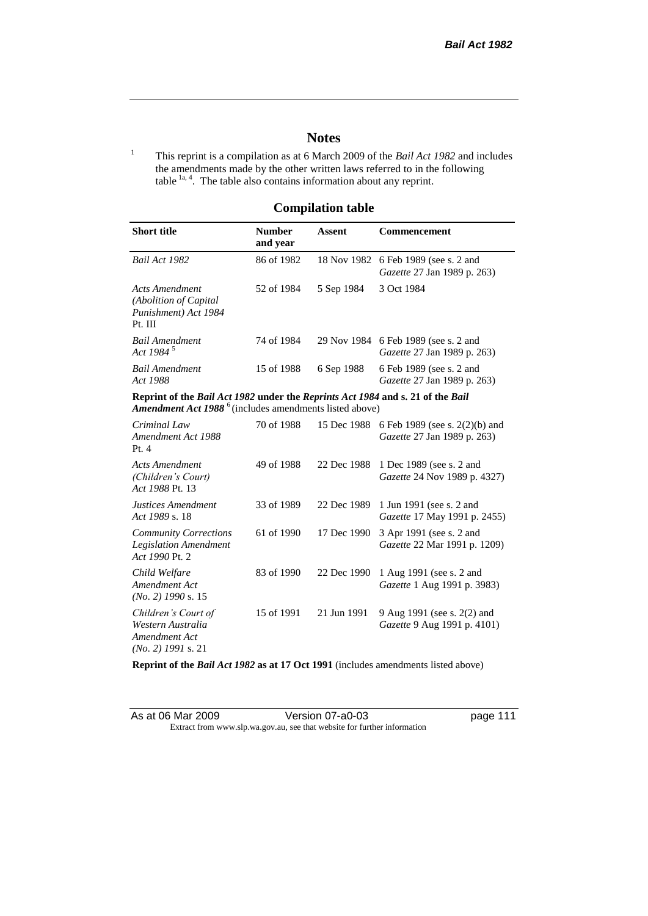## Notes

[1] This reprint is a compilation as at 6 March 2009 of the *Bail Act 1982* and includes the amendments made by the other written laws referred to in the following table [1a, 4]. The table also contains information about any reprint.

### Compilation table

| Short title | Number and year | Assent | Commencement |
|---|---|---|---|
| *Bail Act 1982* | 86 of 1982 | 18 Nov 1982 | 6 Feb 1989 (see s. 2 and *Gazette* 27 Jan 1989 p. 263) |
| *Acts Amendment (Abolition of Capital Punishment) Act 1984* Pt. III | 52 of 1984 | 5 Sep 1984 | 3 Oct 1984 |
| *Bail Amendment Act 1984* [5] | 74 of 1984 | 29 Nov 1984 | 6 Feb 1989 (see s. 2 and *Gazette* 27 Jan 1989 p. 263) |
| *Bail Amendment Act 1988* | 15 of 1988 | 6 Sep 1988 | 6 Feb 1989 (see s. 2 and *Gazette* 27 Jan 1989 p. 263) |
| **Reprint of the *Bail Act 1982* under the *Reprints Act 1984* and s. 21 of the *Bail Amendment Act 1988*** [6] (includes amendments listed above) | | | |
| *Criminal Law Amendment Act 1988* Pt. 4 | 70 of 1988 | 15 Dec 1988 | 6 Feb 1989 (see s. 2(2)(b) and *Gazette* 27 Jan 1989 p. 263) |
| *Acts Amendment (Children's Court) Act 1988* Pt. 13 | 49 of 1988 | 22 Dec 1988 | 1 Dec 1989 (see s. 2 and *Gazette* 24 Nov 1989 p. 4327) |
| *Justices Amendment Act 1989* s. 18 | 33 of 1989 | 22 Dec 1989 | 1 Jun 1991 (see s. 2 and *Gazette* 17 May 1991 p. 2455) |
| *Community Corrections Legislation Amendment Act 1990* Pt. 2 | 61 of 1990 | 17 Dec 1990 | 3 Apr 1991 (see s. 2 and *Gazette* 22 Mar 1991 p. 1209) |
| *Child Welfare Amendment Act (No. 2) 1990* s. 15 | 83 of 1990 | 22 Dec 1990 | 1 Aug 1991 (see s. 2 and *Gazette* 1 Aug 1991 p. 3983) |
| *Children's Court of Western Australia Amendment Act (No. 2) 1991* s. 21 | 15 of 1991 | 21 Jun 1991 | 9 Aug 1991 (see s. 2(2) and *Gazette* 9 Aug 1991 p. 4101) |
| **Reprint of the *Bail Act 1982* as at 17 Oct 1991** (includes amendments listed above) | | | |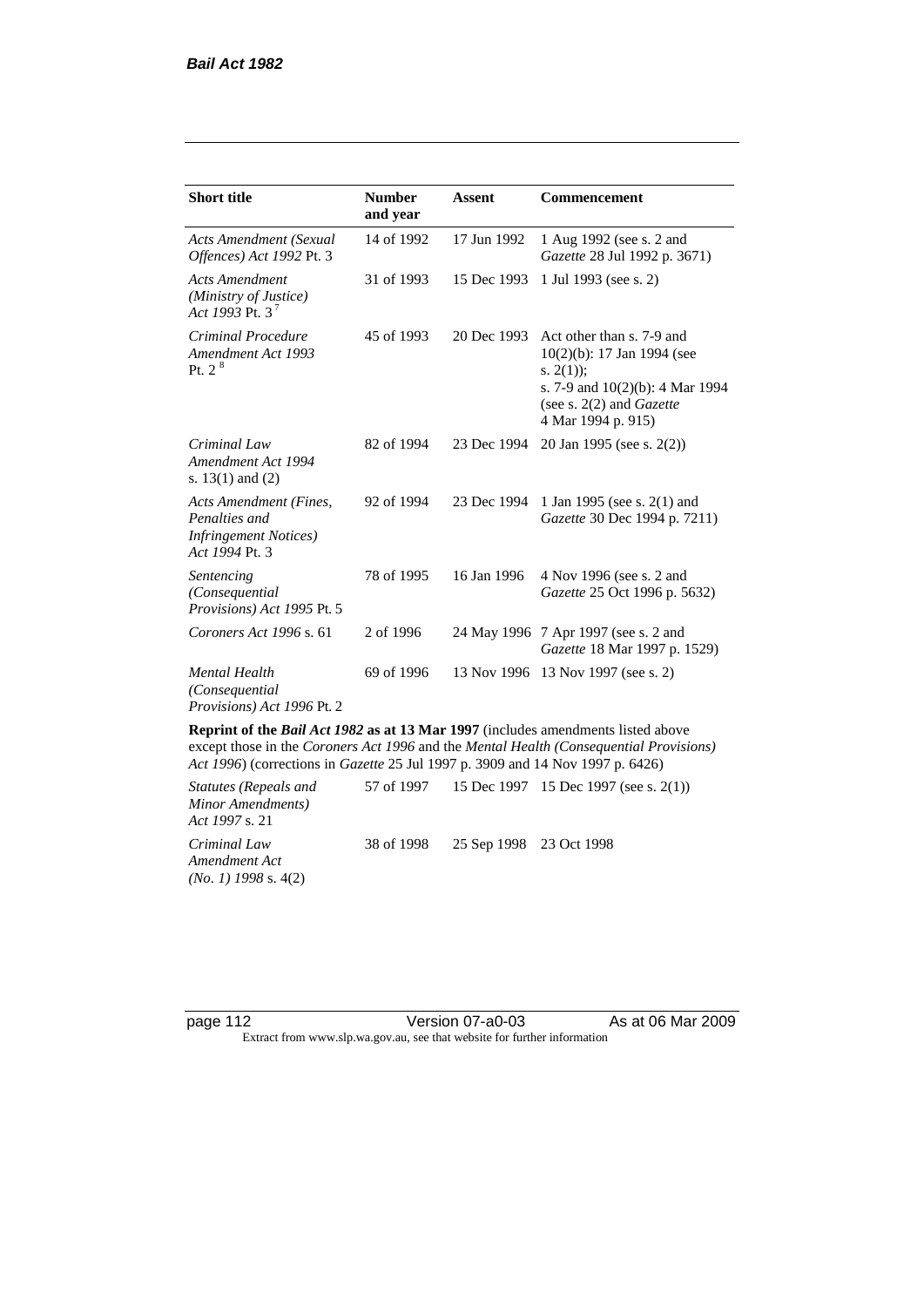| Short title | Number and year | Assent | Commencement |
|---|---|---|---|
| *Acts Amendment (Sexual Offences) Act 1992* Pt. 3 | 14 of 1992 | 17 Jun 1992 | 1 Aug 1992 (see s. 2 and *Gazette* 28 Jul 1992 p. 3671) |
| *Acts Amendment (Ministry of Justice) Act 1993* Pt. 3 [7] | 31 of 1993 | 15 Dec 1993 | 1 Jul 1993 (see s. 2) |
| *Criminal Procedure Amendment Act 1993* Pt. 2 [8] | 45 of 1993 | 20 Dec 1993 | Act other than s. 7-9 and 10(2)(b): 17 Jan 1994 (see s. 2(1)); s. 7-9 and 10(2)(b): 4 Mar 1994 (see s. 2(2) and *Gazette* 4 Mar 1994 p. 915) |
| *Criminal Law Amendment Act 1994* s. 13(1) and (2) | 82 of 1994 | 23 Dec 1994 | 20 Jan 1995 (see s. 2(2)) |
| *Acts Amendment (Fines, Penalties and Infringement Notices) Act 1994* Pt. 3 | 92 of 1994 | 23 Dec 1994 | 1 Jan 1995 (see s. 2(1) and *Gazette* 30 Dec 1994 p. 7211) |
| *Sentencing (Consequential Provisions) Act 1995* Pt. 5 | 78 of 1995 | 16 Jan 1996 | 4 Nov 1996 (see s. 2 and *Gazette* 25 Oct 1996 p. 5632) |
| *Coroners Act 1996* s. 61 | 2 of 1996 | 24 May 1996 | 7 Apr 1997 (see s. 2 and *Gazette* 18 Mar 1997 p. 1529) |
| *Mental Health (Consequential Provisions) Act 1996* Pt. 2 | 69 of 1996 | 13 Nov 1996 | 13 Nov 1997 (see s. 2) |
| **Reprint of the *Bail Act 1982* as at 13 Mar 1997** (includes amendments listed above except those in the *Coroners Act 1996* and the *Mental Health (Consequential Provisions) Act 1996*) (corrections in *Gazette* 25 Jul 1997 p. 3909 and 14 Nov 1997 p. 6426) | | | |
| *Statutes (Repeals and Minor Amendments) Act 1997* s. 21 | 57 of 1997 | 15 Dec 1997 | 15 Dec 1997 (see s. 2(1)) |
| *Criminal Law Amendment Act (No. 1) 1998* s. 4(2) | 38 of 1998 | 25 Sep 1998 | 23 Oct 1998 |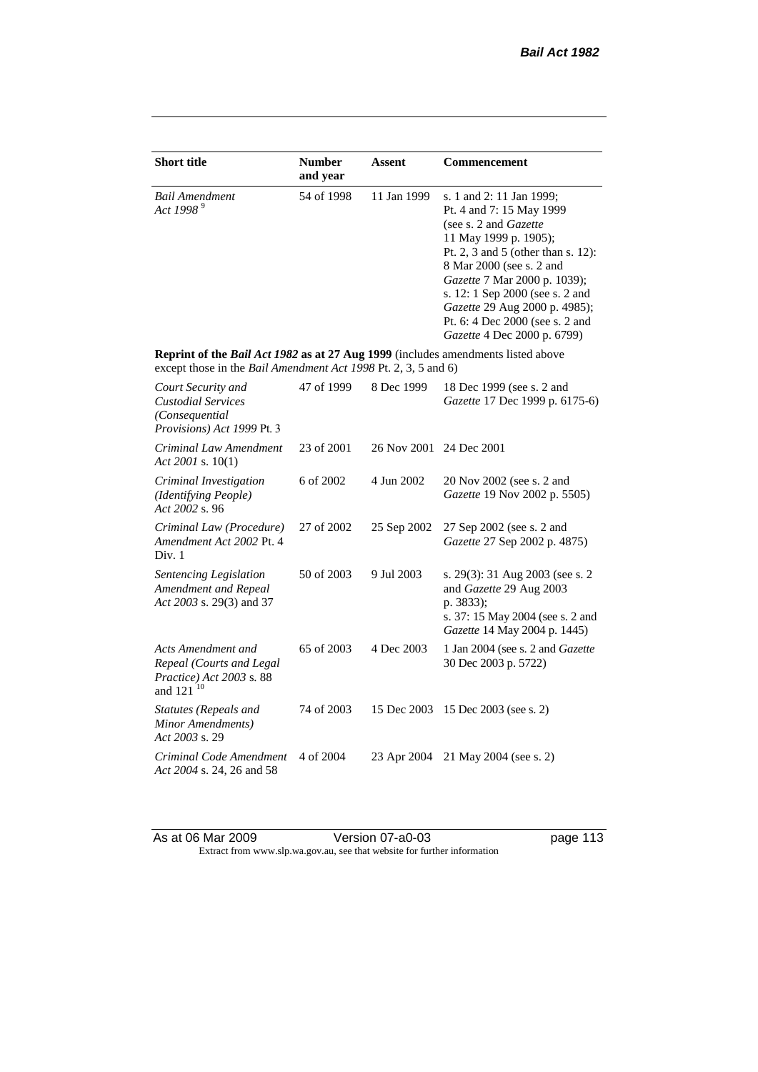| Short title | Number and year | Assent | Commencement |
|---|---|---|---|
| *Bail Amendment Act 1998* [9] | 54 of 1998 | 11 Jan 1999 | s. 1 and 2: 11 Jan 1999; Pt. 4 and 7: 15 May 1999 (see s. 2 and *Gazette* 11 May 1999 p. 1905); Pt. 2, 3 and 5 (other than s. 12): 8 Mar 2000 (see s. 2 and *Gazette* 7 Mar 2000 p. 1039); s. 12: 1 Sep 2000 (see s. 2 and *Gazette* 29 Aug 2000 p. 4985); Pt. 6: 4 Dec 2000 (see s. 2 and *Gazette* 4 Dec 2000 p. 6799) |
| **Reprint of the *Bail Act 1982* as at 27 Aug 1999** (includes amendments listed above except those in the *Bail Amendment Act 1998* Pt. 2, 3, 5 and 6) | | | |
| *Court Security and Custodial Services (Consequential Provisions) Act 1999* Pt. 3 | 47 of 1999 | 8 Dec 1999 | 18 Dec 1999 (see s. 2 and *Gazette* 17 Dec 1999 p. 6175-6) |
| *Criminal Law Amendment Act 2001* s. 10(1) | 23 of 2001 | 26 Nov 2001 | 24 Dec 2001 |
| *Criminal Investigation (Identifying People) Act 2002* s. 96 | 6 of 2002 | 4 Jun 2002 | 20 Nov 2002 (see s. 2 and *Gazette* 19 Nov 2002 p. 5505) |
| *Criminal Law (Procedure) Amendment Act 2002* Pt. 4 Div. 1 | 27 of 2002 | 25 Sep 2002 | 27 Sep 2002 (see s. 2 and *Gazette* 27 Sep 2002 p. 4875) |
| *Sentencing Legislation Amendment and Repeal Act 2003* s. 29(3) and 37 | 50 of 2003 | 9 Jul 2003 | s. 29(3): 31 Aug 2003 (see s. 2 and *Gazette* 29 Aug 2003 p. 3833); s. 37: 15 May 2004 (see s. 2 and *Gazette* 14 May 2004 p. 1445) |
| *Acts Amendment and Repeal (Courts and Legal Practice) Act 2003* s. 88 and 121 [10] | 65 of 2003 | 4 Dec 2003 | 1 Jan 2004 (see s. 2 and *Gazette* 30 Dec 2003 p. 5722) |
| *Statutes (Repeals and Minor Amendments) Act 2003* s. 29 | 74 of 2003 | 15 Dec 2003 | 15 Dec 2003 (see s. 2) |
| *Criminal Code Amendment Act 2004* s. 24, 26 and 58 | 4 of 2004 | 23 Apr 2004 | 21 May 2004 (see s. 2) |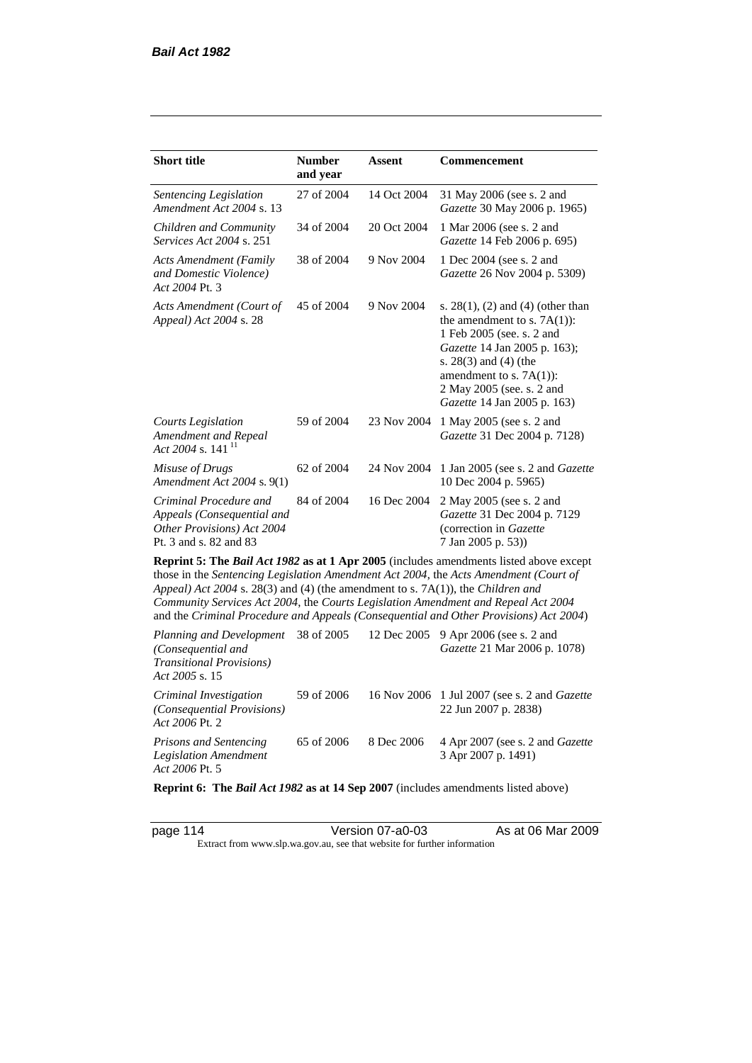| Short title | Number and year | Assent | Commencement |
|---|---|---|---|
| *Sentencing Legislation Amendment Act 2004* s. 13 | 27 of 2004 | 14 Oct 2004 | 31 May 2006 (see s. 2 and *Gazette* 30 May 2006 p. 1965) |
| *Children and Community Services Act 2004* s. 251 | 34 of 2004 | 20 Oct 2004 | 1 Mar 2006 (see s. 2 and *Gazette* 14 Feb 2006 p. 695) |
| *Acts Amendment (Family and Domestic Violence) Act 2004* Pt. 3 | 38 of 2004 | 9 Nov 2004 | 1 Dec 2004 (see s. 2 and *Gazette* 26 Nov 2004 p. 5309) |
| *Acts Amendment (Court of Appeal) Act 2004* s. 28 | 45 of 2004 | 9 Nov 2004 | s. 28(1), (2) and (4) (other than the amendment to s. 7A(1)): 1 Feb 2005 (see. s. 2 and *Gazette* 14 Jan 2005 p. 163); s. 28(3) and (4) (the amendment to s. 7A(1)): 2 May 2005 (see. s. 2 and *Gazette* 14 Jan 2005 p. 163) |
| *Courts Legislation Amendment and Repeal Act 2004* s. 141 [11] | 59 of 2004 | 23 Nov 2004 | 1 May 2005 (see s. 2 and *Gazette* 31 Dec 2004 p. 7128) |
| *Misuse of Drugs Amendment Act 2004* s. 9(1) | 62 of 2004 | 24 Nov 2004 | 1 Jan 2005 (see s. 2 and *Gazette* 10 Dec 2004 p. 5965) |
| *Criminal Procedure and Appeals (Consequential and Other Provisions) Act 2004* Pt. 3 and s. 82 and 83 | 84 of 2004 | 16 Dec 2004 | 2 May 2005 (see s. 2 and *Gazette* 31 Dec 2004 p. 7129 (correction in *Gazette* 7 Jan 2005 p. 53)) |
| **Reprint 5: The *Bail Act 1982* as at 1 Apr 2005** (includes amendments listed above except those in the *Sentencing Legislation Amendment Act 2004*, the *Acts Amendment (Court of Appeal) Act 2004* s. 28(3) and (4) (the amendment to s. 7A(1)), the *Children and Community Services Act 2004*, the *Courts Legislation Amendment and Repeal Act 2004* and the *Criminal Procedure and Appeals (Consequential and Other Provisions) Act 2004*) | | | |
| *Planning and Development (Consequential and Transitional Provisions) Act 2005* s. 15 | 38 of 2005 | 12 Dec 2005 | 9 Apr 2006 (see s. 2 and *Gazette* 21 Mar 2006 p. 1078) |
| *Criminal Investigation (Consequential Provisions) Act 2006* Pt. 2 | 59 of 2006 | 16 Nov 2006 | 1 Jul 2007 (see s. 2 and *Gazette* 22 Jun 2007 p. 2838) |
| *Prisons and Sentencing Legislation Amendment Act 2006* Pt. 5 | 65 of 2006 | 8 Dec 2006 | 4 Apr 2007 (see s. 2 and *Gazette* 3 Apr 2007 p. 1491) |
| **Reprint 6: The *Bail Act 1982* as at 14 Sep 2007** (includes amendments listed above) | | | |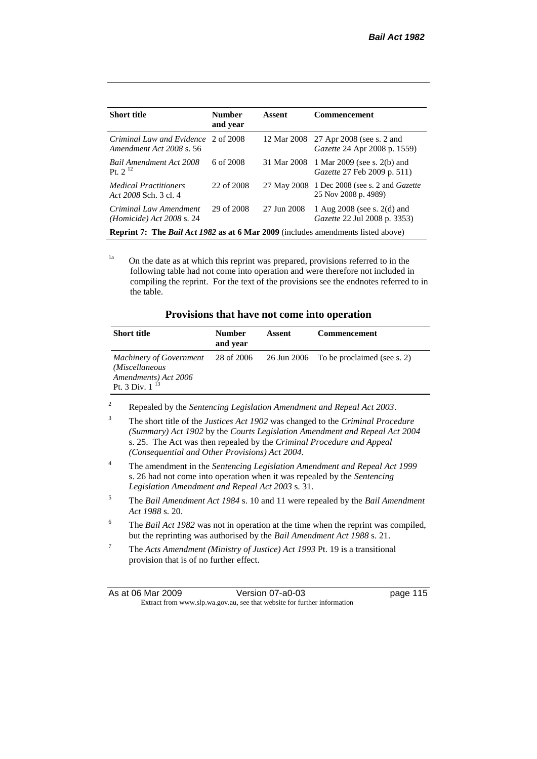| Short title | Number and year | Assent | Commencement |
|---|---|---|---|
| *Criminal Law and Evidence Amendment Act 2008* s. 56 | 2 of 2008 | 12 Mar 2008 | 27 Apr 2008 (see s. 2 and *Gazette* 24 Apr 2008 p. 1559) |
| *Bail Amendment Act 2008* Pt. 2 [12] | 6 of 2008 | 31 Mar 2008 | 1 Mar 2009 (see s. 2(b) and *Gazette* 27 Feb 2009 p. 511) |
| *Medical Practitioners Act 2008* Sch. 3 cl. 4 | 22 of 2008 | 27 May 2008 | 1 Dec 2008 (see s. 2 and *Gazette* 25 Nov 2008 p. 4989) |
| *Criminal Law Amendment (Homicide) Act 2008* s. 24 | 29 of 2008 | 27 Jun 2008 | 1 Aug 2008 (see s. 2(d) and *Gazette* 22 Jul 2008 p. 3353) |
| **Reprint 7: The *Bail Act 1982* as at 6 Mar 2009** (includes amendments listed above) | | | |

[1a] On the date as at which this reprint was prepared, provisions referred to in the following table had not come into operation and were therefore not included in compiling the reprint. For the text of the provisions see the endnotes referred to in the table.

## Provisions that have not come into operation

| Short title | Number and year | Assent | Commencement |
|---|---|---|---|
| *Machinery of Government (Miscellaneous Amendments) Act 2006* Pt. 3 Div. 1 [13] | 28 of 2006 | 26 Jun 2006 | To be proclaimed (see s. 2) |

[2] Repealed by the *Sentencing Legislation Amendment and Repeal Act 2003*.

[3] The short title of the *Justices Act 1902* was changed to the *Criminal Procedure (Summary) Act 1902* by the *Courts Legislation Amendment and Repeal Act 2004* s. 25. The Act was then repealed by the *Criminal Procedure and Appeal (Consequential and Other Provisions) Act 2004*.

[4] The amendment in the *Sentencing Legislation Amendment and Repeal Act 1999* s. 26 had not come into operation when it was repealed by the *Sentencing Legislation Amendment and Repeal Act 2003* s. 31.

[5] The *Bail Amendment Act 1984* s. 10 and 11 were repealed by the *Bail Amendment Act 1988* s. 20.

[6] The *Bail Act 1982* was not in operation at the time when the reprint was compiled, but the reprinting was authorised by the *Bail Amendment Act 1988* s. 21.

[7] The *Acts Amendment (Ministry of Justice) Act 1993* Pt. 19 is a transitional provision that is of no further effect.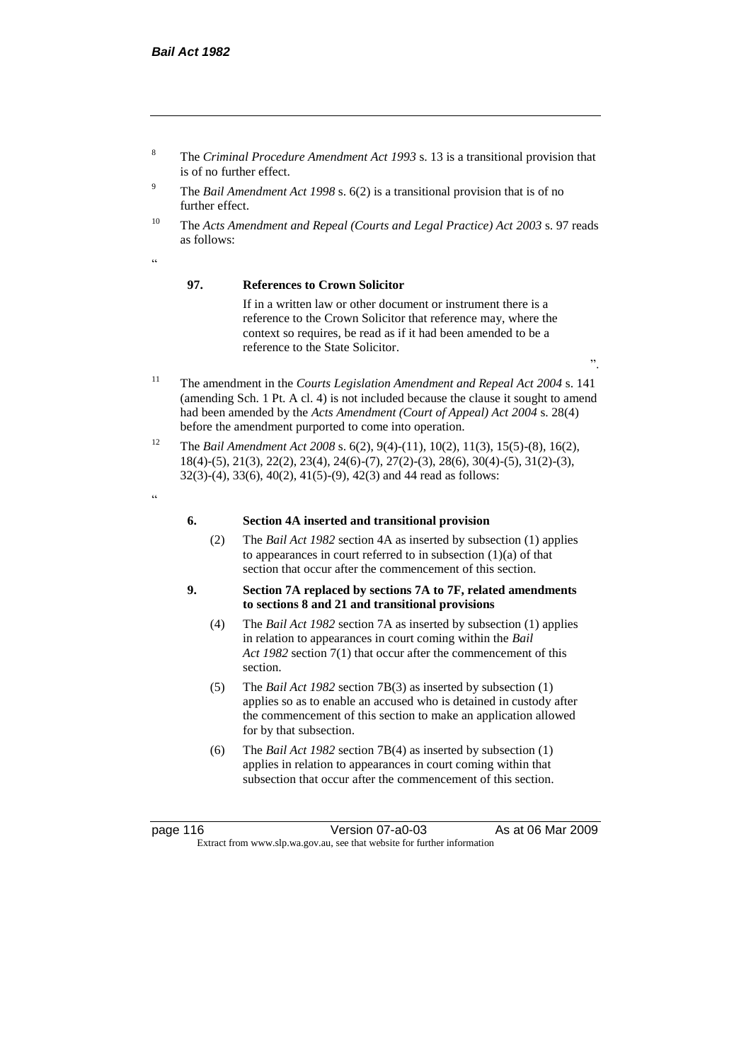[8] The *Criminal Procedure Amendment Act 1993* s. 13 is a transitional provision that is of no further effect.

[9] The *Bail Amendment Act 1998* s. 6(2) is a transitional provision that is of no further effect.

[10] The *Acts Amendment and Repeal (Courts and Legal Practice) Act 2003* s. 97 reads as follows:

"

**97. References to Crown Solicitor**

If in a written law or other document or instrument there is a reference to the Crown Solicitor that reference may, where the context so requires, be read as if it had been amended to be a reference to the State Solicitor.

".

[11] The amendment in the *Courts Legislation Amendment and Repeal Act 2004* s. 141 (amending Sch. 1 Pt. A cl. 4) is not included because the clause it sought to amend had been amended by the *Acts Amendment (Court of Appeal) Act 2004* s. 28(4) before the amendment purported to come into operation.

[12] The *Bail Amendment Act 2008* s. 6(2), 9(4)-(11), 10(2), 11(3), 15(5)-(8), 16(2), 18(4)-(5), 21(3), 22(2), 23(4), 24(6)-(7), 27(2)-(3), 28(6), 30(4)-(5), 31(2)-(3), 32(3)-(4), 33(6), 40(2), 41(5)-(9), 42(3) and 44 read as follows:

"

**6. Section 4A inserted and transitional provision**

(2) The *Bail Act 1982* section 4A as inserted by subsection (1) applies to appearances in court referred to in subsection (1)(a) of that section that occur after the commencement of this section.

**9. Section 7A replaced by sections 7A to 7F, related amendments to sections 8 and 21 and transitional provisions**

(4) The *Bail Act 1982* section 7A as inserted by subsection (1) applies in relation to appearances in court coming within the *Bail Act 1982* section 7(1) that occur after the commencement of this section.

(5) The *Bail Act 1982* section 7B(3) as inserted by subsection (1) applies so as to enable an accused who is detained in custody after the commencement of this section to make an application allowed for by that subsection.

(6) The *Bail Act 1982* section 7B(4) as inserted by subsection (1) applies in relation to appearances in court coming within that subsection that occur after the commencement of this section.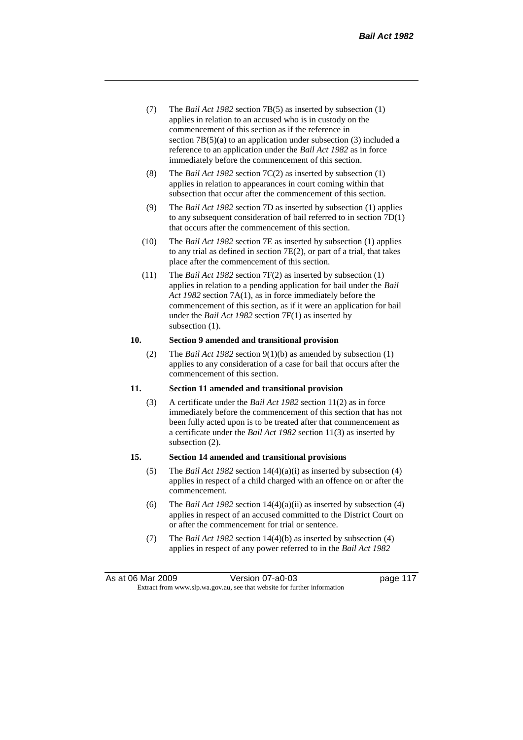(7) The *Bail Act 1982* section 7B(5) as inserted by subsection (1) applies in relation to an accused who is in custody on the commencement of this section as if the reference in section 7B(5)(a) to an application under subsection (3) included a reference to an application under the *Bail Act 1982* as in force immediately before the commencement of this section.

(8) The *Bail Act 1982* section 7C(2) as inserted by subsection (1) applies in relation to appearances in court coming within that subsection that occur after the commencement of this section.

(9) The *Bail Act 1982* section 7D as inserted by subsection (1) applies to any subsequent consideration of bail referred to in section 7D(1) that occurs after the commencement of this section.

(10) The *Bail Act 1982* section 7E as inserted by subsection (1) applies to any trial as defined in section 7E(2), or part of a trial, that takes place after the commencement of this section.

(11) The *Bail Act 1982* section 7F(2) as inserted by subsection (1) applies in relation to a pending application for bail under the *Bail Act 1982* section 7A(1), as in force immediately before the commencement of this section, as if it were an application for bail under the *Bail Act 1982* section 7F(1) as inserted by subsection (1).

**10. Section 9 amended and transitional provision**

(2) The *Bail Act 1982* section 9(1)(b) as amended by subsection (1) applies to any consideration of a case for bail that occurs after the commencement of this section.

**11. Section 11 amended and transitional provision**

(3) A certificate under the *Bail Act 1982* section 11(2) as in force immediately before the commencement of this section that has not been fully acted upon is to be treated after that commencement as a certificate under the *Bail Act 1982* section 11(3) as inserted by subsection (2).

**15. Section 14 amended and transitional provisions**

(5) The *Bail Act 1982* section 14(4)(a)(i) as inserted by subsection (4) applies in respect of a child charged with an offence on or after the commencement.

(6) The *Bail Act 1982* section 14(4)(a)(ii) as inserted by subsection (4) applies in respect of an accused committed to the District Court on or after the commencement for trial or sentence.

(7) The *Bail Act 1982* section 14(4)(b) as inserted by subsection (4) applies in respect of any power referred to in the *Bail Act 1982*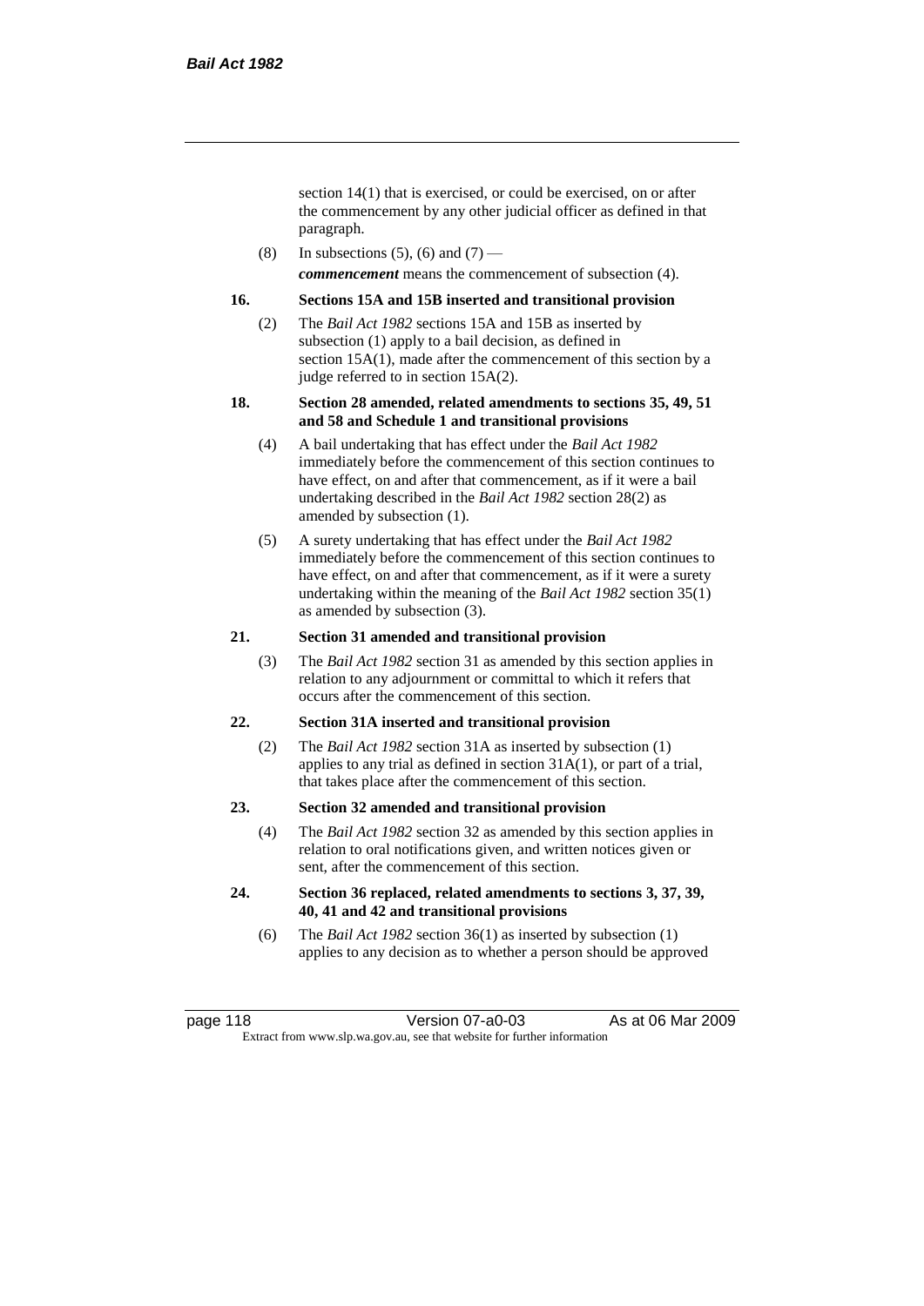section 14(1) that is exercised, or could be exercised, on or after the commencement by any other judicial officer as defined in that paragraph.

(8) In subsections (5), (6) and (7) —

***commencement*** means the commencement of subsection (4).

**16. Sections 15A and 15B inserted and transitional provision**

(2) The *Bail Act 1982* sections 15A and 15B as inserted by subsection (1) apply to a bail decision, as defined in section 15A(1), made after the commencement of this section by a judge referred to in section 15A(2).

**18. Section 28 amended, related amendments to sections 35, 49, 51 and 58 and Schedule 1 and transitional provisions**

(4) A bail undertaking that has effect under the *Bail Act 1982* immediately before the commencement of this section continues to have effect, on and after that commencement, as if it were a bail undertaking described in the *Bail Act 1982* section 28(2) as amended by subsection (1).

(5) A surety undertaking that has effect under the *Bail Act 1982* immediately before the commencement of this section continues to have effect, on and after that commencement, as if it were a surety undertaking within the meaning of the *Bail Act 1982* section 35(1) as amended by subsection (3).

**21. Section 31 amended and transitional provision**

(3) The *Bail Act 1982* section 31 as amended by this section applies in relation to any adjournment or committal to which it refers that occurs after the commencement of this section.

**22. Section 31A inserted and transitional provision**

(2) The *Bail Act 1982* section 31A as inserted by subsection (1) applies to any trial as defined in section 31A(1), or part of a trial, that takes place after the commencement of this section.

**23. Section 32 amended and transitional provision**

(4) The *Bail Act 1982* section 32 as amended by this section applies in relation to oral notifications given, and written notices given or sent, after the commencement of this section.

**24. Section 36 replaced, related amendments to sections 3, 37, 39, 40, 41 and 42 and transitional provisions**

(6) The *Bail Act 1982* section 36(1) as inserted by subsection (1) applies to any decision as to whether a person should be approved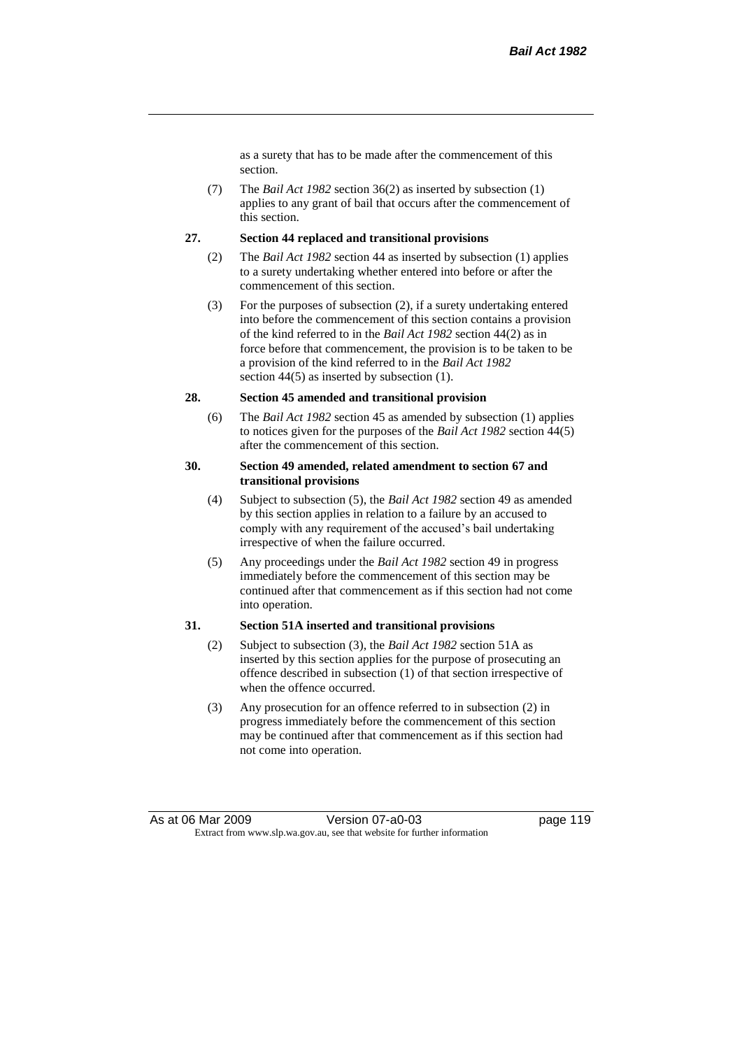as a surety that has to be made after the commencement of this section.

(7) The *Bail Act 1982* section 36(2) as inserted by subsection (1) applies to any grant of bail that occurs after the commencement of this section.

**27. Section 44 replaced and transitional provisions**

(2) The *Bail Act 1982* section 44 as inserted by subsection (1) applies to a surety undertaking whether entered into before or after the commencement of this section.

(3) For the purposes of subsection (2), if a surety undertaking entered into before the commencement of this section contains a provision of the kind referred to in the *Bail Act 1982* section 44(2) as in force before that commencement, the provision is to be taken to be a provision of the kind referred to in the *Bail Act 1982* section 44(5) as inserted by subsection (1).

**28. Section 45 amended and transitional provision**

(6) The *Bail Act 1982* section 45 as amended by subsection (1) applies to notices given for the purposes of the *Bail Act 1982* section 44(5) after the commencement of this section.

**30. Section 49 amended, related amendment to section 67 and transitional provisions**

(4) Subject to subsection (5), the *Bail Act 1982* section 49 as amended by this section applies in relation to a failure by an accused to comply with any requirement of the accused's bail undertaking irrespective of when the failure occurred.

(5) Any proceedings under the *Bail Act 1982* section 49 in progress immediately before the commencement of this section may be continued after that commencement as if this section had not come into operation.

**31. Section 51A inserted and transitional provisions**

(2) Subject to subsection (3), the *Bail Act 1982* section 51A as inserted by this section applies for the purpose of prosecuting an offence described in subsection (1) of that section irrespective of when the offence occurred.

(3) Any prosecution for an offence referred to in subsection (2) in progress immediately before the commencement of this section may be continued after that commencement as if this section had not come into operation.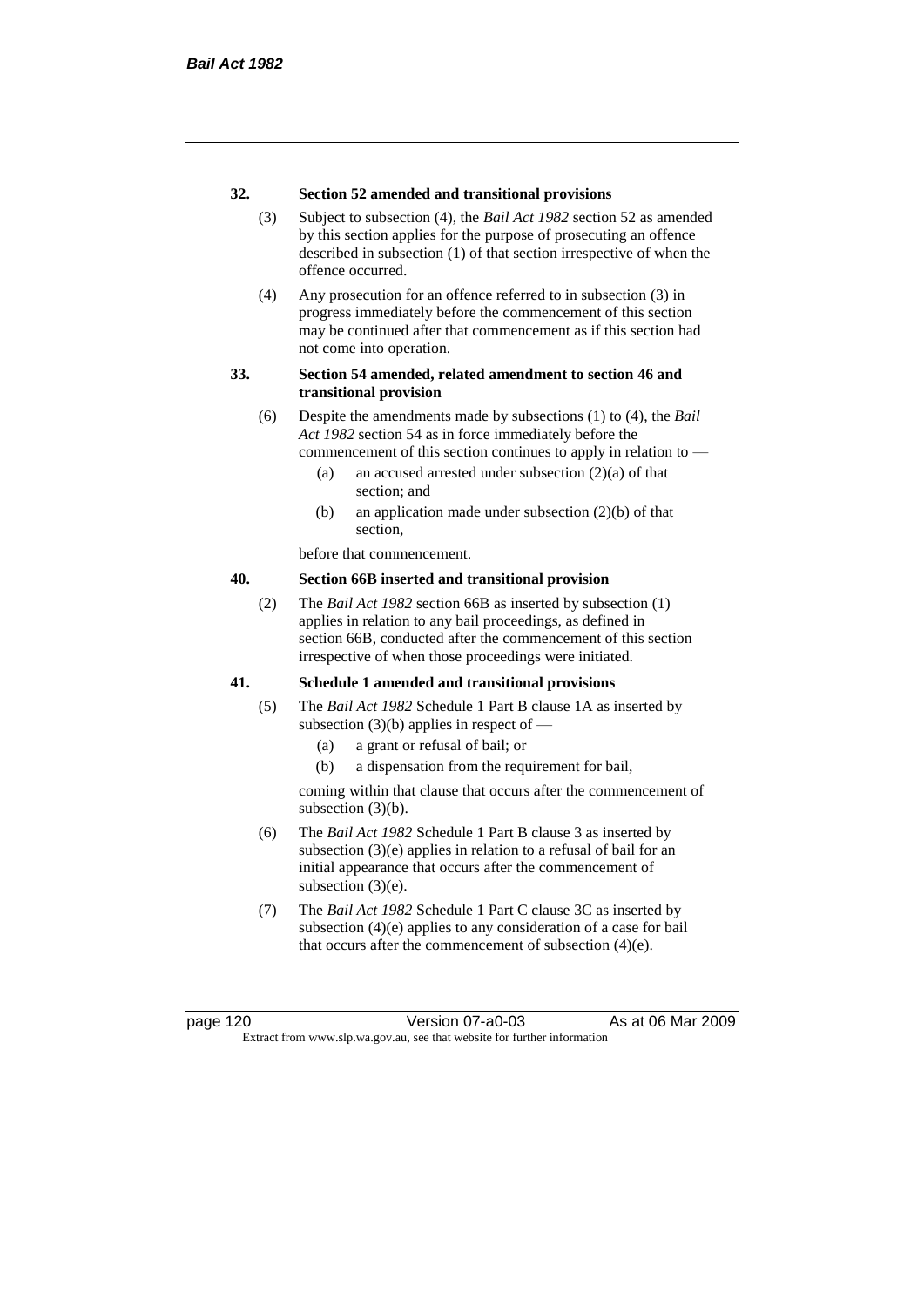### 32. Section 52 amended and transitional provisions

(3) Subject to subsection (4), the *Bail Act 1982* section 52 as amended by this section applies for the purpose of prosecuting an offence described in subsection (1) of that section irrespective of when the offence occurred.

(4) Any prosecution for an offence referred to in subsection (3) in progress immediately before the commencement of this section may be continued after that commencement as if this section had not come into operation.

### 33. Section 54 amended, related amendment to section 46 and transitional provision

(6) Despite the amendments made by subsections (1) to (4), the *Bail Act 1982* section 54 as in force immediately before the commencement of this section continues to apply in relation to —

- (a) an accused arrested under subsection (2)(a) of that section; and
- (b) an application made under subsection (2)(b) of that section,

before that commencement.

### 40. Section 66B inserted and transitional provision

(2) The *Bail Act 1982* section 66B as inserted by subsection (1) applies in relation to any bail proceedings, as defined in section 66B, conducted after the commencement of this section irrespective of when those proceedings were initiated.

### 41. Schedule 1 amended and transitional provisions

(5) The *Bail Act 1982* Schedule 1 Part B clause 1A as inserted by subsection (3)(b) applies in respect of —

- (a) a grant or refusal of bail; or
- (b) a dispensation from the requirement for bail,

coming within that clause that occurs after the commencement of subsection (3)(b).

(6) The *Bail Act 1982* Schedule 1 Part B clause 3 as inserted by subsection (3)(e) applies in relation to a refusal of bail for an initial appearance that occurs after the commencement of subsection (3)(e).

(7) The *Bail Act 1982* Schedule 1 Part C clause 3C as inserted by subsection (4)(e) applies to any consideration of a case for bail that occurs after the commencement of subsection (4)(e).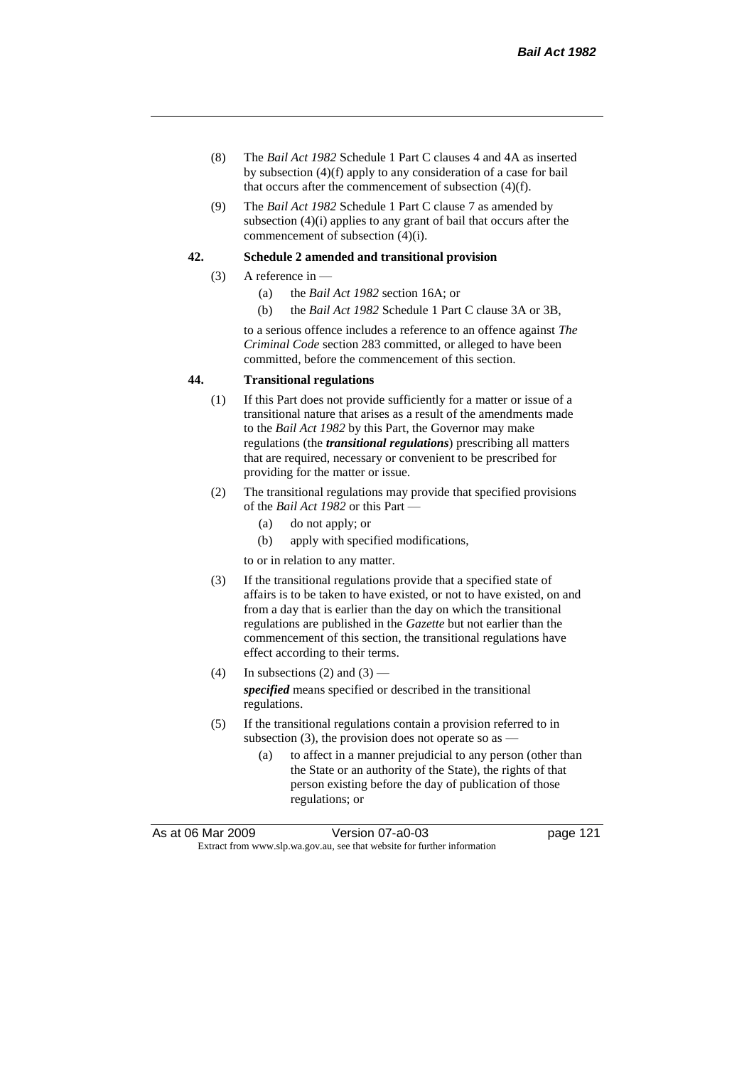(8) The *Bail Act 1982* Schedule 1 Part C clauses 4 and 4A as inserted by subsection (4)(f) apply to any consideration of a case for bail that occurs after the commencement of subsection (4)(f).

(9) The *Bail Act 1982* Schedule 1 Part C clause 7 as amended by subsection (4)(i) applies to any grant of bail that occurs after the commencement of subsection (4)(i).

**42. Schedule 2 amended and transitional provision**

(3) A reference in —

(a) the *Bail Act 1982* section 16A; or

(b) the *Bail Act 1982* Schedule 1 Part C clause 3A or 3B,

to a serious offence includes a reference to an offence against *The Criminal Code* section 283 committed, or alleged to have been committed, before the commencement of this section.

**44. Transitional regulations**

(1) If this Part does not provide sufficiently for a matter or issue of a transitional nature that arises as a result of the amendments made to the *Bail Act 1982* by this Part, the Governor may make regulations (the ***transitional regulations***) prescribing all matters that are required, necessary or convenient to be prescribed for providing for the matter or issue.

(2) The transitional regulations may provide that specified provisions of the *Bail Act 1982* or this Part —

(a) do not apply; or

(b) apply with specified modifications,

to or in relation to any matter.

(3) If the transitional regulations provide that a specified state of affairs is to be taken to have existed, or not to have existed, on and from a day that is earlier than the day on which the transitional regulations are published in the *Gazette* but not earlier than the commencement of this section, the transitional regulations have effect according to their terms.

(4) In subsections (2) and (3) —

***specified*** means specified or described in the transitional regulations.

(5) If the transitional regulations contain a provision referred to in subsection (3), the provision does not operate so as —

(a) to affect in a manner prejudicial to any person (other than the State or an authority of the State), the rights of that person existing before the day of publication of those regulations; or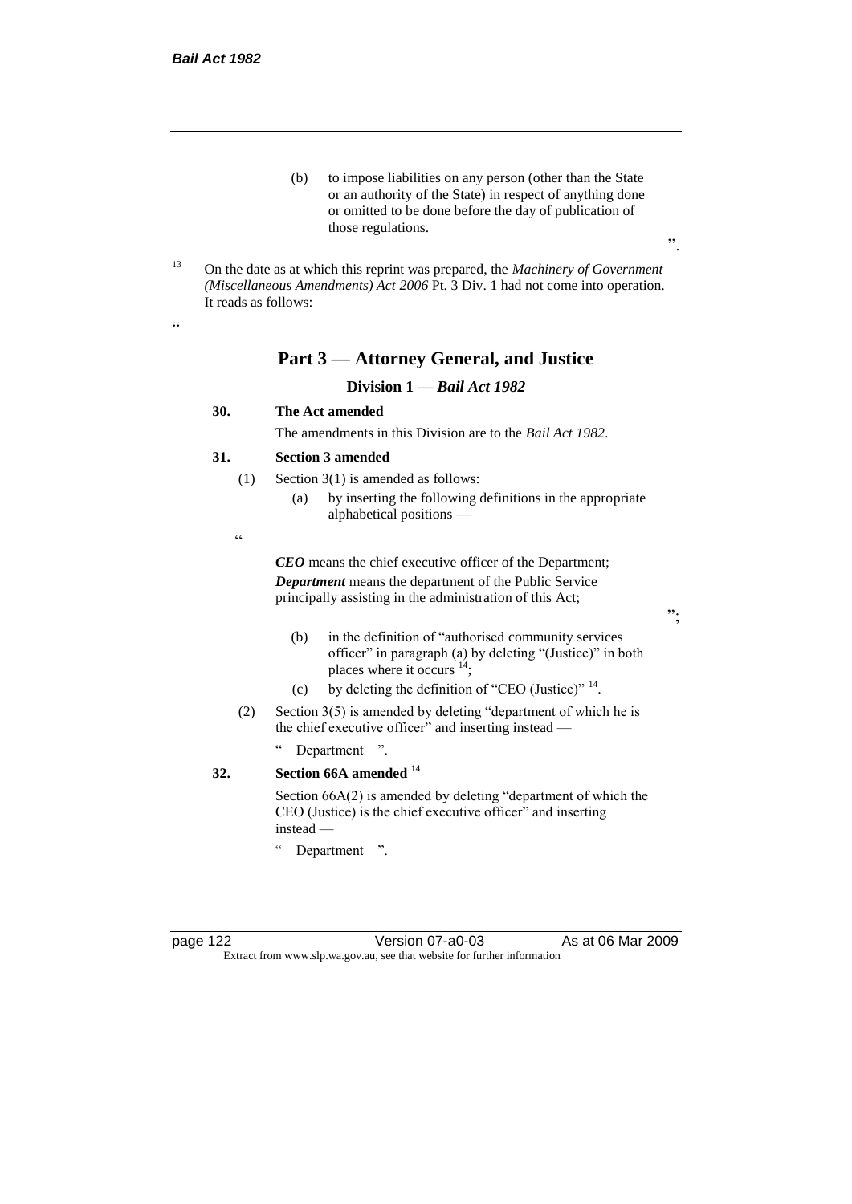(b) to impose liabilities on any person (other than the State or an authority of the State) in respect of anything done or omitted to be done before the day of publication of those regulations.

".

[13] On the date as at which this reprint was prepared, the *Machinery of Government (Miscellaneous Amendments) Act 2006* Pt. 3 Div. 1 had not come into operation. It reads as follows:

"

## Part 3 — Attorney General, and Justice

### Division 1 — *Bail Act 1982*

**30. The Act amended**

The amendments in this Division are to the *Bail Act 1982*.

**31. Section 3 amended**

(1) Section 3(1) is amended as follows:

(a) by inserting the following definitions in the appropriate alphabetical positions —

"

***CEO*** means the chief executive officer of the Department;

***Department*** means the department of the Public Service principally assisting in the administration of this Act;

";

(b) in the definition of "authorised community services officer" in paragraph (a) by deleting "(Justice)" in both places where it occurs [14];

(c) by deleting the definition of "CEO (Justice)" [14].

(2) Section 3(5) is amended by deleting "department of which he is the chief executive officer" and inserting instead —

" Department ".

**32. Section 66A amended** [14]

Section 66A(2) is amended by deleting "department of which the CEO (Justice) is the chief executive officer" and inserting instead —

" Department ".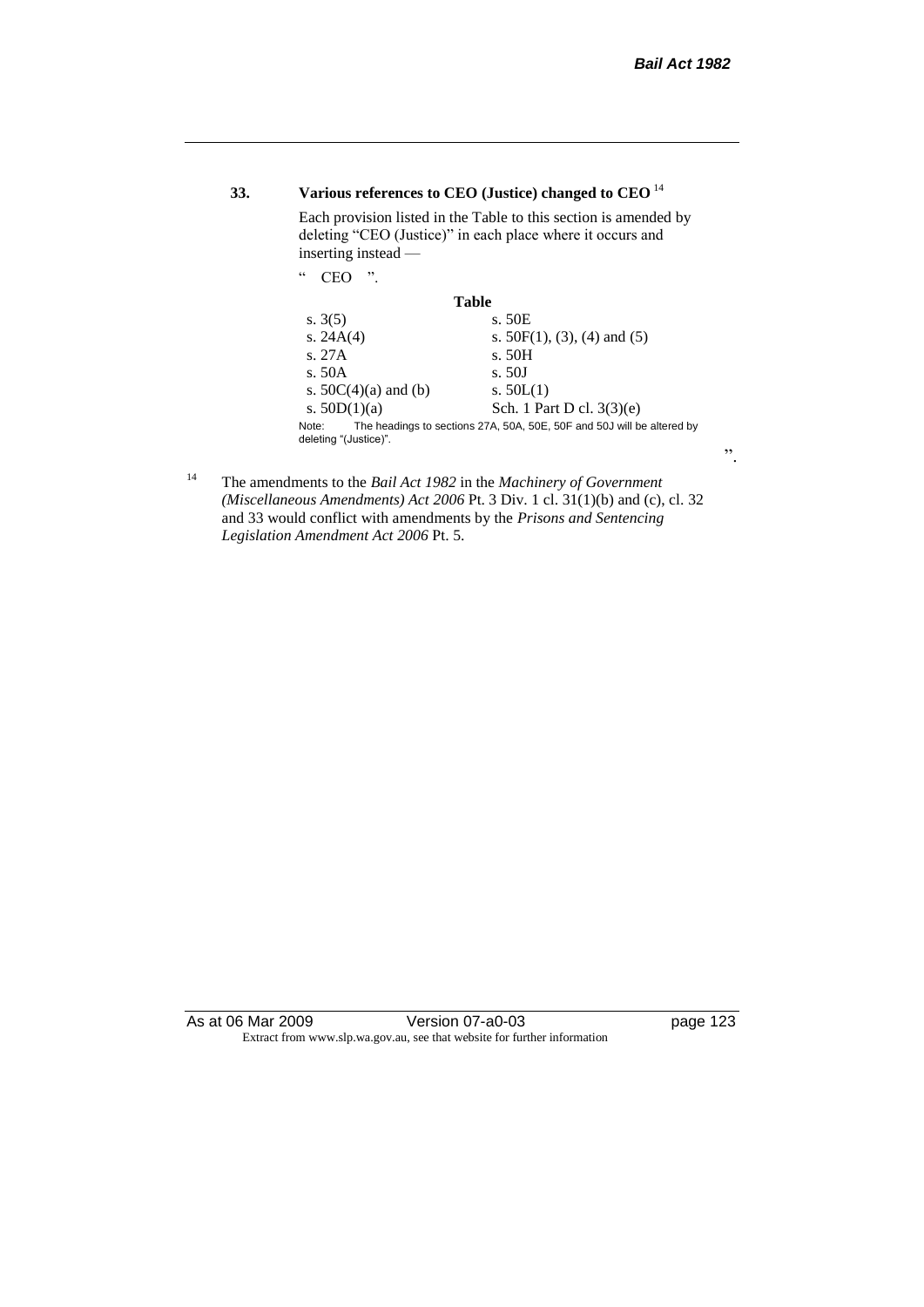**33. Various references to CEO (Justice) changed to CEO** [14]

Each provision listed in the Table to this section is amended by deleting "CEO (Justice)" in each place where it occurs and inserting instead —

" CEO ".

**Table**

| | |
|---|---|
| s. 3(5) | s. 50E |
| s. 24A(4) | s. 50F(1), (3), (4) and (5) |
| s. 27A | s. 50H |
| s. 50A | s. 50J |
| s. 50C(4)(a) and (b) | s. 50L(1) |
| s. 50D(1)(a) | Sch. 1 Part D cl. 3(3)(e) |

Note: The headings to sections 27A, 50A, 50E, 50F and 50J will be altered by deleting "(Justice)".

".

[14] The amendments to the *Bail Act 1982* in the *Machinery of Government (Miscellaneous Amendments) Act 2006* Pt. 3 Div. 1 cl. 31(1)(b) and (c), cl. 32 and 33 would conflict with amendments by the *Prisons and Sentencing Legislation Amendment Act 2006* Pt. 5.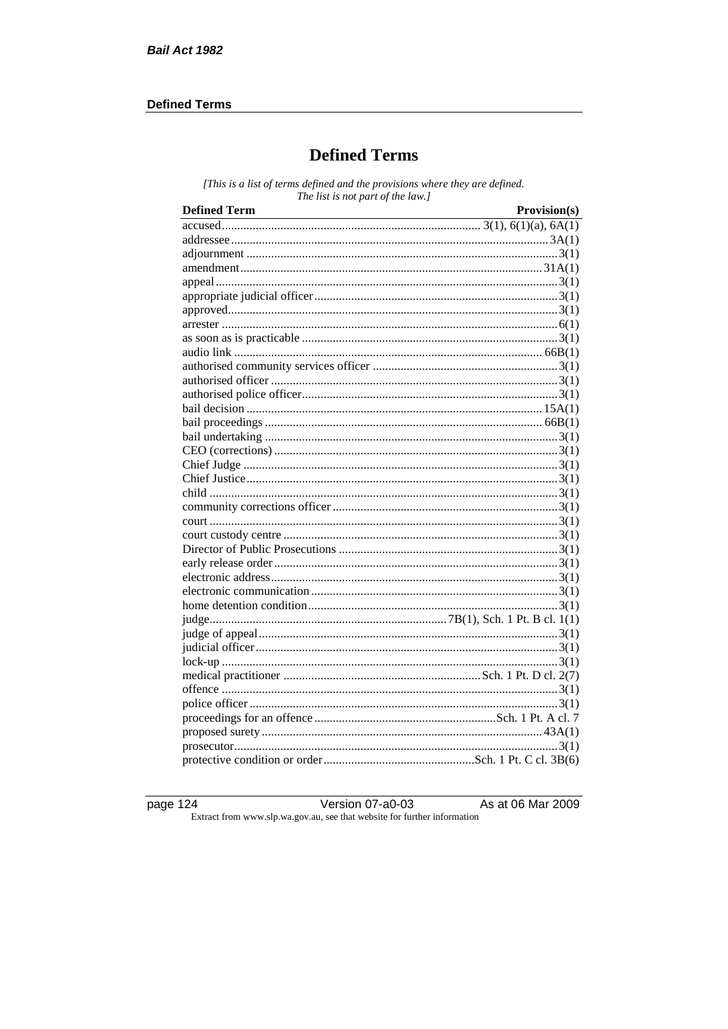# Defined Terms

*[This is a list of terms defined and the provisions where they are defined. The list is not part of the law.]*

| Defined Term | Provision(s) |
|---|---|
| accused | 3(1), 6(1)(a), 6A(1) |
| addressee | 3A(1) |
| adjournment | 3(1) |
| amendment | 31A(1) |
| appeal | 3(1) |
| appropriate judicial officer | 3(1) |
| approved | 3(1) |
| arrester | 6(1) |
| as soon as is practicable | 3(1) |
| audio link | 66B(1) |
| authorised community services officer | 3(1) |
| authorised officer | 3(1) |
| authorised police officer | 3(1) |
| bail decision | 15A(1) |
| bail proceedings | 66B(1) |
| bail undertaking | 3(1) |
| CEO (corrections) | 3(1) |
| Chief Judge | 3(1) |
| Chief Justice | 3(1) |
| child | 3(1) |
| community corrections officer | 3(1) |
| court | 3(1) |
| court custody centre | 3(1) |
| Director of Public Prosecutions | 3(1) |
| early release order | 3(1) |
| electronic address | 3(1) |
| electronic communication | 3(1) |
| home detention condition | 3(1) |
| judge | 7B(1), Sch. 1 Pt. B cl. 1(1) |
| judge of appeal | 3(1) |
| judicial officer | 3(1) |
| lock-up | 3(1) |
| medical practitioner | Sch. 1 Pt. D cl. 2(7) |
| offence | 3(1) |
| police officer | 3(1) |
| proceedings for an offence | Sch. 1 Pt. A cl. 7 |
| proposed surety | 43A(1) |
| prosecutor | 3(1) |
| protective condition or order | Sch. 1 Pt. C cl. 3B(6) |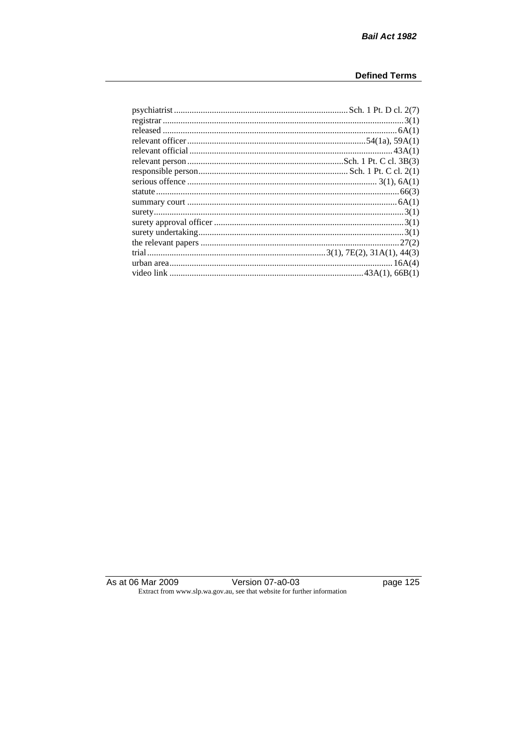psychiatrist .............................................................................. Sch. 1 Pt. D cl. 2(7)
registrar ........................................................................................................... 3(1)
released ......................................................................................................... 6A(1)
relevant officer ................................................................................ 54(1a), 59A(1)
relevant official ............................................................................................ 43A(1)
relevant person ...................................................................... Sch. 1 Pt. C cl. 3B(3)
responsible person ................................................................... Sch. 1 Pt. C cl. 2(1)
serious offence .................................................................................... 3(1), 6A(1)
statute ............................................................................................................. 66(3)
summary court ............................................................................................. 6A(1)
surety ................................................................................................................. 3(1)
surety approval officer ...................................................................................... 3(1)
surety undertaking ............................................................................................ 3(1)
the relevant papers ......................................................................................... 27(2)
trial .................................................................................. 3(1), 7E(2), 31A(1), 44(3)
urban area .................................................................................................... 16A(4)
video link ....................................................................................... 43A(1), 66B(1)